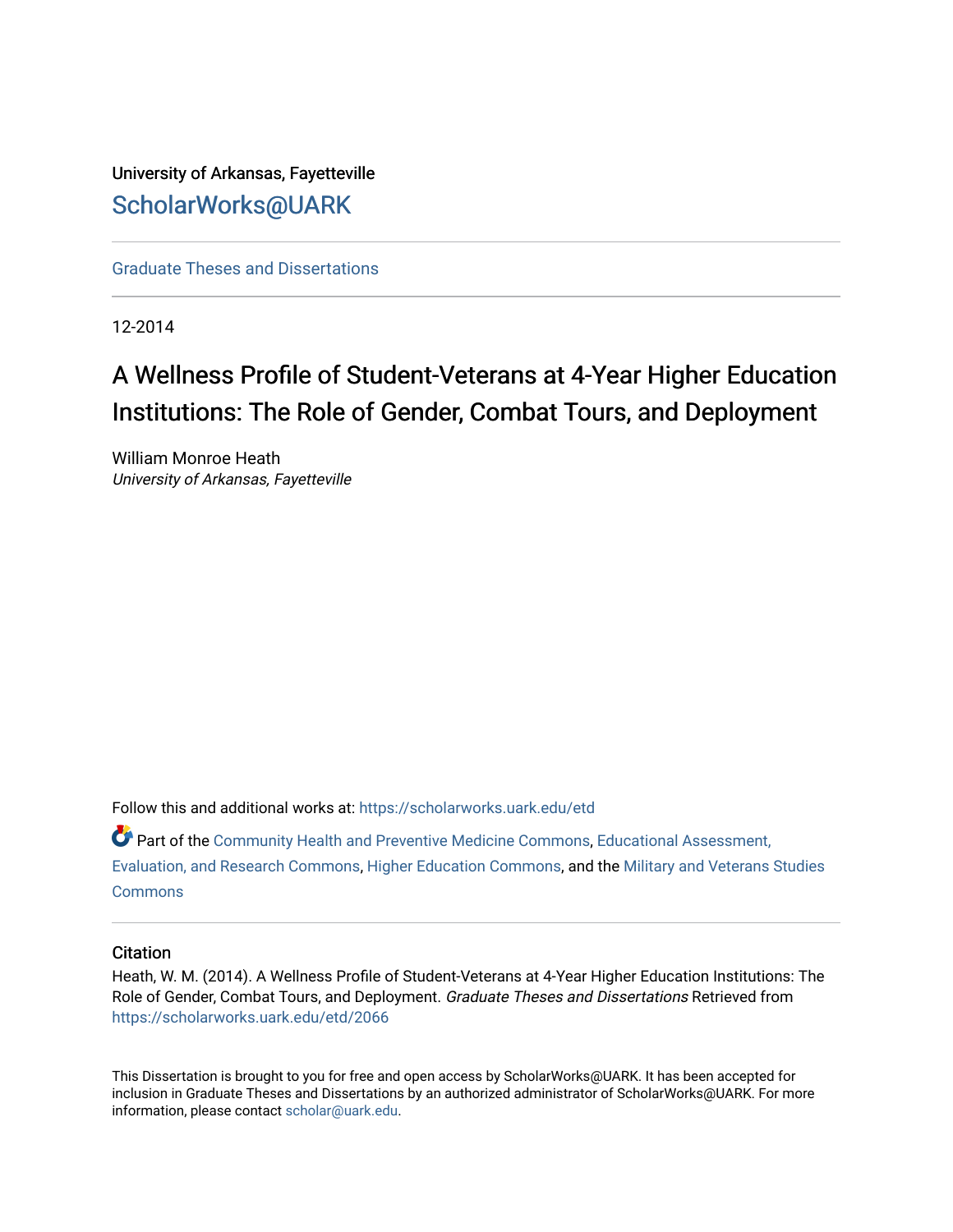University of Arkansas, Fayetteville

ScholarWorks@UARK

Graduate Theses and Dissertations

12-2014

# A Wellness Profile of Student-Veterans at 4-Year Higher Education Institutions: The Role of Gender, Combat Tours, and Deployment

William Monroe Heath
*University of Arkansas, Fayetteville*

Follow this and additional works at: https://scholarworks.uark.edu/etd

Part of the Community Health and Preventive Medicine Commons, Educational Assessment, Evaluation, and Research Commons, Higher Education Commons, and the Military and Veterans Studies Commons

## Citation

Heath, W. M. (2014). A Wellness Profile of Student-Veterans at 4-Year Higher Education Institutions: The Role of Gender, Combat Tours, and Deployment. *Graduate Theses and Dissertations* Retrieved from https://scholarworks.uark.edu/etd/2066

This Dissertation is brought to you for free and open access by ScholarWorks@UARK. It has been accepted for inclusion in Graduate Theses and Dissertations by an authorized administrator of ScholarWorks@UARK. For more information, please contact scholar@uark.edu.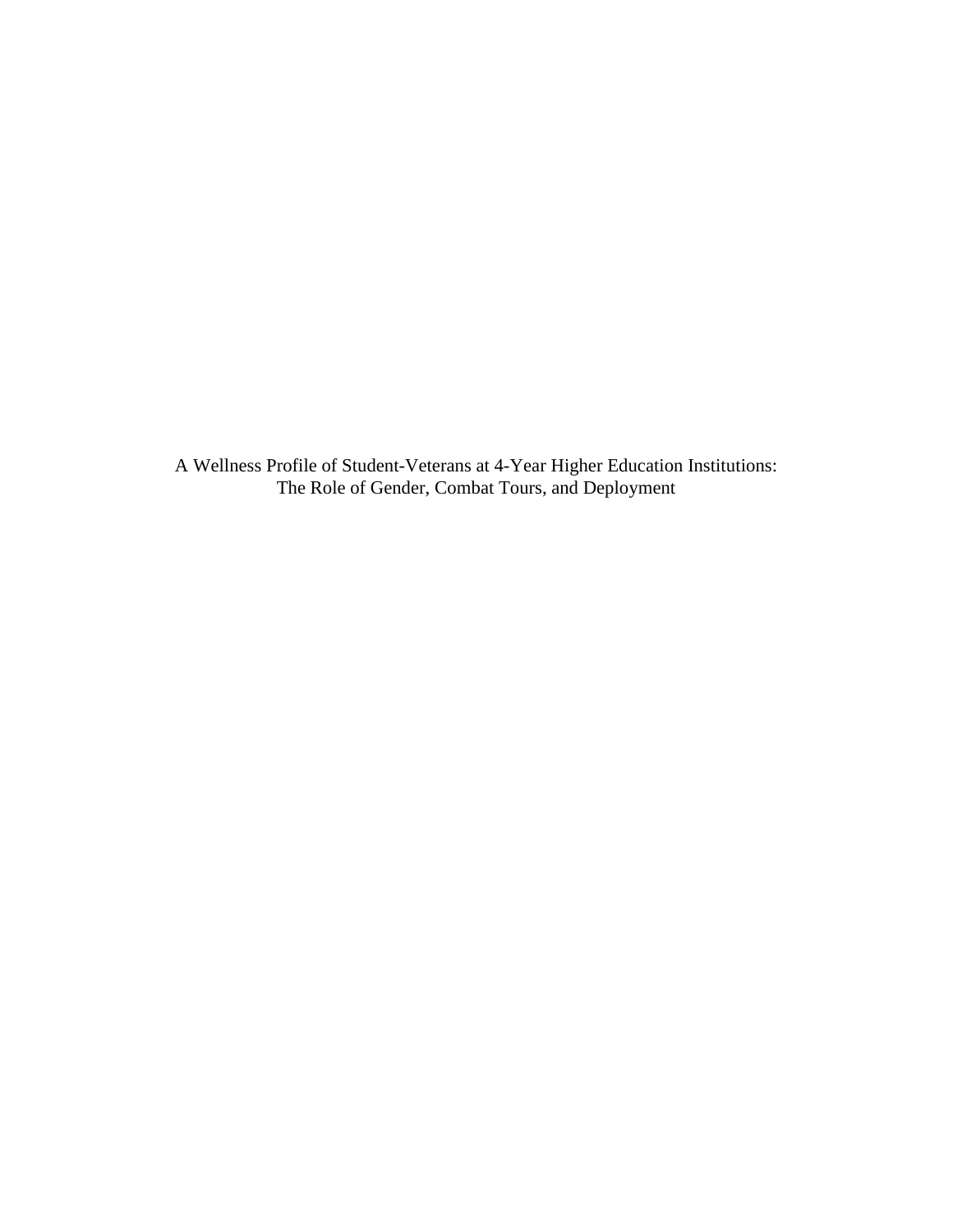A Wellness Profile of Student-Veterans at 4-Year Higher Education Institutions:
The Role of Gender, Combat Tours, and Deployment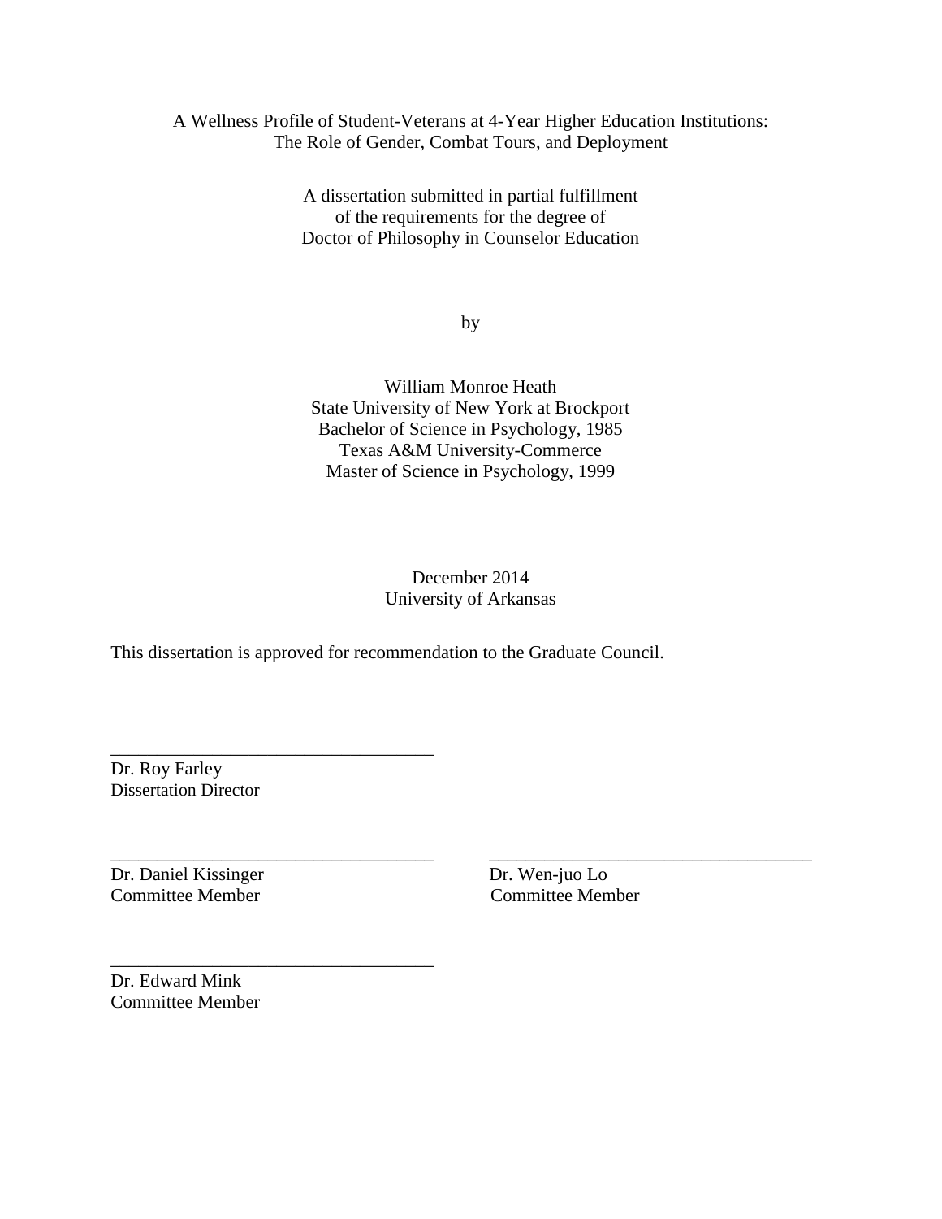A Wellness Profile of Student-Veterans at 4-Year Higher Education Institutions:
The Role of Gender, Combat Tours, and Deployment

A dissertation submitted in partial fulfillment
of the requirements for the degree of
Doctor of Philosophy in Counselor Education

by

William Monroe Heath
State University of New York at Brockport
Bachelor of Science in Psychology, 1985
Texas A&M University-Commerce
Master of Science in Psychology, 1999

December 2014
University of Arkansas

This dissertation is approved for recommendation to the Graduate Council.

\_\_\_\_\_\_\_\_\_\_\_\_\_\_\_\_\_\_\_\_\_\_\_\_\_\_\_\_\_\_\_\_\_\_\_\_

Dr. Roy Farley
Dissertation Director

\_\_\_\_\_\_\_\_\_\_\_\_\_\_\_\_\_\_\_\_\_\_\_\_\_\_\_\_\_\_\_\_\_\_\_\_

Dr. Daniel Kissinger
Committee Member

\_\_\_\_\_\_\_\_\_\_\_\_\_\_\_\_\_\_\_\_\_\_\_\_\_\_\_\_\_\_\_\_\_\_\_\_

Dr. Wen-juo Lo
Committee Member

\_\_\_\_\_\_\_\_\_\_\_\_\_\_\_\_\_\_\_\_\_\_\_\_\_\_\_\_\_\_\_\_\_\_\_\_

Dr. Edward Mink
Committee Member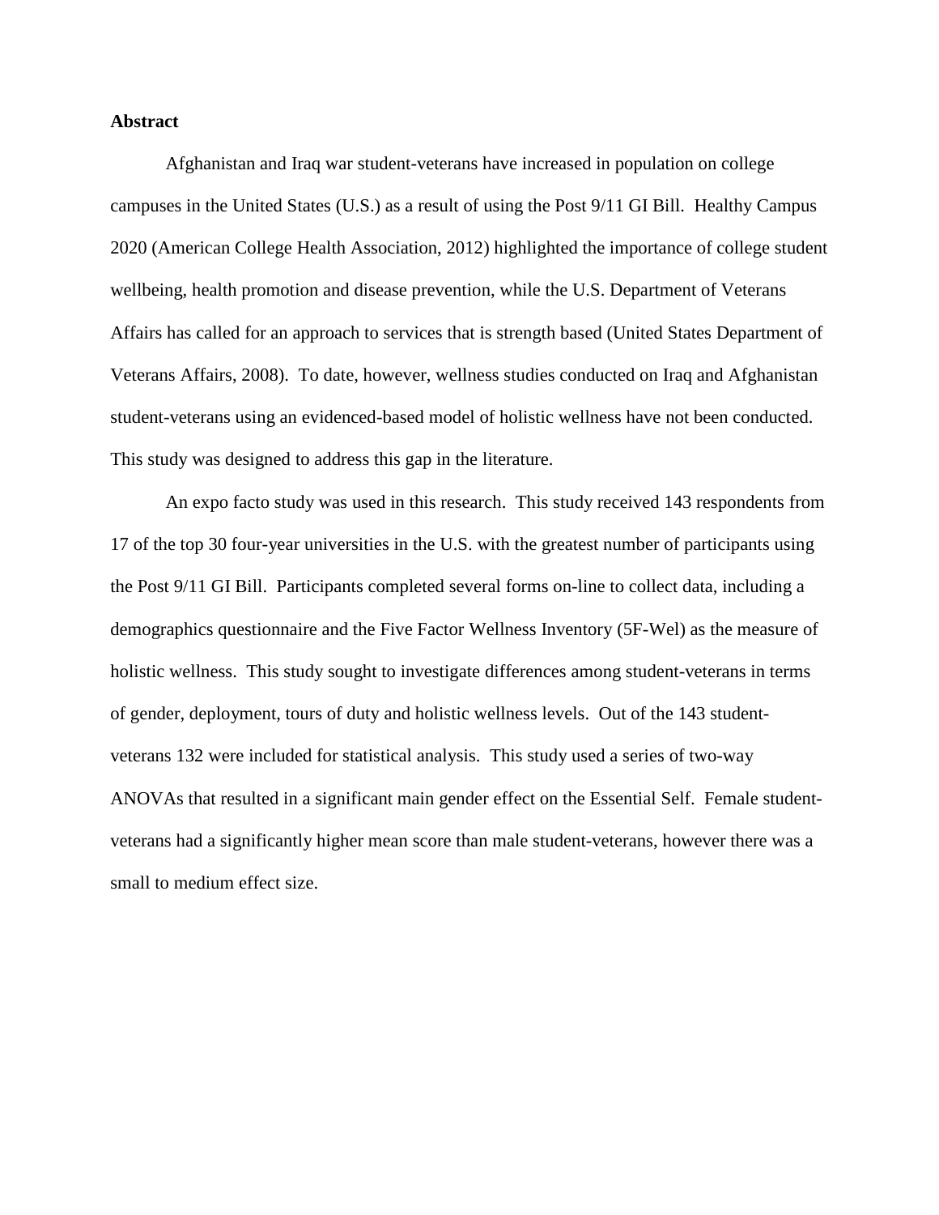**Abstract**

Afghanistan and Iraq war student-veterans have increased in population on college campuses in the United States (U.S.) as a result of using the Post 9/11 GI Bill. Healthy Campus 2020 (American College Health Association, 2012) highlighted the importance of college student wellbeing, health promotion and disease prevention, while the U.S. Department of Veterans Affairs has called for an approach to services that is strength based (United States Department of Veterans Affairs, 2008). To date, however, wellness studies conducted on Iraq and Afghanistan student-veterans using an evidenced-based model of holistic wellness have not been conducted. This study was designed to address this gap in the literature.

An expo facto study was used in this research. This study received 143 respondents from 17 of the top 30 four-year universities in the U.S. with the greatest number of participants using the Post 9/11 GI Bill. Participants completed several forms on-line to collect data, including a demographics questionnaire and the Five Factor Wellness Inventory (5F-Wel) as the measure of holistic wellness. This study sought to investigate differences among student-veterans in terms of gender, deployment, tours of duty and holistic wellness levels. Out of the 143 student-veterans 132 were included for statistical analysis. This study used a series of two-way ANOVAs that resulted in a significant main gender effect on the Essential Self. Female student-veterans had a significantly higher mean score than male student-veterans, however there was a small to medium effect size.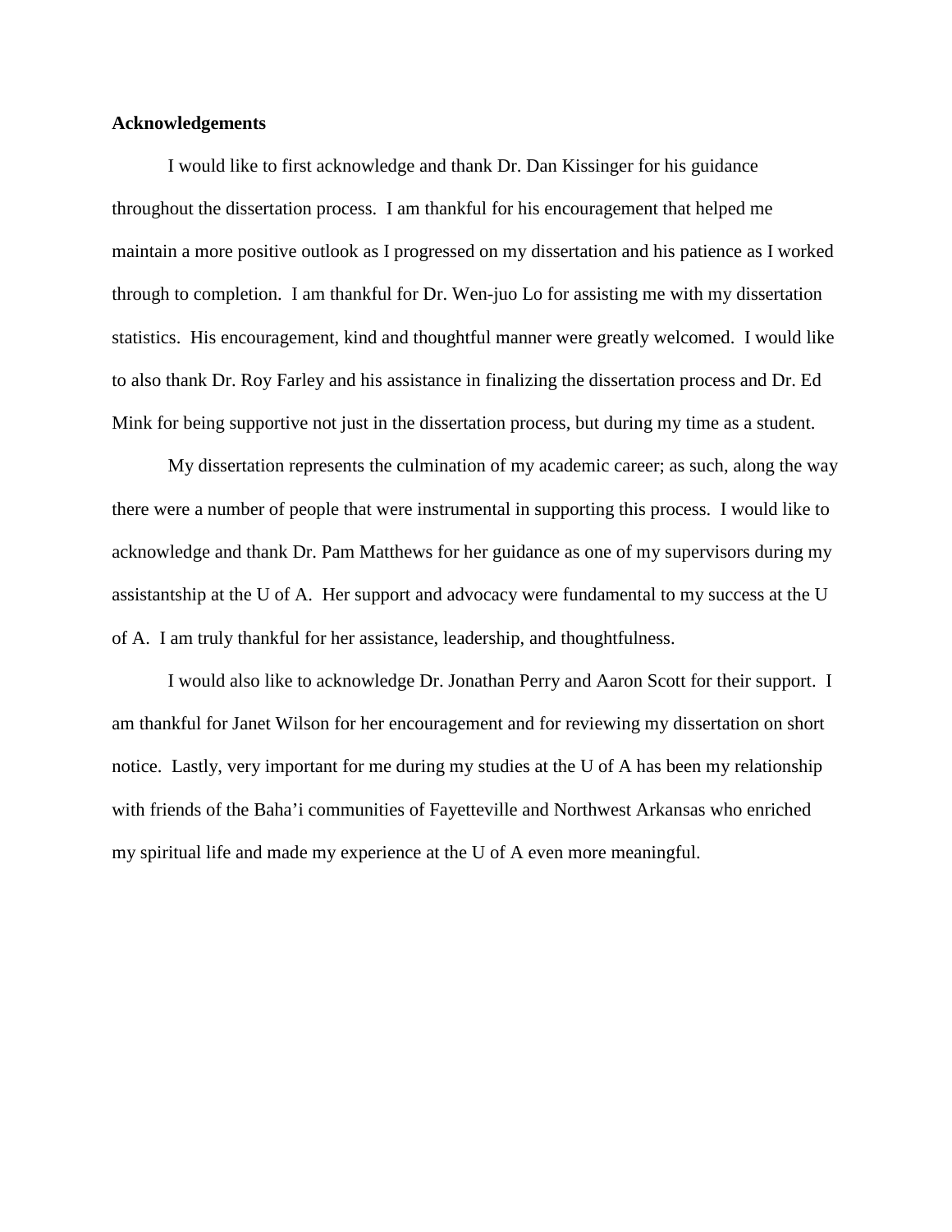**Acknowledgements**

I would like to first acknowledge and thank Dr. Dan Kissinger for his guidance throughout the dissertation process. I am thankful for his encouragement that helped me maintain a more positive outlook as I progressed on my dissertation and his patience as I worked through to completion. I am thankful for Dr. Wen-juo Lo for assisting me with my dissertation statistics. His encouragement, kind and thoughtful manner were greatly welcomed. I would like to also thank Dr. Roy Farley and his assistance in finalizing the dissertation process and Dr. Ed Mink for being supportive not just in the dissertation process, but during my time as a student.

My dissertation represents the culmination of my academic career; as such, along the way there were a number of people that were instrumental in supporting this process. I would like to acknowledge and thank Dr. Pam Matthews for her guidance as one of my supervisors during my assistantship at the U of A. Her support and advocacy were fundamental to my success at the U of A. I am truly thankful for her assistance, leadership, and thoughtfulness.

I would also like to acknowledge Dr. Jonathan Perry and Aaron Scott for their support. I am thankful for Janet Wilson for her encouragement and for reviewing my dissertation on short notice. Lastly, very important for me during my studies at the U of A has been my relationship with friends of the Baha'i communities of Fayetteville and Northwest Arkansas who enriched my spiritual life and made my experience at the U of A even more meaningful.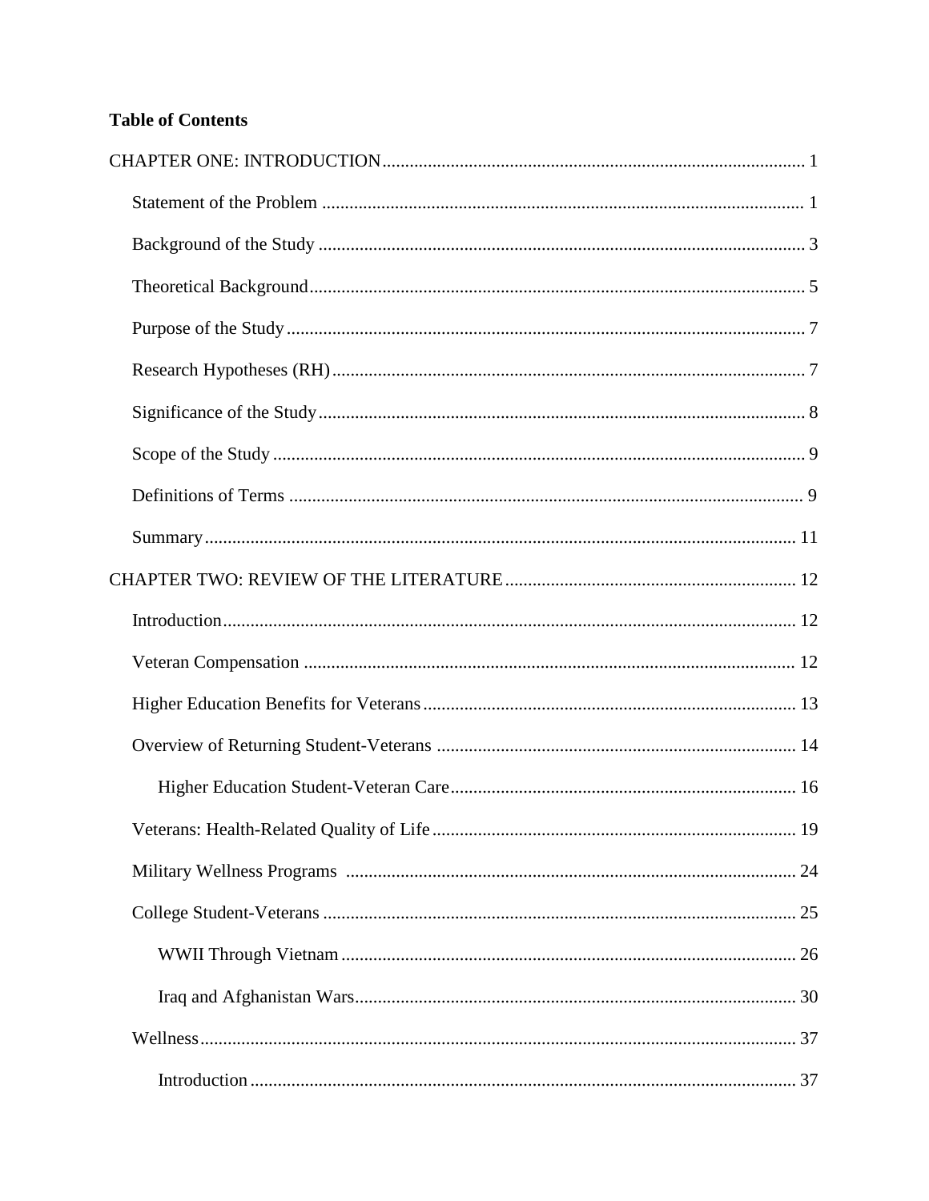**Table of Contents**

CHAPTER ONE: INTRODUCTION ........................................................................................ 1

  Statement of the Problem ........................................................................................ 1

  Background of the Study ........................................................................................ 3

  Theoretical Background ........................................................................................ 5

  Purpose of the Study ........................................................................................ 7

  Research Hypotheses (RH) ........................................................................................ 7

  Significance of the Study ........................................................................................ 8

  Scope of the Study ........................................................................................ 9

  Definitions of Terms ........................................................................................ 9

  Summary ........................................................................................ 11

CHAPTER TWO: REVIEW OF THE LITERATURE ........................................................................................ 12

  Introduction ........................................................................................ 12

  Veteran Compensation ........................................................................................ 12

  Higher Education Benefits for Veterans ........................................................................................ 13

  Overview of Returning Student-Veterans ........................................................................................ 14

    Higher Education Student-Veteran Care ........................................................................................ 16

  Veterans: Health-Related Quality of Life ........................................................................................ 19

  Military Wellness Programs ........................................................................................ 24

  College Student-Veterans ........................................................................................ 25

    WWII Through Vietnam ........................................................................................ 26

    Iraq and Afghanistan Wars ........................................................................................ 30

  Wellness ........................................................................................ 37

    Introduction ........................................................................................ 37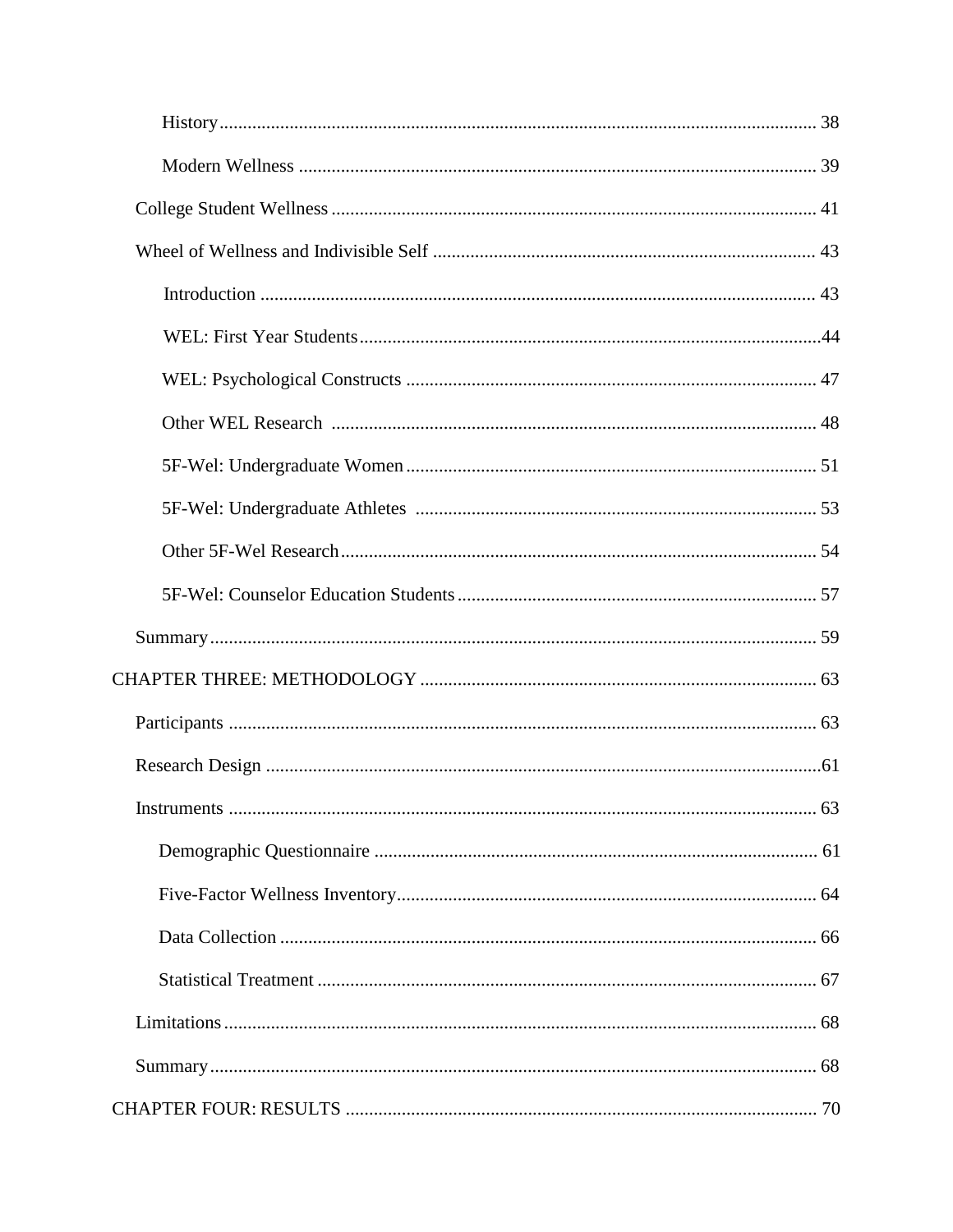History ............................................................................................................................ 38

Modern Wellness ............................................................................................................ 39

College Student Wellness ..................................................................................................... 41

Wheel of Wellness and Indivisible Self ................................................................................ 43

Introduction .................................................................................................................... 43

WEL: First Year Students ................................................................................................. 44

WEL: Psychological Constructs ...................................................................................... 47

Other WEL Research ...................................................................................................... 48

5F-Wel: Undergraduate Women ...................................................................................... 51

5F-Wel: Undergraduate Athletes ..................................................................................... 53

Other 5F-Wel Research .................................................................................................... 54

5F-Wel: Counselor Education Students ........................................................................... 57

Summary ................................................................................................................................ 59

CHAPTER THREE: METHODOLOGY ................................................................................... 63

Participants ............................................................................................................................ 63

Research Design ..................................................................................................................... 61

Instruments ............................................................................................................................ 63

Demographic Questionnaire ............................................................................................. 61

Five-Factor Wellness Inventory ........................................................................................ 64

Data Collection ................................................................................................................. 66

Statistical Treatment ......................................................................................................... 67

Limitations ............................................................................................................................. 68

Summary ................................................................................................................................ 68

CHAPTER FOUR: RESULTS ................................................................................................... 70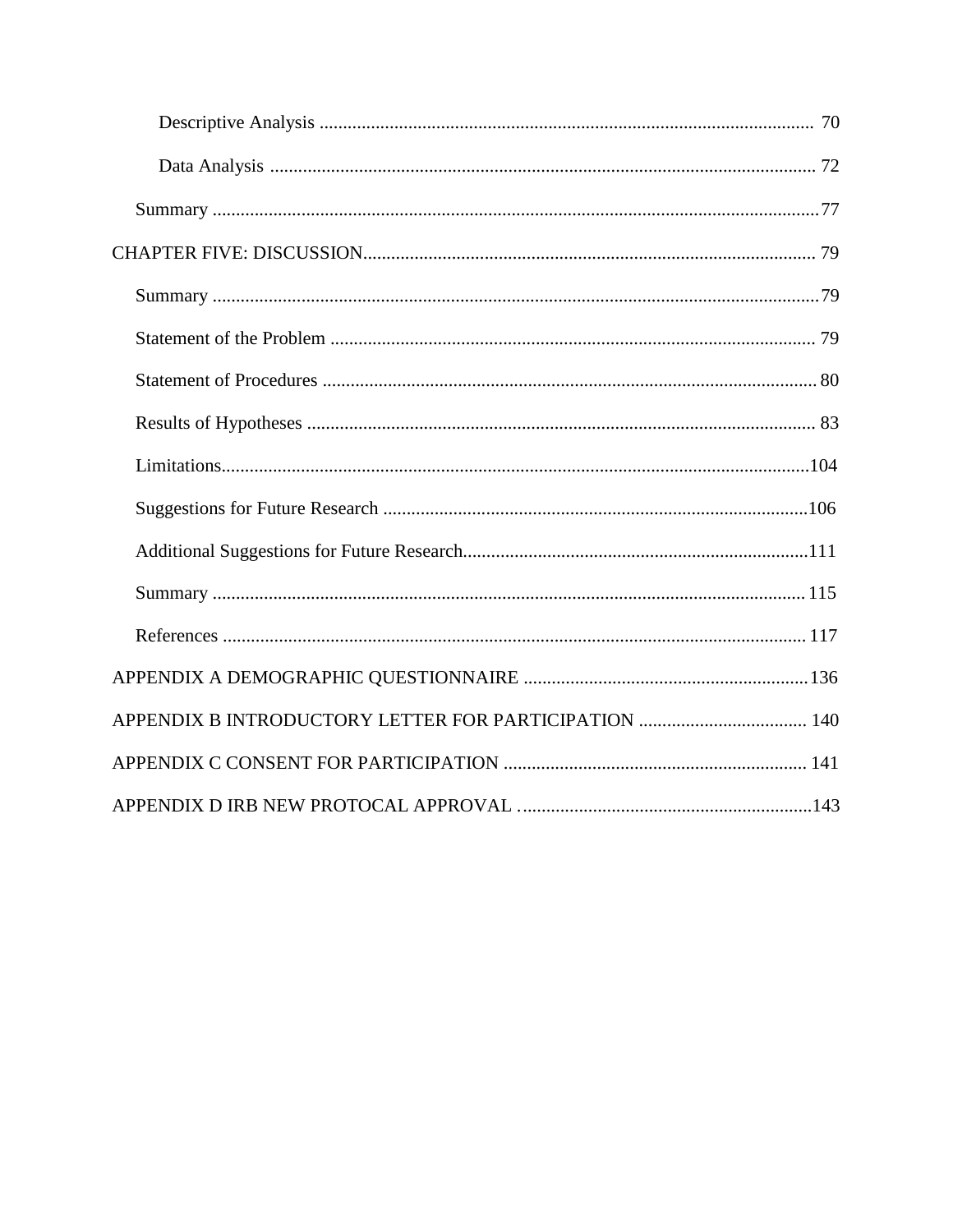Descriptive Analysis .......................................................................................................... 70

Data Analysis ..................................................................................................................... 72

Summary ................................................................................................................................. 77

CHAPTER FIVE: DISCUSSION................................................................................................ 79

Summary ................................................................................................................................. 79

Statement of the Problem ....................................................................................................... 79

Statement of Procedures ......................................................................................................... 80

Results of Hypotheses ............................................................................................................ 83

Limitations.............................................................................................................................104

Suggestions for Future Research ...........................................................................................106

Additional Suggestions for Future Research..........................................................................111

Summary ............................................................................................................................... 115

References ............................................................................................................................ 117

APPENDIX A DEMOGRAPHIC QUESTIONNAIRE .............................................................136

APPENDIX B INTRODUCTORY LETTER FOR PARTICIPATION .................................... 140

APPENDIX C CONSENT FOR PARTICIPATION ................................................................ 141

APPENDIX D IRB NEW PROTOCAL APPROVAL ..............................................................143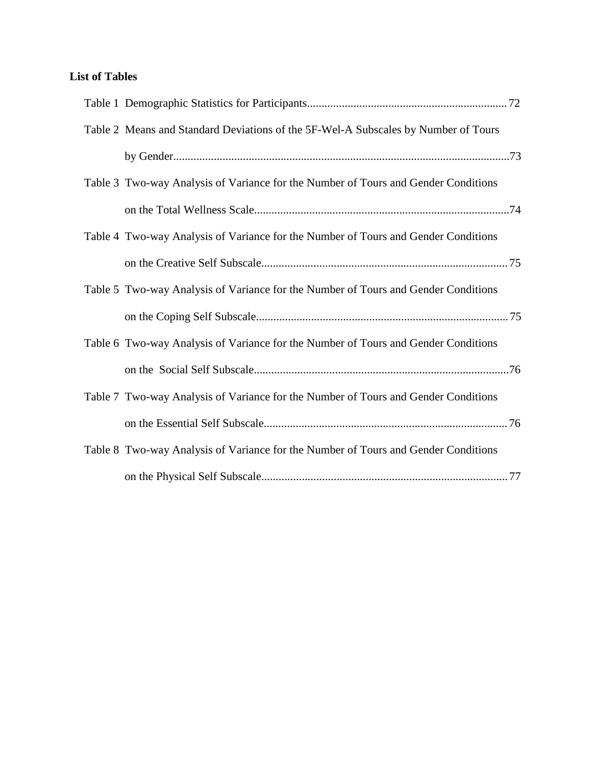**List of Tables**

Table 1 Demographic Statistics for Participants .................................................................... 72

Table 2 Means and Standard Deviations of the 5F-Wel-A Subscales by Number of Tours by Gender .................................................................................................................... 73

Table 3 Two-way Analysis of Variance for the Number of Tours and Gender Conditions on the Total Wellness Scale ........................................................................................ 74

Table 4 Two-way Analysis of Variance for the Number of Tours and Gender Conditions on the Creative Self Subscale ..................................................................................... 75

Table 5 Two-way Analysis of Variance for the Number of Tours and Gender Conditions on the Coping Self Subscale ....................................................................................... 75

Table 6 Two-way Analysis of Variance for the Number of Tours and Gender Conditions on the Social Self Subscale ........................................................................................ 76

Table 7 Two-way Analysis of Variance for the Number of Tours and Gender Conditions on the Essential Self Subscale .................................................................................... 76

Table 8 Two-way Analysis of Variance for the Number of Tours and Gender Conditions on the Physical Self Subscale ..................................................................................... 77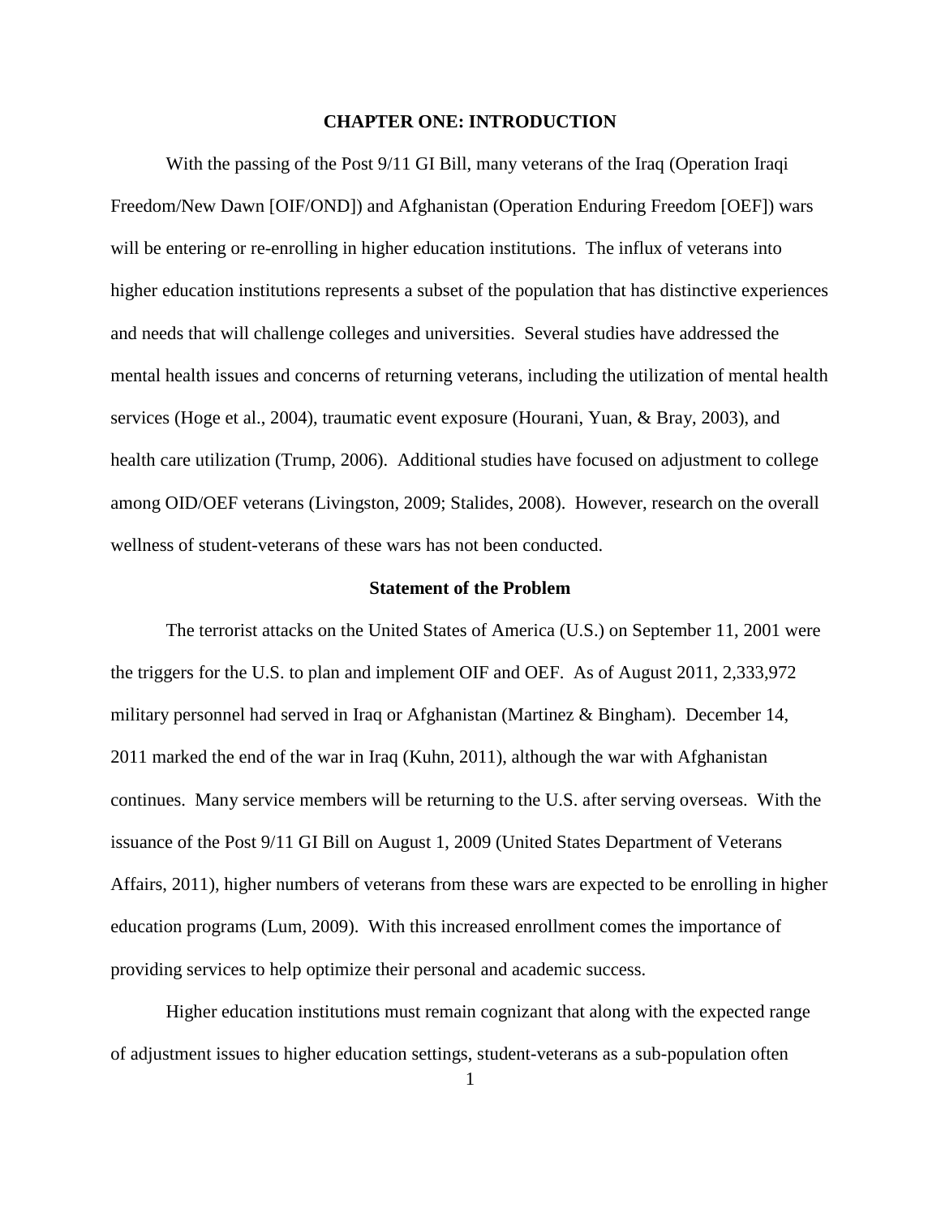# CHAPTER ONE: INTRODUCTION

With the passing of the Post 9/11 GI Bill, many veterans of the Iraq (Operation Iraqi Freedom/New Dawn [OIF/OND]) and Afghanistan (Operation Enduring Freedom [OEF]) wars will be entering or re-enrolling in higher education institutions. The influx of veterans into higher education institutions represents a subset of the population that has distinctive experiences and needs that will challenge colleges and universities. Several studies have addressed the mental health issues and concerns of returning veterans, including the utilization of mental health services (Hoge et al., 2004), traumatic event exposure (Hourani, Yuan, & Bray, 2003), and health care utilization (Trump, 2006). Additional studies have focused on adjustment to college among OID/OEF veterans (Livingston, 2009; Stalides, 2008). However, research on the overall wellness of student-veterans of these wars has not been conducted.

## Statement of the Problem

The terrorist attacks on the United States of America (U.S.) on September 11, 2001 were the triggers for the U.S. to plan and implement OIF and OEF. As of August 2011, 2,333,972 military personnel had served in Iraq or Afghanistan (Martinez & Bingham). December 14, 2011 marked the end of the war in Iraq (Kuhn, 2011), although the war with Afghanistan continues. Many service members will be returning to the U.S. after serving overseas. With the issuance of the Post 9/11 GI Bill on August 1, 2009 (United States Department of Veterans Affairs, 2011), higher numbers of veterans from these wars are expected to be enrolling in higher education programs (Lum, 2009). With this increased enrollment comes the importance of providing services to help optimize their personal and academic success.

Higher education institutions must remain cognizant that along with the expected range of adjustment issues to higher education settings, student-veterans as a sub-population often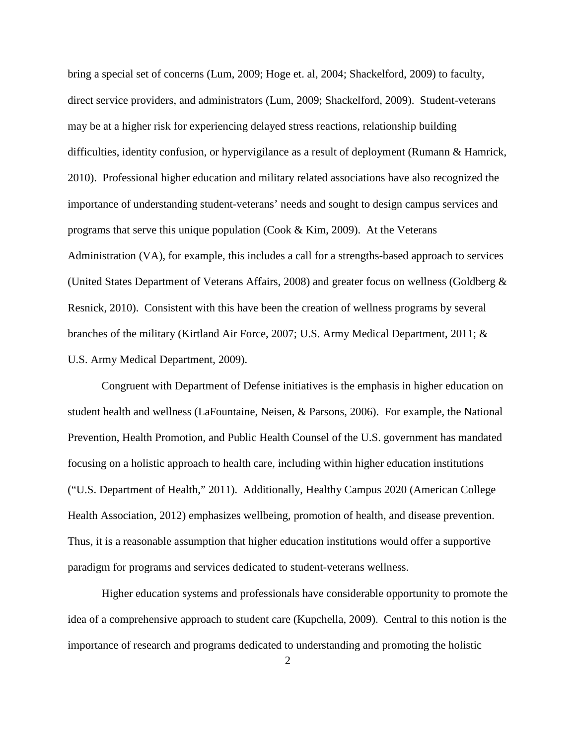bring a special set of concerns (Lum, 2009; Hoge et. al, 2004; Shackelford, 2009) to faculty, direct service providers, and administrators (Lum, 2009; Shackelford, 2009). Student-veterans may be at a higher risk for experiencing delayed stress reactions, relationship building difficulties, identity confusion, or hypervigilance as a result of deployment (Rumann & Hamrick, 2010). Professional higher education and military related associations have also recognized the importance of understanding student-veterans' needs and sought to design campus services and programs that serve this unique population (Cook & Kim, 2009). At the Veterans Administration (VA), for example, this includes a call for a strengths-based approach to services (United States Department of Veterans Affairs, 2008) and greater focus on wellness (Goldberg & Resnick, 2010). Consistent with this have been the creation of wellness programs by several branches of the military (Kirtland Air Force, 2007; U.S. Army Medical Department, 2011; & U.S. Army Medical Department, 2009).

Congruent with Department of Defense initiatives is the emphasis in higher education on student health and wellness (LaFountaine, Neisen, & Parsons, 2006). For example, the National Prevention, Health Promotion, and Public Health Counsel of the U.S. government has mandated focusing on a holistic approach to health care, including within higher education institutions ("U.S. Department of Health," 2011). Additionally, Healthy Campus 2020 (American College Health Association, 2012) emphasizes wellbeing, promotion of health, and disease prevention. Thus, it is a reasonable assumption that higher education institutions would offer a supportive paradigm for programs and services dedicated to student-veterans wellness.

Higher education systems and professionals have considerable opportunity to promote the idea of a comprehensive approach to student care (Kupchella, 2009). Central to this notion is the importance of research and programs dedicated to understanding and promoting the holistic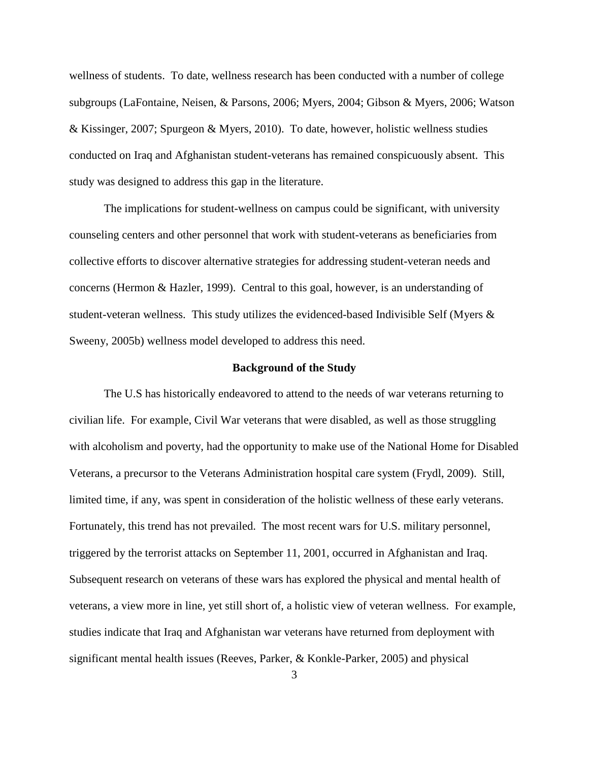wellness of students. To date, wellness research has been conducted with a number of college subgroups (LaFontaine, Neisen, & Parsons, 2006; Myers, 2004; Gibson & Myers, 2006; Watson & Kissinger, 2007; Spurgeon & Myers, 2010). To date, however, holistic wellness studies conducted on Iraq and Afghanistan student-veterans has remained conspicuously absent. This study was designed to address this gap in the literature.

The implications for student-wellness on campus could be significant, with university counseling centers and other personnel that work with student-veterans as beneficiaries from collective efforts to discover alternative strategies for addressing student-veteran needs and concerns (Hermon & Hazler, 1999). Central to this goal, however, is an understanding of student-veteran wellness. This study utilizes the evidenced-based Indivisible Self (Myers & Sweeny, 2005b) wellness model developed to address this need.

## Background of the Study

The U.S has historically endeavored to attend to the needs of war veterans returning to civilian life. For example, Civil War veterans that were disabled, as well as those struggling with alcoholism and poverty, had the opportunity to make use of the National Home for Disabled Veterans, a precursor to the Veterans Administration hospital care system (Frydl, 2009). Still, limited time, if any, was spent in consideration of the holistic wellness of these early veterans. Fortunately, this trend has not prevailed. The most recent wars for U.S. military personnel, triggered by the terrorist attacks on September 11, 2001, occurred in Afghanistan and Iraq. Subsequent research on veterans of these wars has explored the physical and mental health of veterans, a view more in line, yet still short of, a holistic view of veteran wellness. For example, studies indicate that Iraq and Afghanistan war veterans have returned from deployment with significant mental health issues (Reeves, Parker, & Konkle-Parker, 2005) and physical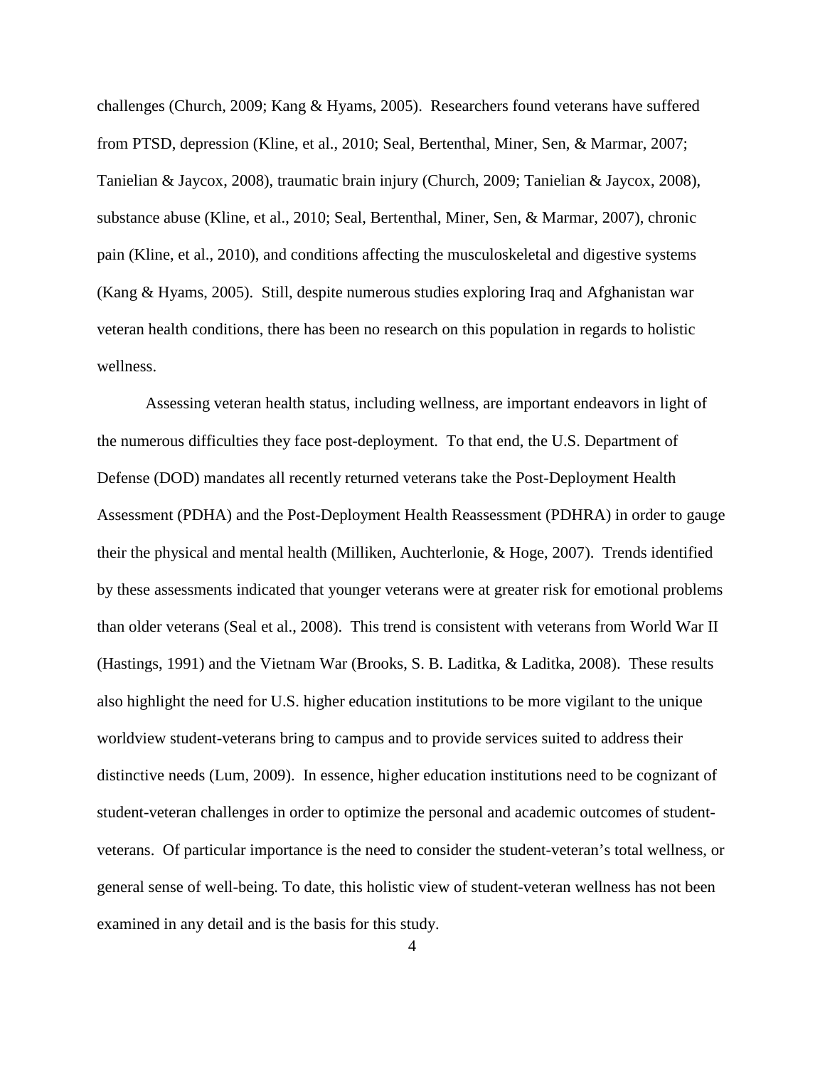challenges (Church, 2009; Kang & Hyams, 2005). Researchers found veterans have suffered from PTSD, depression (Kline, et al., 2010; Seal, Bertenthal, Miner, Sen, & Marmar, 2007; Tanielian & Jaycox, 2008), traumatic brain injury (Church, 2009; Tanielian & Jaycox, 2008), substance abuse (Kline, et al., 2010; Seal, Bertenthal, Miner, Sen, & Marmar, 2007), chronic pain (Kline, et al., 2010), and conditions affecting the musculoskeletal and digestive systems (Kang & Hyams, 2005). Still, despite numerous studies exploring Iraq and Afghanistan war veteran health conditions, there has been no research on this population in regards to holistic wellness.

Assessing veteran health status, including wellness, are important endeavors in light of the numerous difficulties they face post-deployment. To that end, the U.S. Department of Defense (DOD) mandates all recently returned veterans take the Post-Deployment Health Assessment (PDHA) and the Post-Deployment Health Reassessment (PDHRA) in order to gauge their the physical and mental health (Milliken, Auchterlonie, & Hoge, 2007). Trends identified by these assessments indicated that younger veterans were at greater risk for emotional problems than older veterans (Seal et al., 2008). This trend is consistent with veterans from World War II (Hastings, 1991) and the Vietnam War (Brooks, S. B. Laditka, & Laditka, 2008). These results also highlight the need for U.S. higher education institutions to be more vigilant to the unique worldview student-veterans bring to campus and to provide services suited to address their distinctive needs (Lum, 2009). In essence, higher education institutions need to be cognizant of student-veteran challenges in order to optimize the personal and academic outcomes of student-veterans. Of particular importance is the need to consider the student-veteran's total wellness, or general sense of well-being. To date, this holistic view of student-veteran wellness has not been examined in any detail and is the basis for this study.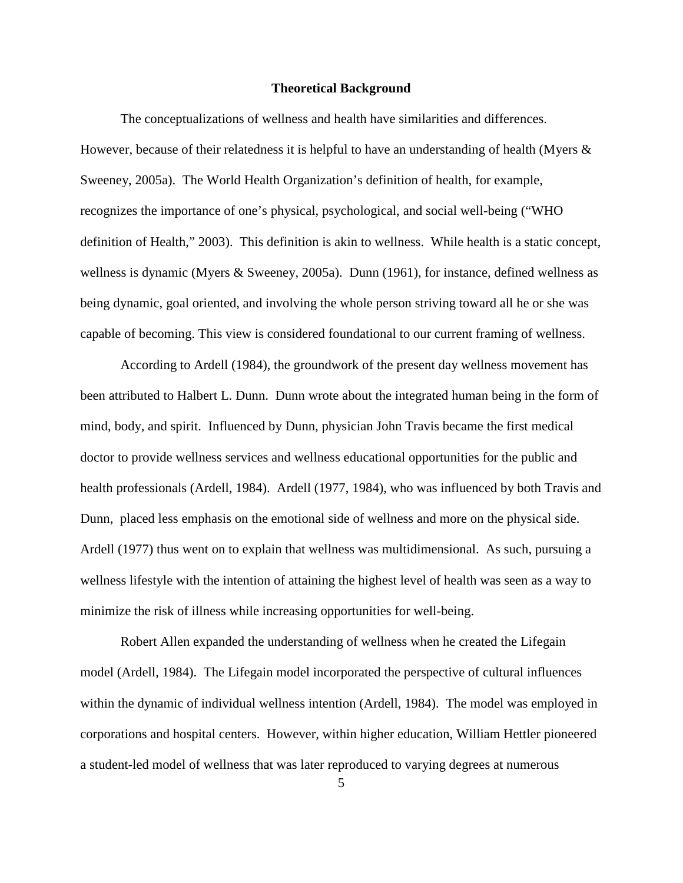## Theoretical Background

The conceptualizations of wellness and health have similarities and differences. However, because of their relatedness it is helpful to have an understanding of health (Myers & Sweeney, 2005a). The World Health Organization's definition of health, for example, recognizes the importance of one's physical, psychological, and social well-being ("WHO definition of Health," 2003). This definition is akin to wellness. While health is a static concept, wellness is dynamic (Myers & Sweeney, 2005a). Dunn (1961), for instance, defined wellness as being dynamic, goal oriented, and involving the whole person striving toward all he or she was capable of becoming. This view is considered foundational to our current framing of wellness.

According to Ardell (1984), the groundwork of the present day wellness movement has been attributed to Halbert L. Dunn. Dunn wrote about the integrated human being in the form of mind, body, and spirit. Influenced by Dunn, physician John Travis became the first medical doctor to provide wellness services and wellness educational opportunities for the public and health professionals (Ardell, 1984). Ardell (1977, 1984), who was influenced by both Travis and Dunn, placed less emphasis on the emotional side of wellness and more on the physical side. Ardell (1977) thus went on to explain that wellness was multidimensional. As such, pursuing a wellness lifestyle with the intention of attaining the highest level of health was seen as a way to minimize the risk of illness while increasing opportunities for well-being.

Robert Allen expanded the understanding of wellness when he created the Lifegain model (Ardell, 1984). The Lifegain model incorporated the perspective of cultural influences within the dynamic of individual wellness intention (Ardell, 1984). The model was employed in corporations and hospital centers. However, within higher education, William Hettler pioneered a student-led model of wellness that was later reproduced to varying degrees at numerous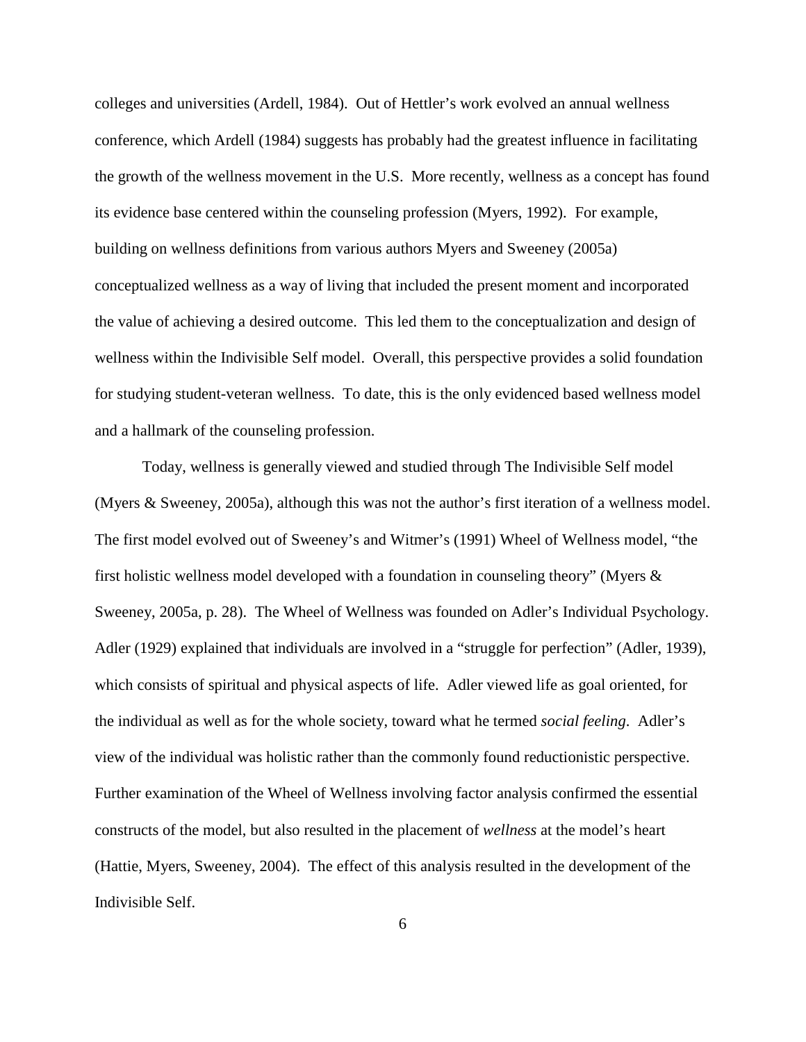colleges and universities (Ardell, 1984). Out of Hettler's work evolved an annual wellness conference, which Ardell (1984) suggests has probably had the greatest influence in facilitating the growth of the wellness movement in the U.S. More recently, wellness as a concept has found its evidence base centered within the counseling profession (Myers, 1992). For example, building on wellness definitions from various authors Myers and Sweeney (2005a) conceptualized wellness as a way of living that included the present moment and incorporated the value of achieving a desired outcome. This led them to the conceptualization and design of wellness within the Indivisible Self model. Overall, this perspective provides a solid foundation for studying student-veteran wellness. To date, this is the only evidenced based wellness model and a hallmark of the counseling profession.

Today, wellness is generally viewed and studied through The Indivisible Self model (Myers & Sweeney, 2005a), although this was not the author's first iteration of a wellness model. The first model evolved out of Sweeney's and Witmer's (1991) Wheel of Wellness model, "the first holistic wellness model developed with a foundation in counseling theory" (Myers & Sweeney, 2005a, p. 28). The Wheel of Wellness was founded on Adler's Individual Psychology. Adler (1929) explained that individuals are involved in a "struggle for perfection" (Adler, 1939), which consists of spiritual and physical aspects of life. Adler viewed life as goal oriented, for the individual as well as for the whole society, toward what he termed *social feeling*. Adler's view of the individual was holistic rather than the commonly found reductionistic perspective. Further examination of the Wheel of Wellness involving factor analysis confirmed the essential constructs of the model, but also resulted in the placement of *wellness* at the model's heart (Hattie, Myers, Sweeney, 2004). The effect of this analysis resulted in the development of the Indivisible Self.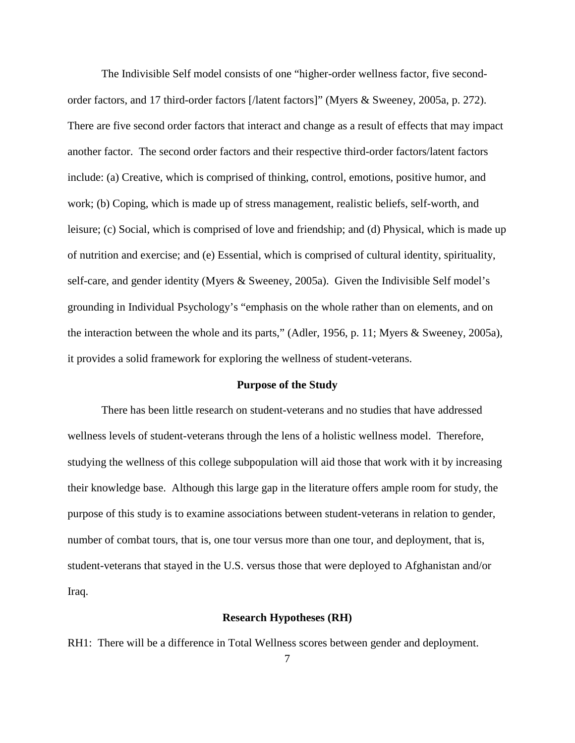The Indivisible Self model consists of one "higher-order wellness factor, five second-order factors, and 17 third-order factors [/latent factors]" (Myers & Sweeney, 2005a, p. 272). There are five second order factors that interact and change as a result of effects that may impact another factor. The second order factors and their respective third-order factors/latent factors include: (a) Creative, which is comprised of thinking, control, emotions, positive humor, and work; (b) Coping, which is made up of stress management, realistic beliefs, self-worth, and leisure; (c) Social, which is comprised of love and friendship; and (d) Physical, which is made up of nutrition and exercise; and (e) Essential, which is comprised of cultural identity, spirituality, self-care, and gender identity (Myers & Sweeney, 2005a). Given the Indivisible Self model's grounding in Individual Psychology's "emphasis on the whole rather than on elements, and on the interaction between the whole and its parts," (Adler, 1956, p. 11; Myers & Sweeney, 2005a), it provides a solid framework for exploring the wellness of student-veterans.

## Purpose of the Study

There has been little research on student-veterans and no studies that have addressed wellness levels of student-veterans through the lens of a holistic wellness model. Therefore, studying the wellness of this college subpopulation will aid those that work with it by increasing their knowledge base. Although this large gap in the literature offers ample room for study, the purpose of this study is to examine associations between student-veterans in relation to gender, number of combat tours, that is, one tour versus more than one tour, and deployment, that is, student-veterans that stayed in the U.S. versus those that were deployed to Afghanistan and/or Iraq.

## Research Hypotheses (RH)

RH1: There will be a difference in Total Wellness scores between gender and deployment.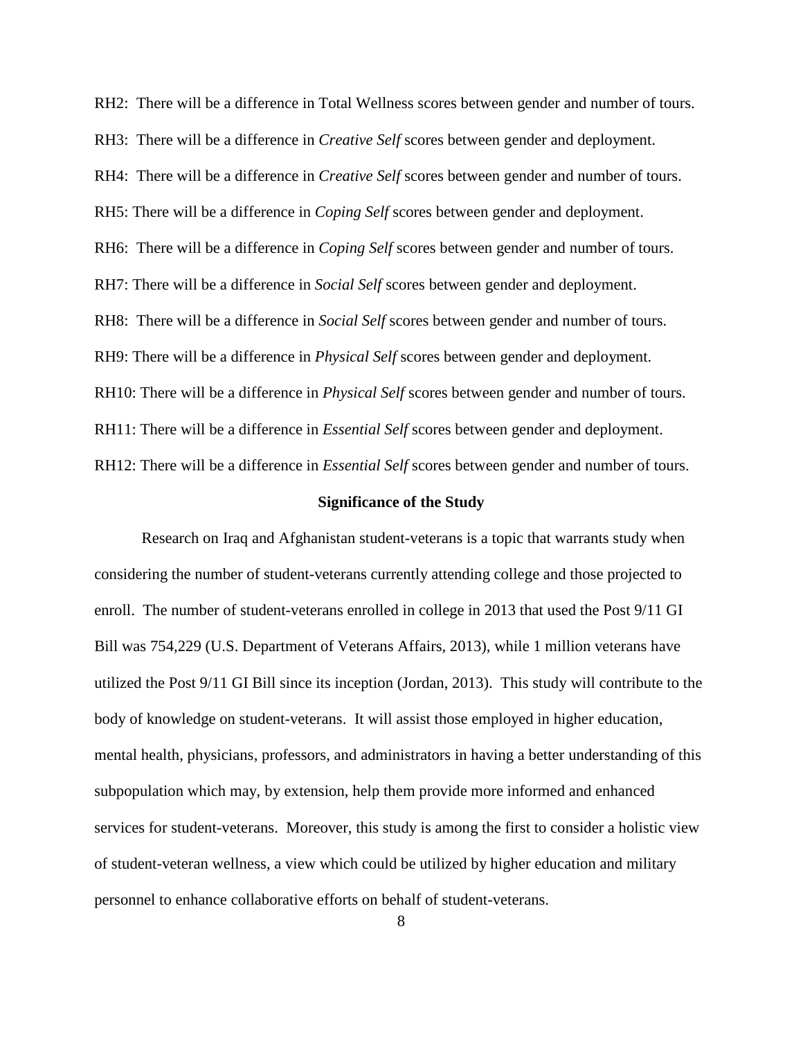RH2: There will be a difference in Total Wellness scores between gender and number of tours.

RH3: There will be a difference in *Creative Self* scores between gender and deployment.

RH4: There will be a difference in *Creative Self* scores between gender and number of tours.

RH5: There will be a difference in *Coping Self* scores between gender and deployment.

RH6: There will be a difference in *Coping Self* scores between gender and number of tours.

RH7: There will be a difference in *Social Self* scores between gender and deployment.

RH8: There will be a difference in *Social Self* scores between gender and number of tours.

RH9: There will be a difference in *Physical Self* scores between gender and deployment.

RH10: There will be a difference in *Physical Self* scores between gender and number of tours.

RH11: There will be a difference in *Essential Self* scores between gender and deployment.

RH12: There will be a difference in *Essential Self* scores between gender and number of tours.

## Significance of the Study

Research on Iraq and Afghanistan student-veterans is a topic that warrants study when considering the number of student-veterans currently attending college and those projected to enroll. The number of student-veterans enrolled in college in 2013 that used the Post 9/11 GI Bill was 754,229 (U.S. Department of Veterans Affairs, 2013), while 1 million veterans have utilized the Post 9/11 GI Bill since its inception (Jordan, 2013). This study will contribute to the body of knowledge on student-veterans. It will assist those employed in higher education, mental health, physicians, professors, and administrators in having a better understanding of this subpopulation which may, by extension, help them provide more informed and enhanced services for student-veterans. Moreover, this study is among the first to consider a holistic view of student-veteran wellness, a view which could be utilized by higher education and military personnel to enhance collaborative efforts on behalf of student-veterans.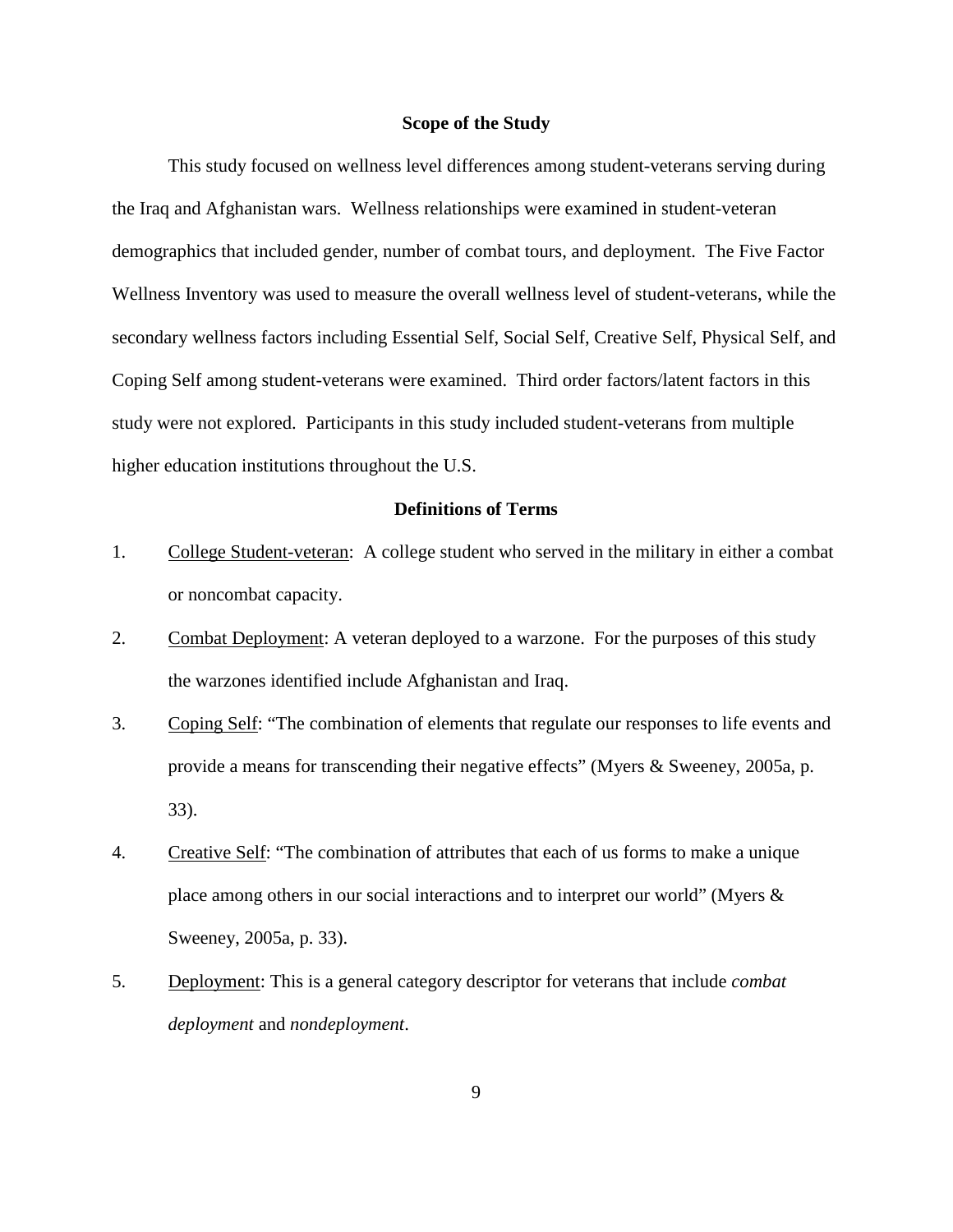## Scope of the Study

This study focused on wellness level differences among student-veterans serving during the Iraq and Afghanistan wars. Wellness relationships were examined in student-veteran demographics that included gender, number of combat tours, and deployment. The Five Factor Wellness Inventory was used to measure the overall wellness level of student-veterans, while the secondary wellness factors including Essential Self, Social Self, Creative Self, Physical Self, and Coping Self among student-veterans were examined. Third order factors/latent factors in this study were not explored. Participants in this study included student-veterans from multiple higher education institutions throughout the U.S.

## Definitions of Terms

1. <u>College Student-veteran</u>: A college student who served in the military in either a combat or noncombat capacity.
2. <u>Combat Deployment</u>: A veteran deployed to a warzone. For the purposes of this study the warzones identified include Afghanistan and Iraq.
3. <u>Coping Self</u>: "The combination of elements that regulate our responses to life events and provide a means for transcending their negative effects" (Myers & Sweeney, 2005a, p. 33).
4. <u>Creative Self</u>: "The combination of attributes that each of us forms to make a unique place among others in our social interactions and to interpret our world" (Myers & Sweeney, 2005a, p. 33).
5. <u>Deployment</u>: This is a general category descriptor for veterans that include *combat deployment* and *nondeployment*.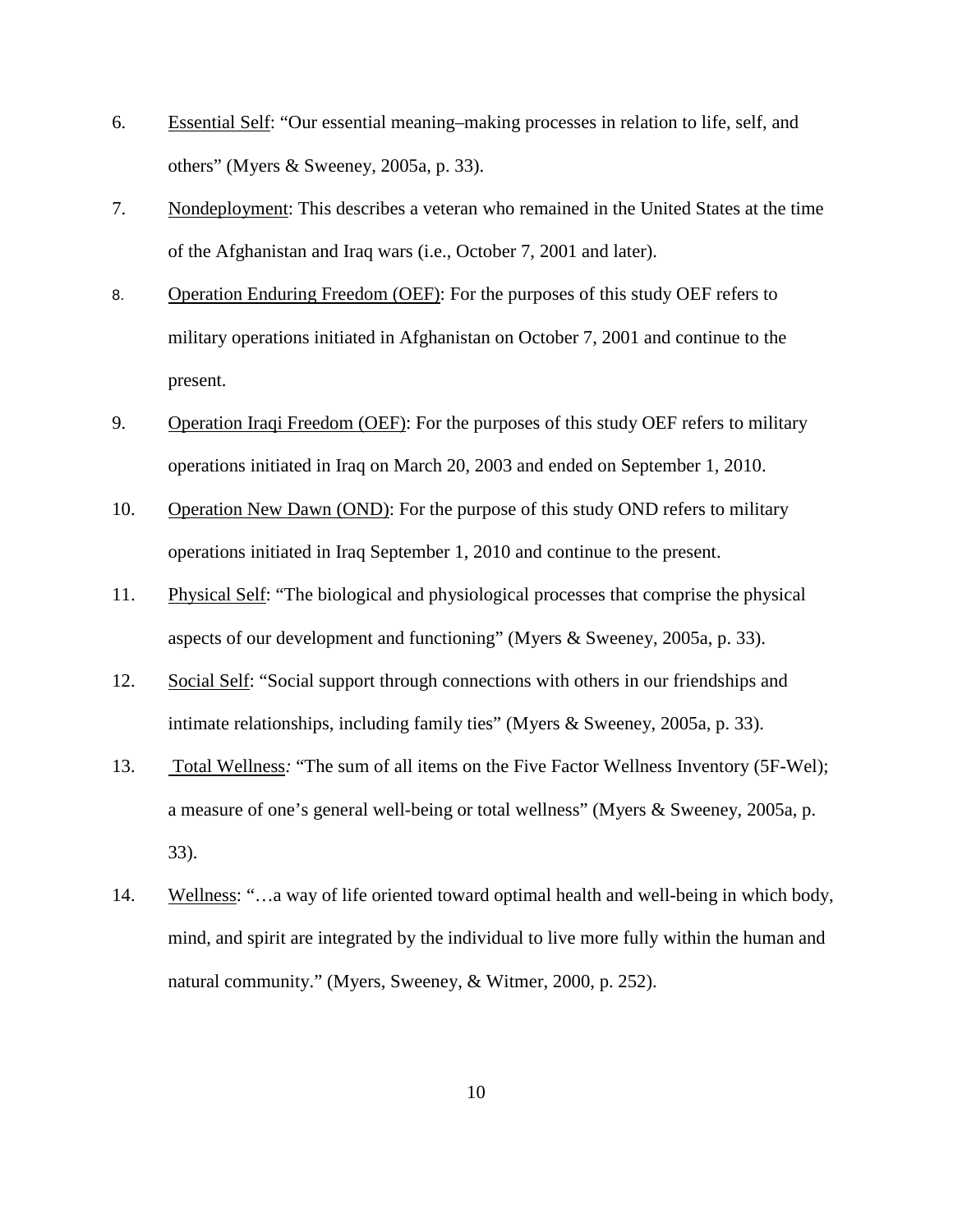6. <u>Essential Self</u>: “Our essential meaning–making processes in relation to life, self, and others” (Myers & Sweeney, 2005a, p. 33).

7. <u>Nondeployment</u>: This describes a veteran who remained in the United States at the time of the Afghanistan and Iraq wars (i.e., October 7, 2001 and later).

8. <u>Operation Enduring Freedom (OEF)</u>: For the purposes of this study OEF refers to military operations initiated in Afghanistan on October 7, 2001 and continue to the present.

9. <u>Operation Iraqi Freedom (OEF)</u>: For the purposes of this study OEF refers to military operations initiated in Iraq on March 20, 2003 and ended on September 1, 2010.

10. <u>Operation New Dawn (OND)</u>: For the purpose of this study OND refers to military operations initiated in Iraq September 1, 2010 and continue to the present.

11. <u>Physical Self</u>: “The biological and physiological processes that comprise the physical aspects of our development and functioning” (Myers & Sweeney, 2005a, p. 33).

12. <u>Social Self</u>: “Social support through connections with others in our friendships and intimate relationships, including family ties” (Myers & Sweeney, 2005a, p. 33).

13. <u>Total Wellness</u>: “The sum of all items on the Five Factor Wellness Inventory (5F-Wel); a measure of one’s general well-being or total wellness” (Myers & Sweeney, 2005a, p. 33).

14. <u>Wellness</u>: “…a way of life oriented toward optimal health and well-being in which body, mind, and spirit are integrated by the individual to live more fully within the human and natural community.” (Myers, Sweeney, & Witmer, 2000, p. 252).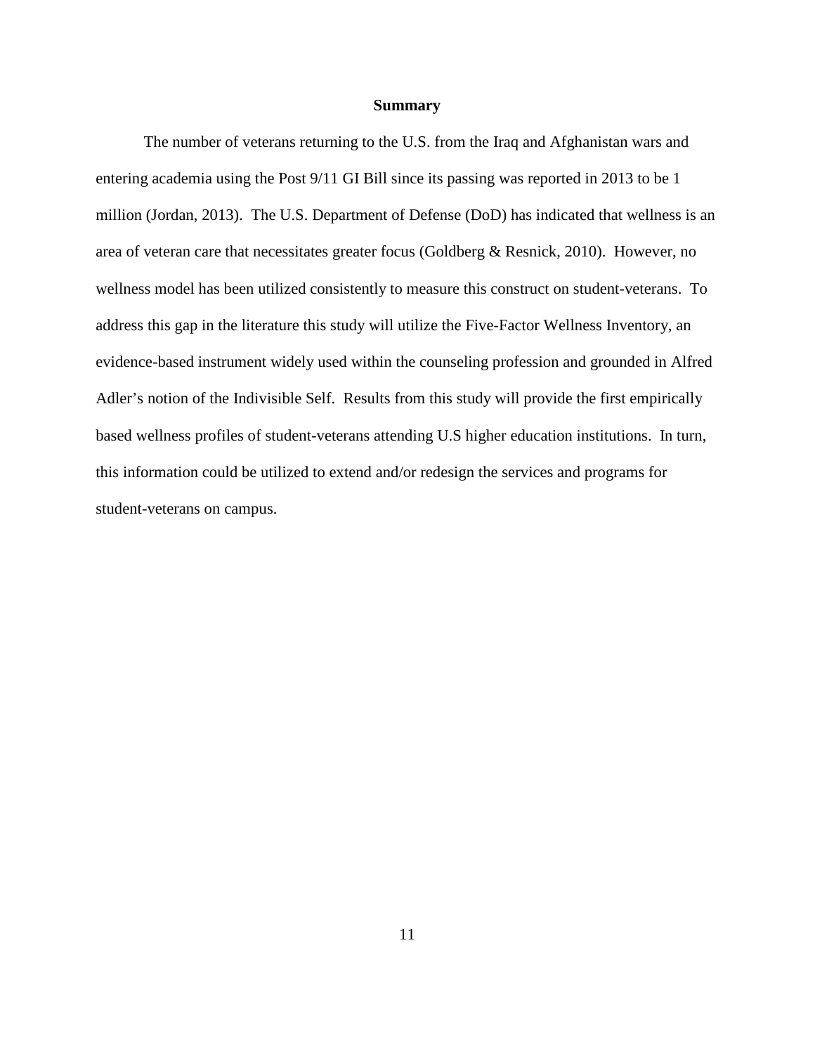## Summary

The number of veterans returning to the U.S. from the Iraq and Afghanistan wars and entering academia using the Post 9/11 GI Bill since its passing was reported in 2013 to be 1 million (Jordan, 2013). The U.S. Department of Defense (DoD) has indicated that wellness is an area of veteran care that necessitates greater focus (Goldberg & Resnick, 2010). However, no wellness model has been utilized consistently to measure this construct on student-veterans. To address this gap in the literature this study will utilize the Five-Factor Wellness Inventory, an evidence-based instrument widely used within the counseling profession and grounded in Alfred Adler's notion of the Indivisible Self. Results from this study will provide the first empirically based wellness profiles of student-veterans attending U.S higher education institutions. In turn, this information could be utilized to extend and/or redesign the services and programs for student-veterans on campus.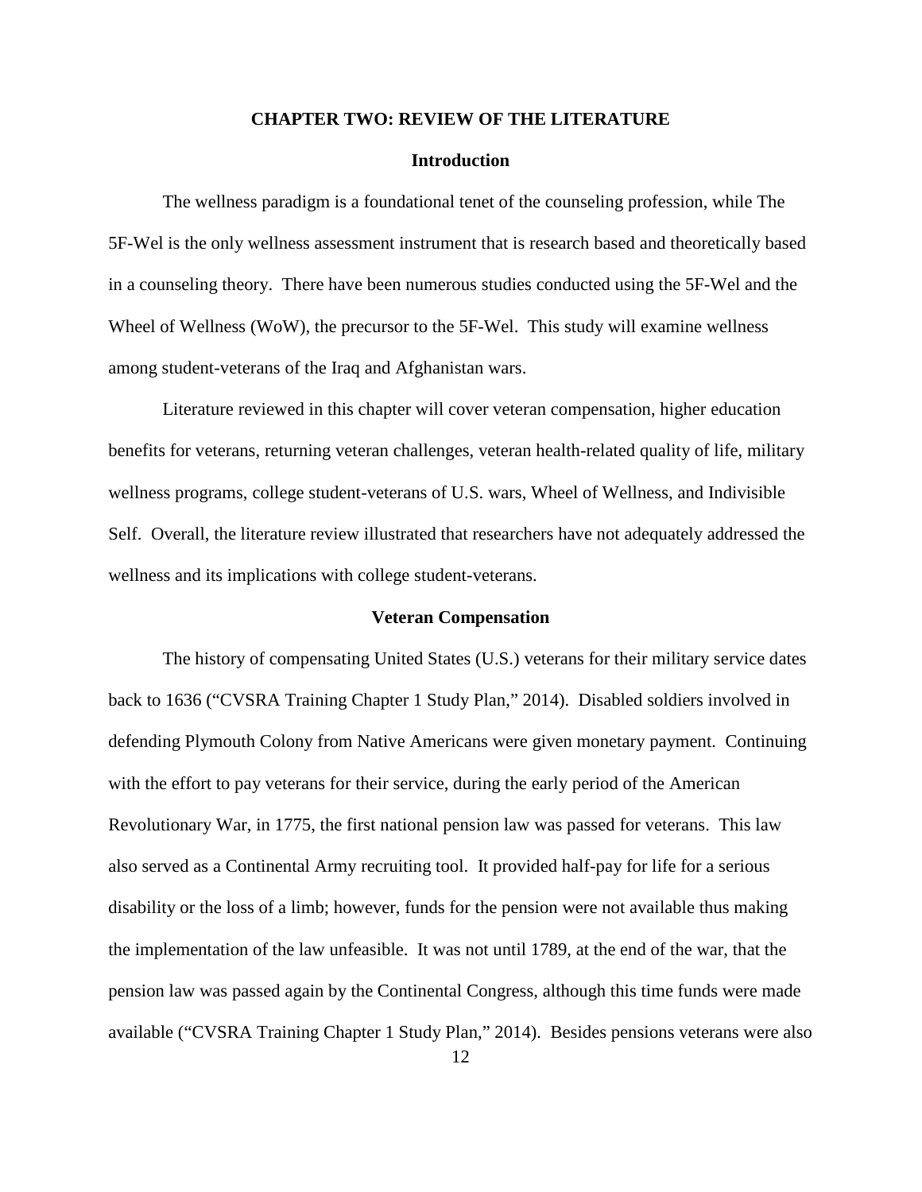# CHAPTER TWO: REVIEW OF THE LITERATURE

## Introduction

The wellness paradigm is a foundational tenet of the counseling profession, while The 5F-Wel is the only wellness assessment instrument that is research based and theoretically based in a counseling theory. There have been numerous studies conducted using the 5F-Wel and the Wheel of Wellness (WoW), the precursor to the 5F-Wel. This study will examine wellness among student-veterans of the Iraq and Afghanistan wars.

Literature reviewed in this chapter will cover veteran compensation, higher education benefits for veterans, returning veteran challenges, veteran health-related quality of life, military wellness programs, college student-veterans of U.S. wars, Wheel of Wellness, and Indivisible Self. Overall, the literature review illustrated that researchers have not adequately addressed the wellness and its implications with college student-veterans.

## Veteran Compensation

The history of compensating United States (U.S.) veterans for their military service dates back to 1636 ("CVSRA Training Chapter 1 Study Plan," 2014). Disabled soldiers involved in defending Plymouth Colony from Native Americans were given monetary payment. Continuing with the effort to pay veterans for their service, during the early period of the American Revolutionary War, in 1775, the first national pension law was passed for veterans. This law also served as a Continental Army recruiting tool. It provided half-pay for life for a serious disability or the loss of a limb; however, funds for the pension were not available thus making the implementation of the law unfeasible. It was not until 1789, at the end of the war, that the pension law was passed again by the Continental Congress, although this time funds were made available ("CVSRA Training Chapter 1 Study Plan," 2014). Besides pensions veterans were also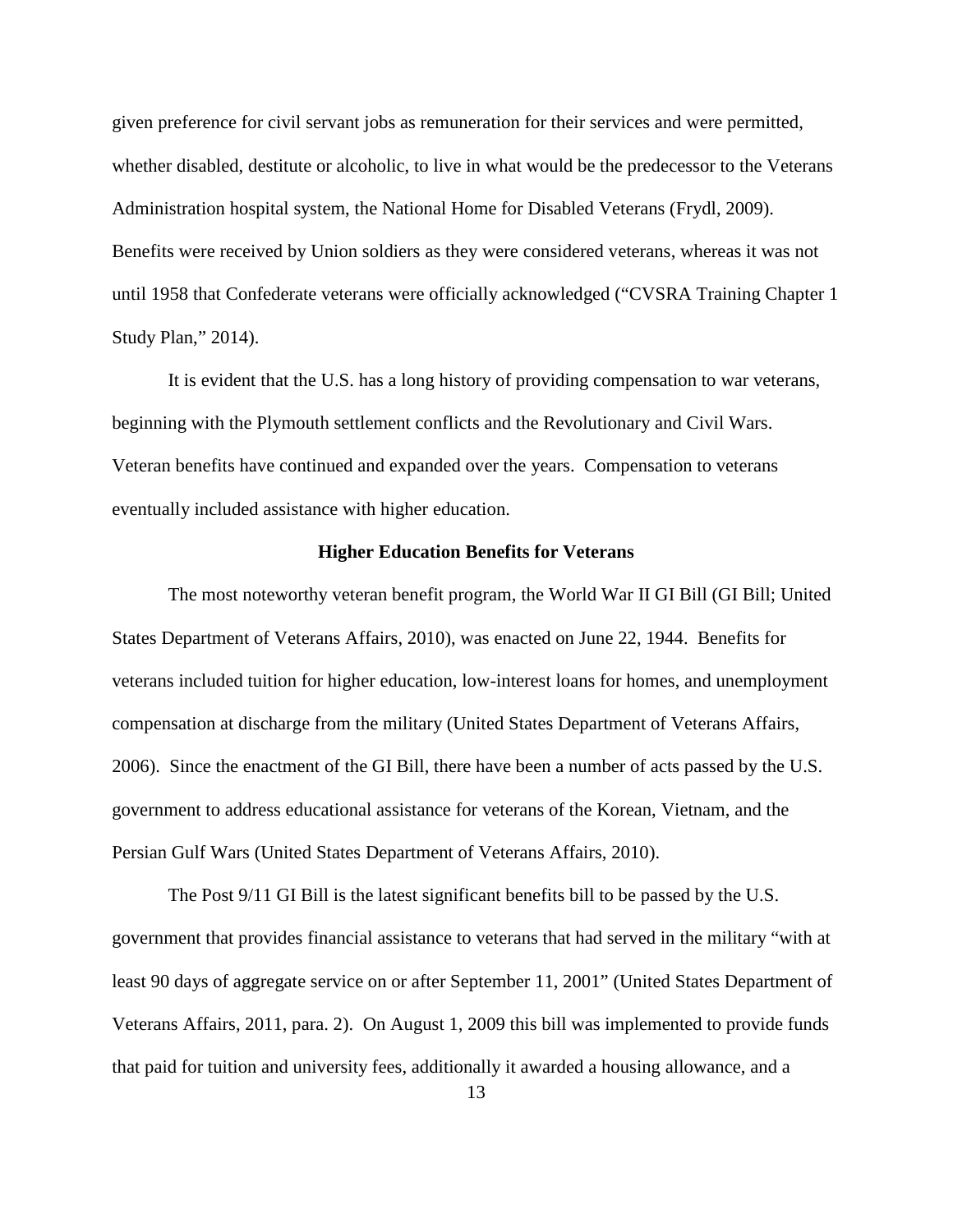given preference for civil servant jobs as remuneration for their services and were permitted, whether disabled, destitute or alcoholic, to live in what would be the predecessor to the Veterans Administration hospital system, the National Home for Disabled Veterans (Frydl, 2009). Benefits were received by Union soldiers as they were considered veterans, whereas it was not until 1958 that Confederate veterans were officially acknowledged ("CVSRA Training Chapter 1 Study Plan," 2014).

It is evident that the U.S. has a long history of providing compensation to war veterans, beginning with the Plymouth settlement conflicts and the Revolutionary and Civil Wars. Veteran benefits have continued and expanded over the years. Compensation to veterans eventually included assistance with higher education.

## Higher Education Benefits for Veterans

The most noteworthy veteran benefit program, the World War II GI Bill (GI Bill; United States Department of Veterans Affairs, 2010), was enacted on June 22, 1944. Benefits for veterans included tuition for higher education, low-interest loans for homes, and unemployment compensation at discharge from the military (United States Department of Veterans Affairs, 2006). Since the enactment of the GI Bill, there have been a number of acts passed by the U.S. government to address educational assistance for veterans of the Korean, Vietnam, and the Persian Gulf Wars (United States Department of Veterans Affairs, 2010).

The Post 9/11 GI Bill is the latest significant benefits bill to be passed by the U.S. government that provides financial assistance to veterans that had served in the military "with at least 90 days of aggregate service on or after September 11, 2001" (United States Department of Veterans Affairs, 2011, para. 2). On August 1, 2009 this bill was implemented to provide funds that paid for tuition and university fees, additionally it awarded a housing allowance, and a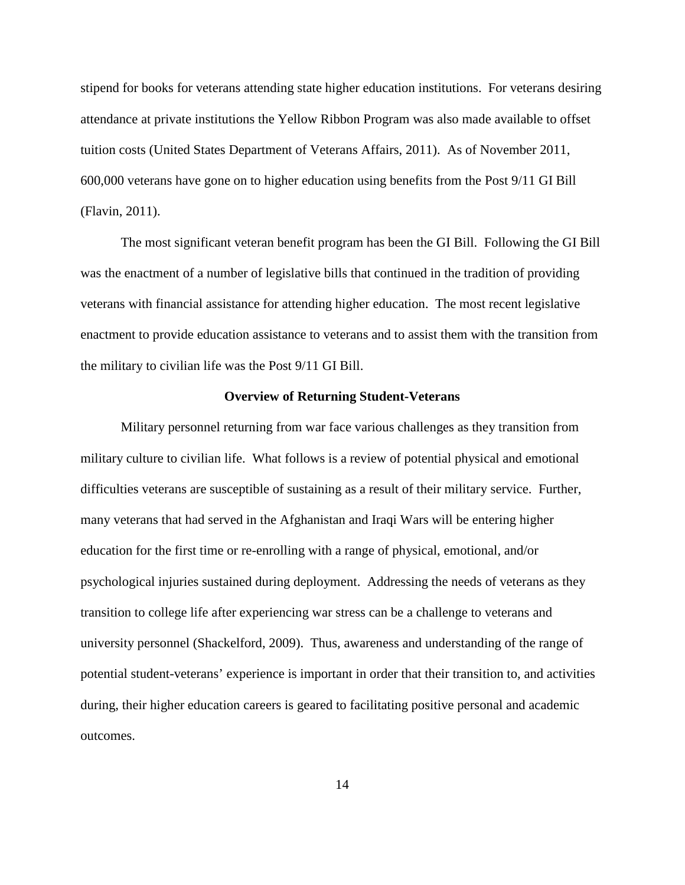stipend for books for veterans attending state higher education institutions. For veterans desiring attendance at private institutions the Yellow Ribbon Program was also made available to offset tuition costs (United States Department of Veterans Affairs, 2011). As of November 2011, 600,000 veterans have gone on to higher education using benefits from the Post 9/11 GI Bill (Flavin, 2011).

The most significant veteran benefit program has been the GI Bill. Following the GI Bill was the enactment of a number of legislative bills that continued in the tradition of providing veterans with financial assistance for attending higher education. The most recent legislative enactment to provide education assistance to veterans and to assist them with the transition from the military to civilian life was the Post 9/11 GI Bill.

## Overview of Returning Student-Veterans

Military personnel returning from war face various challenges as they transition from military culture to civilian life. What follows is a review of potential physical and emotional difficulties veterans are susceptible of sustaining as a result of their military service. Further, many veterans that had served in the Afghanistan and Iraqi Wars will be entering higher education for the first time or re-enrolling with a range of physical, emotional, and/or psychological injuries sustained during deployment. Addressing the needs of veterans as they transition to college life after experiencing war stress can be a challenge to veterans and university personnel (Shackelford, 2009). Thus, awareness and understanding of the range of potential student-veterans' experience is important in order that their transition to, and activities during, their higher education careers is geared to facilitating positive personal and academic outcomes.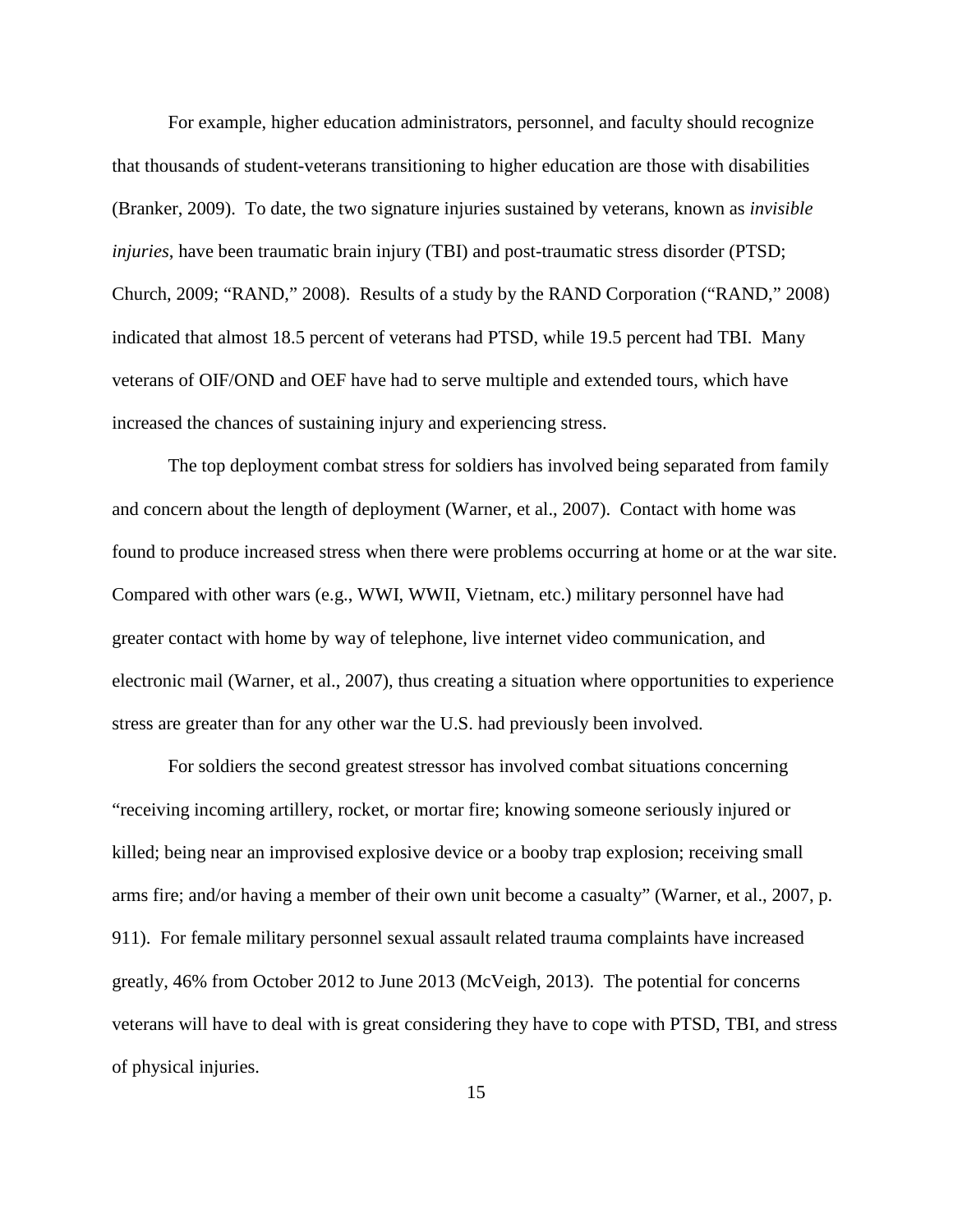For example, higher education administrators, personnel, and faculty should recognize that thousands of student-veterans transitioning to higher education are those with disabilities (Branker, 2009). To date, the two signature injuries sustained by veterans, known as *invisible injuries*, have been traumatic brain injury (TBI) and post-traumatic stress disorder (PTSD; Church, 2009; "RAND," 2008). Results of a study by the RAND Corporation ("RAND," 2008) indicated that almost 18.5 percent of veterans had PTSD, while 19.5 percent had TBI. Many veterans of OIF/OND and OEF have had to serve multiple and extended tours, which have increased the chances of sustaining injury and experiencing stress.

The top deployment combat stress for soldiers has involved being separated from family and concern about the length of deployment (Warner, et al., 2007). Contact with home was found to produce increased stress when there were problems occurring at home or at the war site. Compared with other wars (e.g., WWI, WWII, Vietnam, etc.) military personnel have had greater contact with home by way of telephone, live internet video communication, and electronic mail (Warner, et al., 2007), thus creating a situation where opportunities to experience stress are greater than for any other war the U.S. had previously been involved.

For soldiers the second greatest stressor has involved combat situations concerning "receiving incoming artillery, rocket, or mortar fire; knowing someone seriously injured or killed; being near an improvised explosive device or a booby trap explosion; receiving small arms fire; and/or having a member of their own unit become a casualty" (Warner, et al., 2007, p. 911). For female military personnel sexual assault related trauma complaints have increased greatly, 46% from October 2012 to June 2013 (McVeigh, 2013). The potential for concerns veterans will have to deal with is great considering they have to cope with PTSD, TBI, and stress of physical injuries.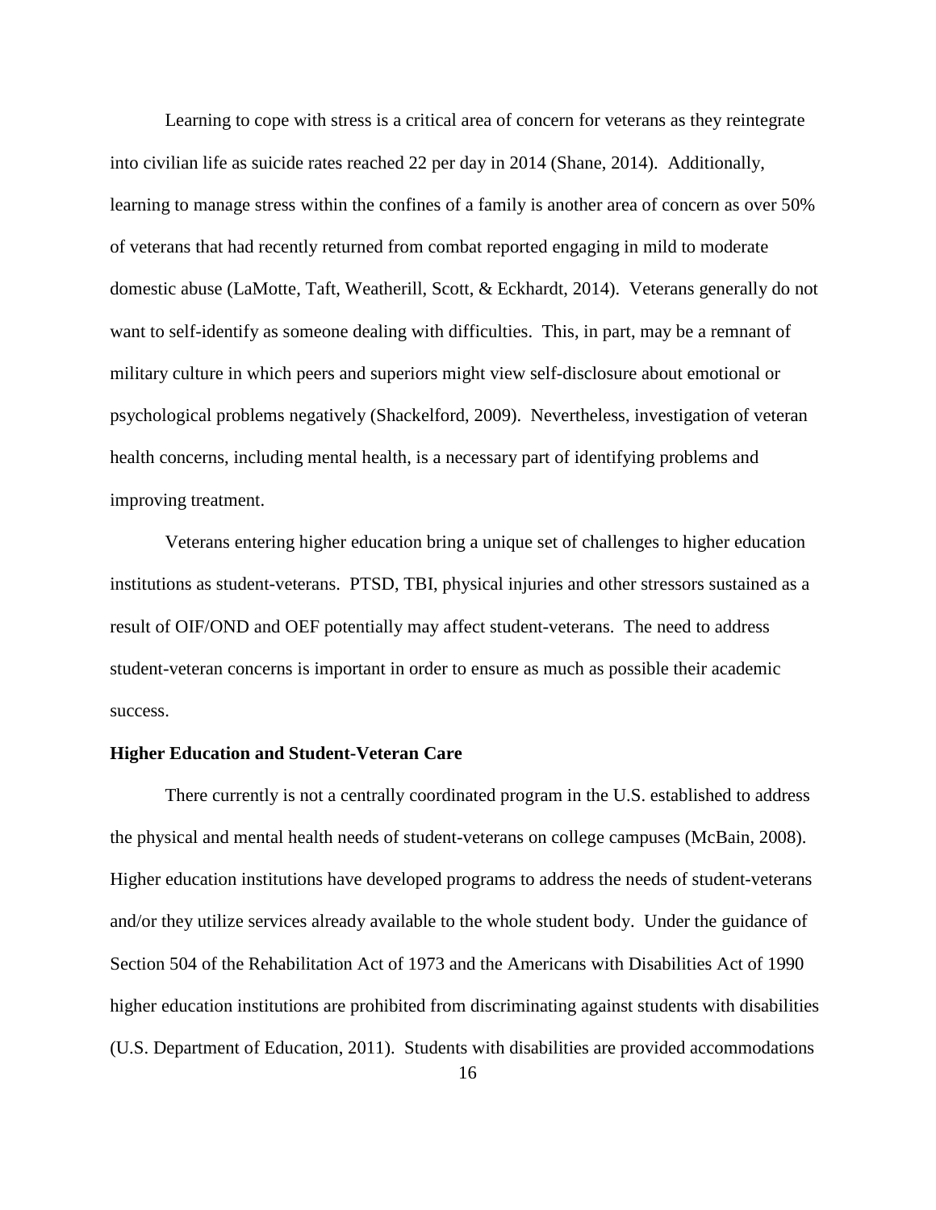Learning to cope with stress is a critical area of concern for veterans as they reintegrate into civilian life as suicide rates reached 22 per day in 2014 (Shane, 2014). Additionally, learning to manage stress within the confines of a family is another area of concern as over 50% of veterans that had recently returned from combat reported engaging in mild to moderate domestic abuse (LaMotte, Taft, Weatherill, Scott, & Eckhardt, 2014). Veterans generally do not want to self-identify as someone dealing with difficulties. This, in part, may be a remnant of military culture in which peers and superiors might view self-disclosure about emotional or psychological problems negatively (Shackelford, 2009). Nevertheless, investigation of veteran health concerns, including mental health, is a necessary part of identifying problems and improving treatment.

Veterans entering higher education bring a unique set of challenges to higher education institutions as student-veterans. PTSD, TBI, physical injuries and other stressors sustained as a result of OIF/OND and OEF potentially may affect student-veterans. The need to address student-veteran concerns is important in order to ensure as much as possible their academic success.

**Higher Education and Student-Veteran Care**

There currently is not a centrally coordinated program in the U.S. established to address the physical and mental health needs of student-veterans on college campuses (McBain, 2008). Higher education institutions have developed programs to address the needs of student-veterans and/or they utilize services already available to the whole student body. Under the guidance of Section 504 of the Rehabilitation Act of 1973 and the Americans with Disabilities Act of 1990 higher education institutions are prohibited from discriminating against students with disabilities (U.S. Department of Education, 2011). Students with disabilities are provided accommodations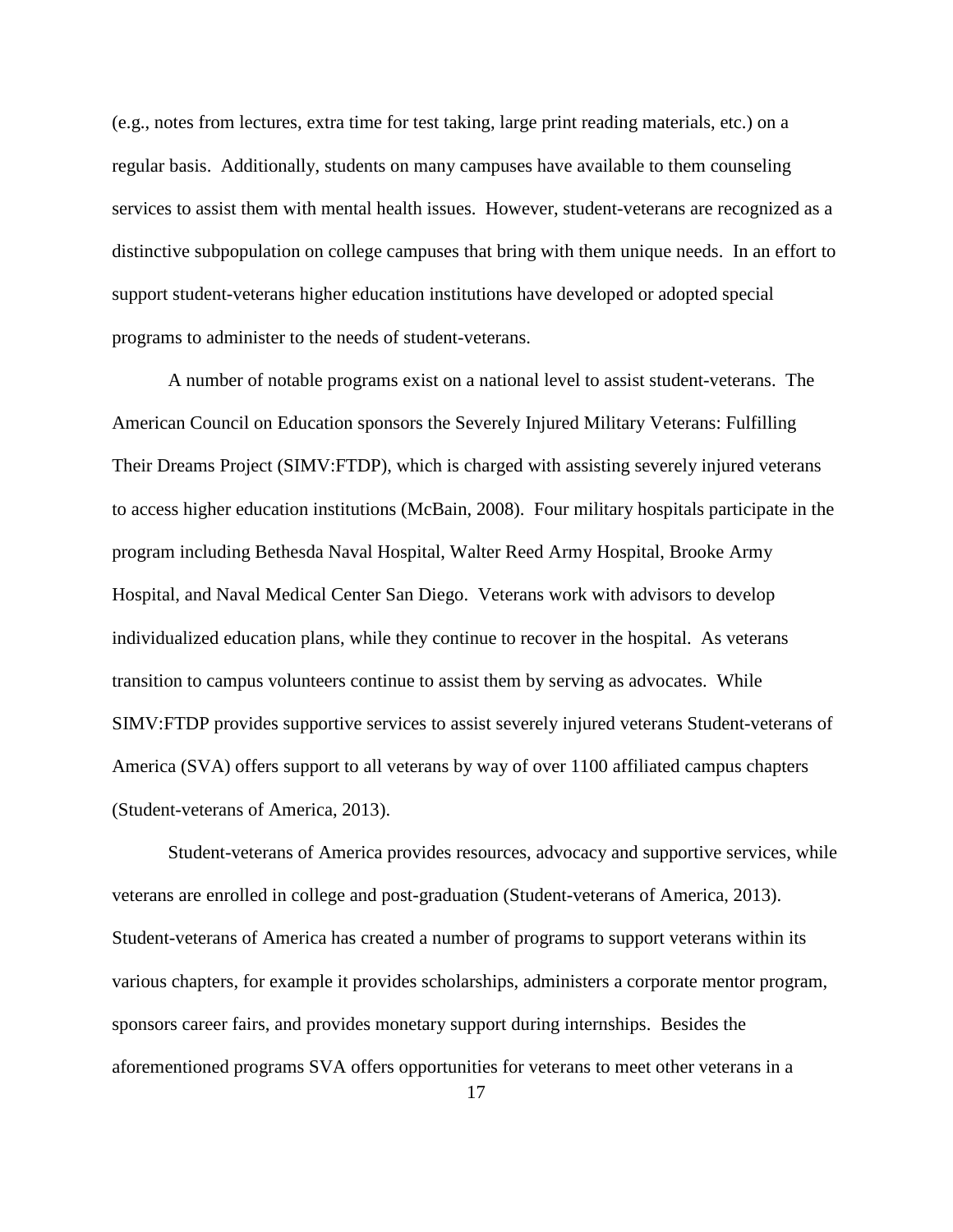(e.g., notes from lectures, extra time for test taking, large print reading materials, etc.) on a regular basis. Additionally, students on many campuses have available to them counseling services to assist them with mental health issues. However, student-veterans are recognized as a distinctive subpopulation on college campuses that bring with them unique needs. In an effort to support student-veterans higher education institutions have developed or adopted special programs to administer to the needs of student-veterans.

A number of notable programs exist on a national level to assist student-veterans. The American Council on Education sponsors the Severely Injured Military Veterans: Fulfilling Their Dreams Project (SIMV:FTDP), which is charged with assisting severely injured veterans to access higher education institutions (McBain, 2008). Four military hospitals participate in the program including Bethesda Naval Hospital, Walter Reed Army Hospital, Brooke Army Hospital, and Naval Medical Center San Diego. Veterans work with advisors to develop individualized education plans, while they continue to recover in the hospital. As veterans transition to campus volunteers continue to assist them by serving as advocates. While SIMV:FTDP provides supportive services to assist severely injured veterans Student-veterans of America (SVA) offers support to all veterans by way of over 1100 affiliated campus chapters (Student-veterans of America, 2013).

Student-veterans of America provides resources, advocacy and supportive services, while veterans are enrolled in college and post-graduation (Student-veterans of America, 2013). Student-veterans of America has created a number of programs to support veterans within its various chapters, for example it provides scholarships, administers a corporate mentor program, sponsors career fairs, and provides monetary support during internships. Besides the aforementioned programs SVA offers opportunities for veterans to meet other veterans in a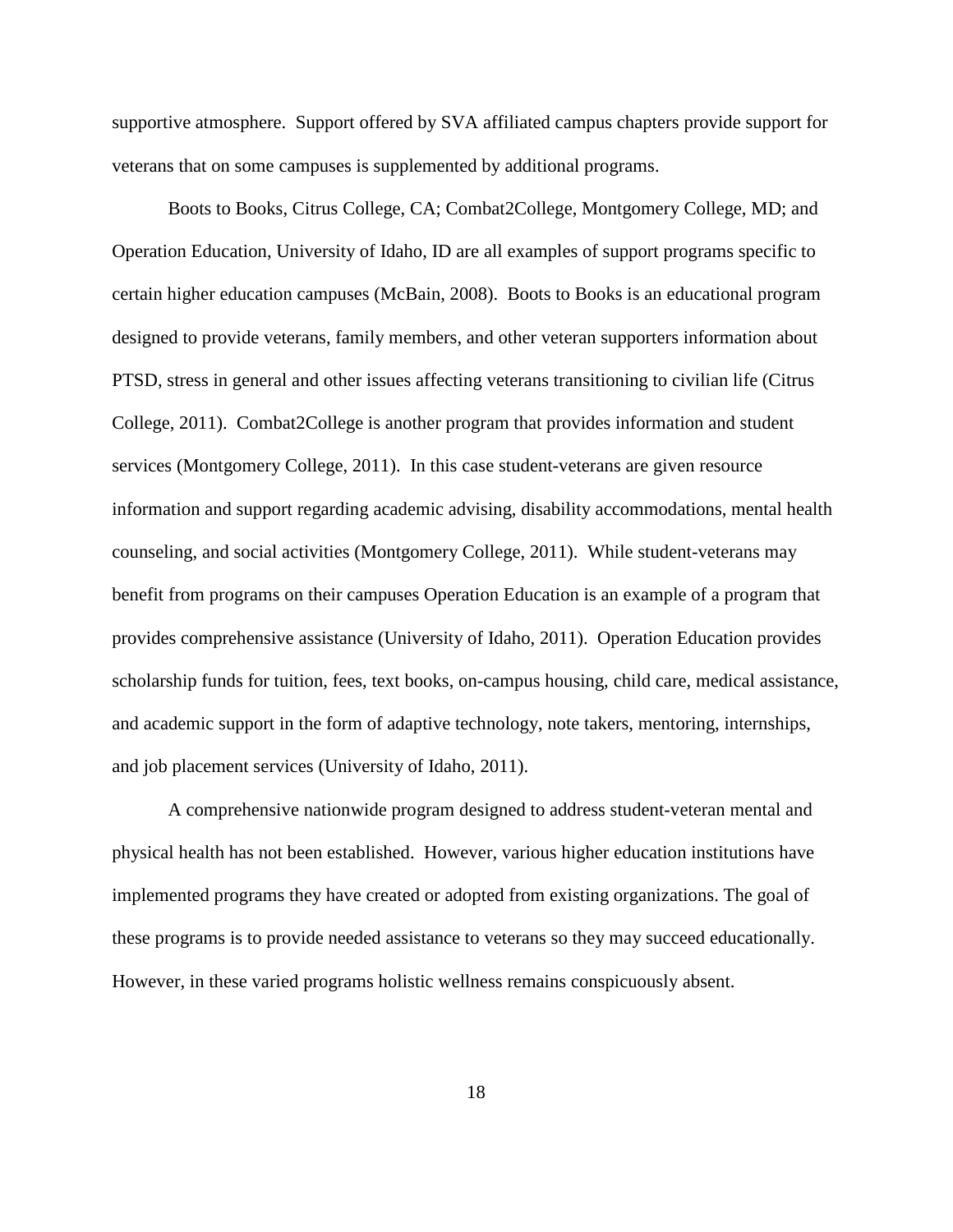supportive atmosphere. Support offered by SVA affiliated campus chapters provide support for veterans that on some campuses is supplemented by additional programs.

Boots to Books, Citrus College, CA; Combat2College, Montgomery College, MD; and Operation Education, University of Idaho, ID are all examples of support programs specific to certain higher education campuses (McBain, 2008). Boots to Books is an educational program designed to provide veterans, family members, and other veteran supporters information about PTSD, stress in general and other issues affecting veterans transitioning to civilian life (Citrus College, 2011). Combat2College is another program that provides information and student services (Montgomery College, 2011). In this case student-veterans are given resource information and support regarding academic advising, disability accommodations, mental health counseling, and social activities (Montgomery College, 2011). While student-veterans may benefit from programs on their campuses Operation Education is an example of a program that provides comprehensive assistance (University of Idaho, 2011). Operation Education provides scholarship funds for tuition, fees, text books, on-campus housing, child care, medical assistance, and academic support in the form of adaptive technology, note takers, mentoring, internships, and job placement services (University of Idaho, 2011).

A comprehensive nationwide program designed to address student-veteran mental and physical health has not been established. However, various higher education institutions have implemented programs they have created or adopted from existing organizations. The goal of these programs is to provide needed assistance to veterans so they may succeed educationally. However, in these varied programs holistic wellness remains conspicuously absent.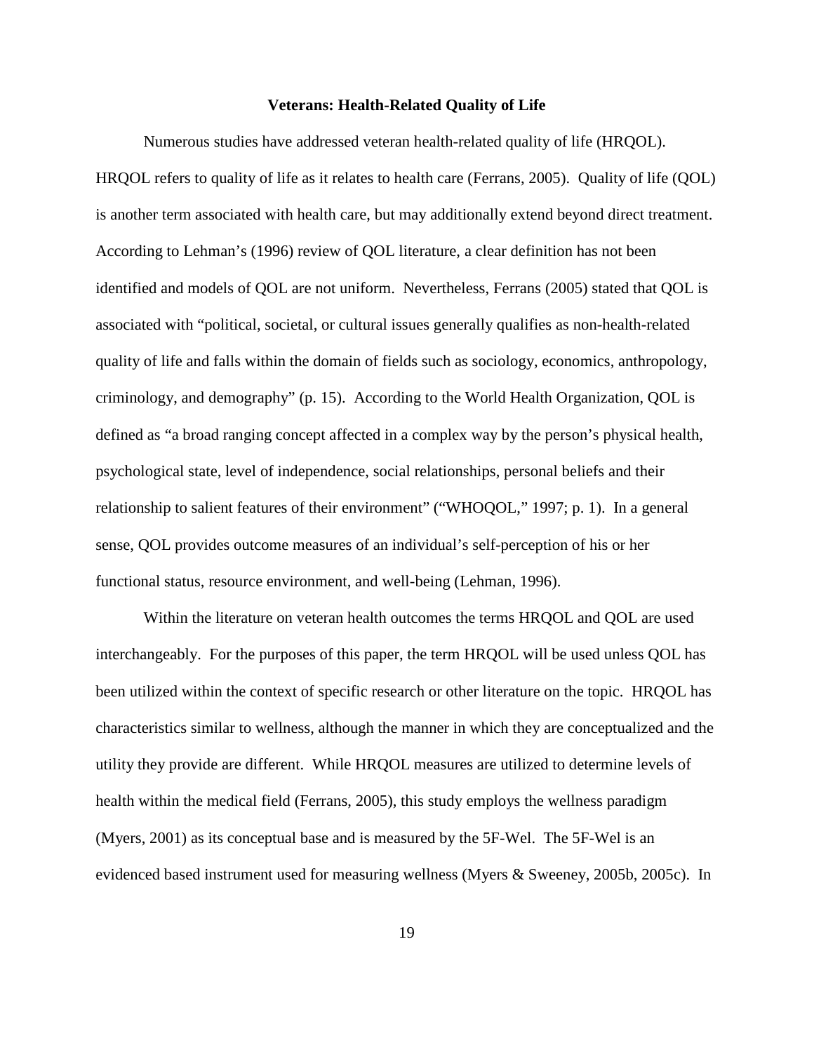## Veterans: Health-Related Quality of Life

Numerous studies have addressed veteran health-related quality of life (HRQOL). HRQOL refers to quality of life as it relates to health care (Ferrans, 2005). Quality of life (QOL) is another term associated with health care, but may additionally extend beyond direct treatment. According to Lehman's (1996) review of QOL literature, a clear definition has not been identified and models of QOL are not uniform. Nevertheless, Ferrans (2005) stated that QOL is associated with "political, societal, or cultural issues generally qualifies as non-health-related quality of life and falls within the domain of fields such as sociology, economics, anthropology, criminology, and demography" (p. 15). According to the World Health Organization, QOL is defined as "a broad ranging concept affected in a complex way by the person's physical health, psychological state, level of independence, social relationships, personal beliefs and their relationship to salient features of their environment" ("WHOQOL," 1997; p. 1). In a general sense, QOL provides outcome measures of an individual's self-perception of his or her functional status, resource environment, and well-being (Lehman, 1996).

Within the literature on veteran health outcomes the terms HRQOL and QOL are used interchangeably. For the purposes of this paper, the term HRQOL will be used unless QOL has been utilized within the context of specific research or other literature on the topic. HRQOL has characteristics similar to wellness, although the manner in which they are conceptualized and the utility they provide are different. While HRQOL measures are utilized to determine levels of health within the medical field (Ferrans, 2005), this study employs the wellness paradigm (Myers, 2001) as its conceptual base and is measured by the 5F-Wel. The 5F-Wel is an evidenced based instrument used for measuring wellness (Myers & Sweeney, 2005b, 2005c). In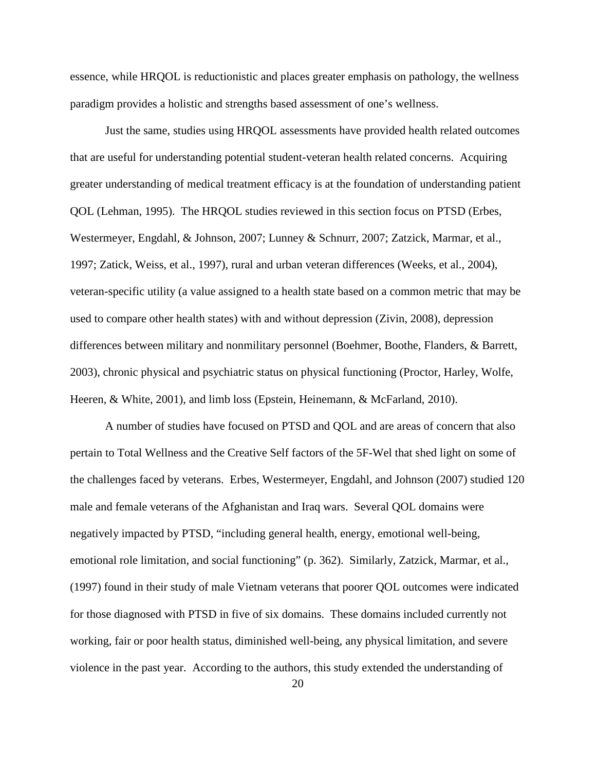essence, while HRQOL is reductionistic and places greater emphasis on pathology, the wellness paradigm provides a holistic and strengths based assessment of one's wellness.

Just the same, studies using HRQOL assessments have provided health related outcomes that are useful for understanding potential student-veteran health related concerns. Acquiring greater understanding of medical treatment efficacy is at the foundation of understanding patient QOL (Lehman, 1995). The HRQOL studies reviewed in this section focus on PTSD (Erbes, Westermeyer, Engdahl, & Johnson, 2007; Lunney & Schnurr, 2007; Zatzick, Marmar, et al., 1997; Zatick, Weiss, et al., 1997), rural and urban veteran differences (Weeks, et al., 2004), veteran-specific utility (a value assigned to a health state based on a common metric that may be used to compare other health states) with and without depression (Zivin, 2008), depression differences between military and nonmilitary personnel (Boehmer, Boothe, Flanders, & Barrett, 2003), chronic physical and psychiatric status on physical functioning (Proctor, Harley, Wolfe, Heeren, & White, 2001), and limb loss (Epstein, Heinemann, & McFarland, 2010).

A number of studies have focused on PTSD and QOL and are areas of concern that also pertain to Total Wellness and the Creative Self factors of the 5F-Wel that shed light on some of the challenges faced by veterans. Erbes, Westermeyer, Engdahl, and Johnson (2007) studied 120 male and female veterans of the Afghanistan and Iraq wars. Several QOL domains were negatively impacted by PTSD, "including general health, energy, emotional well-being, emotional role limitation, and social functioning" (p. 362). Similarly, Zatzick, Marmar, et al., (1997) found in their study of male Vietnam veterans that poorer QOL outcomes were indicated for those diagnosed with PTSD in five of six domains. These domains included currently not working, fair or poor health status, diminished well-being, any physical limitation, and severe violence in the past year. According to the authors, this study extended the understanding of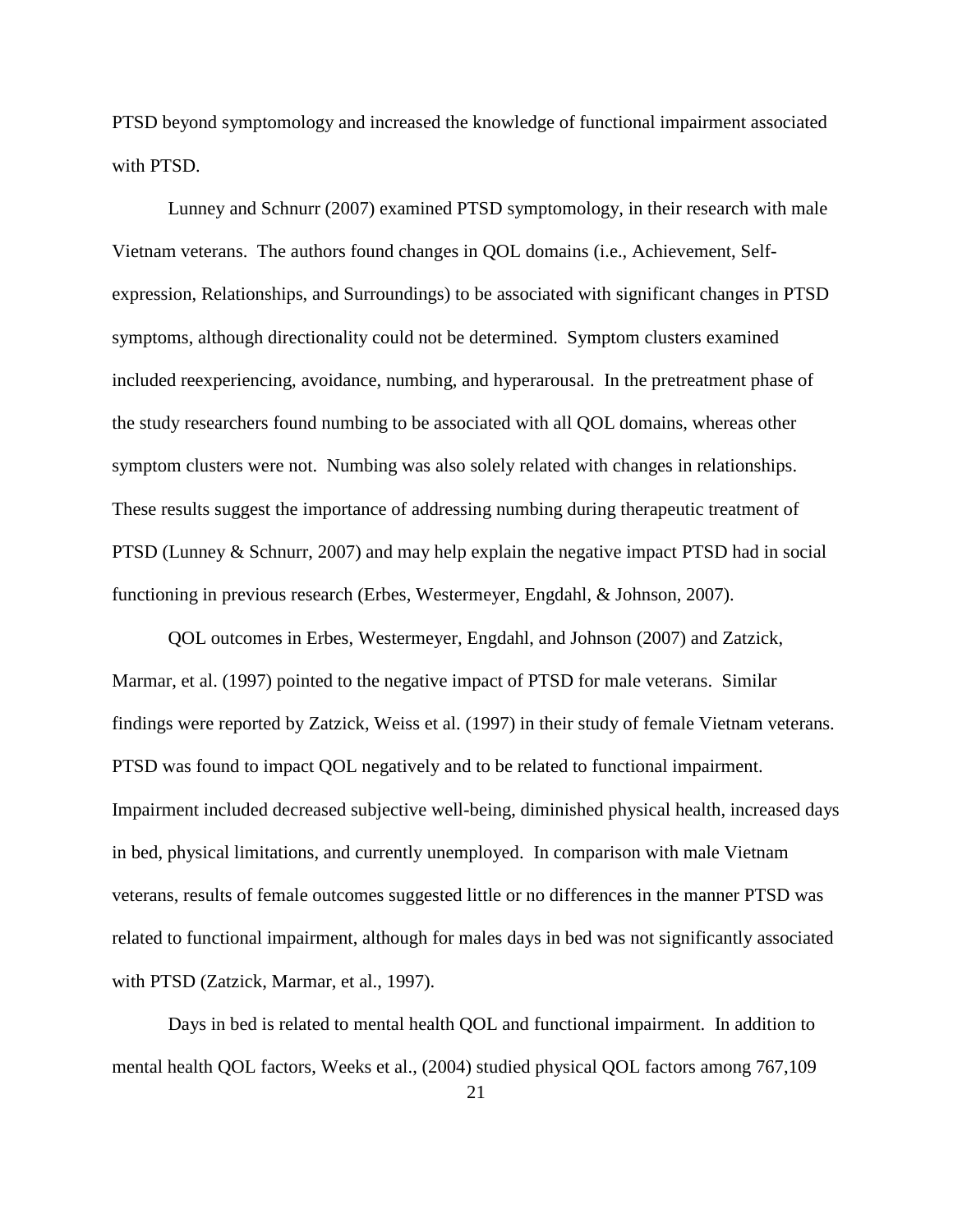PTSD beyond symptomology and increased the knowledge of functional impairment associated with PTSD.

Lunney and Schnurr (2007) examined PTSD symptomology, in their research with male Vietnam veterans. The authors found changes in QOL domains (i.e., Achievement, Self-expression, Relationships, and Surroundings) to be associated with significant changes in PTSD symptoms, although directionality could not be determined. Symptom clusters examined included reexperiencing, avoidance, numbing, and hyperarousal. In the pretreatment phase of the study researchers found numbing to be associated with all QOL domains, whereas other symptom clusters were not. Numbing was also solely related with changes in relationships. These results suggest the importance of addressing numbing during therapeutic treatment of PTSD (Lunney & Schnurr, 2007) and may help explain the negative impact PTSD had in social functioning in previous research (Erbes, Westermeyer, Engdahl, & Johnson, 2007).

QOL outcomes in Erbes, Westermeyer, Engdahl, and Johnson (2007) and Zatzick, Marmar, et al. (1997) pointed to the negative impact of PTSD for male veterans. Similar findings were reported by Zatzick, Weiss et al. (1997) in their study of female Vietnam veterans. PTSD was found to impact QOL negatively and to be related to functional impairment. Impairment included decreased subjective well-being, diminished physical health, increased days in bed, physical limitations, and currently unemployed. In comparison with male Vietnam veterans, results of female outcomes suggested little or no differences in the manner PTSD was related to functional impairment, although for males days in bed was not significantly associated with PTSD (Zatzick, Marmar, et al., 1997).

Days in bed is related to mental health QOL and functional impairment. In addition to mental health QOL factors, Weeks et al., (2004) studied physical QOL factors among 767,109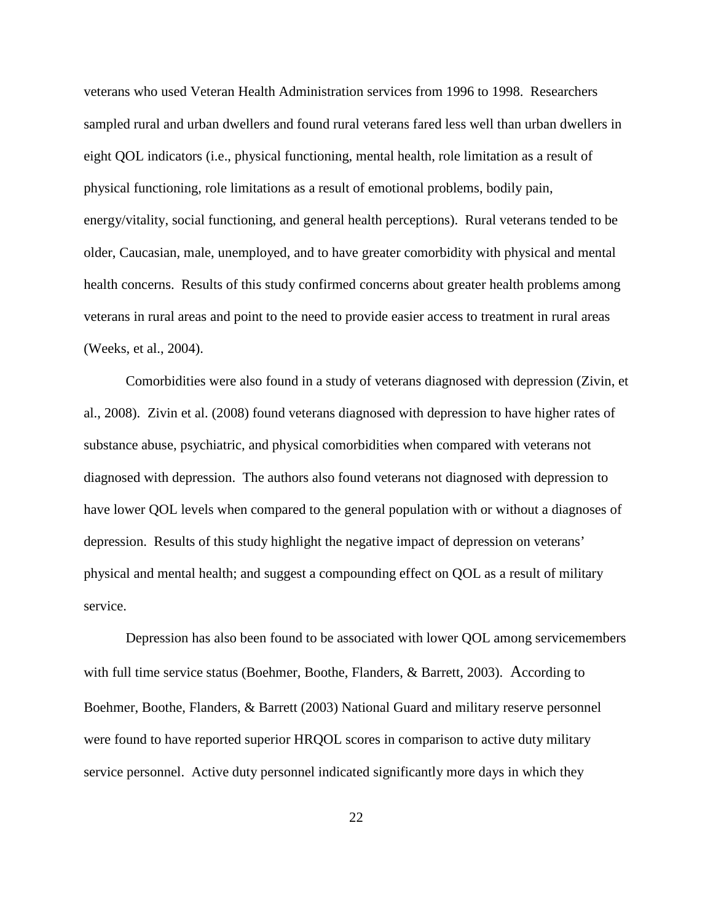veterans who used Veteran Health Administration services from 1996 to 1998. Researchers sampled rural and urban dwellers and found rural veterans fared less well than urban dwellers in eight QOL indicators (i.e., physical functioning, mental health, role limitation as a result of physical functioning, role limitations as a result of emotional problems, bodily pain, energy/vitality, social functioning, and general health perceptions). Rural veterans tended to be older, Caucasian, male, unemployed, and to have greater comorbidity with physical and mental health concerns. Results of this study confirmed concerns about greater health problems among veterans in rural areas and point to the need to provide easier access to treatment in rural areas (Weeks, et al., 2004).

Comorbidities were also found in a study of veterans diagnosed with depression (Zivin, et al., 2008). Zivin et al. (2008) found veterans diagnosed with depression to have higher rates of substance abuse, psychiatric, and physical comorbidities when compared with veterans not diagnosed with depression. The authors also found veterans not diagnosed with depression to have lower QOL levels when compared to the general population with or without a diagnoses of depression. Results of this study highlight the negative impact of depression on veterans' physical and mental health; and suggest a compounding effect on QOL as a result of military service.

Depression has also been found to be associated with lower QOL among servicemembers with full time service status (Boehmer, Boothe, Flanders, & Barrett, 2003). According to Boehmer, Boothe, Flanders, & Barrett (2003) National Guard and military reserve personnel were found to have reported superior HRQOL scores in comparison to active duty military service personnel. Active duty personnel indicated significantly more days in which they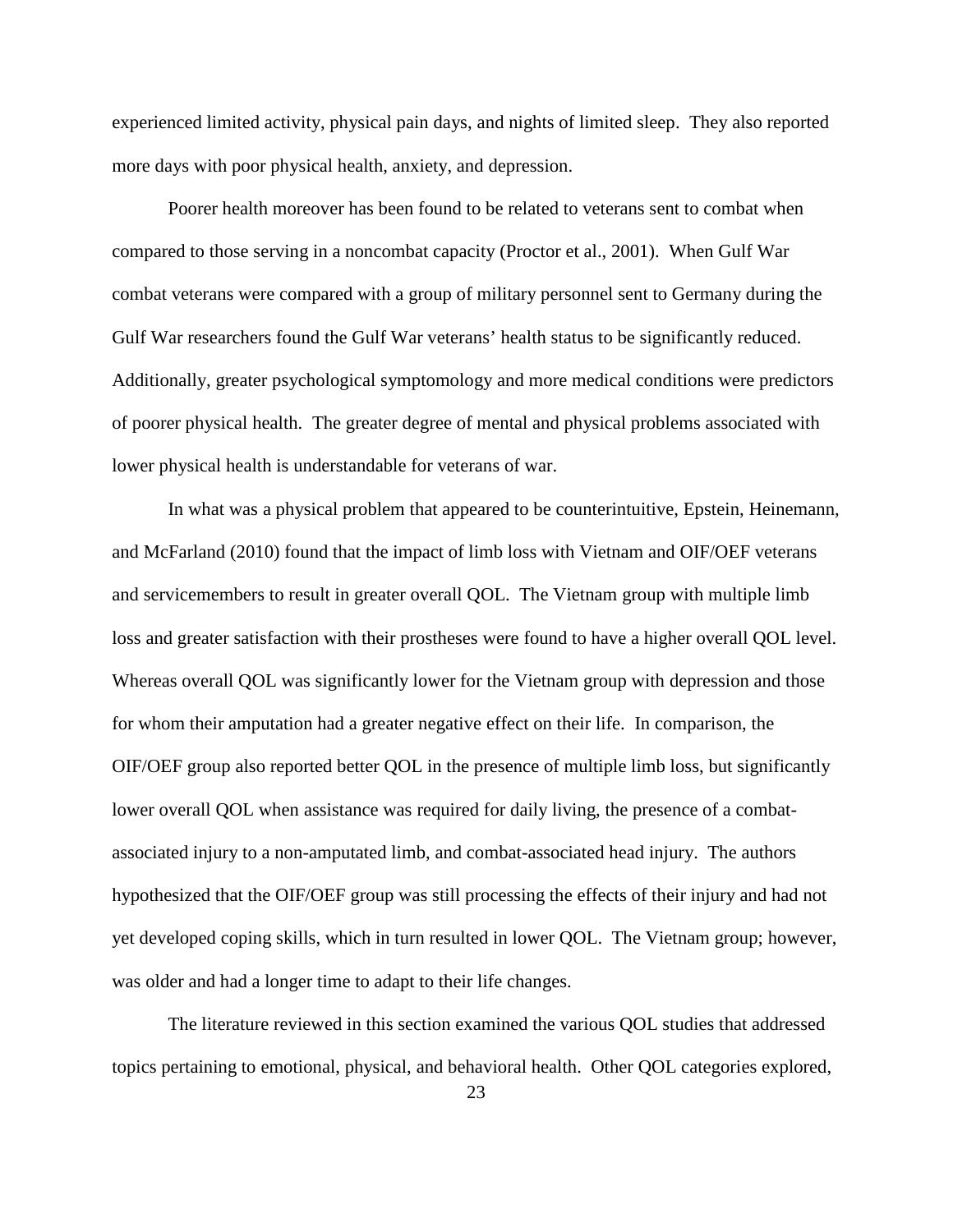experienced limited activity, physical pain days, and nights of limited sleep. They also reported more days with poor physical health, anxiety, and depression.

Poorer health moreover has been found to be related to veterans sent to combat when compared to those serving in a noncombat capacity (Proctor et al., 2001). When Gulf War combat veterans were compared with a group of military personnel sent to Germany during the Gulf War researchers found the Gulf War veterans' health status to be significantly reduced. Additionally, greater psychological symptomology and more medical conditions were predictors of poorer physical health. The greater degree of mental and physical problems associated with lower physical health is understandable for veterans of war.

In what was a physical problem that appeared to be counterintuitive, Epstein, Heinemann, and McFarland (2010) found that the impact of limb loss with Vietnam and OIF/OEF veterans and servicemembers to result in greater overall QOL. The Vietnam group with multiple limb loss and greater satisfaction with their prostheses were found to have a higher overall QOL level. Whereas overall QOL was significantly lower for the Vietnam group with depression and those for whom their amputation had a greater negative effect on their life. In comparison, the OIF/OEF group also reported better QOL in the presence of multiple limb loss, but significantly lower overall QOL when assistance was required for daily living, the presence of a combat-associated injury to a non-amputated limb, and combat-associated head injury. The authors hypothesized that the OIF/OEF group was still processing the effects of their injury and had not yet developed coping skills, which in turn resulted in lower QOL. The Vietnam group; however, was older and had a longer time to adapt to their life changes.

The literature reviewed in this section examined the various QOL studies that addressed topics pertaining to emotional, physical, and behavioral health. Other QOL categories explored,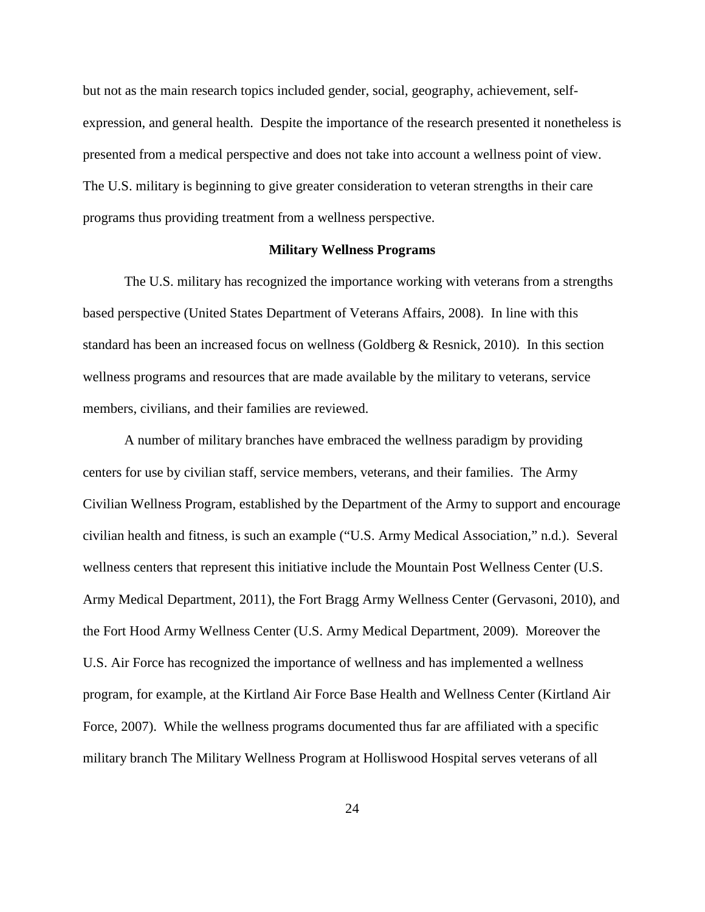but not as the main research topics included gender, social, geography, achievement, self-expression, and general health. Despite the importance of the research presented it nonetheless is presented from a medical perspective and does not take into account a wellness point of view. The U.S. military is beginning to give greater consideration to veteran strengths in their care programs thus providing treatment from a wellness perspective.

## Military Wellness Programs

The U.S. military has recognized the importance working with veterans from a strengths based perspective (United States Department of Veterans Affairs, 2008). In line with this standard has been an increased focus on wellness (Goldberg & Resnick, 2010). In this section wellness programs and resources that are made available by the military to veterans, service members, civilians, and their families are reviewed.

A number of military branches have embraced the wellness paradigm by providing centers for use by civilian staff, service members, veterans, and their families. The Army Civilian Wellness Program, established by the Department of the Army to support and encourage civilian health and fitness, is such an example ("U.S. Army Medical Association," n.d.). Several wellness centers that represent this initiative include the Mountain Post Wellness Center (U.S. Army Medical Department, 2011), the Fort Bragg Army Wellness Center (Gervasoni, 2010), and the Fort Hood Army Wellness Center (U.S. Army Medical Department, 2009). Moreover the U.S. Air Force has recognized the importance of wellness and has implemented a wellness program, for example, at the Kirtland Air Force Base Health and Wellness Center (Kirtland Air Force, 2007). While the wellness programs documented thus far are affiliated with a specific military branch The Military Wellness Program at Holliswood Hospital serves veterans of all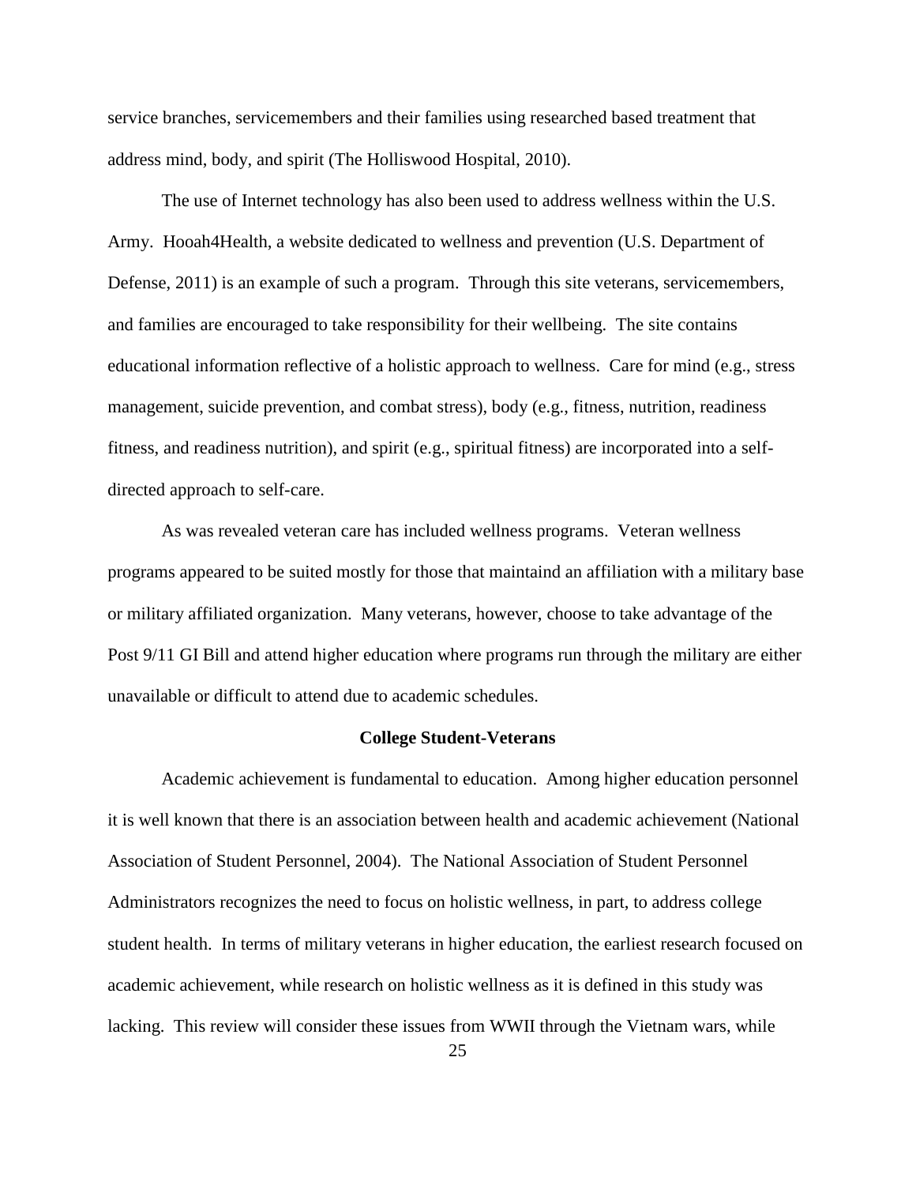service branches, servicemembers and their families using researched based treatment that address mind, body, and spirit (The Holliswood Hospital, 2010).

The use of Internet technology has also been used to address wellness within the U.S. Army. Hooah4Health, a website dedicated to wellness and prevention (U.S. Department of Defense, 2011) is an example of such a program. Through this site veterans, servicemembers, and families are encouraged to take responsibility for their wellbeing. The site contains educational information reflective of a holistic approach to wellness. Care for mind (e.g., stress management, suicide prevention, and combat stress), body (e.g., fitness, nutrition, readiness fitness, and readiness nutrition), and spirit (e.g., spiritual fitness) are incorporated into a self-directed approach to self-care.

As was revealed veteran care has included wellness programs. Veteran wellness programs appeared to be suited mostly for those that maintaind an affiliation with a military base or military affiliated organization. Many veterans, however, choose to take advantage of the Post 9/11 GI Bill and attend higher education where programs run through the military are either unavailable or difficult to attend due to academic schedules.

## College Student-Veterans

Academic achievement is fundamental to education. Among higher education personnel it is well known that there is an association between health and academic achievement (National Association of Student Personnel, 2004). The National Association of Student Personnel Administrators recognizes the need to focus on holistic wellness, in part, to address college student health. In terms of military veterans in higher education, the earliest research focused on academic achievement, while research on holistic wellness as it is defined in this study was lacking. This review will consider these issues from WWII through the Vietnam wars, while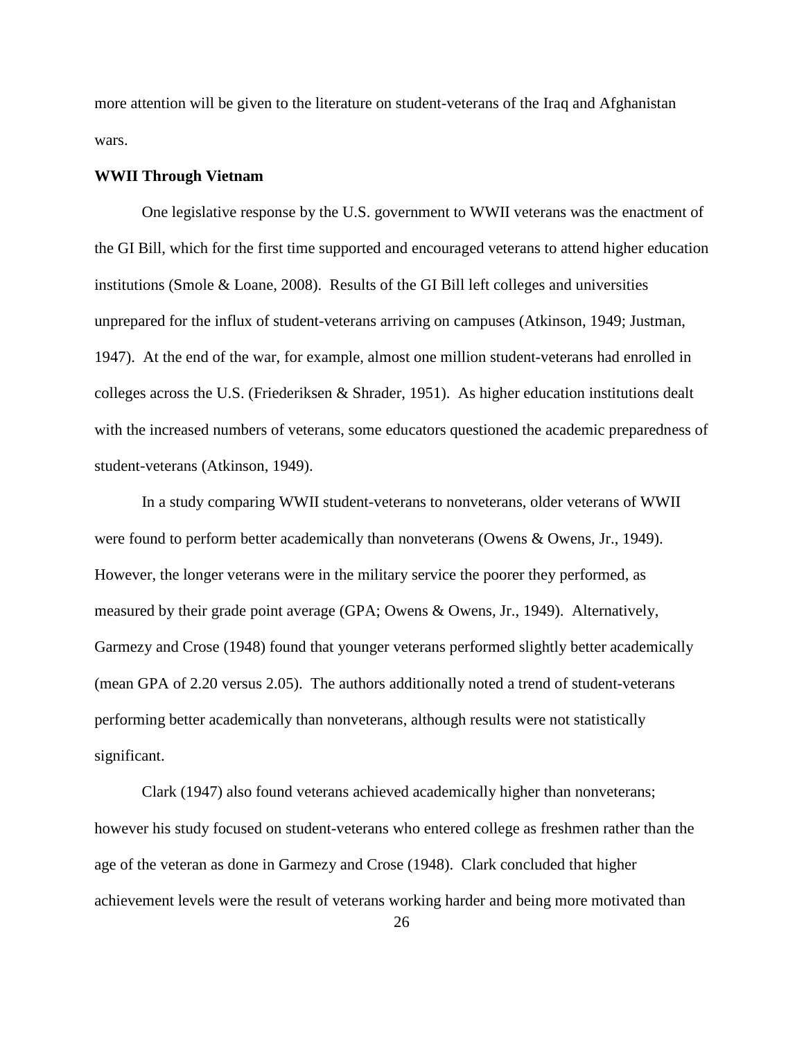more attention will be given to the literature on student-veterans of the Iraq and Afghanistan wars.

**WWII Through Vietnam**

One legislative response by the U.S. government to WWII veterans was the enactment of the GI Bill, which for the first time supported and encouraged veterans to attend higher education institutions (Smole & Loane, 2008). Results of the GI Bill left colleges and universities unprepared for the influx of student-veterans arriving on campuses (Atkinson, 1949; Justman, 1947). At the end of the war, for example, almost one million student-veterans had enrolled in colleges across the U.S. (Friederiksen & Shrader, 1951). As higher education institutions dealt with the increased numbers of veterans, some educators questioned the academic preparedness of student-veterans (Atkinson, 1949).

In a study comparing WWII student-veterans to nonveterans, older veterans of WWII were found to perform better academically than nonveterans (Owens & Owens, Jr., 1949). However, the longer veterans were in the military service the poorer they performed, as measured by their grade point average (GPA; Owens & Owens, Jr., 1949). Alternatively, Garmezy and Crose (1948) found that younger veterans performed slightly better academically (mean GPA of 2.20 versus 2.05). The authors additionally noted a trend of student-veterans performing better academically than nonveterans, although results were not statistically significant.

Clark (1947) also found veterans achieved academically higher than nonveterans; however his study focused on student-veterans who entered college as freshmen rather than the age of the veteran as done in Garmezy and Crose (1948). Clark concluded that higher achievement levels were the result of veterans working harder and being more motivated than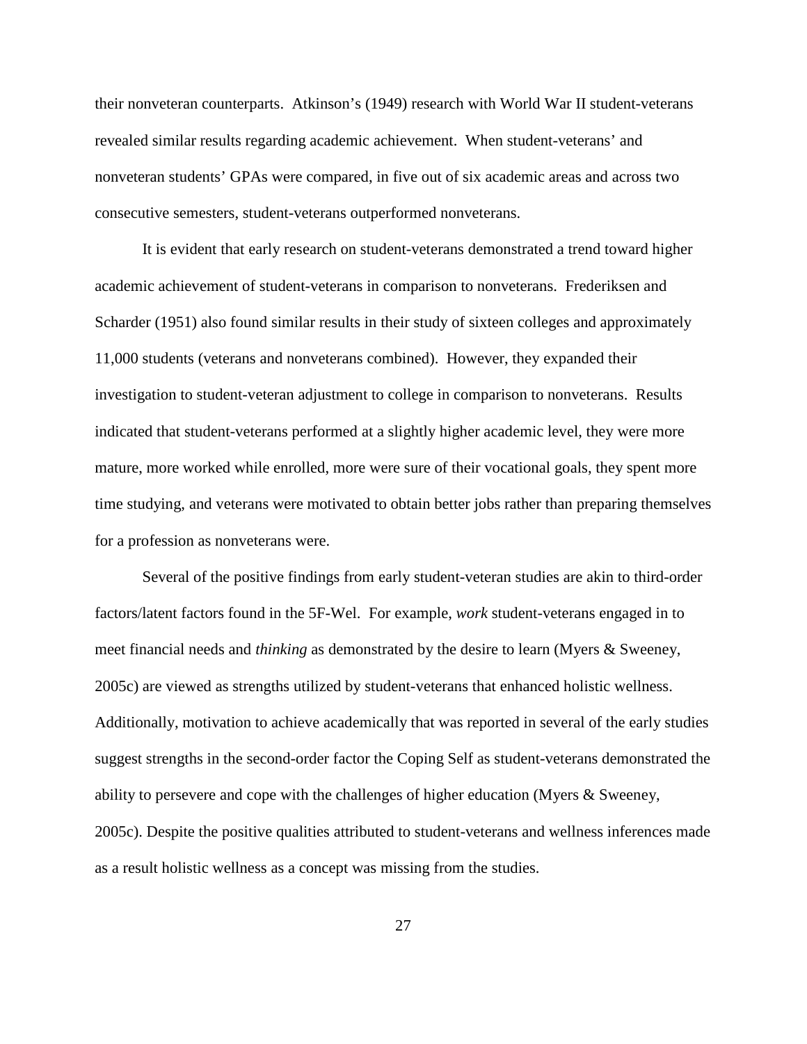their nonveteran counterparts. Atkinson's (1949) research with World War II student-veterans revealed similar results regarding academic achievement. When student-veterans' and nonveteran students' GPAs were compared, in five out of six academic areas and across two consecutive semesters, student-veterans outperformed nonveterans.

It is evident that early research on student-veterans demonstrated a trend toward higher academic achievement of student-veterans in comparison to nonveterans. Frederiksen and Scharder (1951) also found similar results in their study of sixteen colleges and approximately 11,000 students (veterans and nonveterans combined). However, they expanded their investigation to student-veteran adjustment to college in comparison to nonveterans. Results indicated that student-veterans performed at a slightly higher academic level, they were more mature, more worked while enrolled, more were sure of their vocational goals, they spent more time studying, and veterans were motivated to obtain better jobs rather than preparing themselves for a profession as nonveterans were.

Several of the positive findings from early student-veteran studies are akin to third-order factors/latent factors found in the 5F-Wel. For example, *work* student-veterans engaged in to meet financial needs and *thinking* as demonstrated by the desire to learn (Myers & Sweeney, 2005c) are viewed as strengths utilized by student-veterans that enhanced holistic wellness. Additionally, motivation to achieve academically that was reported in several of the early studies suggest strengths in the second-order factor the Coping Self as student-veterans demonstrated the ability to persevere and cope with the challenges of higher education (Myers & Sweeney, 2005c). Despite the positive qualities attributed to student-veterans and wellness inferences made as a result holistic wellness as a concept was missing from the studies.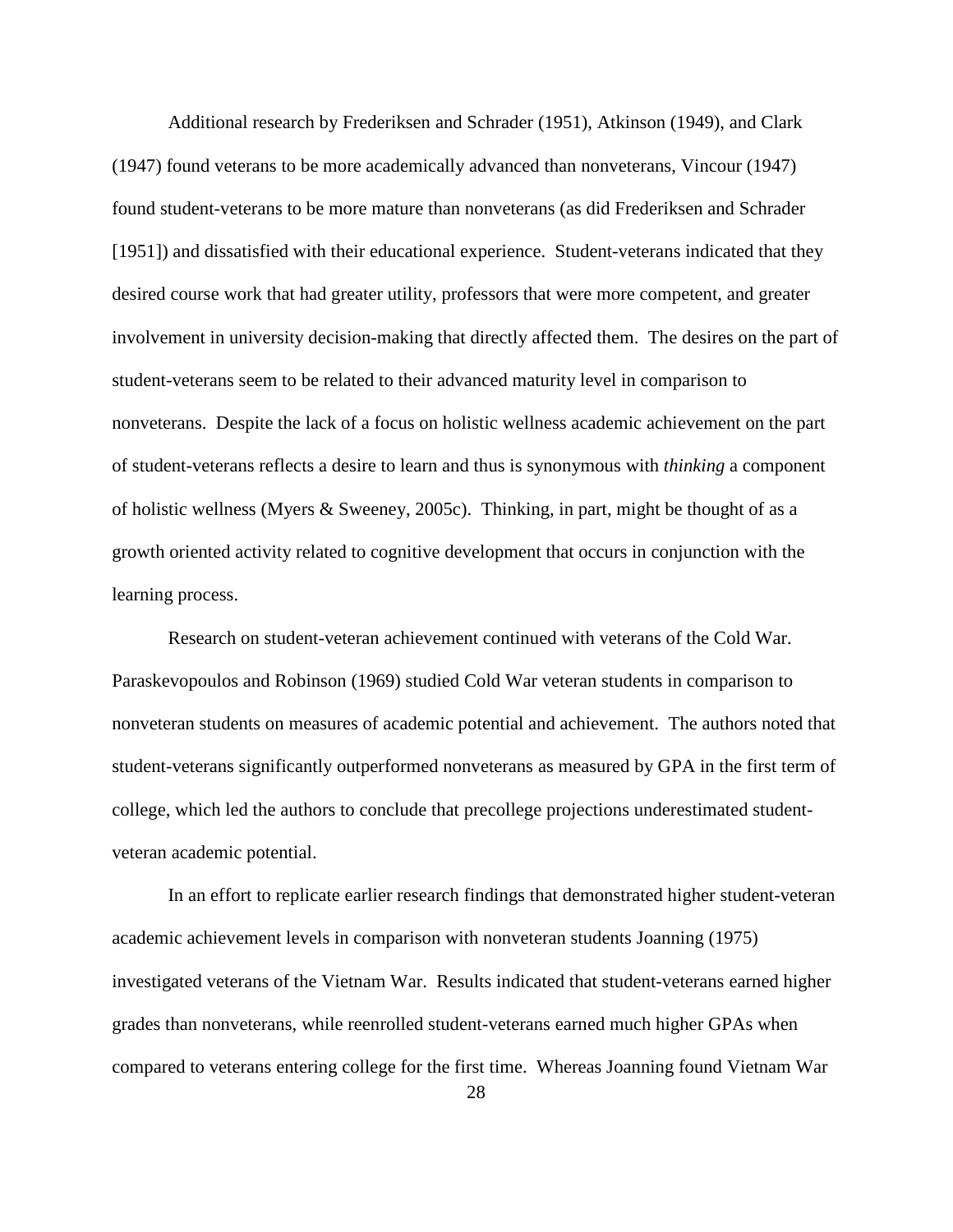Additional research by Frederiksen and Schrader (1951), Atkinson (1949), and Clark (1947) found veterans to be more academically advanced than nonveterans, Vincour (1947) found student-veterans to be more mature than nonveterans (as did Frederiksen and Schrader [1951]) and dissatisfied with their educational experience. Student-veterans indicated that they desired course work that had greater utility, professors that were more competent, and greater involvement in university decision-making that directly affected them. The desires on the part of student-veterans seem to be related to their advanced maturity level in comparison to nonveterans. Despite the lack of a focus on holistic wellness academic achievement on the part of student-veterans reflects a desire to learn and thus is synonymous with *thinking* a component of holistic wellness (Myers & Sweeney, 2005c). Thinking, in part, might be thought of as a growth oriented activity related to cognitive development that occurs in conjunction with the learning process.

Research on student-veteran achievement continued with veterans of the Cold War. Paraskevopoulos and Robinson (1969) studied Cold War veteran students in comparison to nonveteran students on measures of academic potential and achievement. The authors noted that student-veterans significantly outperformed nonveterans as measured by GPA in the first term of college, which led the authors to conclude that precollege projections underestimated student-veteran academic potential.

In an effort to replicate earlier research findings that demonstrated higher student-veteran academic achievement levels in comparison with nonveteran students Joanning (1975) investigated veterans of the Vietnam War. Results indicated that student-veterans earned higher grades than nonveterans, while reenrolled student-veterans earned much higher GPAs when compared to veterans entering college for the first time. Whereas Joanning found Vietnam War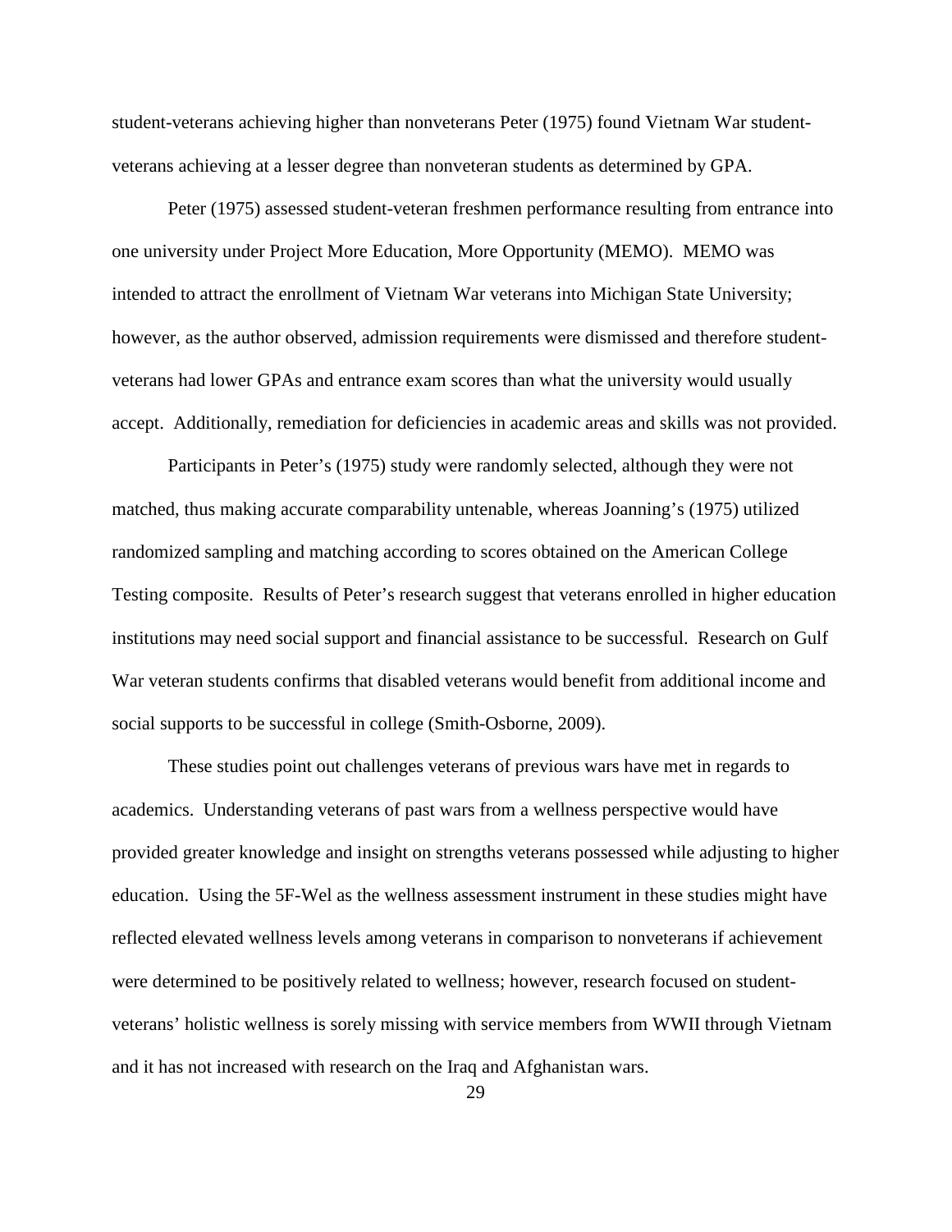student-veterans achieving higher than nonveterans Peter (1975) found Vietnam War student-veterans achieving at a lesser degree than nonveteran students as determined by GPA.

Peter (1975) assessed student-veteran freshmen performance resulting from entrance into one university under Project More Education, More Opportunity (MEMO). MEMO was intended to attract the enrollment of Vietnam War veterans into Michigan State University; however, as the author observed, admission requirements were dismissed and therefore student-veterans had lower GPAs and entrance exam scores than what the university would usually accept. Additionally, remediation for deficiencies in academic areas and skills was not provided.

Participants in Peter's (1975) study were randomly selected, although they were not matched, thus making accurate comparability untenable, whereas Joanning's (1975) utilized randomized sampling and matching according to scores obtained on the American College Testing composite. Results of Peter's research suggest that veterans enrolled in higher education institutions may need social support and financial assistance to be successful. Research on Gulf War veteran students confirms that disabled veterans would benefit from additional income and social supports to be successful in college (Smith-Osborne, 2009).

These studies point out challenges veterans of previous wars have met in regards to academics. Understanding veterans of past wars from a wellness perspective would have provided greater knowledge and insight on strengths veterans possessed while adjusting to higher education. Using the 5F-Wel as the wellness assessment instrument in these studies might have reflected elevated wellness levels among veterans in comparison to nonveterans if achievement were determined to be positively related to wellness; however, research focused on student-veterans' holistic wellness is sorely missing with service members from WWII through Vietnam and it has not increased with research on the Iraq and Afghanistan wars.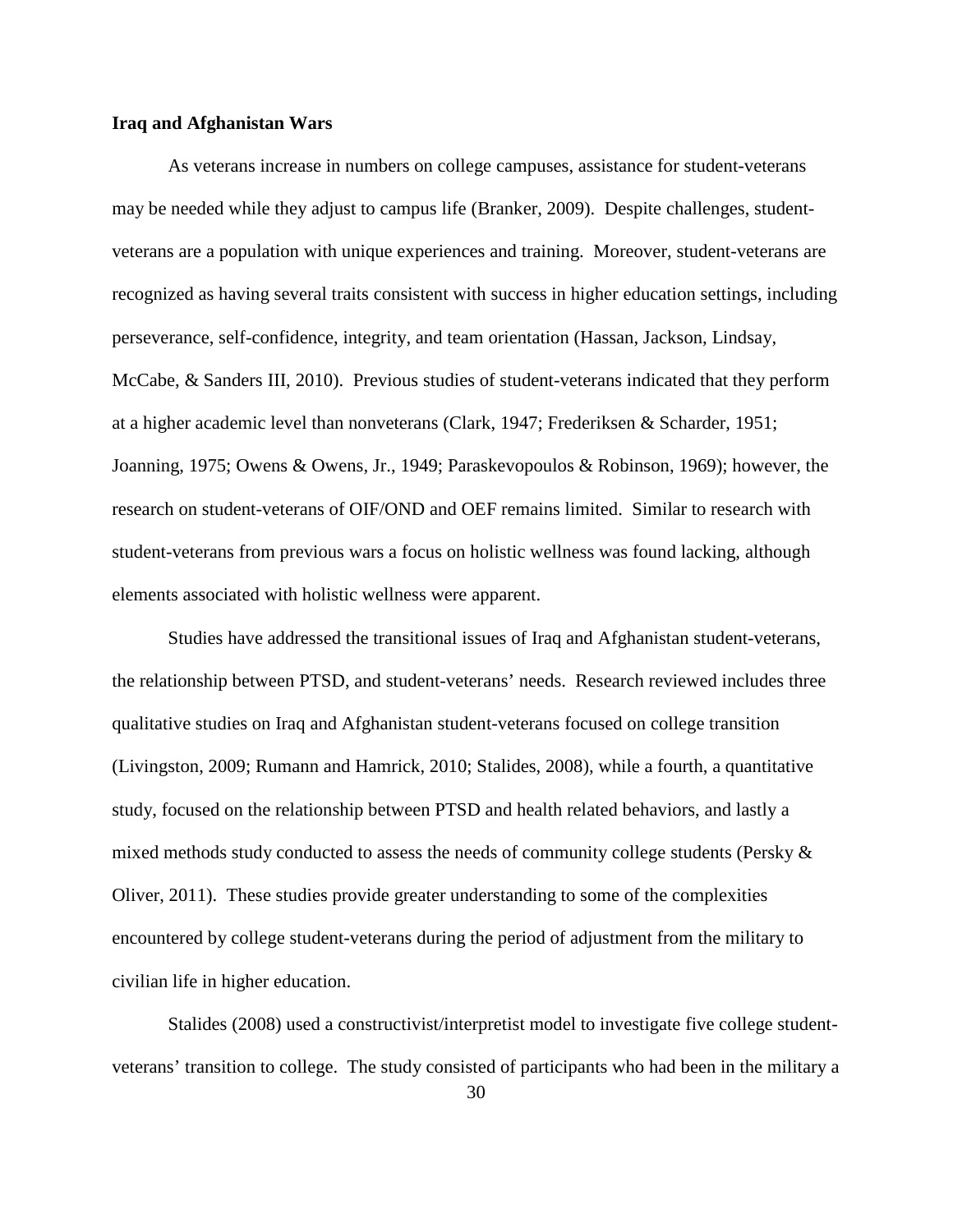**Iraq and Afghanistan Wars**

As veterans increase in numbers on college campuses, assistance for student-veterans may be needed while they adjust to campus life (Branker, 2009). Despite challenges, student-veterans are a population with unique experiences and training. Moreover, student-veterans are recognized as having several traits consistent with success in higher education settings, including perseverance, self-confidence, integrity, and team orientation (Hassan, Jackson, Lindsay, McCabe, & Sanders III, 2010). Previous studies of student-veterans indicated that they perform at a higher academic level than nonveterans (Clark, 1947; Frederiksen & Scharder, 1951; Joanning, 1975; Owens & Owens, Jr., 1949; Paraskevopoulos & Robinson, 1969); however, the research on student-veterans of OIF/OND and OEF remains limited. Similar to research with student-veterans from previous wars a focus on holistic wellness was found lacking, although elements associated with holistic wellness were apparent.

Studies have addressed the transitional issues of Iraq and Afghanistan student-veterans, the relationship between PTSD, and student-veterans' needs. Research reviewed includes three qualitative studies on Iraq and Afghanistan student-veterans focused on college transition (Livingston, 2009; Rumann and Hamrick, 2010; Stalides, 2008), while a fourth, a quantitative study, focused on the relationship between PTSD and health related behaviors, and lastly a mixed methods study conducted to assess the needs of community college students (Persky & Oliver, 2011). These studies provide greater understanding to some of the complexities encountered by college student-veterans during the period of adjustment from the military to civilian life in higher education.

Stalides (2008) used a constructivist/interpretist model to investigate five college student-veterans' transition to college. The study consisted of participants who had been in the military a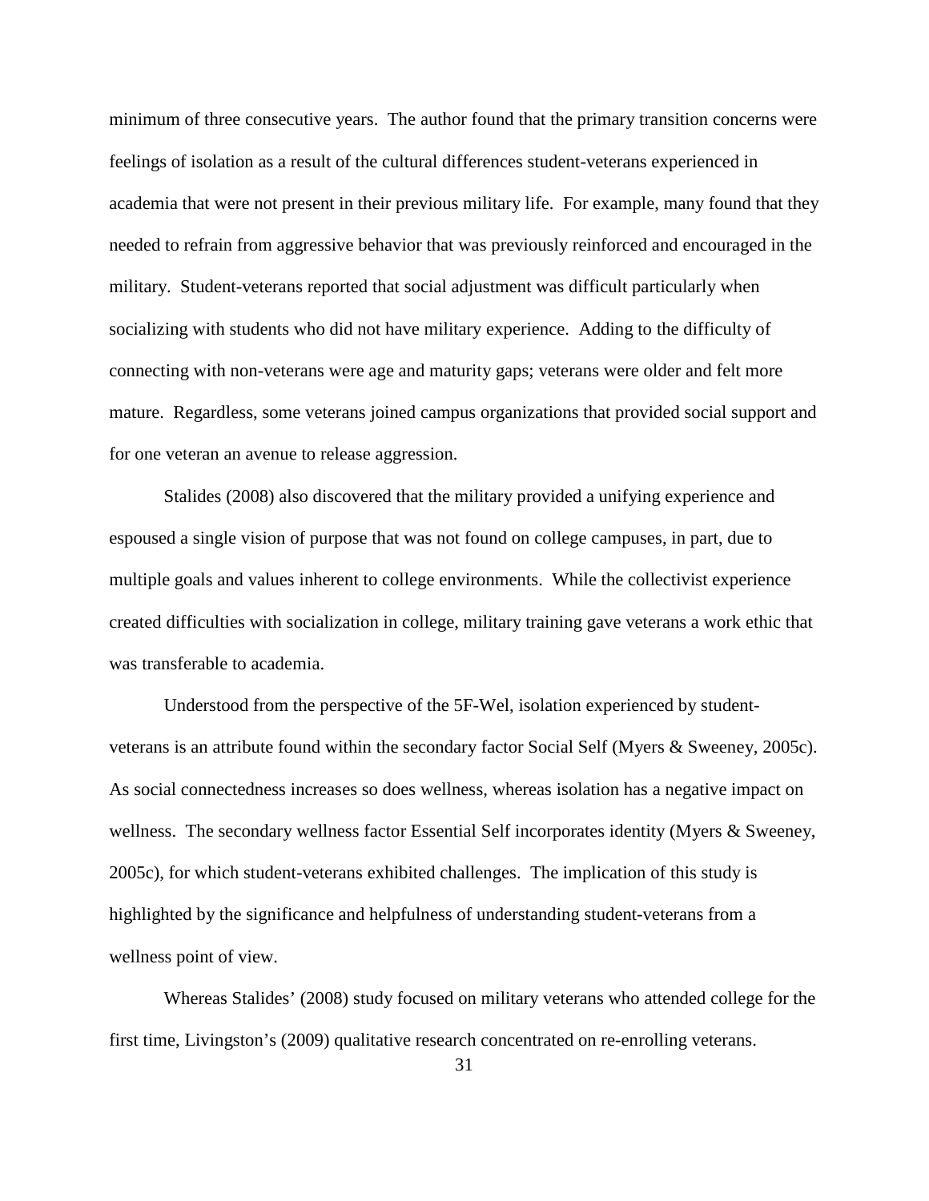minimum of three consecutive years. The author found that the primary transition concerns were feelings of isolation as a result of the cultural differences student-veterans experienced in academia that were not present in their previous military life. For example, many found that they needed to refrain from aggressive behavior that was previously reinforced and encouraged in the military. Student-veterans reported that social adjustment was difficult particularly when socializing with students who did not have military experience. Adding to the difficulty of connecting with non-veterans were age and maturity gaps; veterans were older and felt more mature. Regardless, some veterans joined campus organizations that provided social support and for one veteran an avenue to release aggression.

Stalides (2008) also discovered that the military provided a unifying experience and espoused a single vision of purpose that was not found on college campuses, in part, due to multiple goals and values inherent to college environments. While the collectivist experience created difficulties with socialization in college, military training gave veterans a work ethic that was transferable to academia.

Understood from the perspective of the 5F-Wel, isolation experienced by student-veterans is an attribute found within the secondary factor Social Self (Myers & Sweeney, 2005c). As social connectedness increases so does wellness, whereas isolation has a negative impact on wellness. The secondary wellness factor Essential Self incorporates identity (Myers & Sweeney, 2005c), for which student-veterans exhibited challenges. The implication of this study is highlighted by the significance and helpfulness of understanding student-veterans from a wellness point of view.

Whereas Stalides' (2008) study focused on military veterans who attended college for the first time, Livingston's (2009) qualitative research concentrated on re-enrolling veterans.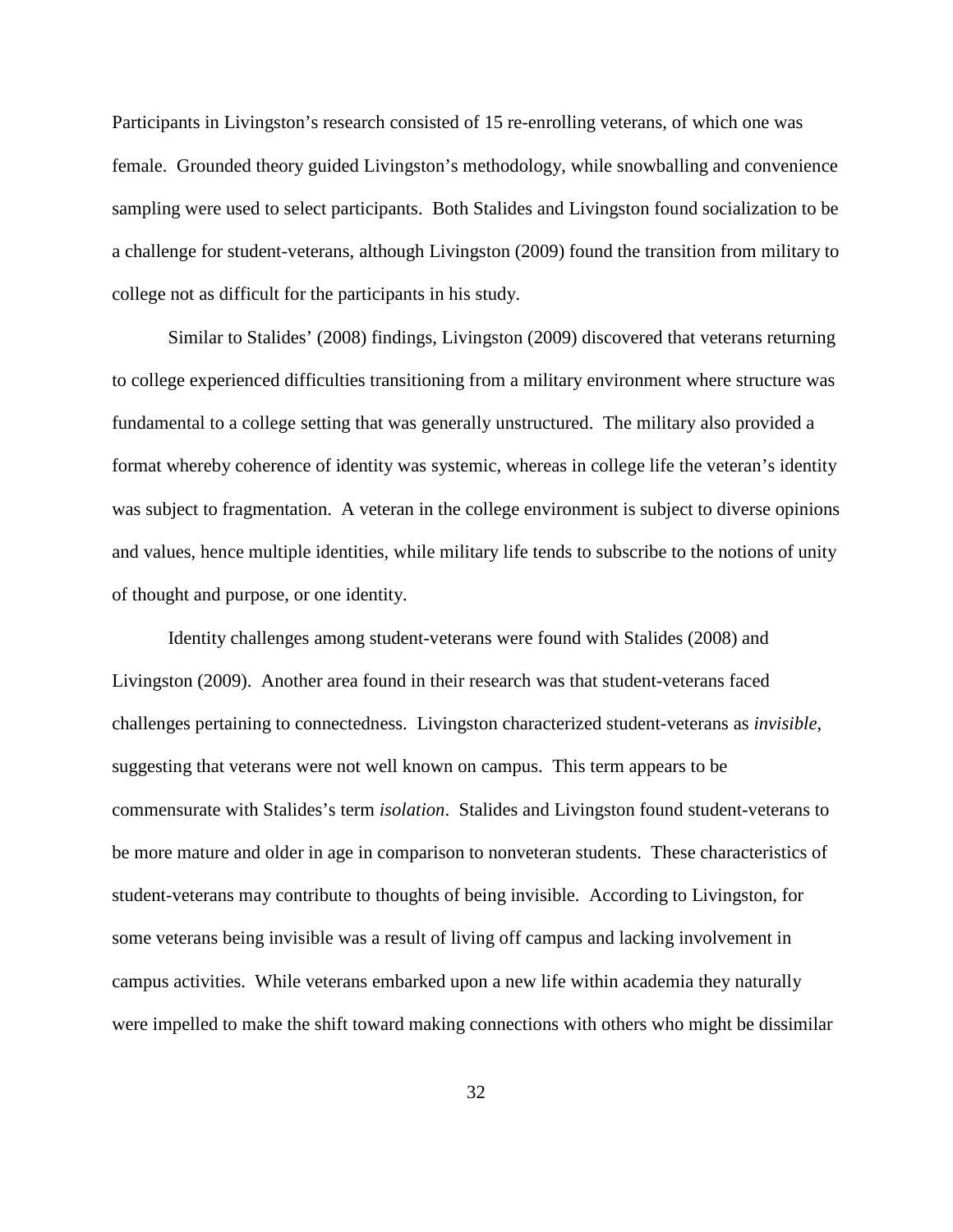Participants in Livingston's research consisted of 15 re-enrolling veterans, of which one was female. Grounded theory guided Livingston's methodology, while snowballing and convenience sampling were used to select participants. Both Stalides and Livingston found socialization to be a challenge for student-veterans, although Livingston (2009) found the transition from military to college not as difficult for the participants in his study.

Similar to Stalides' (2008) findings, Livingston (2009) discovered that veterans returning to college experienced difficulties transitioning from a military environment where structure was fundamental to a college setting that was generally unstructured. The military also provided a format whereby coherence of identity was systemic, whereas in college life the veteran's identity was subject to fragmentation. A veteran in the college environment is subject to diverse opinions and values, hence multiple identities, while military life tends to subscribe to the notions of unity of thought and purpose, or one identity.

Identity challenges among student-veterans were found with Stalides (2008) and Livingston (2009). Another area found in their research was that student-veterans faced challenges pertaining to connectedness. Livingston characterized student-veterans as *invisible*, suggesting that veterans were not well known on campus. This term appears to be commensurate with Stalides's term *isolation*. Stalides and Livingston found student-veterans to be more mature and older in age in comparison to nonveteran students. These characteristics of student-veterans may contribute to thoughts of being invisible. According to Livingston, for some veterans being invisible was a result of living off campus and lacking involvement in campus activities. While veterans embarked upon a new life within academia they naturally were impelled to make the shift toward making connections with others who might be dissimilar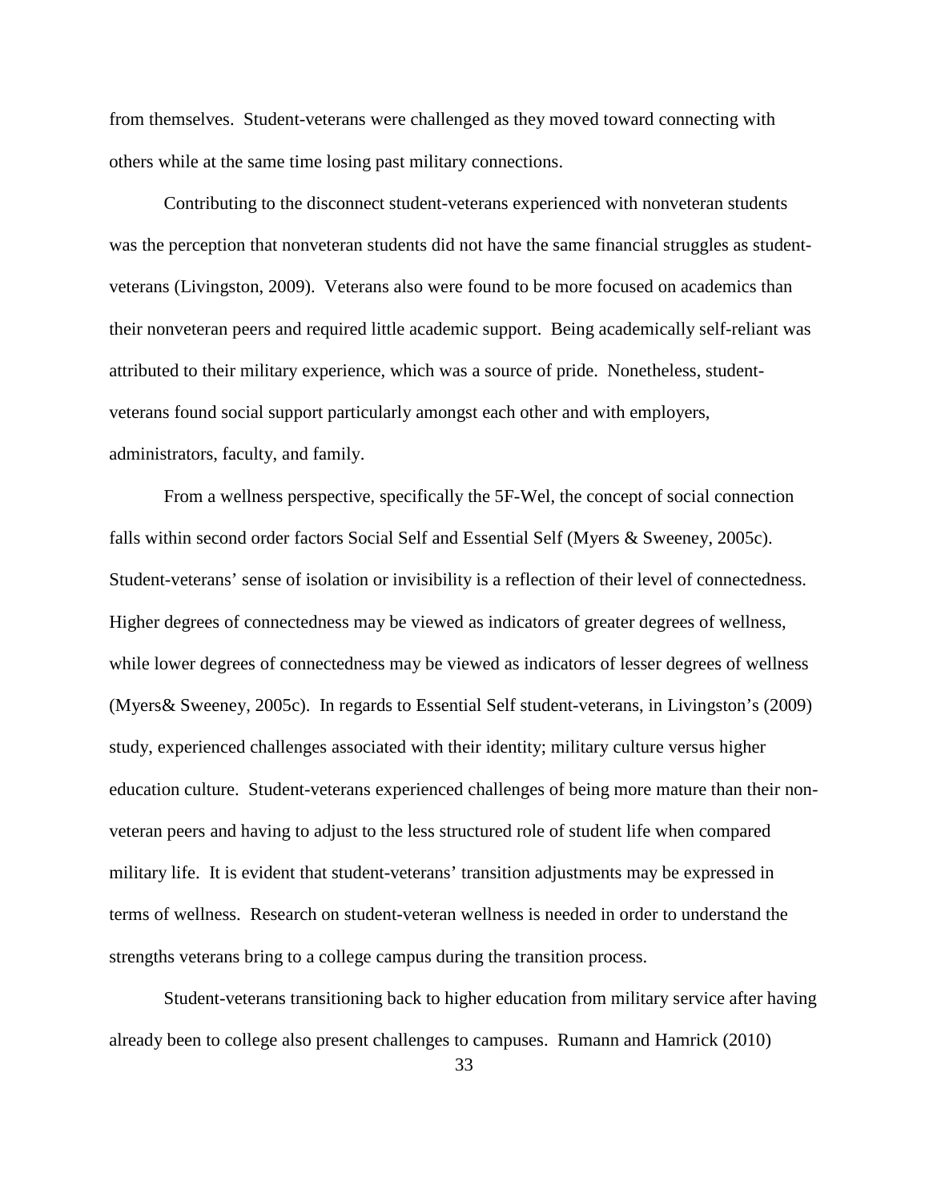from themselves. Student-veterans were challenged as they moved toward connecting with others while at the same time losing past military connections.

Contributing to the disconnect student-veterans experienced with nonveteran students was the perception that nonveteran students did not have the same financial struggles as student-veterans (Livingston, 2009). Veterans also were found to be more focused on academics than their nonveteran peers and required little academic support. Being academically self-reliant was attributed to their military experience, which was a source of pride. Nonetheless, student-veterans found social support particularly amongst each other and with employers, administrators, faculty, and family.

From a wellness perspective, specifically the 5F-Wel, the concept of social connection falls within second order factors Social Self and Essential Self (Myers & Sweeney, 2005c). Student-veterans' sense of isolation or invisibility is a reflection of their level of connectedness. Higher degrees of connectedness may be viewed as indicators of greater degrees of wellness, while lower degrees of connectedness may be viewed as indicators of lesser degrees of wellness (Myers& Sweeney, 2005c). In regards to Essential Self student-veterans, in Livingston's (2009) study, experienced challenges associated with their identity; military culture versus higher education culture. Student-veterans experienced challenges of being more mature than their non-veteran peers and having to adjust to the less structured role of student life when compared military life. It is evident that student-veterans' transition adjustments may be expressed in terms of wellness. Research on student-veteran wellness is needed in order to understand the strengths veterans bring to a college campus during the transition process.

Student-veterans transitioning back to higher education from military service after having already been to college also present challenges to campuses. Rumann and Hamrick (2010)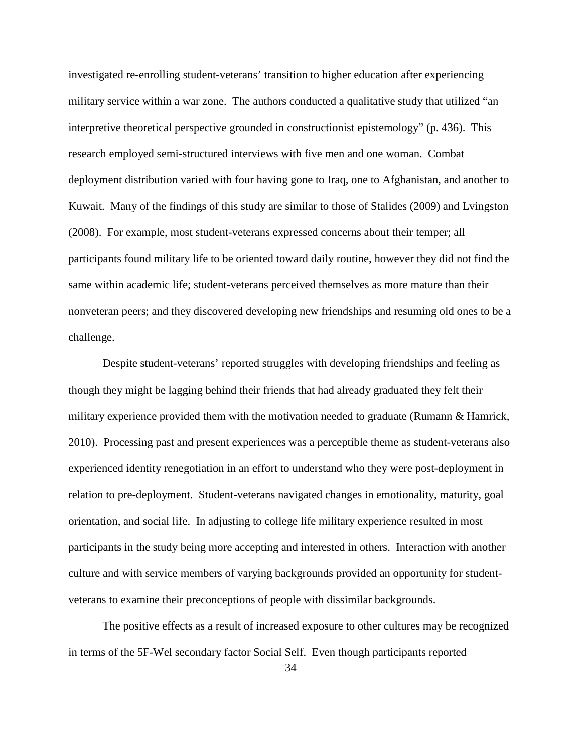investigated re-enrolling student-veterans' transition to higher education after experiencing military service within a war zone. The authors conducted a qualitative study that utilized "an interpretive theoretical perspective grounded in constructionist epistemology" (p. 436). This research employed semi-structured interviews with five men and one woman. Combat deployment distribution varied with four having gone to Iraq, one to Afghanistan, and another to Kuwait. Many of the findings of this study are similar to those of Stalides (2009) and Lvingston (2008). For example, most student-veterans expressed concerns about their temper; all participants found military life to be oriented toward daily routine, however they did not find the same within academic life; student-veterans perceived themselves as more mature than their nonveteran peers; and they discovered developing new friendships and resuming old ones to be a challenge.

Despite student-veterans' reported struggles with developing friendships and feeling as though they might be lagging behind their friends that had already graduated they felt their military experience provided them with the motivation needed to graduate (Rumann & Hamrick, 2010). Processing past and present experiences was a perceptible theme as student-veterans also experienced identity renegotiation in an effort to understand who they were post-deployment in relation to pre-deployment. Student-veterans navigated changes in emotionality, maturity, goal orientation, and social life. In adjusting to college life military experience resulted in most participants in the study being more accepting and interested in others. Interaction with another culture and with service members of varying backgrounds provided an opportunity for student-veterans to examine their preconceptions of people with dissimilar backgrounds.

The positive effects as a result of increased exposure to other cultures may be recognized in terms of the 5F-Wel secondary factor Social Self. Even though participants reported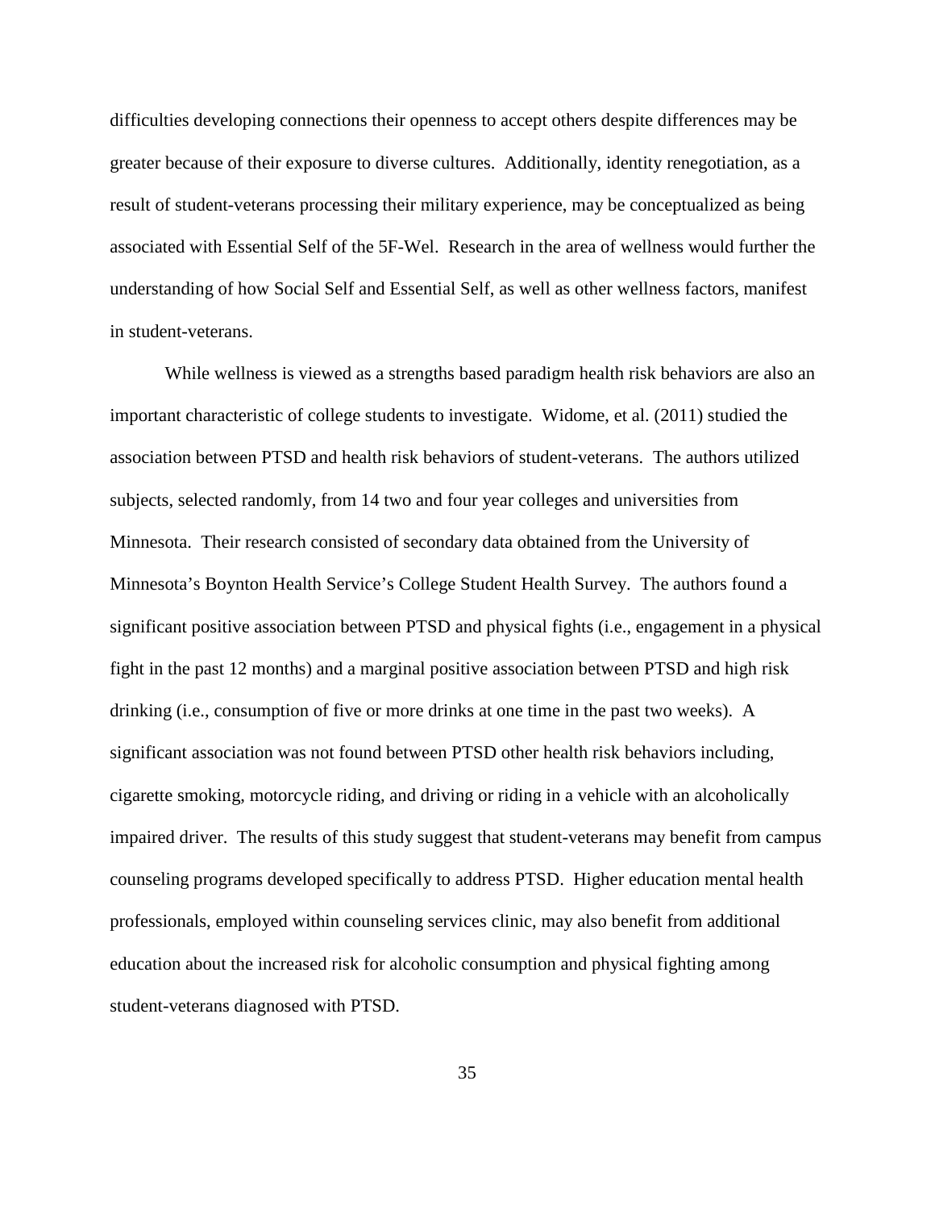difficulties developing connections their openness to accept others despite differences may be greater because of their exposure to diverse cultures. Additionally, identity renegotiation, as a result of student-veterans processing their military experience, may be conceptualized as being associated with Essential Self of the 5F-Wel. Research in the area of wellness would further the understanding of how Social Self and Essential Self, as well as other wellness factors, manifest in student-veterans.

While wellness is viewed as a strengths based paradigm health risk behaviors are also an important characteristic of college students to investigate. Widome, et al. (2011) studied the association between PTSD and health risk behaviors of student-veterans. The authors utilized subjects, selected randomly, from 14 two and four year colleges and universities from Minnesota. Their research consisted of secondary data obtained from the University of Minnesota's Boynton Health Service's College Student Health Survey. The authors found a significant positive association between PTSD and physical fights (i.e., engagement in a physical fight in the past 12 months) and a marginal positive association between PTSD and high risk drinking (i.e., consumption of five or more drinks at one time in the past two weeks). A significant association was not found between PTSD other health risk behaviors including, cigarette smoking, motorcycle riding, and driving or riding in a vehicle with an alcoholically impaired driver. The results of this study suggest that student-veterans may benefit from campus counseling programs developed specifically to address PTSD. Higher education mental health professionals, employed within counseling services clinic, may also benefit from additional education about the increased risk for alcoholic consumption and physical fighting among student-veterans diagnosed with PTSD.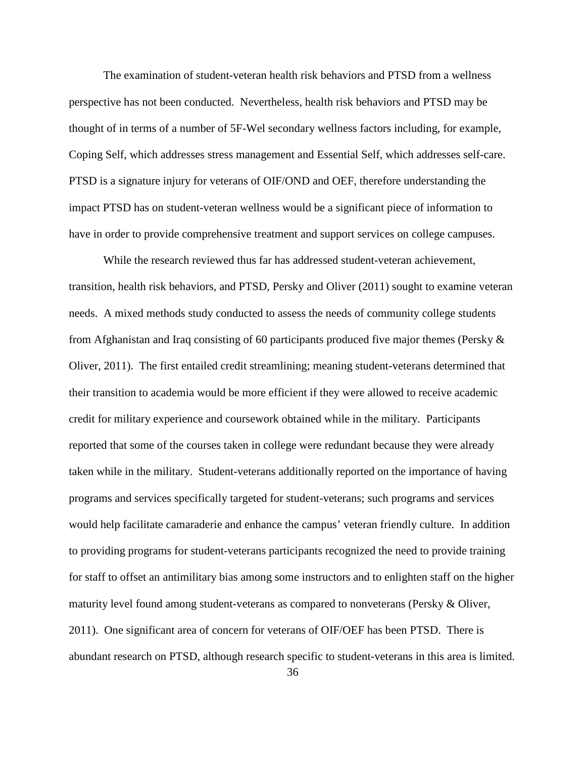The examination of student-veteran health risk behaviors and PTSD from a wellness perspective has not been conducted. Nevertheless, health risk behaviors and PTSD may be thought of in terms of a number of 5F-Wel secondary wellness factors including, for example, Coping Self, which addresses stress management and Essential Self, which addresses self-care. PTSD is a signature injury for veterans of OIF/OND and OEF, therefore understanding the impact PTSD has on student-veteran wellness would be a significant piece of information to have in order to provide comprehensive treatment and support services on college campuses.

While the research reviewed thus far has addressed student-veteran achievement, transition, health risk behaviors, and PTSD, Persky and Oliver (2011) sought to examine veteran needs. A mixed methods study conducted to assess the needs of community college students from Afghanistan and Iraq consisting of 60 participants produced five major themes (Persky & Oliver, 2011). The first entailed credit streamlining; meaning student-veterans determined that their transition to academia would be more efficient if they were allowed to receive academic credit for military experience and coursework obtained while in the military. Participants reported that some of the courses taken in college were redundant because they were already taken while in the military. Student-veterans additionally reported on the importance of having programs and services specifically targeted for student-veterans; such programs and services would help facilitate camaraderie and enhance the campus' veteran friendly culture. In addition to providing programs for student-veterans participants recognized the need to provide training for staff to offset an antimilitary bias among some instructors and to enlighten staff on the higher maturity level found among student-veterans as compared to nonveterans (Persky & Oliver, 2011). One significant area of concern for veterans of OIF/OEF has been PTSD. There is abundant research on PTSD, although research specific to student-veterans in this area is limited.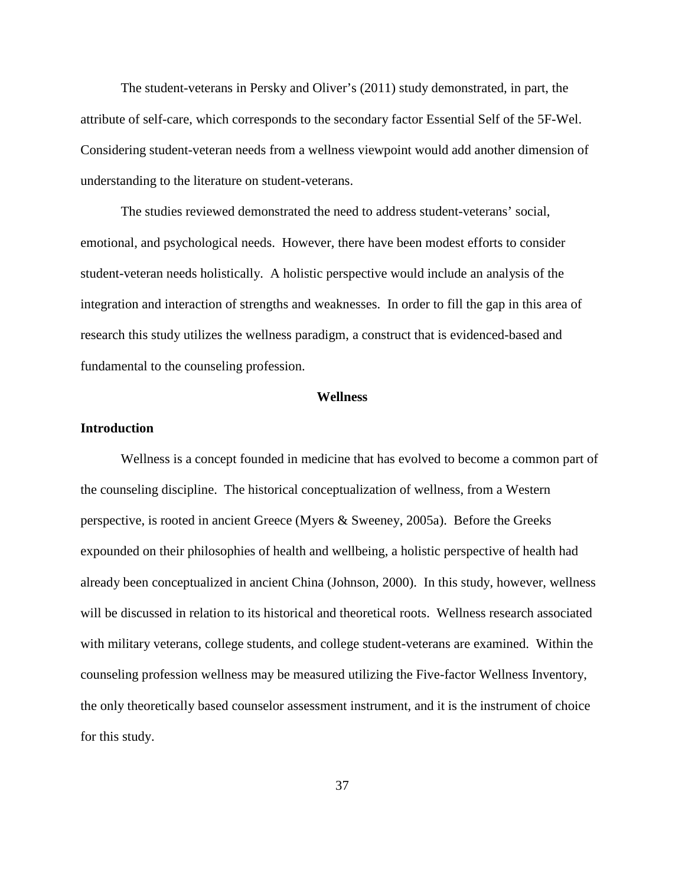The student-veterans in Persky and Oliver's (2011) study demonstrated, in part, the attribute of self-care, which corresponds to the secondary factor Essential Self of the 5F-Wel. Considering student-veteran needs from a wellness viewpoint would add another dimension of understanding to the literature on student-veterans.

The studies reviewed demonstrated the need to address student-veterans' social, emotional, and psychological needs. However, there have been modest efforts to consider student-veteran needs holistically. A holistic perspective would include an analysis of the integration and interaction of strengths and weaknesses. In order to fill the gap in this area of research this study utilizes the wellness paradigm, a construct that is evidenced-based and fundamental to the counseling profession.

## Wellness

### Introduction

Wellness is a concept founded in medicine that has evolved to become a common part of the counseling discipline. The historical conceptualization of wellness, from a Western perspective, is rooted in ancient Greece (Myers & Sweeney, 2005a). Before the Greeks expounded on their philosophies of health and wellbeing, a holistic perspective of health had already been conceptualized in ancient China (Johnson, 2000). In this study, however, wellness will be discussed in relation to its historical and theoretical roots. Wellness research associated with military veterans, college students, and college student-veterans are examined. Within the counseling profession wellness may be measured utilizing the Five-factor Wellness Inventory, the only theoretically based counselor assessment instrument, and it is the instrument of choice for this study.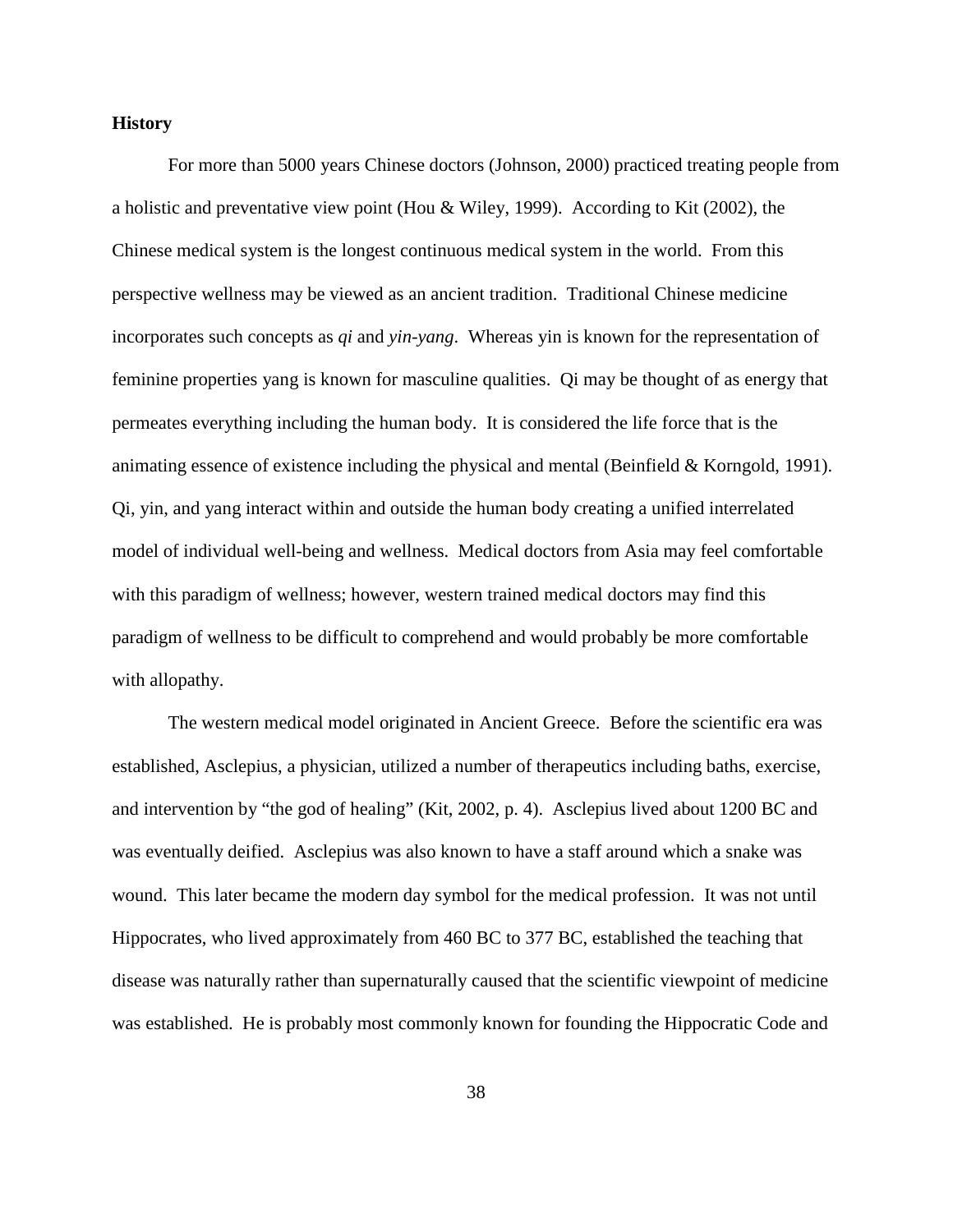**History**

For more than 5000 years Chinese doctors (Johnson, 2000) practiced treating people from a holistic and preventative view point (Hou & Wiley, 1999). According to Kit (2002), the Chinese medical system is the longest continuous medical system in the world. From this perspective wellness may be viewed as an ancient tradition. Traditional Chinese medicine incorporates such concepts as *qi* and *yin-yang*. Whereas yin is known for the representation of feminine properties yang is known for masculine qualities. Qi may be thought of as energy that permeates everything including the human body. It is considered the life force that is the animating essence of existence including the physical and mental (Beinfield & Korngold, 1991). Qi, yin, and yang interact within and outside the human body creating a unified interrelated model of individual well-being and wellness. Medical doctors from Asia may feel comfortable with this paradigm of wellness; however, western trained medical doctors may find this paradigm of wellness to be difficult to comprehend and would probably be more comfortable with allopathy.

The western medical model originated in Ancient Greece. Before the scientific era was established, Asclepius, a physician, utilized a number of therapeutics including baths, exercise, and intervention by "the god of healing" (Kit, 2002, p. 4). Asclepius lived about 1200 BC and was eventually deified. Asclepius was also known to have a staff around which a snake was wound. This later became the modern day symbol for the medical profession. It was not until Hippocrates, who lived approximately from 460 BC to 377 BC, established the teaching that disease was naturally rather than supernaturally caused that the scientific viewpoint of medicine was established. He is probably most commonly known for founding the Hippocratic Code and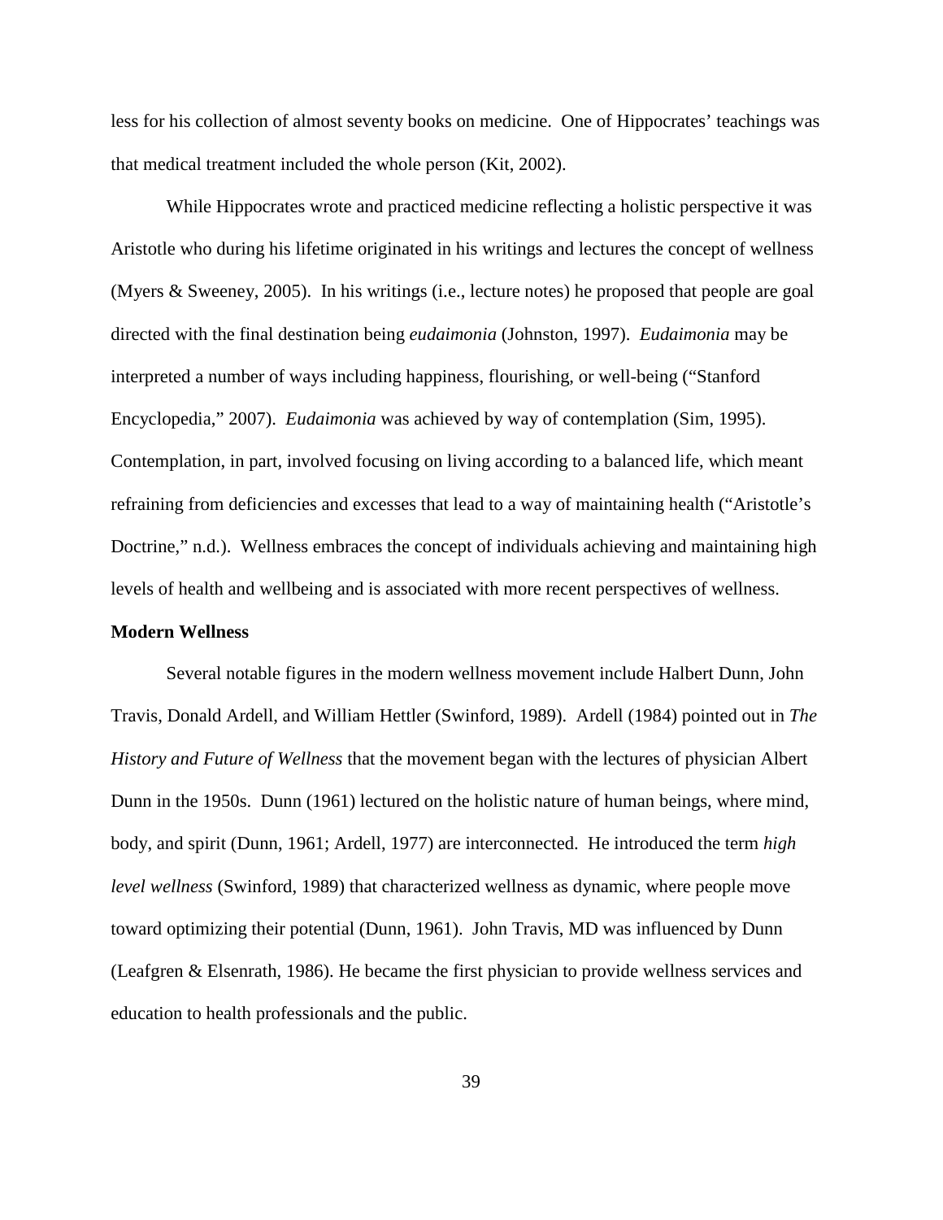less for his collection of almost seventy books on medicine. One of Hippocrates' teachings was that medical treatment included the whole person (Kit, 2002).

While Hippocrates wrote and practiced medicine reflecting a holistic perspective it was Aristotle who during his lifetime originated in his writings and lectures the concept of wellness (Myers & Sweeney, 2005). In his writings (i.e., lecture notes) he proposed that people are goal directed with the final destination being *eudaimonia* (Johnston, 1997). *Eudaimonia* may be interpreted a number of ways including happiness, flourishing, or well-being ("Stanford Encyclopedia," 2007). *Eudaimonia* was achieved by way of contemplation (Sim, 1995). Contemplation, in part, involved focusing on living according to a balanced life, which meant refraining from deficiencies and excesses that lead to a way of maintaining health ("Aristotle's Doctrine," n.d.). Wellness embraces the concept of individuals achieving and maintaining high levels of health and wellbeing and is associated with more recent perspectives of wellness.

**Modern Wellness**

Several notable figures in the modern wellness movement include Halbert Dunn, John Travis, Donald Ardell, and William Hettler (Swinford, 1989). Ardell (1984) pointed out in *The History and Future of Wellness* that the movement began with the lectures of physician Albert Dunn in the 1950s. Dunn (1961) lectured on the holistic nature of human beings, where mind, body, and spirit (Dunn, 1961; Ardell, 1977) are interconnected. He introduced the term *high level wellness* (Swinford, 1989) that characterized wellness as dynamic, where people move toward optimizing their potential (Dunn, 1961). John Travis, MD was influenced by Dunn (Leafgren & Elsenrath, 1986). He became the first physician to provide wellness services and education to health professionals and the public.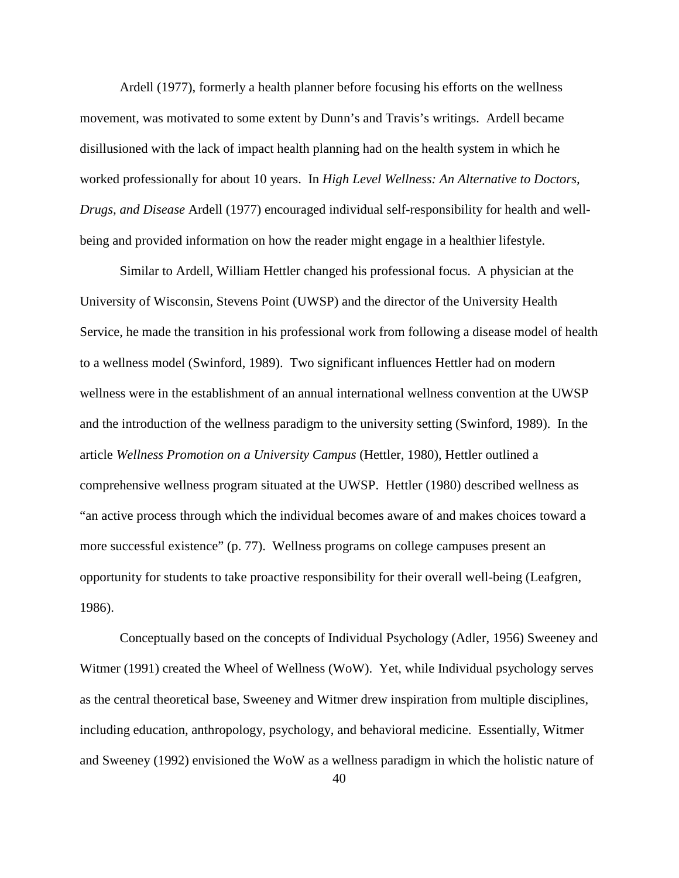Ardell (1977), formerly a health planner before focusing his efforts on the wellness movement, was motivated to some extent by Dunn's and Travis's writings. Ardell became disillusioned with the lack of impact health planning had on the health system in which he worked professionally for about 10 years. In *High Level Wellness: An Alternative to Doctors, Drugs, and Disease* Ardell (1977) encouraged individual self-responsibility for health and well-being and provided information on how the reader might engage in a healthier lifestyle.

Similar to Ardell, William Hettler changed his professional focus. A physician at the University of Wisconsin, Stevens Point (UWSP) and the director of the University Health Service, he made the transition in his professional work from following a disease model of health to a wellness model (Swinford, 1989). Two significant influences Hettler had on modern wellness were in the establishment of an annual international wellness convention at the UWSP and the introduction of the wellness paradigm to the university setting (Swinford, 1989). In the article *Wellness Promotion on a University Campus* (Hettler, 1980), Hettler outlined a comprehensive wellness program situated at the UWSP. Hettler (1980) described wellness as "an active process through which the individual becomes aware of and makes choices toward a more successful existence" (p. 77). Wellness programs on college campuses present an opportunity for students to take proactive responsibility for their overall well-being (Leafgren, 1986).

Conceptually based on the concepts of Individual Psychology (Adler, 1956) Sweeney and Witmer (1991) created the Wheel of Wellness (WoW). Yet, while Individual psychology serves as the central theoretical base, Sweeney and Witmer drew inspiration from multiple disciplines, including education, anthropology, psychology, and behavioral medicine. Essentially, Witmer and Sweeney (1992) envisioned the WoW as a wellness paradigm in which the holistic nature of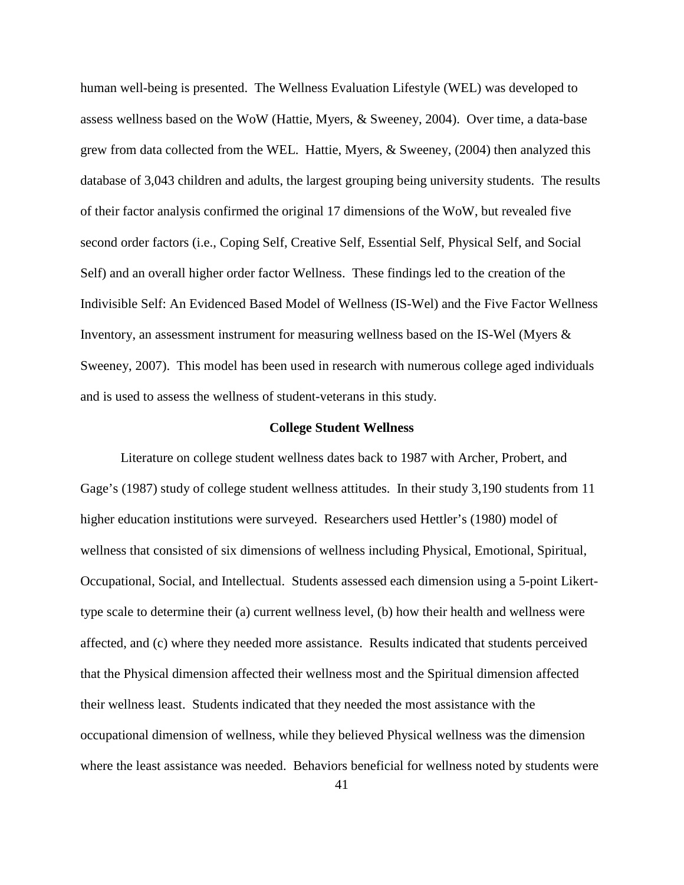human well-being is presented. The Wellness Evaluation Lifestyle (WEL) was developed to assess wellness based on the WoW (Hattie, Myers, & Sweeney, 2004). Over time, a data-base grew from data collected from the WEL. Hattie, Myers, & Sweeney, (2004) then analyzed this database of 3,043 children and adults, the largest grouping being university students. The results of their factor analysis confirmed the original 17 dimensions of the WoW, but revealed five second order factors (i.e., Coping Self, Creative Self, Essential Self, Physical Self, and Social Self) and an overall higher order factor Wellness. These findings led to the creation of the Indivisible Self: An Evidenced Based Model of Wellness (IS-Wel) and the Five Factor Wellness Inventory, an assessment instrument for measuring wellness based on the IS-Wel (Myers & Sweeney, 2007). This model has been used in research with numerous college aged individuals and is used to assess the wellness of student-veterans in this study.

## College Student Wellness

Literature on college student wellness dates back to 1987 with Archer, Probert, and Gage's (1987) study of college student wellness attitudes. In their study 3,190 students from 11 higher education institutions were surveyed. Researchers used Hettler's (1980) model of wellness that consisted of six dimensions of wellness including Physical, Emotional, Spiritual, Occupational, Social, and Intellectual. Students assessed each dimension using a 5-point Likert-type scale to determine their (a) current wellness level, (b) how their health and wellness were affected, and (c) where they needed more assistance. Results indicated that students perceived that the Physical dimension affected their wellness most and the Spiritual dimension affected their wellness least. Students indicated that they needed the most assistance with the occupational dimension of wellness, while they believed Physical wellness was the dimension where the least assistance was needed. Behaviors beneficial for wellness noted by students were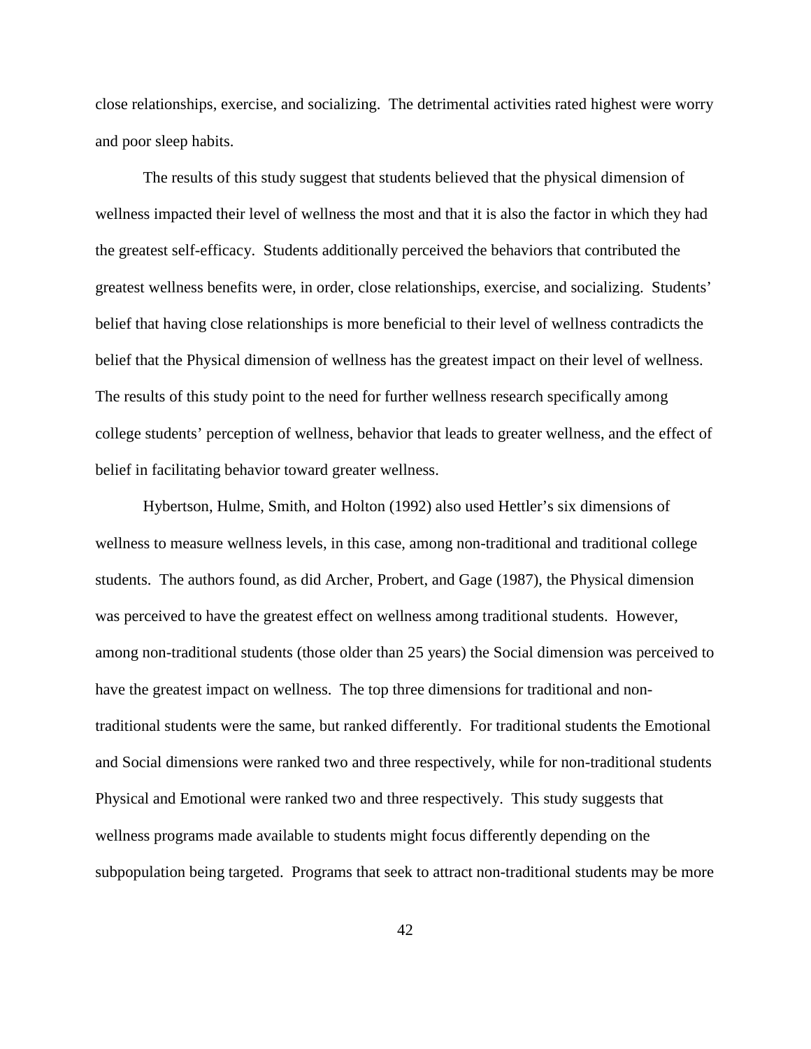close relationships, exercise, and socializing. The detrimental activities rated highest were worry and poor sleep habits.

The results of this study suggest that students believed that the physical dimension of wellness impacted their level of wellness the most and that it is also the factor in which they had the greatest self-efficacy. Students additionally perceived the behaviors that contributed the greatest wellness benefits were, in order, close relationships, exercise, and socializing. Students' belief that having close relationships is more beneficial to their level of wellness contradicts the belief that the Physical dimension of wellness has the greatest impact on their level of wellness. The results of this study point to the need for further wellness research specifically among college students' perception of wellness, behavior that leads to greater wellness, and the effect of belief in facilitating behavior toward greater wellness.

Hybertson, Hulme, Smith, and Holton (1992) also used Hettler's six dimensions of wellness to measure wellness levels, in this case, among non-traditional and traditional college students. The authors found, as did Archer, Probert, and Gage (1987), the Physical dimension was perceived to have the greatest effect on wellness among traditional students. However, among non-traditional students (those older than 25 years) the Social dimension was perceived to have the greatest impact on wellness. The top three dimensions for traditional and non-traditional students were the same, but ranked differently. For traditional students the Emotional and Social dimensions were ranked two and three respectively, while for non-traditional students Physical and Emotional were ranked two and three respectively. This study suggests that wellness programs made available to students might focus differently depending on the subpopulation being targeted. Programs that seek to attract non-traditional students may be more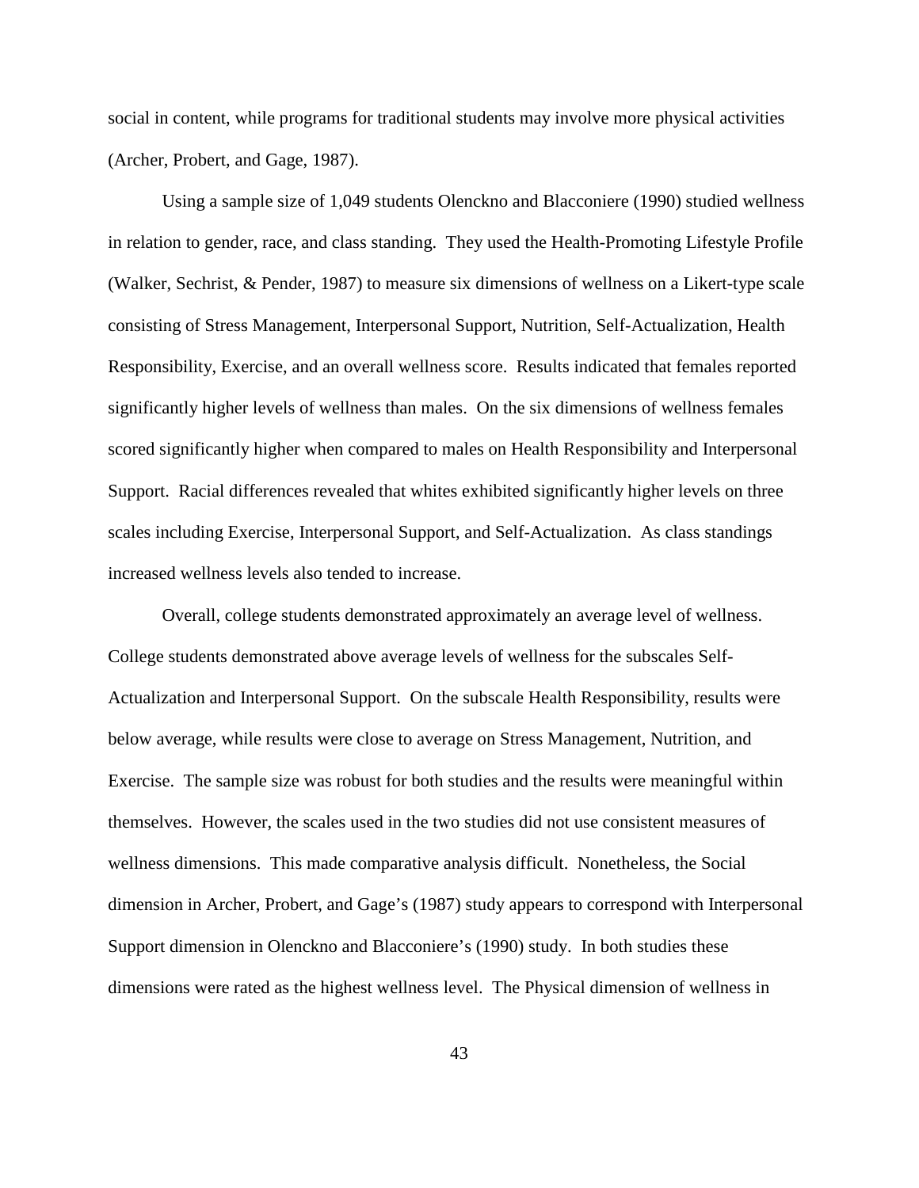social in content, while programs for traditional students may involve more physical activities (Archer, Probert, and Gage, 1987).

Using a sample size of 1,049 students Olenckno and Blacconiere (1990) studied wellness in relation to gender, race, and class standing. They used the Health-Promoting Lifestyle Profile (Walker, Sechrist, & Pender, 1987) to measure six dimensions of wellness on a Likert-type scale consisting of Stress Management, Interpersonal Support, Nutrition, Self-Actualization, Health Responsibility, Exercise, and an overall wellness score. Results indicated that females reported significantly higher levels of wellness than males. On the six dimensions of wellness females scored significantly higher when compared to males on Health Responsibility and Interpersonal Support. Racial differences revealed that whites exhibited significantly higher levels on three scales including Exercise, Interpersonal Support, and Self-Actualization. As class standings increased wellness levels also tended to increase.

Overall, college students demonstrated approximately an average level of wellness. College students demonstrated above average levels of wellness for the subscales Self-Actualization and Interpersonal Support. On the subscale Health Responsibility, results were below average, while results were close to average on Stress Management, Nutrition, and Exercise. The sample size was robust for both studies and the results were meaningful within themselves. However, the scales used in the two studies did not use consistent measures of wellness dimensions. This made comparative analysis difficult. Nonetheless, the Social dimension in Archer, Probert, and Gage's (1987) study appears to correspond with Interpersonal Support dimension in Olenckno and Blacconiere's (1990) study. In both studies these dimensions were rated as the highest wellness level. The Physical dimension of wellness in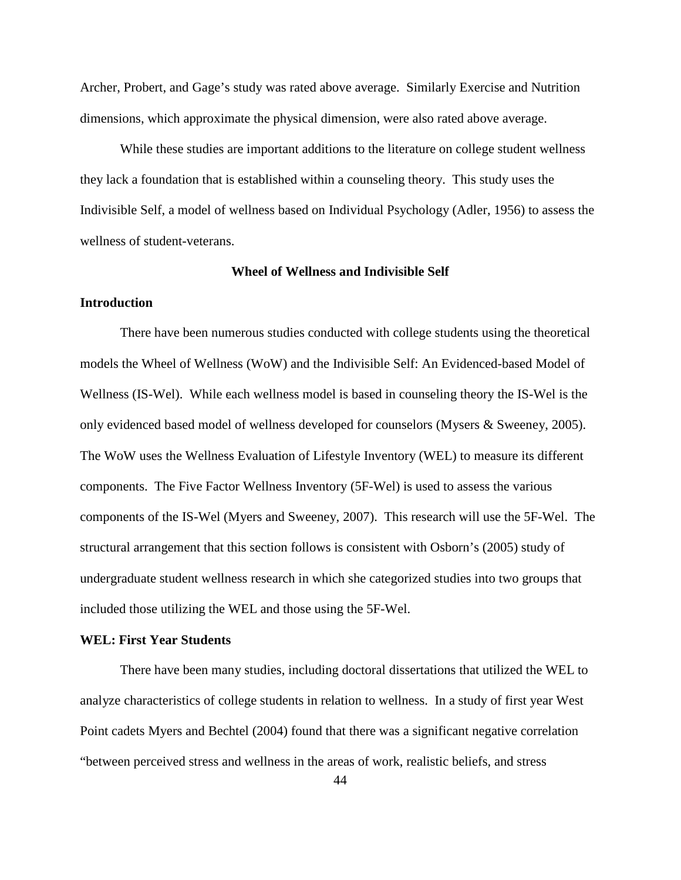Archer, Probert, and Gage's study was rated above average. Similarly Exercise and Nutrition dimensions, which approximate the physical dimension, were also rated above average.

While these studies are important additions to the literature on college student wellness they lack a foundation that is established within a counseling theory. This study uses the Indivisible Self, a model of wellness based on Individual Psychology (Adler, 1956) to assess the wellness of student-veterans.

## Wheel of Wellness and Indivisible Self

### Introduction

There have been numerous studies conducted with college students using the theoretical models the Wheel of Wellness (WoW) and the Indivisible Self: An Evidenced-based Model of Wellness (IS-Wel). While each wellness model is based in counseling theory the IS-Wel is the only evidenced based model of wellness developed for counselors (Mysers & Sweeney, 2005). The WoW uses the Wellness Evaluation of Lifestyle Inventory (WEL) to measure its different components. The Five Factor Wellness Inventory (5F-Wel) is used to assess the various components of the IS-Wel (Myers and Sweeney, 2007). This research will use the 5F-Wel. The structural arrangement that this section follows is consistent with Osborn's (2005) study of undergraduate student wellness research in which she categorized studies into two groups that included those utilizing the WEL and those using the 5F-Wel.

### WEL: First Year Students

There have been many studies, including doctoral dissertations that utilized the WEL to analyze characteristics of college students in relation to wellness. In a study of first year West Point cadets Myers and Bechtel (2004) found that there was a significant negative correlation "between perceived stress and wellness in the areas of work, realistic beliefs, and stress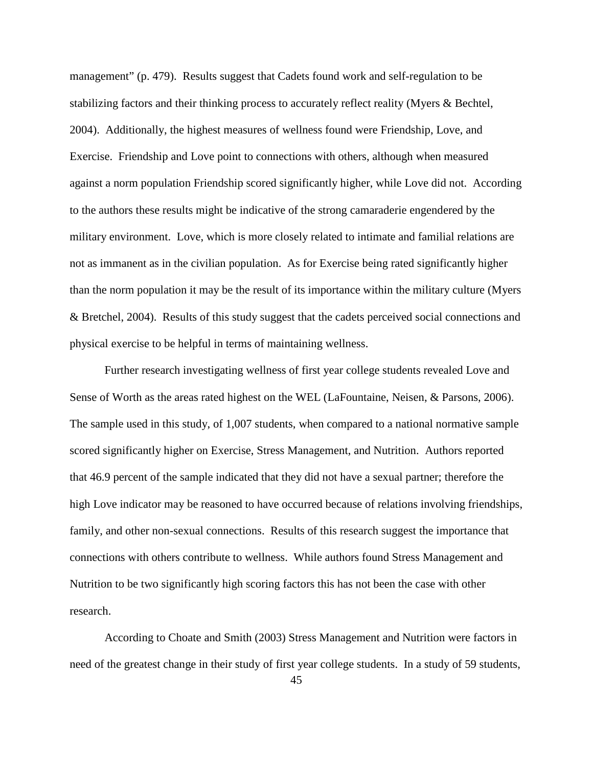management" (p. 479). Results suggest that Cadets found work and self-regulation to be stabilizing factors and their thinking process to accurately reflect reality (Myers & Bechtel, 2004). Additionally, the highest measures of wellness found were Friendship, Love, and Exercise. Friendship and Love point to connections with others, although when measured against a norm population Friendship scored significantly higher, while Love did not. According to the authors these results might be indicative of the strong camaraderie engendered by the military environment. Love, which is more closely related to intimate and familial relations are not as immanent as in the civilian population. As for Exercise being rated significantly higher than the norm population it may be the result of its importance within the military culture (Myers & Bretchel, 2004). Results of this study suggest that the cadets perceived social connections and physical exercise to be helpful in terms of maintaining wellness.

Further research investigating wellness of first year college students revealed Love and Sense of Worth as the areas rated highest on the WEL (LaFountaine, Neisen, & Parsons, 2006). The sample used in this study, of 1,007 students, when compared to a national normative sample scored significantly higher on Exercise, Stress Management, and Nutrition. Authors reported that 46.9 percent of the sample indicated that they did not have a sexual partner; therefore the high Love indicator may be reasoned to have occurred because of relations involving friendships, family, and other non-sexual connections. Results of this research suggest the importance that connections with others contribute to wellness. While authors found Stress Management and Nutrition to be two significantly high scoring factors this has not been the case with other research.

According to Choate and Smith (2003) Stress Management and Nutrition were factors in need of the greatest change in their study of first year college students. In a study of 59 students,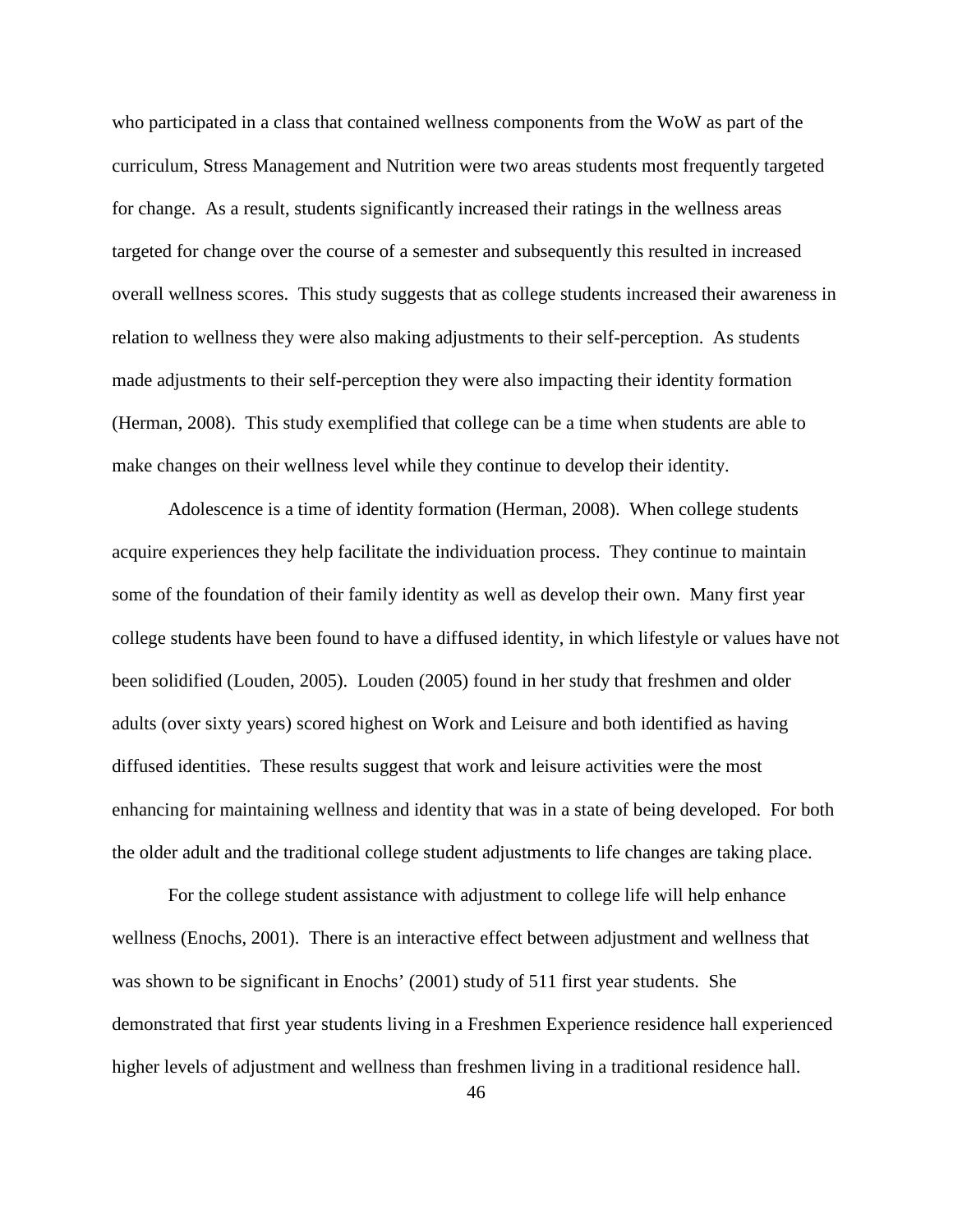who participated in a class that contained wellness components from the WoW as part of the curriculum, Stress Management and Nutrition were two areas students most frequently targeted for change. As a result, students significantly increased their ratings in the wellness areas targeted for change over the course of a semester and subsequently this resulted in increased overall wellness scores. This study suggests that as college students increased their awareness in relation to wellness they were also making adjustments to their self-perception. As students made adjustments to their self-perception they were also impacting their identity formation (Herman, 2008). This study exemplified that college can be a time when students are able to make changes on their wellness level while they continue to develop their identity.

Adolescence is a time of identity formation (Herman, 2008). When college students acquire experiences they help facilitate the individuation process. They continue to maintain some of the foundation of their family identity as well as develop their own. Many first year college students have been found to have a diffused identity, in which lifestyle or values have not been solidified (Louden, 2005). Louden (2005) found in her study that freshmen and older adults (over sixty years) scored highest on Work and Leisure and both identified as having diffused identities. These results suggest that work and leisure activities were the most enhancing for maintaining wellness and identity that was in a state of being developed. For both the older adult and the traditional college student adjustments to life changes are taking place.

For the college student assistance with adjustment to college life will help enhance wellness (Enochs, 2001). There is an interactive effect between adjustment and wellness that was shown to be significant in Enochs' (2001) study of 511 first year students. She demonstrated that first year students living in a Freshmen Experience residence hall experienced higher levels of adjustment and wellness than freshmen living in a traditional residence hall.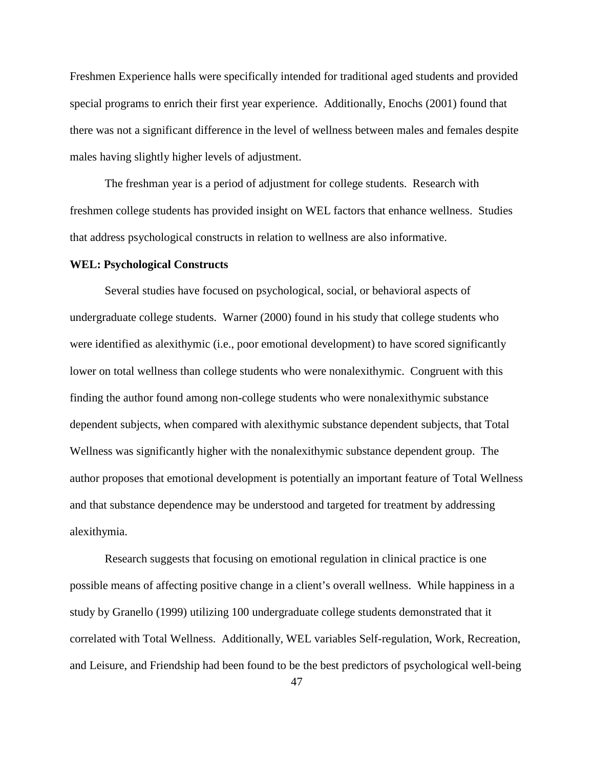Freshmen Experience halls were specifically intended for traditional aged students and provided special programs to enrich their first year experience. Additionally, Enochs (2001) found that there was not a significant difference in the level of wellness between males and females despite males having slightly higher levels of adjustment.

The freshman year is a period of adjustment for college students. Research with freshmen college students has provided insight on WEL factors that enhance wellness. Studies that address psychological constructs in relation to wellness are also informative.

**WEL: Psychological Constructs**

Several studies have focused on psychological, social, or behavioral aspects of undergraduate college students. Warner (2000) found in his study that college students who were identified as alexithymic (i.e., poor emotional development) to have scored significantly lower on total wellness than college students who were nonalexithymic. Congruent with this finding the author found among non-college students who were nonalexithymic substance dependent subjects, when compared with alexithymic substance dependent subjects, that Total Wellness was significantly higher with the nonalexithymic substance dependent group. The author proposes that emotional development is potentially an important feature of Total Wellness and that substance dependence may be understood and targeted for treatment by addressing alexithymia.

Research suggests that focusing on emotional regulation in clinical practice is one possible means of affecting positive change in a client's overall wellness. While happiness in a study by Granello (1999) utilizing 100 undergraduate college students demonstrated that it correlated with Total Wellness. Additionally, WEL variables Self-regulation, Work, Recreation, and Leisure, and Friendship had been found to be the best predictors of psychological well-being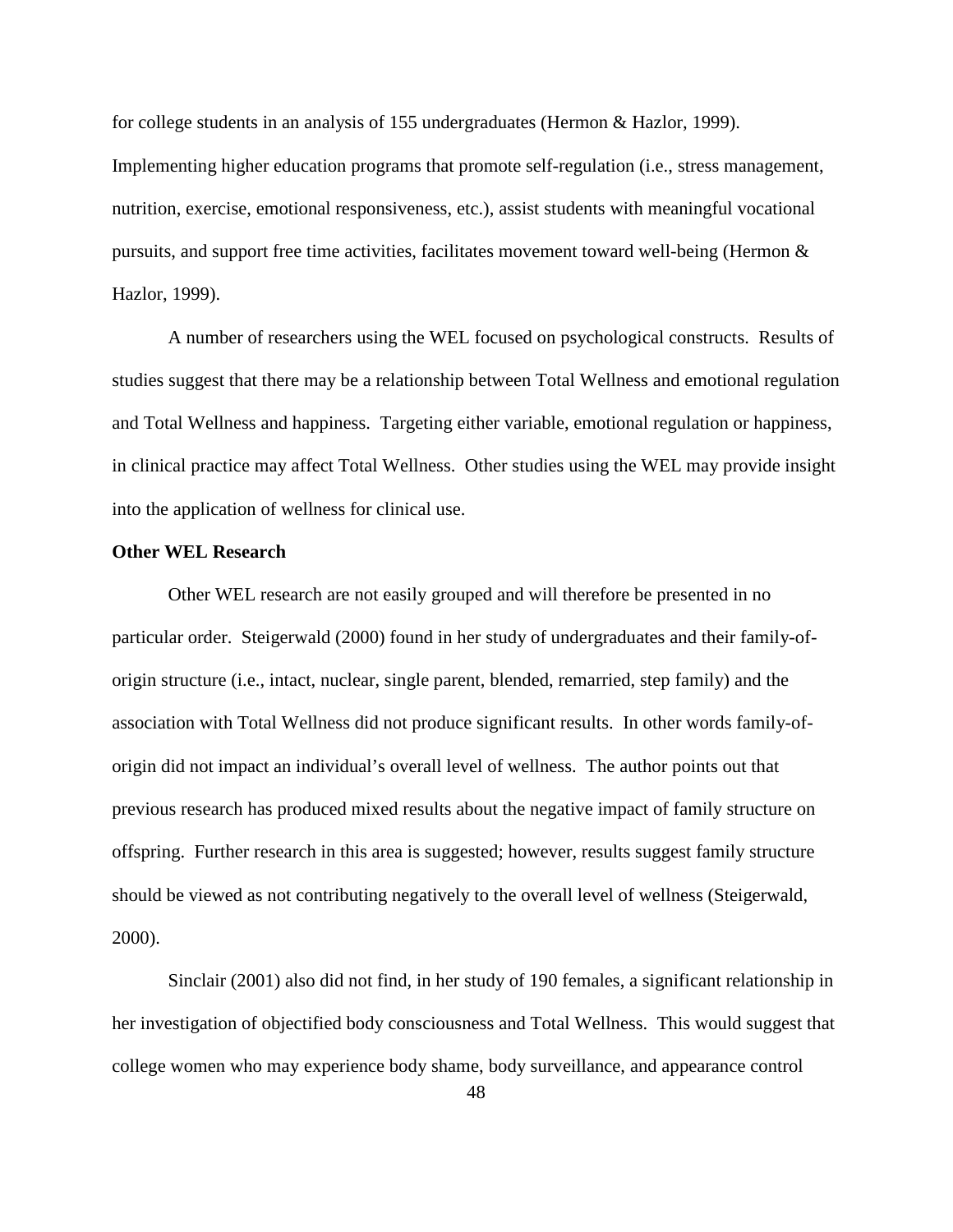for college students in an analysis of 155 undergraduates (Hermon & Hazlor, 1999). Implementing higher education programs that promote self-regulation (i.e., stress management, nutrition, exercise, emotional responsiveness, etc.), assist students with meaningful vocational pursuits, and support free time activities, facilitates movement toward well-being (Hermon & Hazlor, 1999).

A number of researchers using the WEL focused on psychological constructs. Results of studies suggest that there may be a relationship between Total Wellness and emotional regulation and Total Wellness and happiness. Targeting either variable, emotional regulation or happiness, in clinical practice may affect Total Wellness. Other studies using the WEL may provide insight into the application of wellness for clinical use.

**Other WEL Research**

Other WEL research are not easily grouped and will therefore be presented in no particular order. Steigerwald (2000) found in her study of undergraduates and their family-of-origin structure (i.e., intact, nuclear, single parent, blended, remarried, step family) and the association with Total Wellness did not produce significant results. In other words family-of-origin did not impact an individual's overall level of wellness. The author points out that previous research has produced mixed results about the negative impact of family structure on offspring. Further research in this area is suggested; however, results suggest family structure should be viewed as not contributing negatively to the overall level of wellness (Steigerwald, 2000).

Sinclair (2001) also did not find, in her study of 190 females, a significant relationship in her investigation of objectified body consciousness and Total Wellness. This would suggest that college women who may experience body shame, body surveillance, and appearance control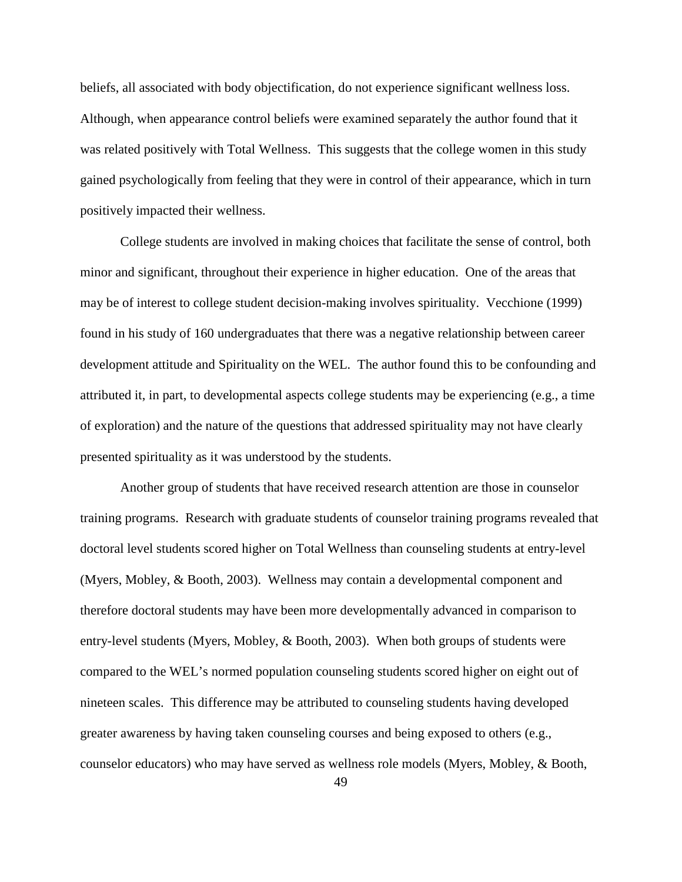beliefs, all associated with body objectification, do not experience significant wellness loss. Although, when appearance control beliefs were examined separately the author found that it was related positively with Total Wellness. This suggests that the college women in this study gained psychologically from feeling that they were in control of their appearance, which in turn positively impacted their wellness.

College students are involved in making choices that facilitate the sense of control, both minor and significant, throughout their experience in higher education. One of the areas that may be of interest to college student decision-making involves spirituality. Vecchione (1999) found in his study of 160 undergraduates that there was a negative relationship between career development attitude and Spirituality on the WEL. The author found this to be confounding and attributed it, in part, to developmental aspects college students may be experiencing (e.g., a time of exploration) and the nature of the questions that addressed spirituality may not have clearly presented spirituality as it was understood by the students.

Another group of students that have received research attention are those in counselor training programs. Research with graduate students of counselor training programs revealed that doctoral level students scored higher on Total Wellness than counseling students at entry-level (Myers, Mobley, & Booth, 2003). Wellness may contain a developmental component and therefore doctoral students may have been more developmentally advanced in comparison to entry-level students (Myers, Mobley, & Booth, 2003). When both groups of students were compared to the WEL's normed population counseling students scored higher on eight out of nineteen scales. This difference may be attributed to counseling students having developed greater awareness by having taken counseling courses and being exposed to others (e.g., counselor educators) who may have served as wellness role models (Myers, Mobley, & Booth,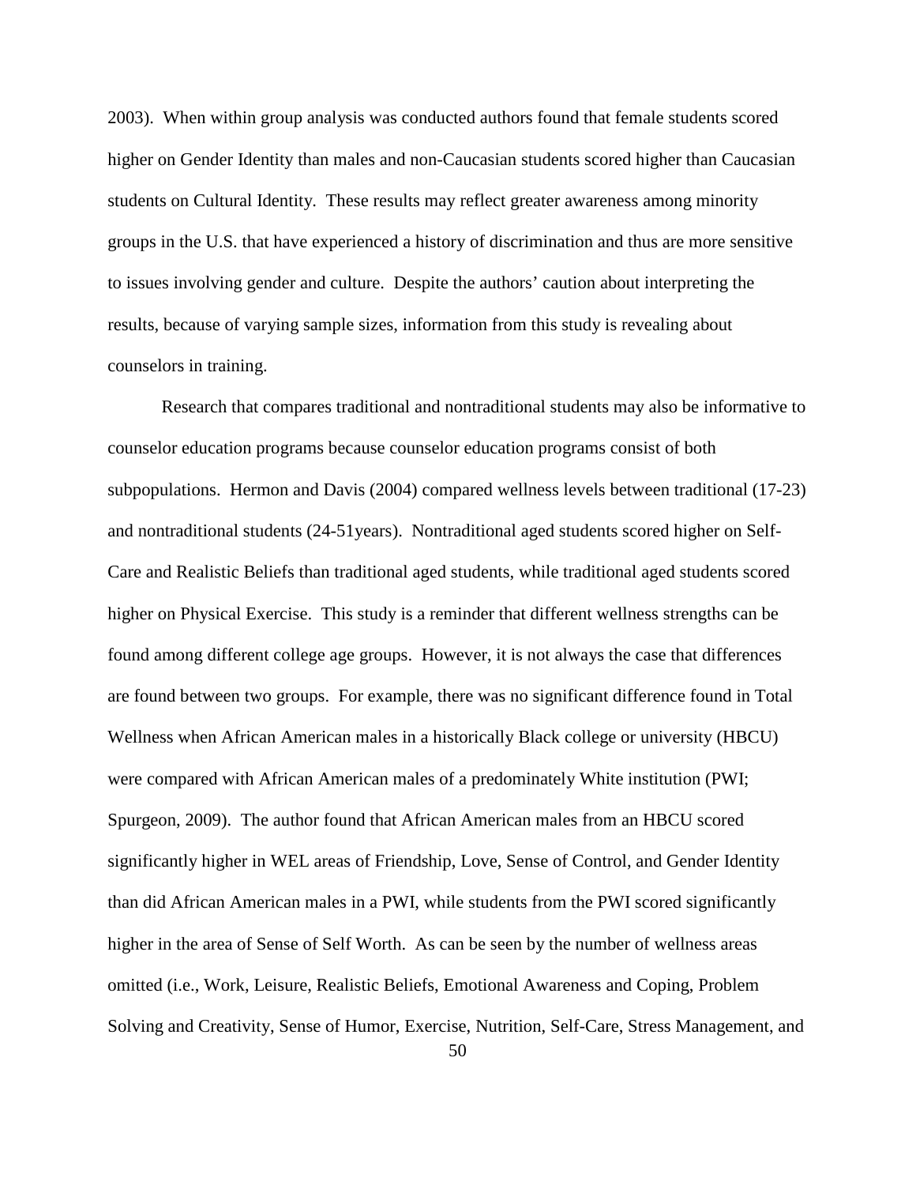2003). When within group analysis was conducted authors found that female students scored higher on Gender Identity than males and non-Caucasian students scored higher than Caucasian students on Cultural Identity. These results may reflect greater awareness among minority groups in the U.S. that have experienced a history of discrimination and thus are more sensitive to issues involving gender and culture. Despite the authors' caution about interpreting the results, because of varying sample sizes, information from this study is revealing about counselors in training.

Research that compares traditional and nontraditional students may also be informative to counselor education programs because counselor education programs consist of both subpopulations. Hermon and Davis (2004) compared wellness levels between traditional (17-23) and nontraditional students (24-51years). Nontraditional aged students scored higher on Self-Care and Realistic Beliefs than traditional aged students, while traditional aged students scored higher on Physical Exercise. This study is a reminder that different wellness strengths can be found among different college age groups. However, it is not always the case that differences are found between two groups. For example, there was no significant difference found in Total Wellness when African American males in a historically Black college or university (HBCU) were compared with African American males of a predominately White institution (PWI; Spurgeon, 2009). The author found that African American males from an HBCU scored significantly higher in WEL areas of Friendship, Love, Sense of Control, and Gender Identity than did African American males in a PWI, while students from the PWI scored significantly higher in the area of Sense of Self Worth. As can be seen by the number of wellness areas omitted (i.e., Work, Leisure, Realistic Beliefs, Emotional Awareness and Coping, Problem Solving and Creativity, Sense of Humor, Exercise, Nutrition, Self-Care, Stress Management, and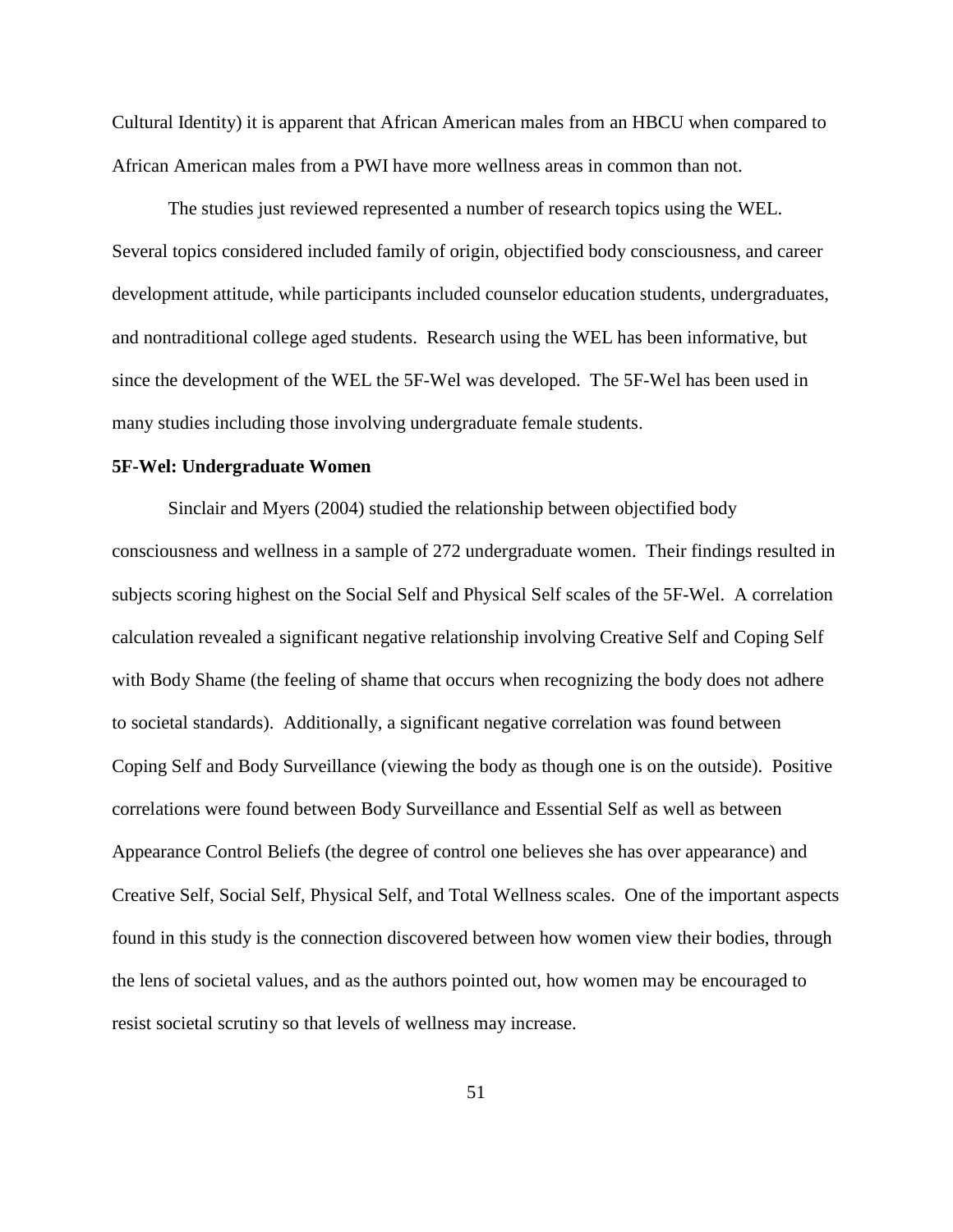Cultural Identity) it is apparent that African American males from an HBCU when compared to African American males from a PWI have more wellness areas in common than not.

The studies just reviewed represented a number of research topics using the WEL. Several topics considered included family of origin, objectified body consciousness, and career development attitude, while participants included counselor education students, undergraduates, and nontraditional college aged students. Research using the WEL has been informative, but since the development of the WEL the 5F-Wel was developed. The 5F-Wel has been used in many studies including those involving undergraduate female students.

**5F-Wel: Undergraduate Women**

Sinclair and Myers (2004) studied the relationship between objectified body consciousness and wellness in a sample of 272 undergraduate women. Their findings resulted in subjects scoring highest on the Social Self and Physical Self scales of the 5F-Wel. A correlation calculation revealed a significant negative relationship involving Creative Self and Coping Self with Body Shame (the feeling of shame that occurs when recognizing the body does not adhere to societal standards). Additionally, a significant negative correlation was found between Coping Self and Body Surveillance (viewing the body as though one is on the outside). Positive correlations were found between Body Surveillance and Essential Self as well as between Appearance Control Beliefs (the degree of control one believes she has over appearance) and Creative Self, Social Self, Physical Self, and Total Wellness scales. One of the important aspects found in this study is the connection discovered between how women view their bodies, through the lens of societal values, and as the authors pointed out, how women may be encouraged to resist societal scrutiny so that levels of wellness may increase.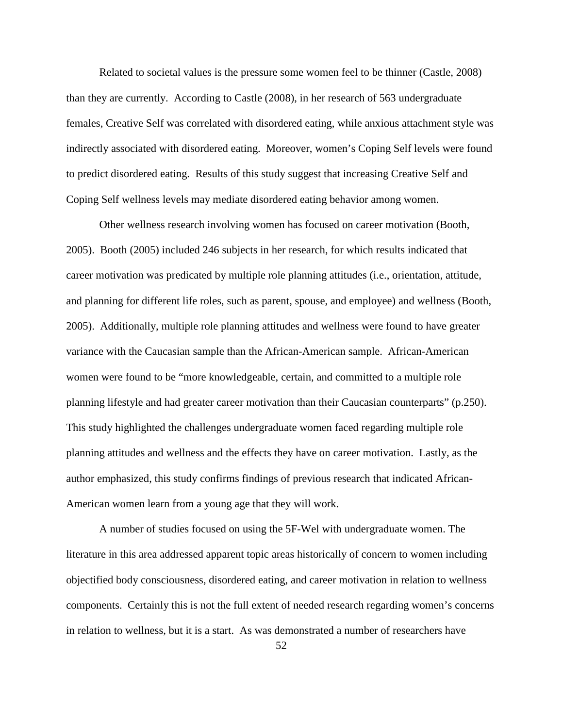Related to societal values is the pressure some women feel to be thinner (Castle, 2008) than they are currently. According to Castle (2008), in her research of 563 undergraduate females, Creative Self was correlated with disordered eating, while anxious attachment style was indirectly associated with disordered eating. Moreover, women's Coping Self levels were found to predict disordered eating. Results of this study suggest that increasing Creative Self and Coping Self wellness levels may mediate disordered eating behavior among women.

Other wellness research involving women has focused on career motivation (Booth, 2005). Booth (2005) included 246 subjects in her research, for which results indicated that career motivation was predicated by multiple role planning attitudes (i.e., orientation, attitude, and planning for different life roles, such as parent, spouse, and employee) and wellness (Booth, 2005). Additionally, multiple role planning attitudes and wellness were found to have greater variance with the Caucasian sample than the African-American sample. African-American women were found to be "more knowledgeable, certain, and committed to a multiple role planning lifestyle and had greater career motivation than their Caucasian counterparts" (p.250). This study highlighted the challenges undergraduate women faced regarding multiple role planning attitudes and wellness and the effects they have on career motivation. Lastly, as the author emphasized, this study confirms findings of previous research that indicated African-American women learn from a young age that they will work.

A number of studies focused on using the 5F-Wel with undergraduate women. The literature in this area addressed apparent topic areas historically of concern to women including objectified body consciousness, disordered eating, and career motivation in relation to wellness components. Certainly this is not the full extent of needed research regarding women's concerns in relation to wellness, but it is a start. As was demonstrated a number of researchers have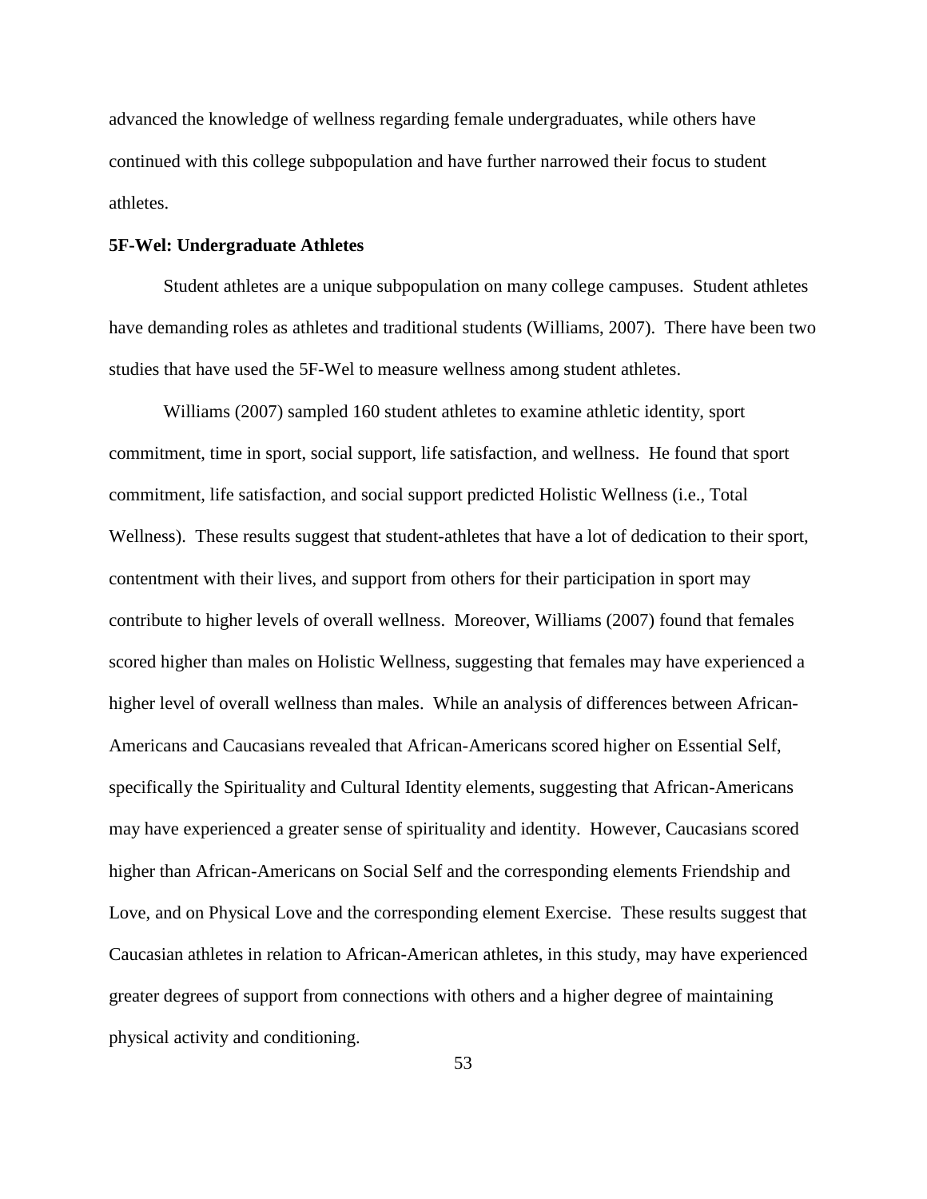advanced the knowledge of wellness regarding female undergraduates, while others have continued with this college subpopulation and have further narrowed their focus to student athletes.

**5F-Wel: Undergraduate Athletes**

Student athletes are a unique subpopulation on many college campuses. Student athletes have demanding roles as athletes and traditional students (Williams, 2007). There have been two studies that have used the 5F-Wel to measure wellness among student athletes.

Williams (2007) sampled 160 student athletes to examine athletic identity, sport commitment, time in sport, social support, life satisfaction, and wellness. He found that sport commitment, life satisfaction, and social support predicted Holistic Wellness (i.e., Total Wellness). These results suggest that student-athletes that have a lot of dedication to their sport, contentment with their lives, and support from others for their participation in sport may contribute to higher levels of overall wellness. Moreover, Williams (2007) found that females scored higher than males on Holistic Wellness, suggesting that females may have experienced a higher level of overall wellness than males. While an analysis of differences between African-Americans and Caucasians revealed that African-Americans scored higher on Essential Self, specifically the Spirituality and Cultural Identity elements, suggesting that African-Americans may have experienced a greater sense of spirituality and identity. However, Caucasians scored higher than African-Americans on Social Self and the corresponding elements Friendship and Love, and on Physical Love and the corresponding element Exercise. These results suggest that Caucasian athletes in relation to African-American athletes, in this study, may have experienced greater degrees of support from connections with others and a higher degree of maintaining physical activity and conditioning.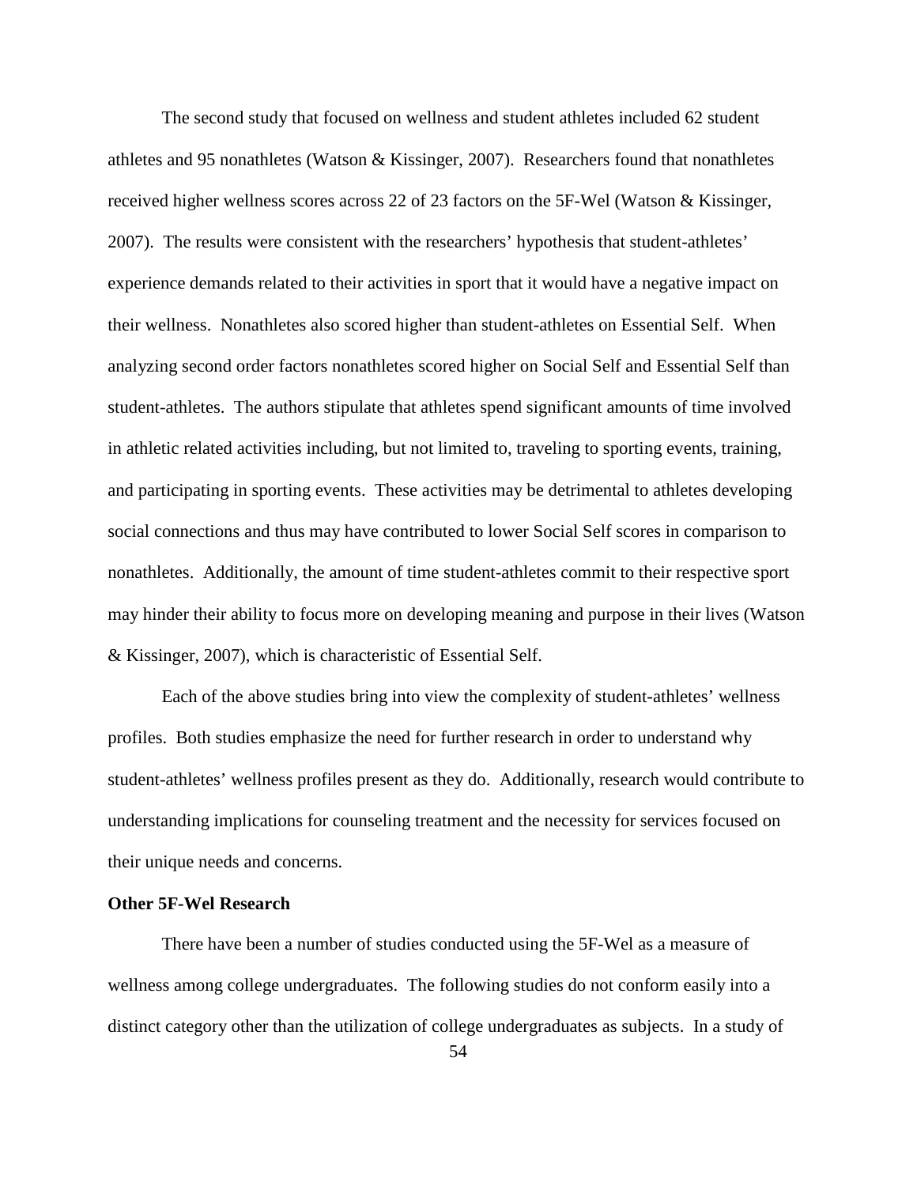The second study that focused on wellness and student athletes included 62 student athletes and 95 nonathletes (Watson & Kissinger, 2007). Researchers found that nonathletes received higher wellness scores across 22 of 23 factors on the 5F-Wel (Watson & Kissinger, 2007). The results were consistent with the researchers' hypothesis that student-athletes' experience demands related to their activities in sport that it would have a negative impact on their wellness. Nonathletes also scored higher than student-athletes on Essential Self. When analyzing second order factors nonathletes scored higher on Social Self and Essential Self than student-athletes. The authors stipulate that athletes spend significant amounts of time involved in athletic related activities including, but not limited to, traveling to sporting events, training, and participating in sporting events. These activities may be detrimental to athletes developing social connections and thus may have contributed to lower Social Self scores in comparison to nonathletes. Additionally, the amount of time student-athletes commit to their respective sport may hinder their ability to focus more on developing meaning and purpose in their lives (Watson & Kissinger, 2007), which is characteristic of Essential Self.

Each of the above studies bring into view the complexity of student-athletes' wellness profiles. Both studies emphasize the need for further research in order to understand why student-athletes' wellness profiles present as they do. Additionally, research would contribute to understanding implications for counseling treatment and the necessity for services focused on their unique needs and concerns.

**Other 5F-Wel Research**

There have been a number of studies conducted using the 5F-Wel as a measure of wellness among college undergraduates. The following studies do not conform easily into a distinct category other than the utilization of college undergraduates as subjects. In a study of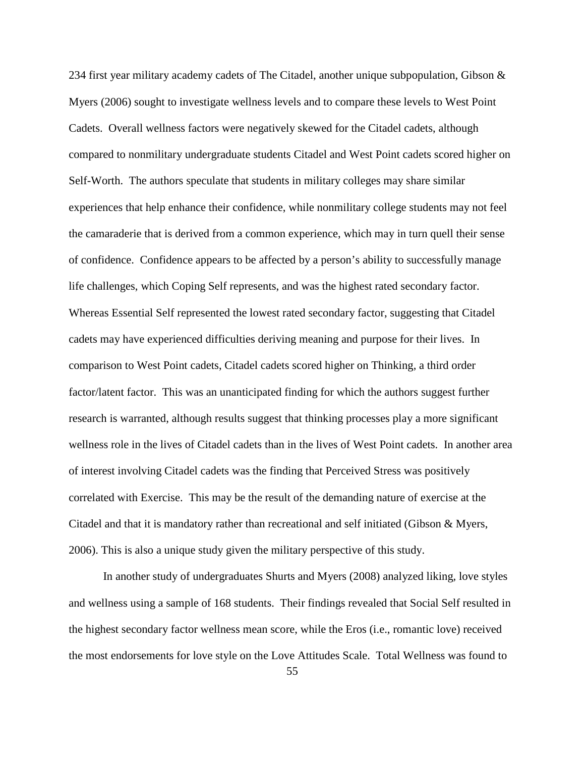234 first year military academy cadets of The Citadel, another unique subpopulation, Gibson & Myers (2006) sought to investigate wellness levels and to compare these levels to West Point Cadets. Overall wellness factors were negatively skewed for the Citadel cadets, although compared to nonmilitary undergraduate students Citadel and West Point cadets scored higher on Self-Worth. The authors speculate that students in military colleges may share similar experiences that help enhance their confidence, while nonmilitary college students may not feel the camaraderie that is derived from a common experience, which may in turn quell their sense of confidence. Confidence appears to be affected by a person's ability to successfully manage life challenges, which Coping Self represents, and was the highest rated secondary factor. Whereas Essential Self represented the lowest rated secondary factor, suggesting that Citadel cadets may have experienced difficulties deriving meaning and purpose for their lives. In comparison to West Point cadets, Citadel cadets scored higher on Thinking, a third order factor/latent factor. This was an unanticipated finding for which the authors suggest further research is warranted, although results suggest that thinking processes play a more significant wellness role in the lives of Citadel cadets than in the lives of West Point cadets. In another area of interest involving Citadel cadets was the finding that Perceived Stress was positively correlated with Exercise. This may be the result of the demanding nature of exercise at the Citadel and that it is mandatory rather than recreational and self initiated (Gibson & Myers, 2006). This is also a unique study given the military perspective of this study.

In another study of undergraduates Shurts and Myers (2008) analyzed liking, love styles and wellness using a sample of 168 students. Their findings revealed that Social Self resulted in the highest secondary factor wellness mean score, while the Eros (i.e., romantic love) received the most endorsements for love style on the Love Attitudes Scale. Total Wellness was found to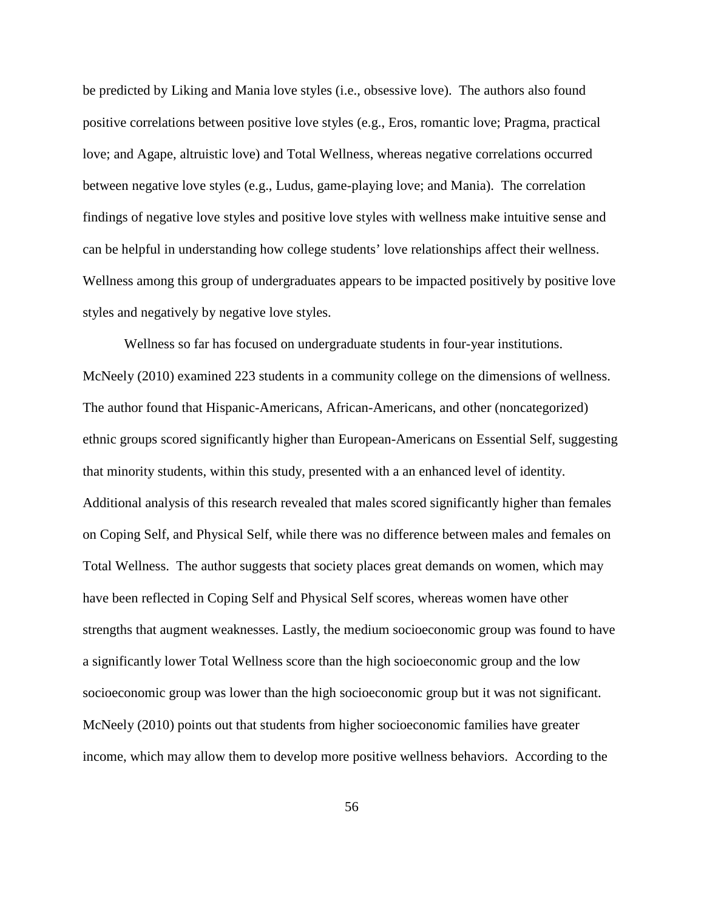be predicted by Liking and Mania love styles (i.e., obsessive love). The authors also found positive correlations between positive love styles (e.g., Eros, romantic love; Pragma, practical love; and Agape, altruistic love) and Total Wellness, whereas negative correlations occurred between negative love styles (e.g., Ludus, game-playing love; and Mania). The correlation findings of negative love styles and positive love styles with wellness make intuitive sense and can be helpful in understanding how college students' love relationships affect their wellness. Wellness among this group of undergraduates appears to be impacted positively by positive love styles and negatively by negative love styles.

Wellness so far has focused on undergraduate students in four-year institutions. McNeely (2010) examined 223 students in a community college on the dimensions of wellness. The author found that Hispanic-Americans, African-Americans, and other (noncategorized) ethnic groups scored significantly higher than European-Americans on Essential Self, suggesting that minority students, within this study, presented with a an enhanced level of identity. Additional analysis of this research revealed that males scored significantly higher than females on Coping Self, and Physical Self, while there was no difference between males and females on Total Wellness. The author suggests that society places great demands on women, which may have been reflected in Coping Self and Physical Self scores, whereas women have other strengths that augment weaknesses. Lastly, the medium socioeconomic group was found to have a significantly lower Total Wellness score than the high socioeconomic group and the low socioeconomic group was lower than the high socioeconomic group but it was not significant. McNeely (2010) points out that students from higher socioeconomic families have greater income, which may allow them to develop more positive wellness behaviors. According to the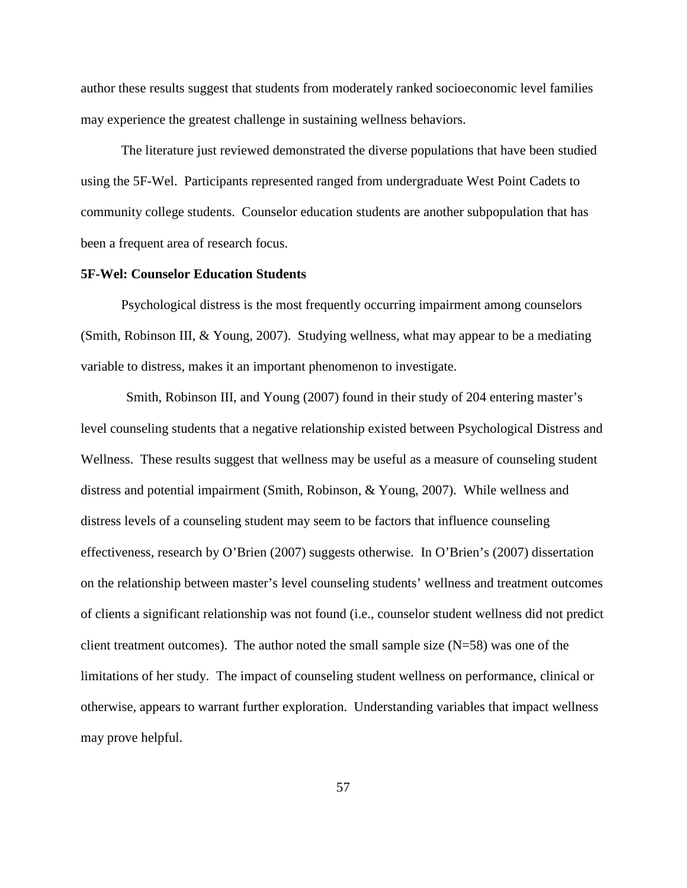author these results suggest that students from moderately ranked socioeconomic level families may experience the greatest challenge in sustaining wellness behaviors.

The literature just reviewed demonstrated the diverse populations that have been studied using the 5F-Wel. Participants represented ranged from undergraduate West Point Cadets to community college students. Counselor education students are another subpopulation that has been a frequent area of research focus.

**5F-Wel: Counselor Education Students**

Psychological distress is the most frequently occurring impairment among counselors (Smith, Robinson III, & Young, 2007). Studying wellness, what may appear to be a mediating variable to distress, makes it an important phenomenon to investigate.

Smith, Robinson III, and Young (2007) found in their study of 204 entering master's level counseling students that a negative relationship existed between Psychological Distress and Wellness. These results suggest that wellness may be useful as a measure of counseling student distress and potential impairment (Smith, Robinson, & Young, 2007). While wellness and distress levels of a counseling student may seem to be factors that influence counseling effectiveness, research by O'Brien (2007) suggests otherwise. In O'Brien's (2007) dissertation on the relationship between master's level counseling students' wellness and treatment outcomes of clients a significant relationship was not found (i.e., counselor student wellness did not predict client treatment outcomes). The author noted the small sample size (N=58) was one of the limitations of her study. The impact of counseling student wellness on performance, clinical or otherwise, appears to warrant further exploration. Understanding variables that impact wellness may prove helpful.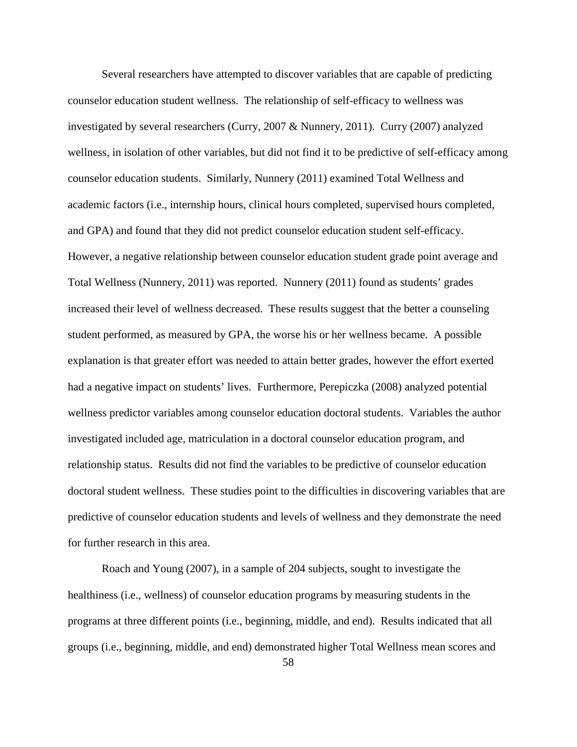Several researchers have attempted to discover variables that are capable of predicting counselor education student wellness. The relationship of self-efficacy to wellness was investigated by several researchers (Curry, 2007 & Nunnery, 2011). Curry (2007) analyzed wellness, in isolation of other variables, but did not find it to be predictive of self-efficacy among counselor education students. Similarly, Nunnery (2011) examined Total Wellness and academic factors (i.e., internship hours, clinical hours completed, supervised hours completed, and GPA) and found that they did not predict counselor education student self-efficacy. However, a negative relationship between counselor education student grade point average and Total Wellness (Nunnery, 2011) was reported. Nunnery (2011) found as students' grades increased their level of wellness decreased. These results suggest that the better a counseling student performed, as measured by GPA, the worse his or her wellness became. A possible explanation is that greater effort was needed to attain better grades, however the effort exerted had a negative impact on students' lives. Furthermore, Perepiczka (2008) analyzed potential wellness predictor variables among counselor education doctoral students. Variables the author investigated included age, matriculation in a doctoral counselor education program, and relationship status. Results did not find the variables to be predictive of counselor education doctoral student wellness. These studies point to the difficulties in discovering variables that are predictive of counselor education students and levels of wellness and they demonstrate the need for further research in this area.

Roach and Young (2007), in a sample of 204 subjects, sought to investigate the healthiness (i.e., wellness) of counselor education programs by measuring students in the programs at three different points (i.e., beginning, middle, and end). Results indicated that all groups (i.e., beginning, middle, and end) demonstrated higher Total Wellness mean scores and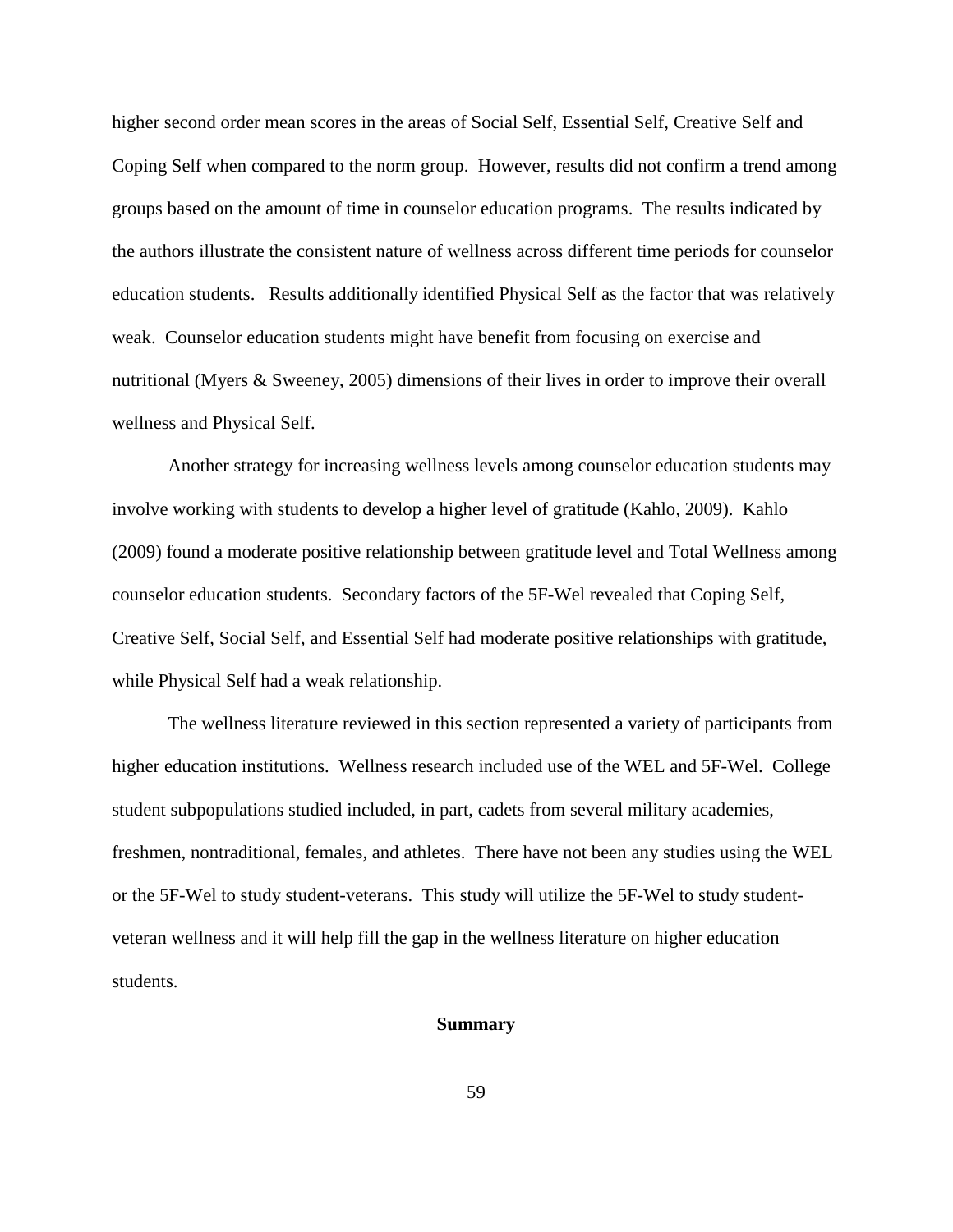higher second order mean scores in the areas of Social Self, Essential Self, Creative Self and Coping Self when compared to the norm group. However, results did not confirm a trend among groups based on the amount of time in counselor education programs. The results indicated by the authors illustrate the consistent nature of wellness across different time periods for counselor education students. Results additionally identified Physical Self as the factor that was relatively weak. Counselor education students might have benefit from focusing on exercise and nutritional (Myers & Sweeney, 2005) dimensions of their lives in order to improve their overall wellness and Physical Self.

Another strategy for increasing wellness levels among counselor education students may involve working with students to develop a higher level of gratitude (Kahlo, 2009). Kahlo (2009) found a moderate positive relationship between gratitude level and Total Wellness among counselor education students. Secondary factors of the 5F-Wel revealed that Coping Self, Creative Self, Social Self, and Essential Self had moderate positive relationships with gratitude, while Physical Self had a weak relationship.

The wellness literature reviewed in this section represented a variety of participants from higher education institutions. Wellness research included use of the WEL and 5F-Wel. College student subpopulations studied included, in part, cadets from several military academies, freshmen, nontraditional, females, and athletes. There have not been any studies using the WEL or the 5F-Wel to study student-veterans. This study will utilize the 5F-Wel to study student-veteran wellness and it will help fill the gap in the wellness literature on higher education students.

## Summary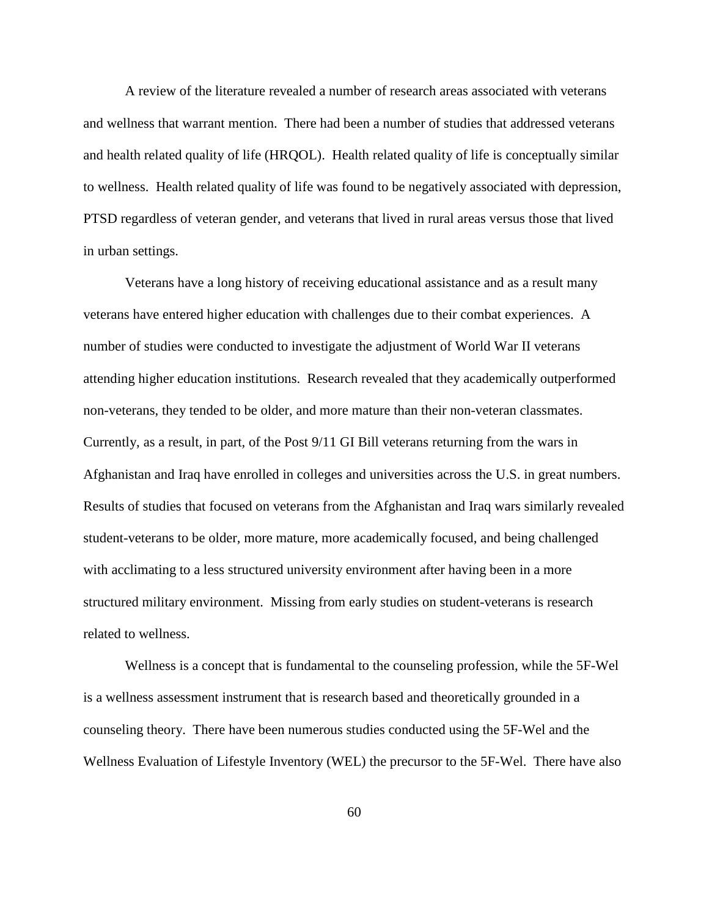A review of the literature revealed a number of research areas associated with veterans and wellness that warrant mention. There had been a number of studies that addressed veterans and health related quality of life (HRQOL). Health related quality of life is conceptually similar to wellness. Health related quality of life was found to be negatively associated with depression, PTSD regardless of veteran gender, and veterans that lived in rural areas versus those that lived in urban settings.

Veterans have a long history of receiving educational assistance and as a result many veterans have entered higher education with challenges due to their combat experiences. A number of studies were conducted to investigate the adjustment of World War II veterans attending higher education institutions. Research revealed that they academically outperformed non-veterans, they tended to be older, and more mature than their non-veteran classmates. Currently, as a result, in part, of the Post 9/11 GI Bill veterans returning from the wars in Afghanistan and Iraq have enrolled in colleges and universities across the U.S. in great numbers. Results of studies that focused on veterans from the Afghanistan and Iraq wars similarly revealed student-veterans to be older, more mature, more academically focused, and being challenged with acclimating to a less structured university environment after having been in a more structured military environment. Missing from early studies on student-veterans is research related to wellness.

Wellness is a concept that is fundamental to the counseling profession, while the 5F-Wel is a wellness assessment instrument that is research based and theoretically grounded in a counseling theory. There have been numerous studies conducted using the 5F-Wel and the Wellness Evaluation of Lifestyle Inventory (WEL) the precursor to the 5F-Wel. There have also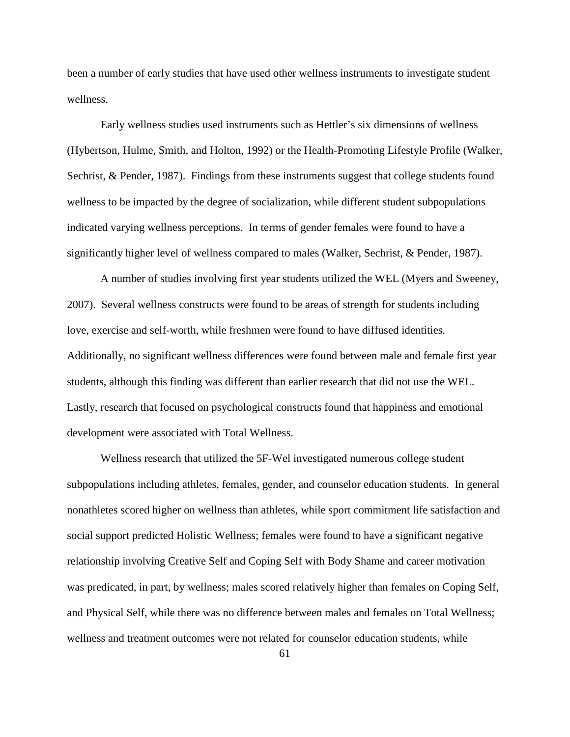been a number of early studies that have used other wellness instruments to investigate student wellness.

Early wellness studies used instruments such as Hettler's six dimensions of wellness (Hybertson, Hulme, Smith, and Holton, 1992) or the Health-Promoting Lifestyle Profile (Walker, Sechrist, & Pender, 1987). Findings from these instruments suggest that college students found wellness to be impacted by the degree of socialization, while different student subpopulations indicated varying wellness perceptions. In terms of gender females were found to have a significantly higher level of wellness compared to males (Walker, Sechrist, & Pender, 1987).

A number of studies involving first year students utilized the WEL (Myers and Sweeney, 2007). Several wellness constructs were found to be areas of strength for students including love, exercise and self-worth, while freshmen were found to have diffused identities. Additionally, no significant wellness differences were found between male and female first year students, although this finding was different than earlier research that did not use the WEL. Lastly, research that focused on psychological constructs found that happiness and emotional development were associated with Total Wellness.

Wellness research that utilized the 5F-Wel investigated numerous college student subpopulations including athletes, females, gender, and counselor education students. In general nonathletes scored higher on wellness than athletes, while sport commitment life satisfaction and social support predicted Holistic Wellness; females were found to have a significant negative relationship involving Creative Self and Coping Self with Body Shame and career motivation was predicated, in part, by wellness; males scored relatively higher than females on Coping Self, and Physical Self, while there was no difference between males and females on Total Wellness; wellness and treatment outcomes were not related for counselor education students, while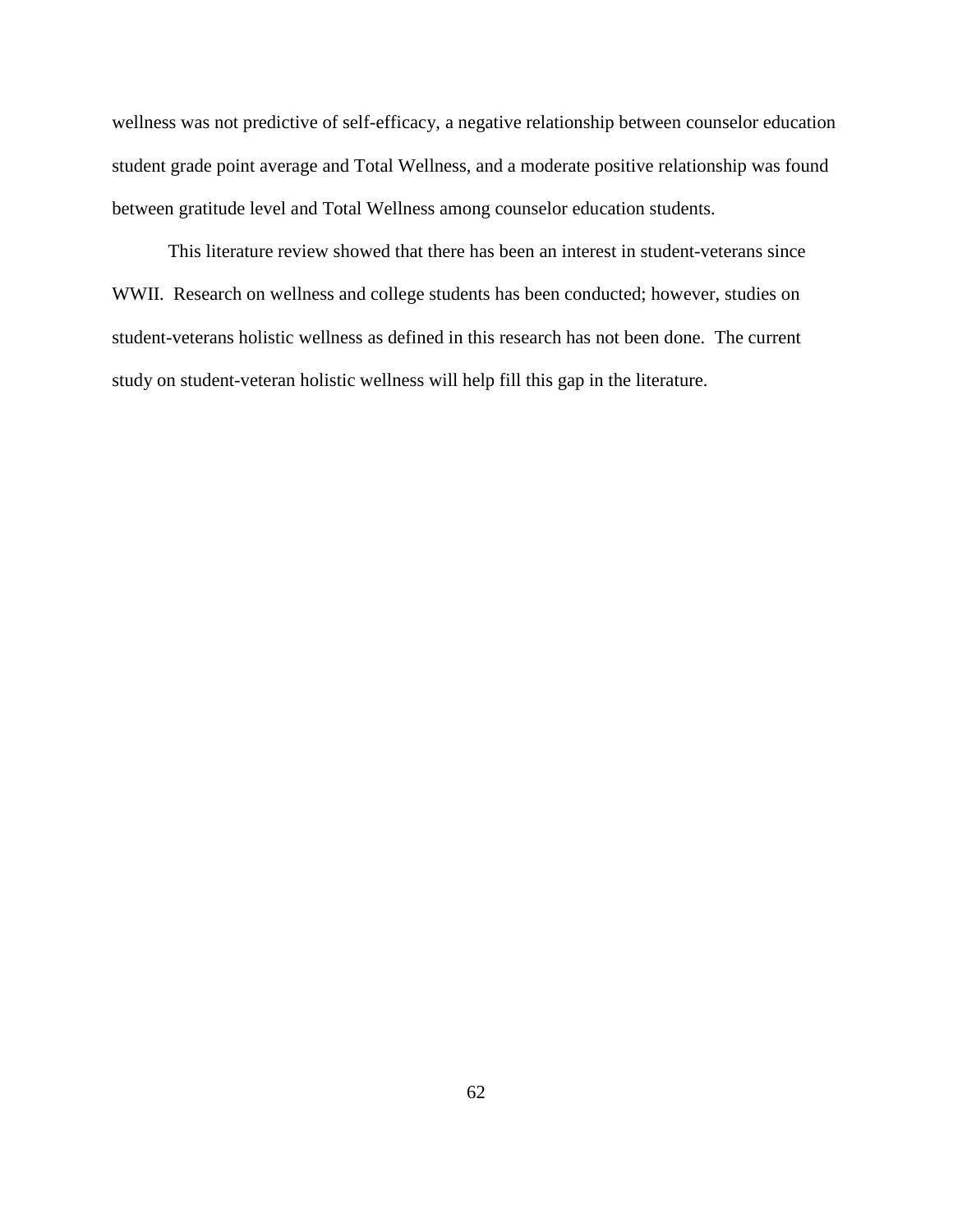wellness was not predictive of self-efficacy, a negative relationship between counselor education student grade point average and Total Wellness, and a moderate positive relationship was found between gratitude level and Total Wellness among counselor education students.

This literature review showed that there has been an interest in student-veterans since WWII. Research on wellness and college students has been conducted; however, studies on student-veterans holistic wellness as defined in this research has not been done. The current study on student-veteran holistic wellness will help fill this gap in the literature.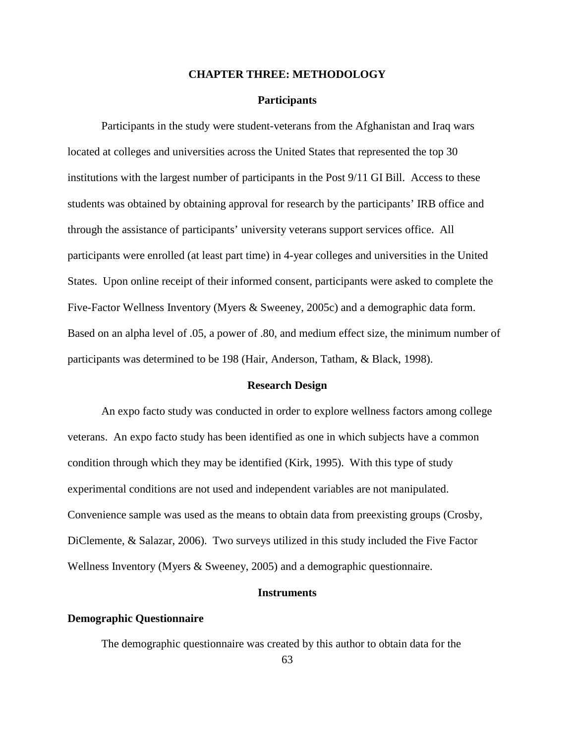# CHAPTER THREE: METHODOLOGY

## Participants

Participants in the study were student-veterans from the Afghanistan and Iraq wars located at colleges and universities across the United States that represented the top 30 institutions with the largest number of participants in the Post 9/11 GI Bill. Access to these students was obtained by obtaining approval for research by the participants' IRB office and through the assistance of participants' university veterans support services office. All participants were enrolled (at least part time) in 4-year colleges and universities in the United States. Upon online receipt of their informed consent, participants were asked to complete the Five-Factor Wellness Inventory (Myers & Sweeney, 2005c) and a demographic data form. Based on an alpha level of .05, a power of .80, and medium effect size, the minimum number of participants was determined to be 198 (Hair, Anderson, Tatham, & Black, 1998).

## Research Design

An expo facto study was conducted in order to explore wellness factors among college veterans. An expo facto study has been identified as one in which subjects have a common condition through which they may be identified (Kirk, 1995). With this type of study experimental conditions are not used and independent variables are not manipulated. Convenience sample was used as the means to obtain data from preexisting groups (Crosby, DiClemente, & Salazar, 2006). Two surveys utilized in this study included the Five Factor Wellness Inventory (Myers & Sweeney, 2005) and a demographic questionnaire.

## Instruments

### Demographic Questionnaire

The demographic questionnaire was created by this author to obtain data for the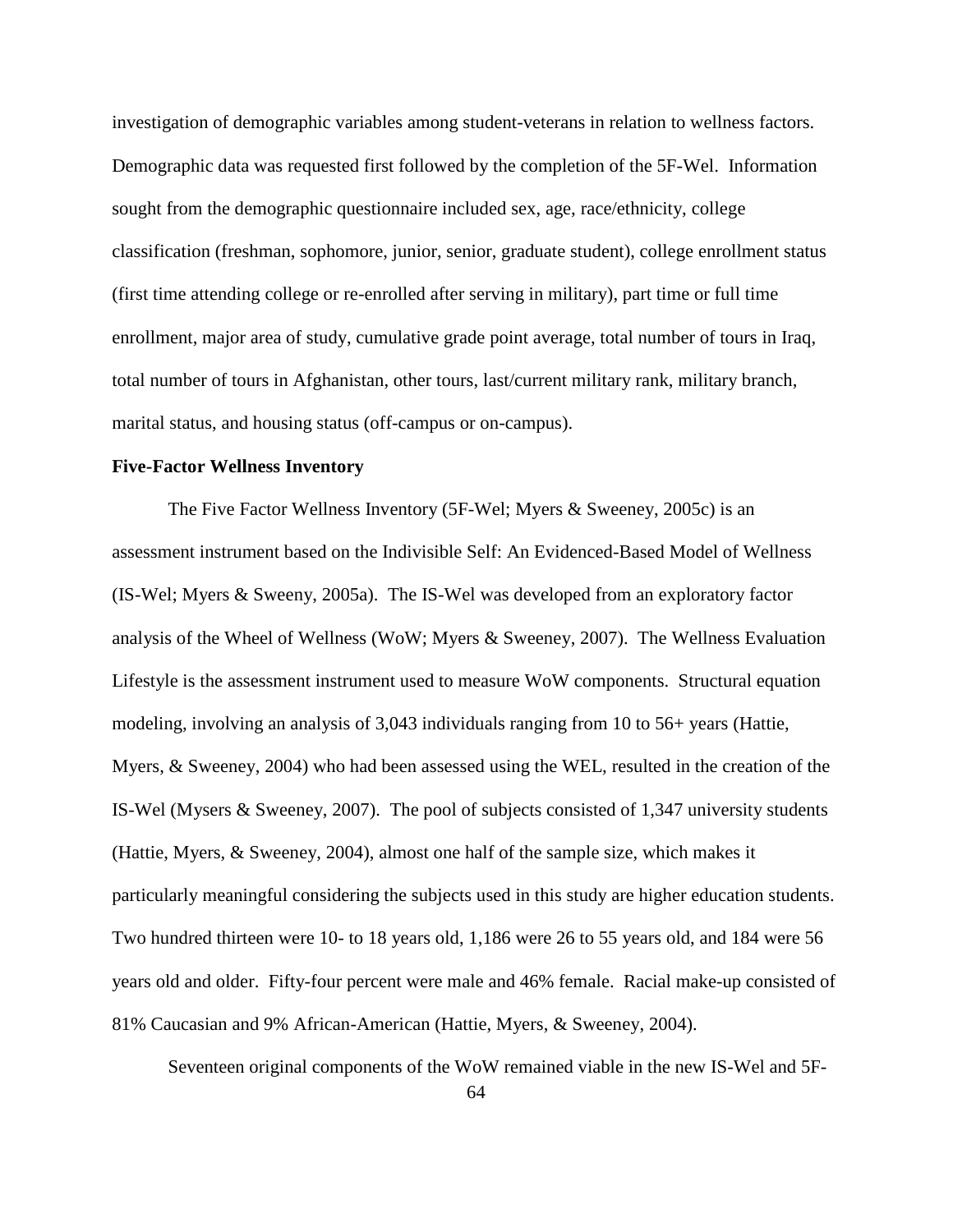investigation of demographic variables among student-veterans in relation to wellness factors. Demographic data was requested first followed by the completion of the 5F-Wel. Information sought from the demographic questionnaire included sex, age, race/ethnicity, college classification (freshman, sophomore, junior, senior, graduate student), college enrollment status (first time attending college or re-enrolled after serving in military), part time or full time enrollment, major area of study, cumulative grade point average, total number of tours in Iraq, total number of tours in Afghanistan, other tours, last/current military rank, military branch, marital status, and housing status (off-campus or on-campus).

**Five-Factor Wellness Inventory**

The Five Factor Wellness Inventory (5F-Wel; Myers & Sweeney, 2005c) is an assessment instrument based on the Indivisible Self: An Evidenced-Based Model of Wellness (IS-Wel; Myers & Sweeny, 2005a). The IS-Wel was developed from an exploratory factor analysis of the Wheel of Wellness (WoW; Myers & Sweeney, 2007). The Wellness Evaluation Lifestyle is the assessment instrument used to measure WoW components. Structural equation modeling, involving an analysis of 3,043 individuals ranging from 10 to 56+ years (Hattie, Myers, & Sweeney, 2004) who had been assessed using the WEL, resulted in the creation of the IS-Wel (Mysers & Sweeney, 2007). The pool of subjects consisted of 1,347 university students (Hattie, Myers, & Sweeney, 2004), almost one half of the sample size, which makes it particularly meaningful considering the subjects used in this study are higher education students. Two hundred thirteen were 10- to 18 years old, 1,186 were 26 to 55 years old, and 184 were 56 years old and older. Fifty-four percent were male and 46% female. Racial make-up consisted of 81% Caucasian and 9% African-American (Hattie, Myers, & Sweeney, 2004).

Seventeen original components of the WoW remained viable in the new IS-Wel and 5F-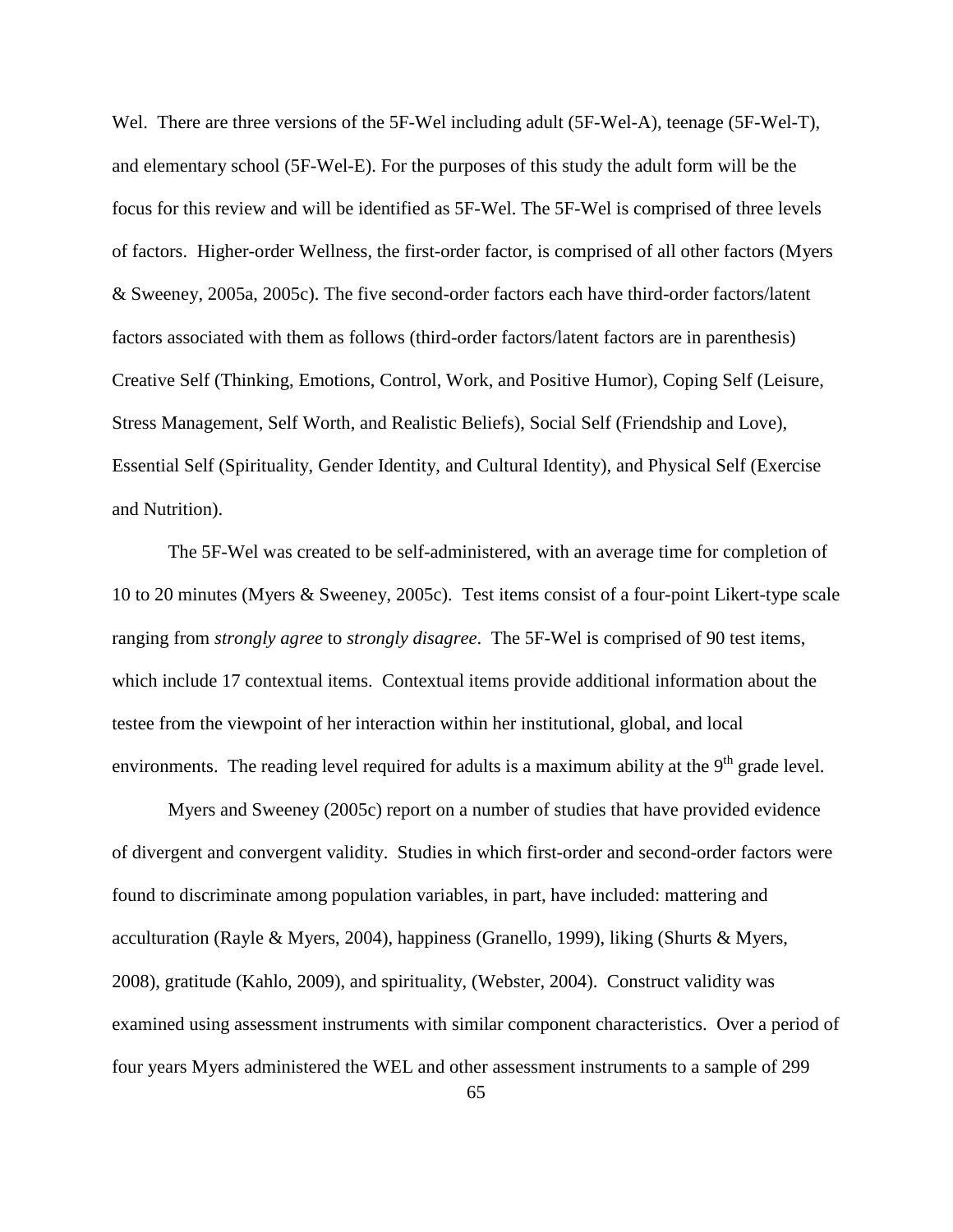Wel. There are three versions of the 5F-Wel including adult (5F-Wel-A), teenage (5F-Wel-T), and elementary school (5F-Wel-E). For the purposes of this study the adult form will be the focus for this review and will be identified as 5F-Wel. The 5F-Wel is comprised of three levels of factors. Higher-order Wellness, the first-order factor, is comprised of all other factors (Myers & Sweeney, 2005a, 2005c). The five second-order factors each have third-order factors/latent factors associated with them as follows (third-order factors/latent factors are in parenthesis) Creative Self (Thinking, Emotions, Control, Work, and Positive Humor), Coping Self (Leisure, Stress Management, Self Worth, and Realistic Beliefs), Social Self (Friendship and Love), Essential Self (Spirituality, Gender Identity, and Cultural Identity), and Physical Self (Exercise and Nutrition).

The 5F-Wel was created to be self-administered, with an average time for completion of 10 to 20 minutes (Myers & Sweeney, 2005c). Test items consist of a four-point Likert-type scale ranging from *strongly agree* to *strongly disagree*. The 5F-Wel is comprised of 90 test items, which include 17 contextual items. Contextual items provide additional information about the testee from the viewpoint of her interaction within her institutional, global, and local environments. The reading level required for adults is a maximum ability at the 9th grade level.

Myers and Sweeney (2005c) report on a number of studies that have provided evidence of divergent and convergent validity. Studies in which first-order and second-order factors were found to discriminate among population variables, in part, have included: mattering and acculturation (Rayle & Myers, 2004), happiness (Granello, 1999), liking (Shurts & Myers, 2008), gratitude (Kahlo, 2009), and spirituality, (Webster, 2004). Construct validity was examined using assessment instruments with similar component characteristics. Over a period of four years Myers administered the WEL and other assessment instruments to a sample of 299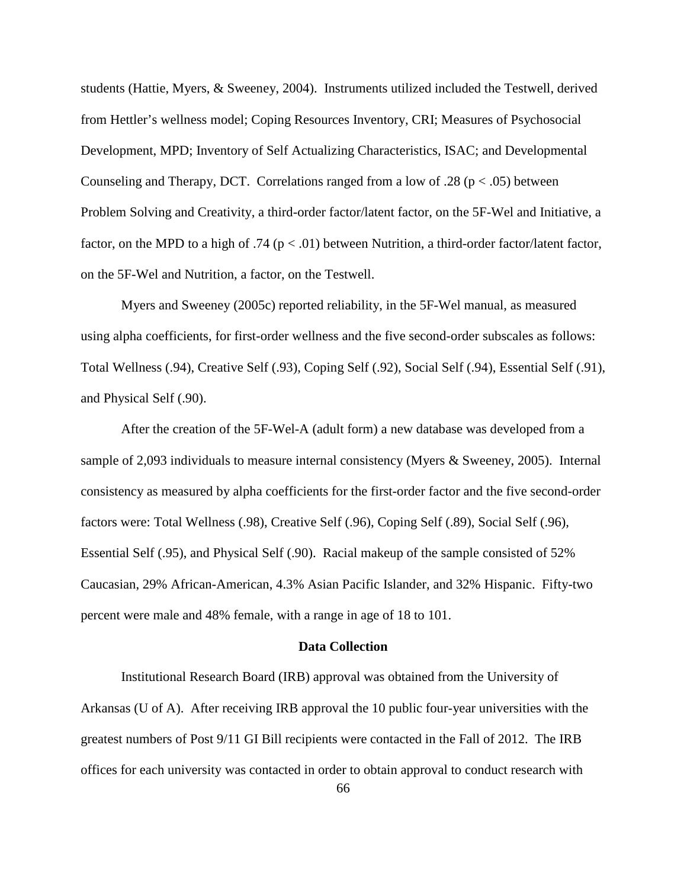students (Hattie, Myers, & Sweeney, 2004). Instruments utilized included the Testwell, derived from Hettler's wellness model; Coping Resources Inventory, CRI; Measures of Psychosocial Development, MPD; Inventory of Self Actualizing Characteristics, ISAC; and Developmental Counseling and Therapy, DCT. Correlations ranged from a low of .28 ($p < .05$) between Problem Solving and Creativity, a third-order factor/latent factor, on the 5F-Wel and Initiative, a factor, on the MPD to a high of .74 ($p < .01$) between Nutrition, a third-order factor/latent factor, on the 5F-Wel and Nutrition, a factor, on the Testwell.

Myers and Sweeney (2005c) reported reliability, in the 5F-Wel manual, as measured using alpha coefficients, for first-order wellness and the five second-order subscales as follows: Total Wellness (.94), Creative Self (.93), Coping Self (.92), Social Self (.94), Essential Self (.91), and Physical Self (.90).

After the creation of the 5F-Wel-A (adult form) a new database was developed from a sample of 2,093 individuals to measure internal consistency (Myers & Sweeney, 2005). Internal consistency as measured by alpha coefficients for the first-order factor and the five second-order factors were: Total Wellness (.98), Creative Self (.96), Coping Self (.89), Social Self (.96), Essential Self (.95), and Physical Self (.90). Racial makeup of the sample consisted of 52% Caucasian, 29% African-American, 4.3% Asian Pacific Islander, and 32% Hispanic. Fifty-two percent were male and 48% female, with a range in age of 18 to 101.

## Data Collection

Institutional Research Board (IRB) approval was obtained from the University of Arkansas (U of A). After receiving IRB approval the 10 public four-year universities with the greatest numbers of Post 9/11 GI Bill recipients were contacted in the Fall of 2012. The IRB offices for each university was contacted in order to obtain approval to conduct research with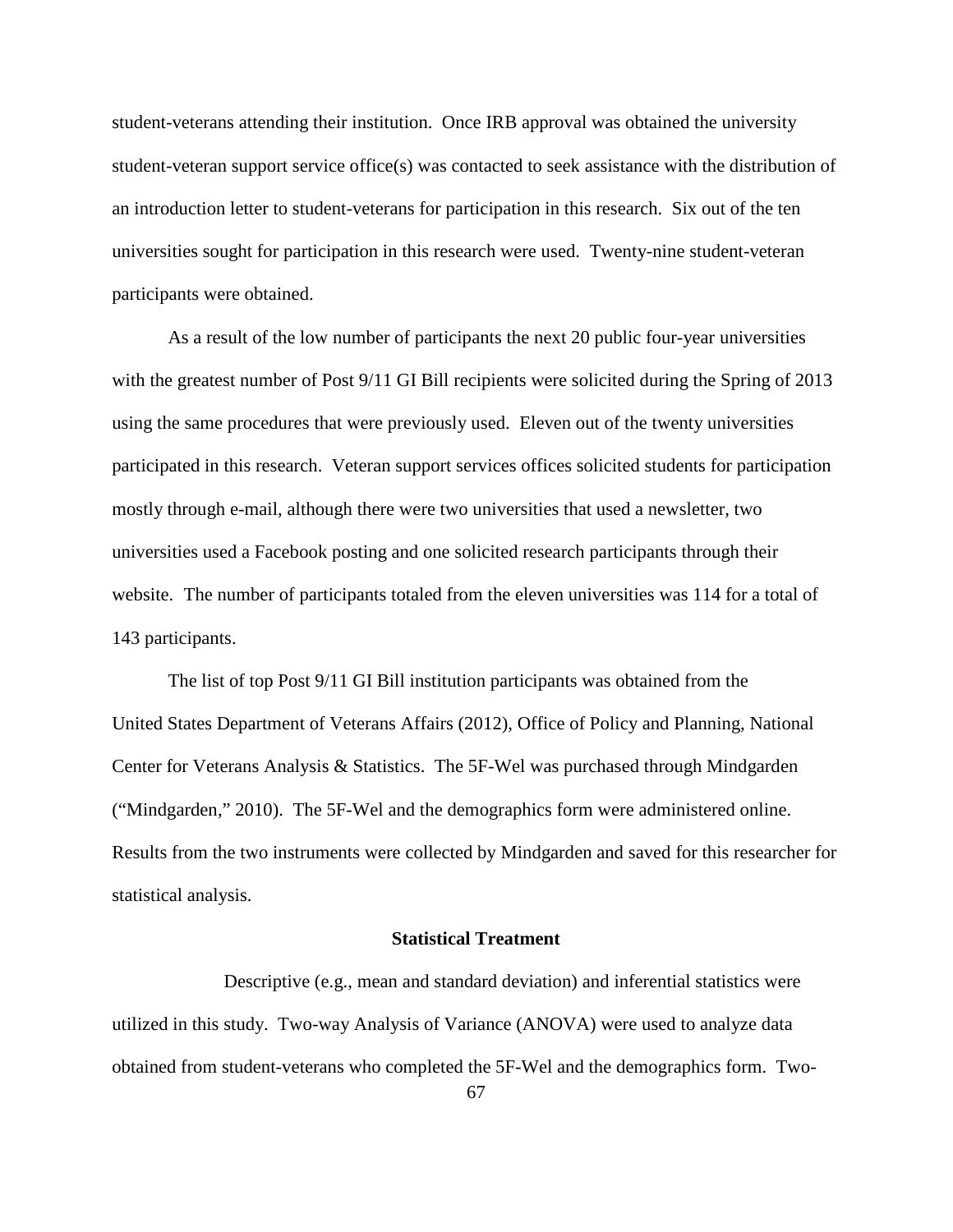student-veterans attending their institution. Once IRB approval was obtained the university student-veteran support service office(s) was contacted to seek assistance with the distribution of an introduction letter to student-veterans for participation in this research. Six out of the ten universities sought for participation in this research were used. Twenty-nine student-veteran participants were obtained.

As a result of the low number of participants the next 20 public four-year universities with the greatest number of Post 9/11 GI Bill recipients were solicited during the Spring of 2013 using the same procedures that were previously used. Eleven out of the twenty universities participated in this research. Veteran support services offices solicited students for participation mostly through e-mail, although there were two universities that used a newsletter, two universities used a Facebook posting and one solicited research participants through their website. The number of participants totaled from the eleven universities was 114 for a total of 143 participants.

The list of top Post 9/11 GI Bill institution participants was obtained from the United States Department of Veterans Affairs (2012), Office of Policy and Planning, National Center for Veterans Analysis & Statistics. The 5F-Wel was purchased through Mindgarden ("Mindgarden," 2010). The 5F-Wel and the demographics form were administered online. Results from the two instruments were collected by Mindgarden and saved for this researcher for statistical analysis.

### Statistical Treatment

Descriptive (e.g., mean and standard deviation) and inferential statistics were utilized in this study. Two-way Analysis of Variance (ANOVA) were used to analyze data obtained from student-veterans who completed the 5F-Wel and the demographics form. Two-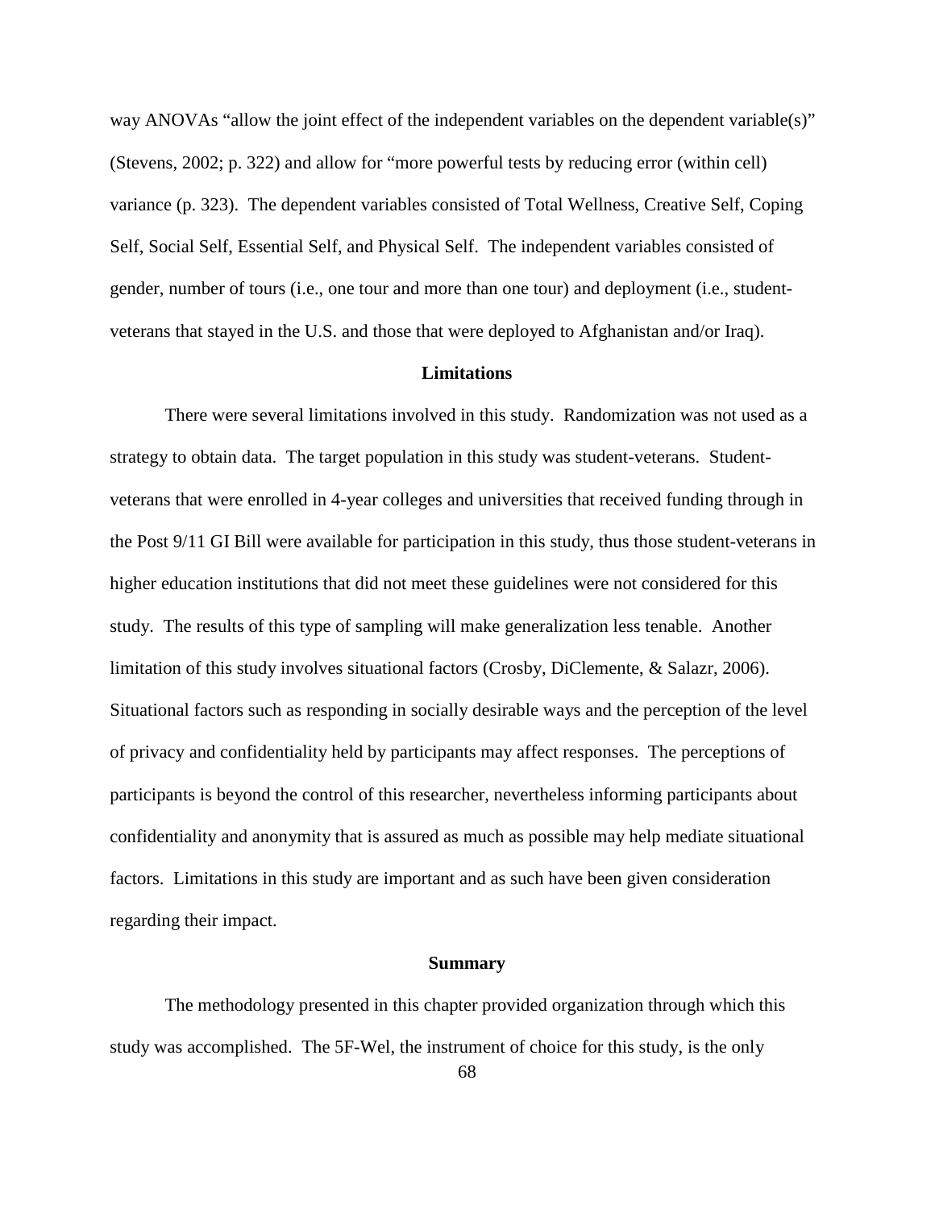way ANOVAs "allow the joint effect of the independent variables on the dependent variable(s)" (Stevens, 2002; p. 322) and allow for "more powerful tests by reducing error (within cell) variance (p. 323). The dependent variables consisted of Total Wellness, Creative Self, Coping Self, Social Self, Essential Self, and Physical Self. The independent variables consisted of gender, number of tours (i.e., one tour and more than one tour) and deployment (i.e., student-veterans that stayed in the U.S. and those that were deployed to Afghanistan and/or Iraq).

## Limitations

There were several limitations involved in this study. Randomization was not used as a strategy to obtain data. The target population in this study was student-veterans. Student-veterans that were enrolled in 4-year colleges and universities that received funding through in the Post 9/11 GI Bill were available for participation in this study, thus those student-veterans in higher education institutions that did not meet these guidelines were not considered for this study. The results of this type of sampling will make generalization less tenable. Another limitation of this study involves situational factors (Crosby, DiClemente, & Salazr, 2006). Situational factors such as responding in socially desirable ways and the perception of the level of privacy and confidentiality held by participants may affect responses. The perceptions of participants is beyond the control of this researcher, nevertheless informing participants about confidentiality and anonymity that is assured as much as possible may help mediate situational factors. Limitations in this study are important and as such have been given consideration regarding their impact.

## Summary

The methodology presented in this chapter provided organization through which this study was accomplished. The 5F-Wel, the instrument of choice for this study, is the only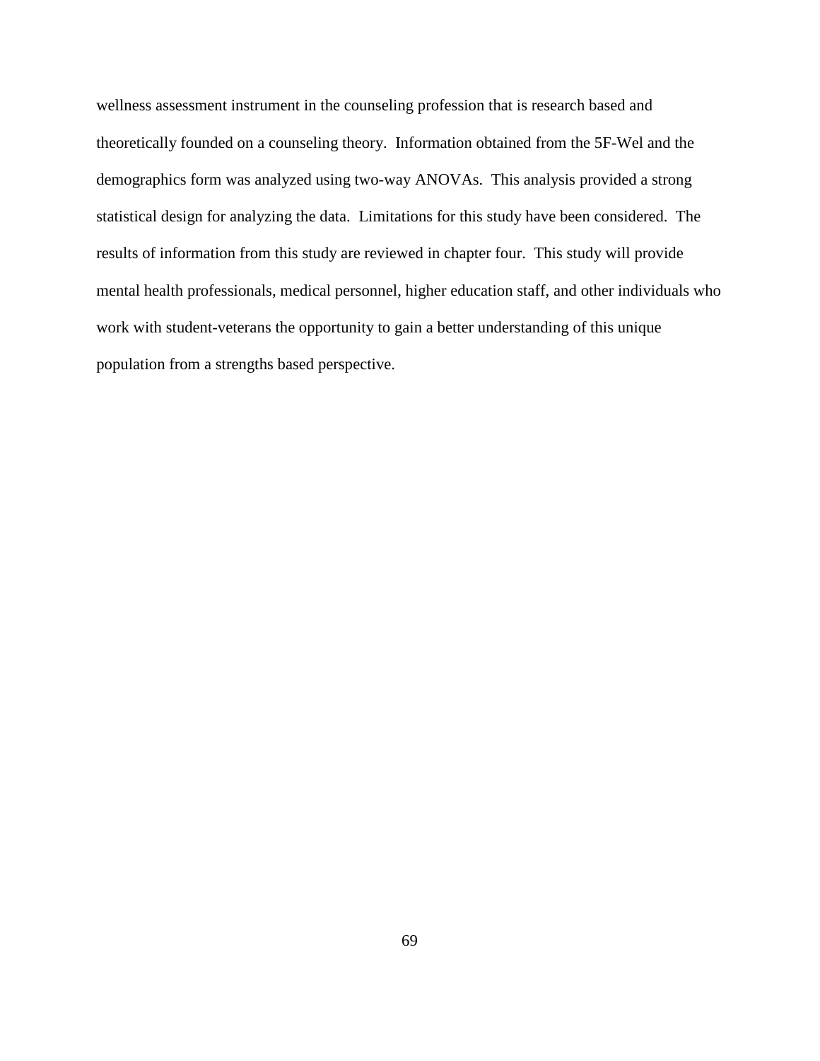wellness assessment instrument in the counseling profession that is research based and theoretically founded on a counseling theory. Information obtained from the 5F-Wel and the demographics form was analyzed using two-way ANOVAs. This analysis provided a strong statistical design for analyzing the data. Limitations for this study have been considered. The results of information from this study are reviewed in chapter four. This study will provide mental health professionals, medical personnel, higher education staff, and other individuals who work with student-veterans the opportunity to gain a better understanding of this unique population from a strengths based perspective.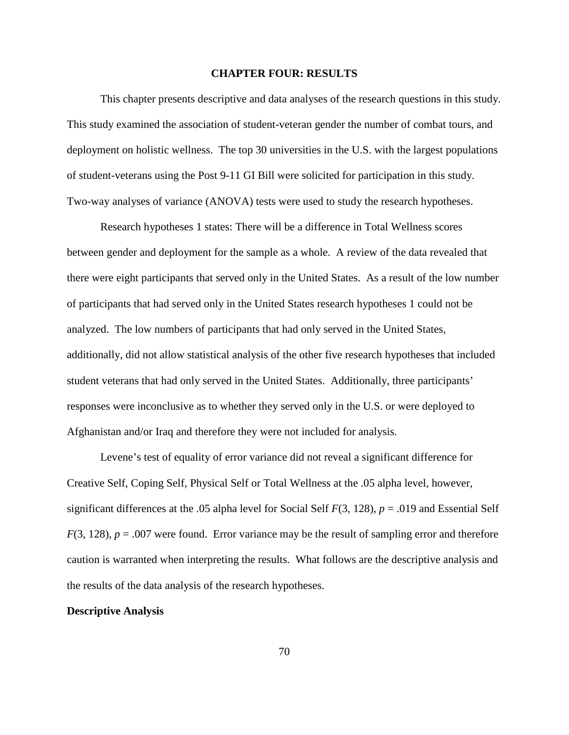# CHAPTER FOUR: RESULTS

This chapter presents descriptive and data analyses of the research questions in this study. This study examined the association of student-veteran gender the number of combat tours, and deployment on holistic wellness. The top 30 universities in the U.S. with the largest populations of student-veterans using the Post 9-11 GI Bill were solicited for participation in this study. Two-way analyses of variance (ANOVA) tests were used to study the research hypotheses.

Research hypotheses 1 states: There will be a difference in Total Wellness scores between gender and deployment for the sample as a whole. A review of the data revealed that there were eight participants that served only in the United States. As a result of the low number of participants that had served only in the United States research hypotheses 1 could not be analyzed. The low numbers of participants that had only served in the United States, additionally, did not allow statistical analysis of the other five research hypotheses that included student veterans that had only served in the United States. Additionally, three participants' responses were inconclusive as to whether they served only in the U.S. or were deployed to Afghanistan and/or Iraq and therefore they were not included for analysis.

Levene's test of equality of error variance did not reveal a significant difference for Creative Self, Coping Self, Physical Self or Total Wellness at the .05 alpha level, however, significant differences at the .05 alpha level for Social Self $F(3, 128)$, $p = .019$ and Essential Self $F(3, 128)$, $p = .007$ were found. Error variance may be the result of sampling error and therefore caution is warranted when interpreting the results. What follows are the descriptive analysis and the results of the data analysis of the research hypotheses.

**Descriptive Analysis**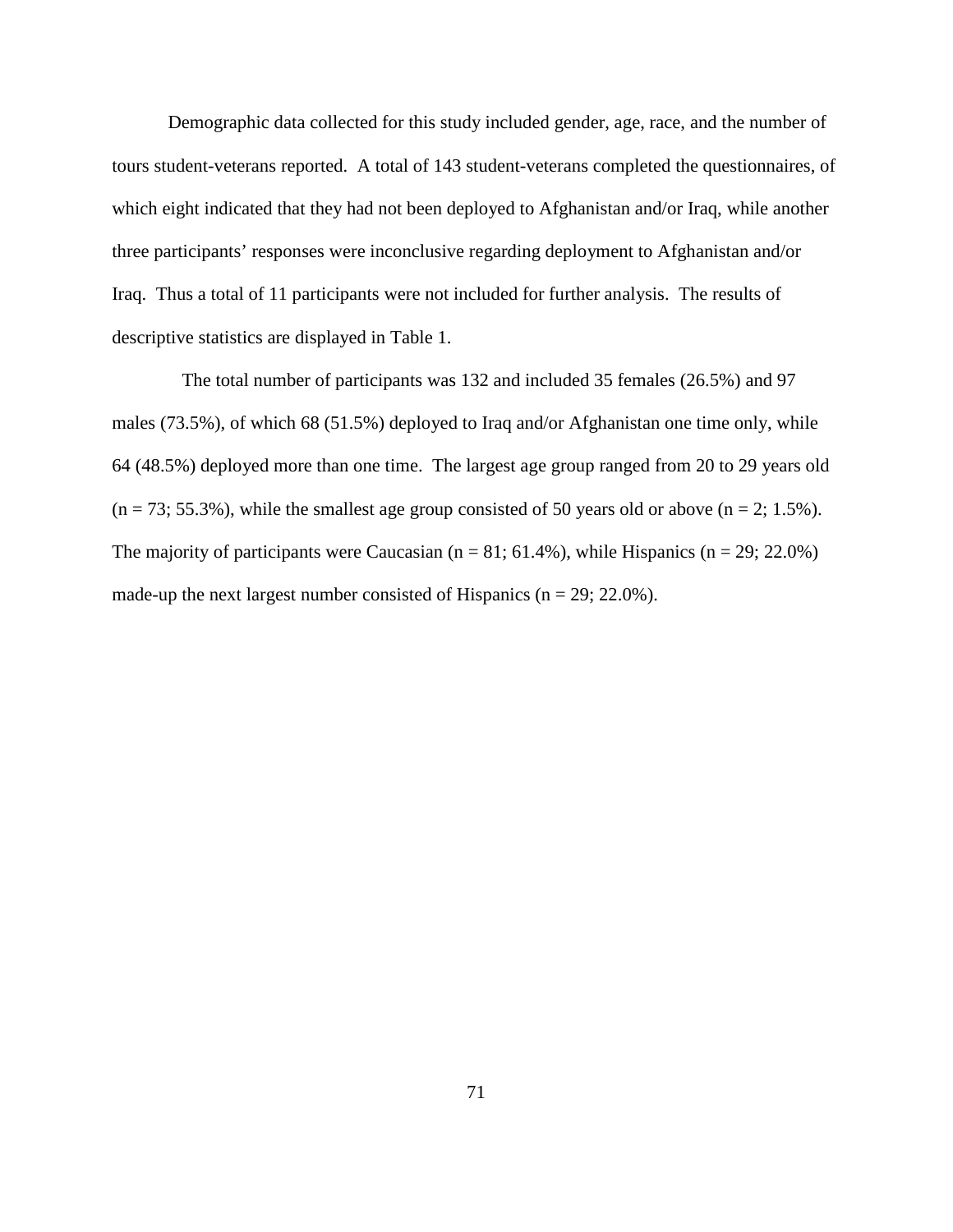Demographic data collected for this study included gender, age, race, and the number of tours student-veterans reported. A total of 143 student-veterans completed the questionnaires, of which eight indicated that they had not been deployed to Afghanistan and/or Iraq, while another three participants' responses were inconclusive regarding deployment to Afghanistan and/or Iraq. Thus a total of 11 participants were not included for further analysis. The results of descriptive statistics are displayed in Table 1.

The total number of participants was 132 and included 35 females (26.5%) and 97 males (73.5%), of which 68 (51.5%) deployed to Iraq and/or Afghanistan one time only, while 64 (48.5%) deployed more than one time. The largest age group ranged from 20 to 29 years old ($n = 73$; 55.3%), while the smallest age group consisted of 50 years old or above ($n = 2$; 1.5%). The majority of participants were Caucasian ($n = 81$; 61.4%), while Hispanics ($n = 29$; 22.0%) made-up the next largest number consisted of Hispanics ($n = 29$; 22.0%).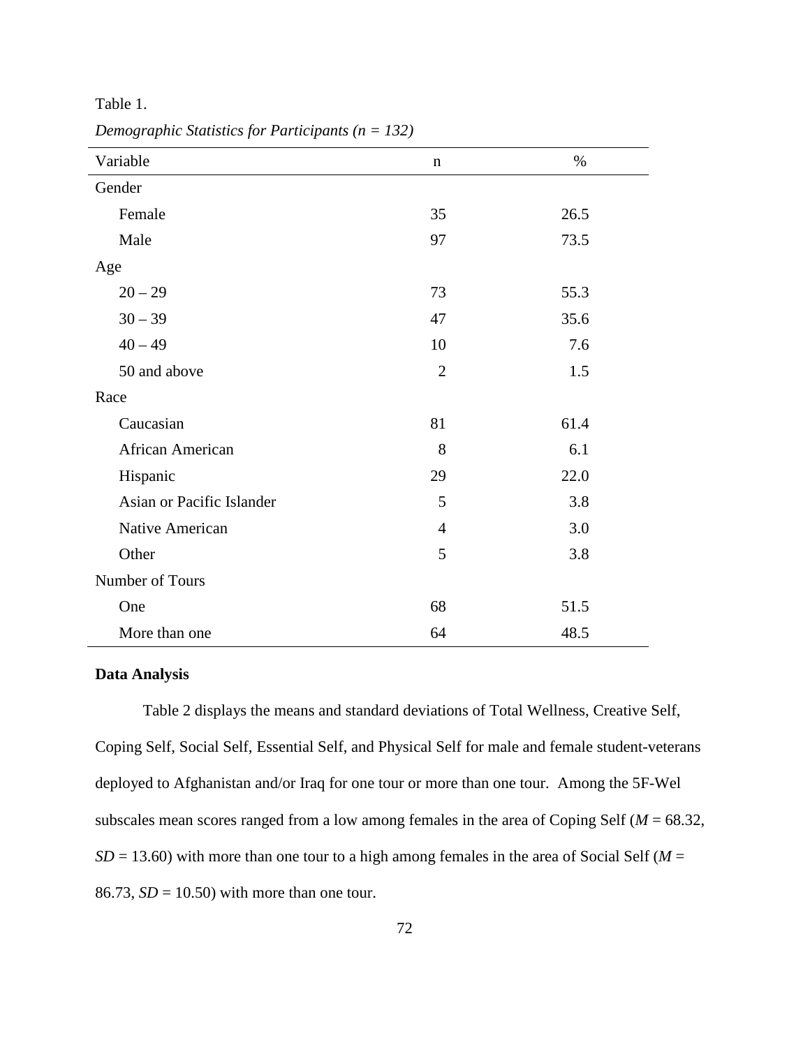Table 1.

*Demographic Statistics for Participants (n = 132)*

| Variable | n | % |
|---|---|---|
| Gender | | |
| Female | 35 | 26.5 |
| Male | 97 | 73.5 |
| Age | | |
| 20 – 29 | 73 | 55.3 |
| 30 – 39 | 47 | 35.6 |
| 40 – 49 | 10 | 7.6 |
| 50 and above | 2 | 1.5 |
| Race | | |
| Caucasian | 81 | 61.4 |
| African American | 8 | 6.1 |
| Hispanic | 29 | 22.0 |
| Asian or Pacific Islander | 5 | 3.8 |
| Native American | 4 | 3.0 |
| Other | 5 | 3.8 |
| Number of Tours | | |
| One | 68 | 51.5 |
| More than one | 64 | 48.5 |

**Data Analysis**

Table 2 displays the means and standard deviations of Total Wellness, Creative Self, Coping Self, Social Self, Essential Self, and Physical Self for male and female student-veterans deployed to Afghanistan and/or Iraq for one tour or more than one tour. Among the 5F-Wel subscales mean scores ranged from a low among females in the area of Coping Self ($M$ = 68.32, $SD$ = 13.60) with more than one tour to a high among females in the area of Social Self ($M$ = 86.73, $SD$ = 10.50) with more than one tour.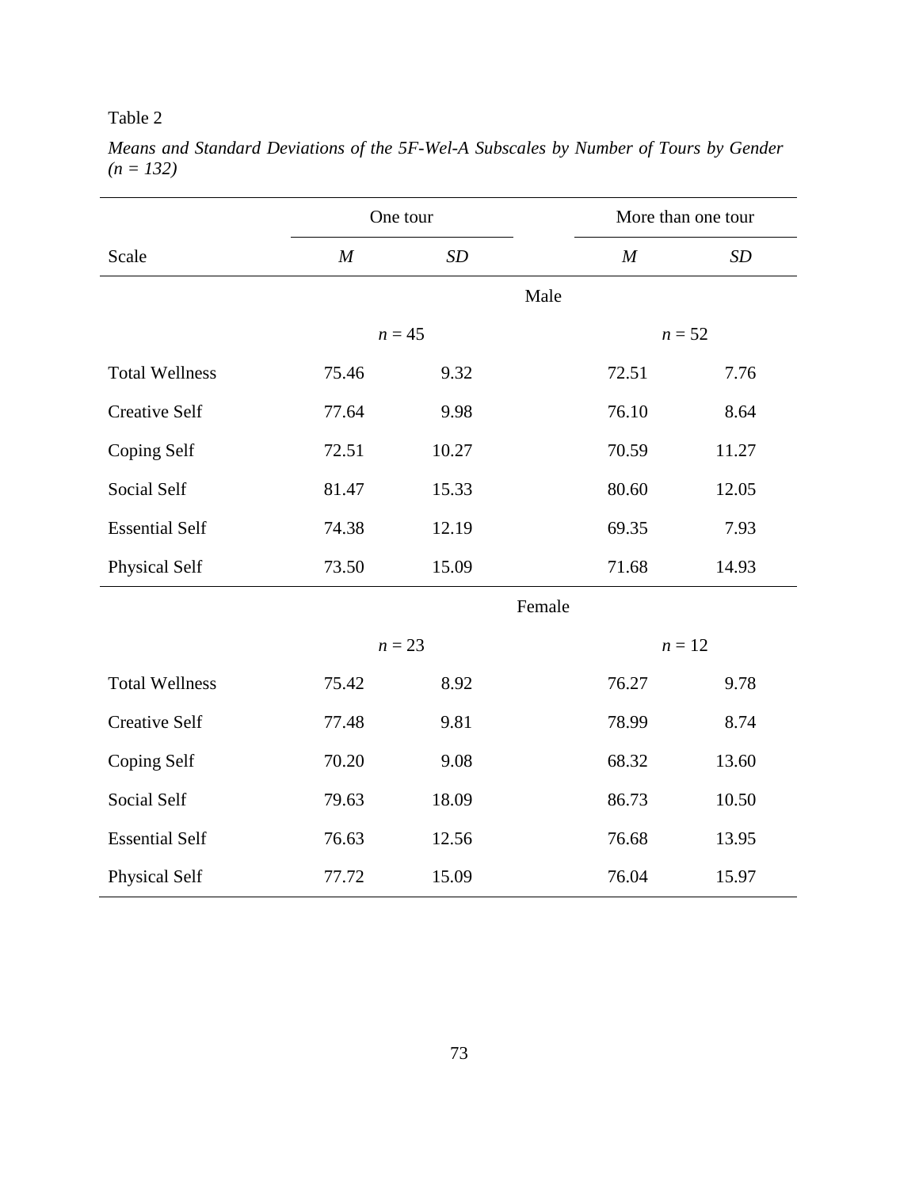Table 2

*Means and Standard Deviations of the 5F-Wel-A Subscales by Number of Tours by Gender (n = 132)*

| | One tour | | More than one tour | |
|---|---|---|---|---|
| Scale | *M* | *SD* | *M* | *SD* |
| | | Male | | |
| | *n* = 45 | | *n* = 52 | |
| Total Wellness | 75.46 | 9.32 | 72.51 | 7.76 |
| Creative Self | 77.64 | 9.98 | 76.10 | 8.64 |
| Coping Self | 72.51 | 10.27 | 70.59 | 11.27 |
| Social Self | 81.47 | 15.33 | 80.60 | 12.05 |
| Essential Self | 74.38 | 12.19 | 69.35 | 7.93 |
| Physical Self | 73.50 | 15.09 | 71.68 | 14.93 |
| | | Female | | |
| | *n* = 23 | | *n* = 12 | |
| Total Wellness | 75.42 | 8.92 | 76.27 | 9.78 |
| Creative Self | 77.48 | 9.81 | 78.99 | 8.74 |
| Coping Self | 70.20 | 9.08 | 68.32 | 13.60 |
| Social Self | 79.63 | 18.09 | 86.73 | 10.50 |
| Essential Self | 76.63 | 12.56 | 76.68 | 13.95 |
| Physical Self | 77.72 | 15.09 | 76.04 | 15.97 |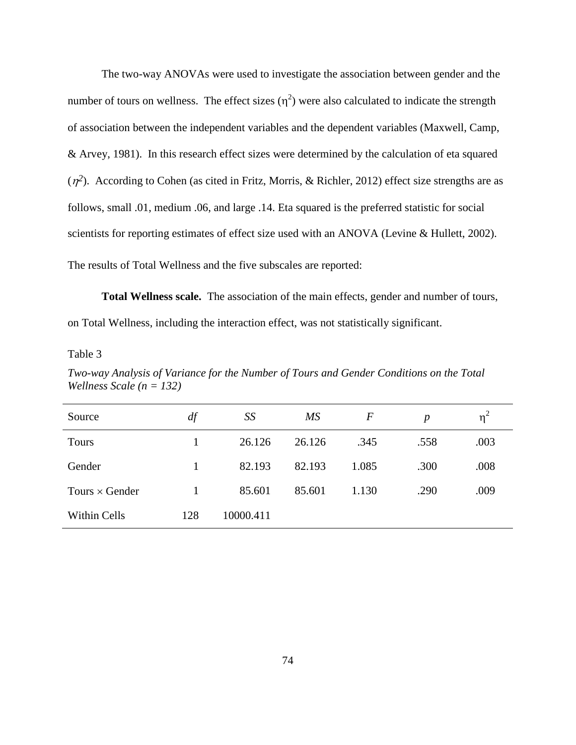The two-way ANOVAs were used to investigate the association between gender and the number of tours on wellness. The effect sizes ($\eta^2$) were also calculated to indicate the strength of association between the independent variables and the dependent variables (Maxwell, Camp, & Arvey, 1981). In this research effect sizes were determined by the calculation of eta squared ($\eta^2$). According to Cohen (as cited in Fritz, Morris, & Richler, 2012) effect size strengths are as follows, small .01, medium .06, and large .14. Eta squared is the preferred statistic for social scientists for reporting estimates of effect size used with an ANOVA (Levine & Hullett, 2002).

The results of Total Wellness and the five subscales are reported:

**Total Wellness scale.** The association of the main effects, gender and number of tours, on Total Wellness, including the interaction effect, was not statistically significant.

Table 3

*Two-way Analysis of Variance for the Number of Tours and Gender Conditions on the Total Wellness Scale (n = 132)*

| Source | *df* | *SS* | *MS* | *F* | *p* | $\eta^2$ |
|---|---|---|---|---|---|---|
| Tours | 1 | 26.126 | 26.126 | .345 | .558 | .003 |
| Gender | 1 | 82.193 | 82.193 | 1.085 | .300 | .008 |
| Tours × Gender | 1 | 85.601 | 85.601 | 1.130 | .290 | .009 |
| Within Cells | 128 | 10000.411 | | | | |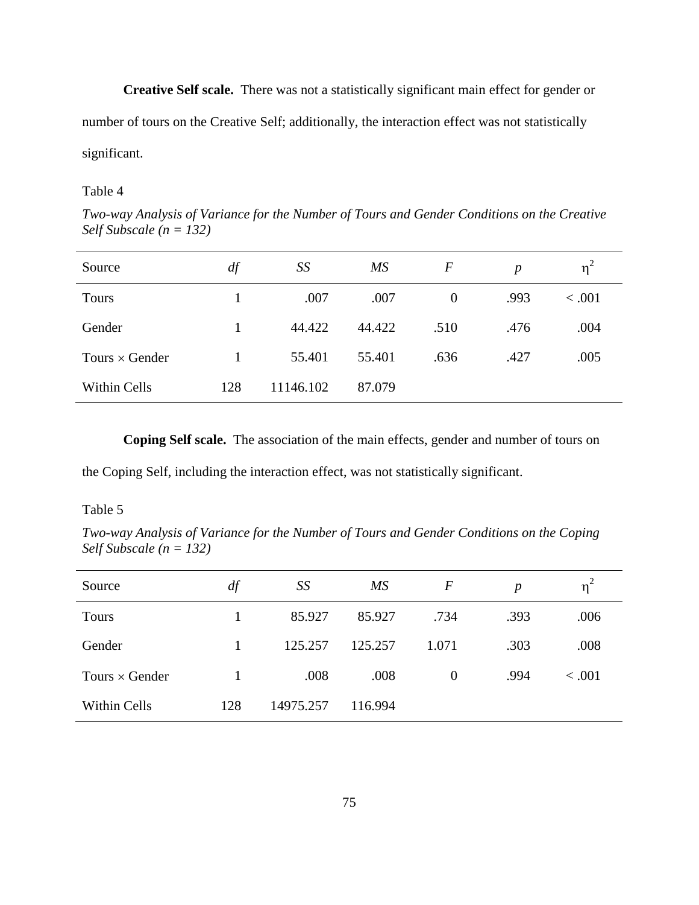**Creative Self scale.** There was not a statistically significant main effect for gender or number of tours on the Creative Self; additionally, the interaction effect was not statistically significant.

Table 4

*Two-way Analysis of Variance for the Number of Tours and Gender Conditions on the Creative Self Subscale (n = 132)*

| Source | *df* | *SS* | *MS* | *F* | *p* | $\eta^2$ |
|---|---|---|---|---|---|---|
| Tours | 1 | .007 | .007 | 0 | .993 | < .001 |
| Gender | 1 | 44.422 | 44.422 | .510 | .476 | .004 |
| Tours × Gender | 1 | 55.401 | 55.401 | .636 | .427 | .005 |
| Within Cells | 128 | 11146.102 | 87.079 | | | |

**Coping Self scale.** The association of the main effects, gender and number of tours on the Coping Self, including the interaction effect, was not statistically significant.

Table 5

*Two-way Analysis of Variance for the Number of Tours and Gender Conditions on the Coping Self Subscale (n = 132)*

| Source | *df* | *SS* | *MS* | *F* | *p* | $\eta^2$ |
|---|---|---|---|---|---|---|
| Tours | 1 | 85.927 | 85.927 | .734 | .393 | .006 |
| Gender | 1 | 125.257 | 125.257 | 1.071 | .303 | .008 |
| Tours × Gender | 1 | .008 | .008 | 0 | .994 | < .001 |
| Within Cells | 128 | 14975.257 | 116.994 | | | |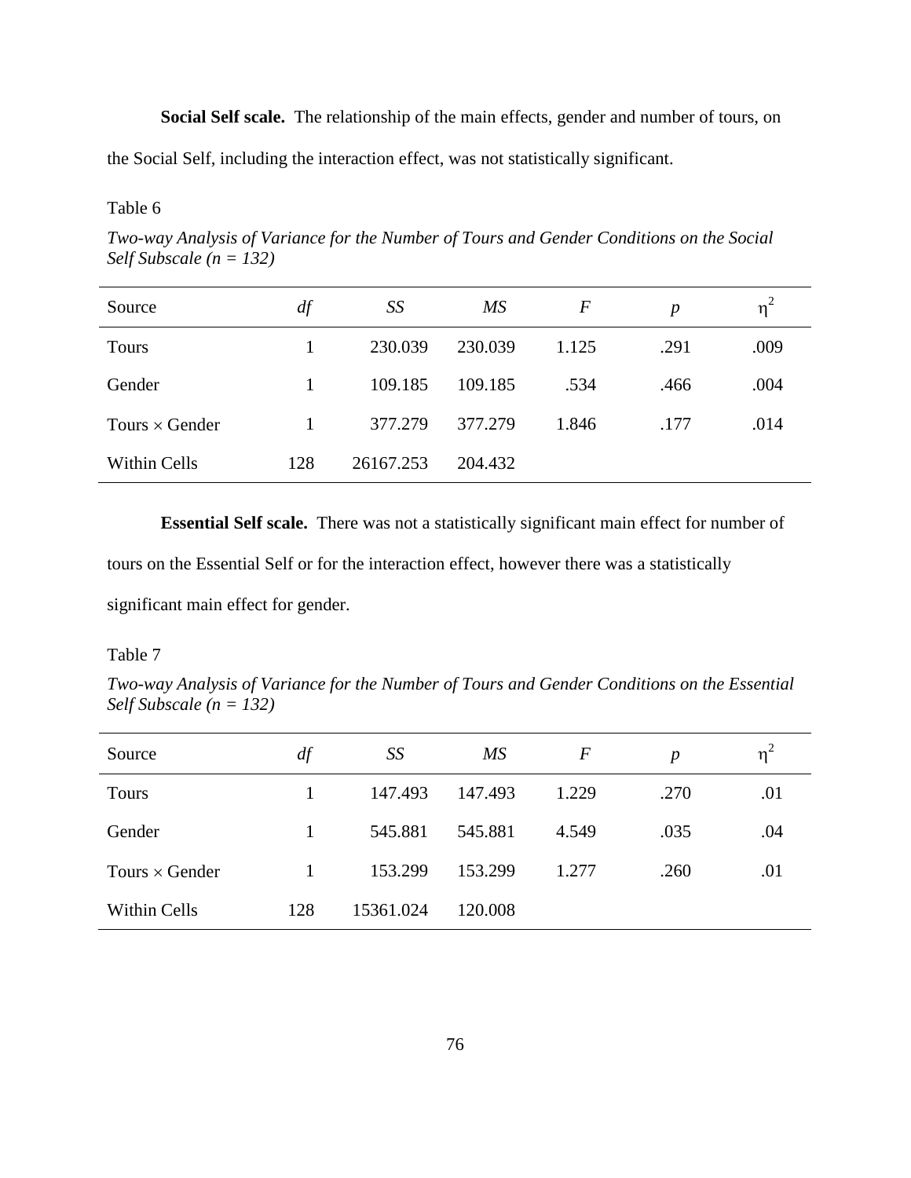**Social Self scale.** The relationship of the main effects, gender and number of tours, on the Social Self, including the interaction effect, was not statistically significant.

Table 6

*Two-way Analysis of Variance for the Number of Tours and Gender Conditions on the Social Self Subscale (n = 132)*

| Source | *df* | *SS* | *MS* | *F* | *p* | $\eta^2$ |
|---|---|---|---|---|---|---|
| Tours | 1 | 230.039 | 230.039 | 1.125 | .291 | .009 |
| Gender | 1 | 109.185 | 109.185 | .534 | .466 | .004 |
| Tours × Gender | 1 | 377.279 | 377.279 | 1.846 | .177 | .014 |
| Within Cells | 128 | 26167.253 | 204.432 | | | |

**Essential Self scale.** There was not a statistically significant main effect for number of tours on the Essential Self or for the interaction effect, however there was a statistically significant main effect for gender.

Table 7

*Two-way Analysis of Variance for the Number of Tours and Gender Conditions on the Essential Self Subscale (n = 132)*

| Source | *df* | *SS* | *MS* | *F* | *p* | $\eta^2$ |
|---|---|---|---|---|---|---|
| Tours | 1 | 147.493 | 147.493 | 1.229 | .270 | .01 |
| Gender | 1 | 545.881 | 545.881 | 4.549 | .035 | .04 |
| Tours × Gender | 1 | 153.299 | 153.299 | 1.277 | .260 | .01 |
| Within Cells | 128 | 15361.024 | 120.008 | | | |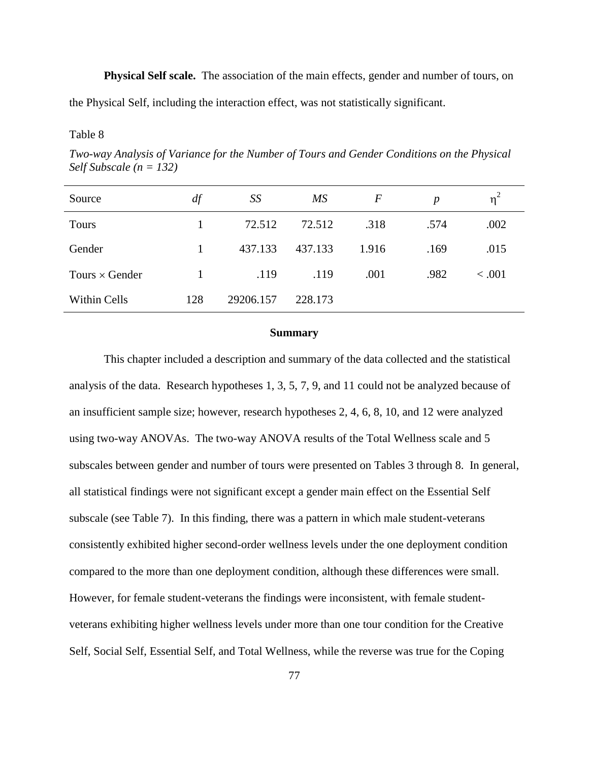**Physical Self scale.** The association of the main effects, gender and number of tours, on the Physical Self, including the interaction effect, was not statistically significant.

Table 8

*Two-way Analysis of Variance for the Number of Tours and Gender Conditions on the Physical Self Subscale (n = 132)*

| Source | *df* | *SS* | *MS* | *F* | *p* | $\eta^2$ |
|---|---|---|---|---|---|---|
| Tours | 1 | 72.512 | 72.512 | .318 | .574 | .002 |
| Gender | 1 | 437.133 | 437.133 | 1.916 | .169 | .015 |
| Tours × Gender | 1 | .119 | .119 | .001 | .982 | < .001 |
| Within Cells | 128 | 29206.157 | 228.173 | | | |

## Summary

This chapter included a description and summary of the data collected and the statistical analysis of the data. Research hypotheses 1, 3, 5, 7, 9, and 11 could not be analyzed because of an insufficient sample size; however, research hypotheses 2, 4, 6, 8, 10, and 12 were analyzed using two-way ANOVAs. The two-way ANOVA results of the Total Wellness scale and 5 subscales between gender and number of tours were presented on Tables 3 through 8. In general, all statistical findings were not significant except a gender main effect on the Essential Self subscale (see Table 7). In this finding, there was a pattern in which male student-veterans consistently exhibited higher second-order wellness levels under the one deployment condition compared to the more than one deployment condition, although these differences were small. However, for female student-veterans the findings were inconsistent, with female student-veterans exhibiting higher wellness levels under more than one tour condition for the Creative Self, Social Self, Essential Self, and Total Wellness, while the reverse was true for the Coping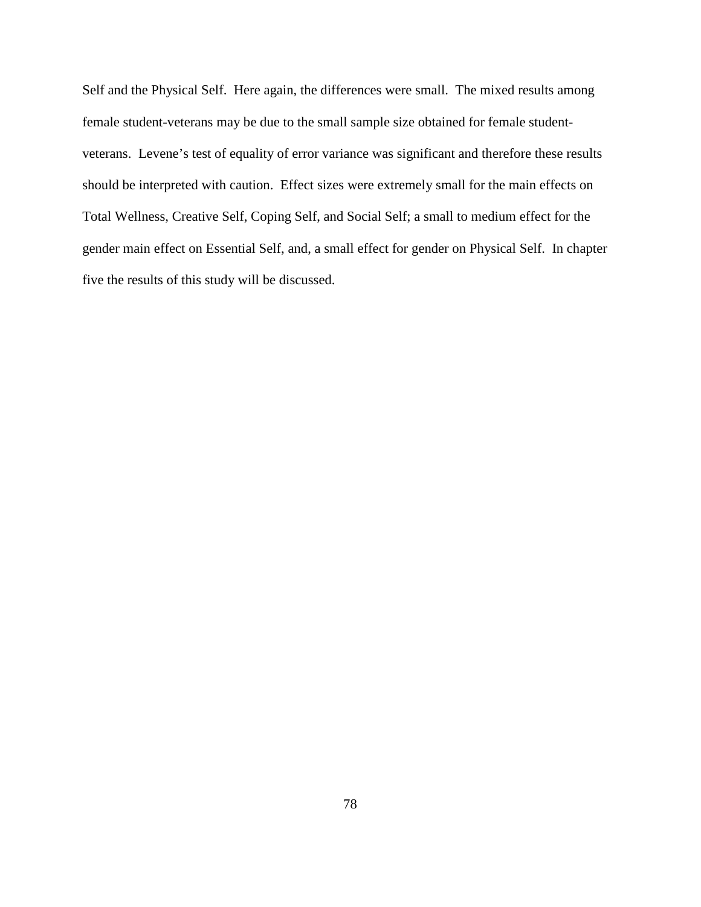Self and the Physical Self. Here again, the differences were small. The mixed results among female student-veterans may be due to the small sample size obtained for female student-veterans. Levene's test of equality of error variance was significant and therefore these results should be interpreted with caution. Effect sizes were extremely small for the main effects on Total Wellness, Creative Self, Coping Self, and Social Self; a small to medium effect for the gender main effect on Essential Self, and, a small effect for gender on Physical Self. In chapter five the results of this study will be discussed.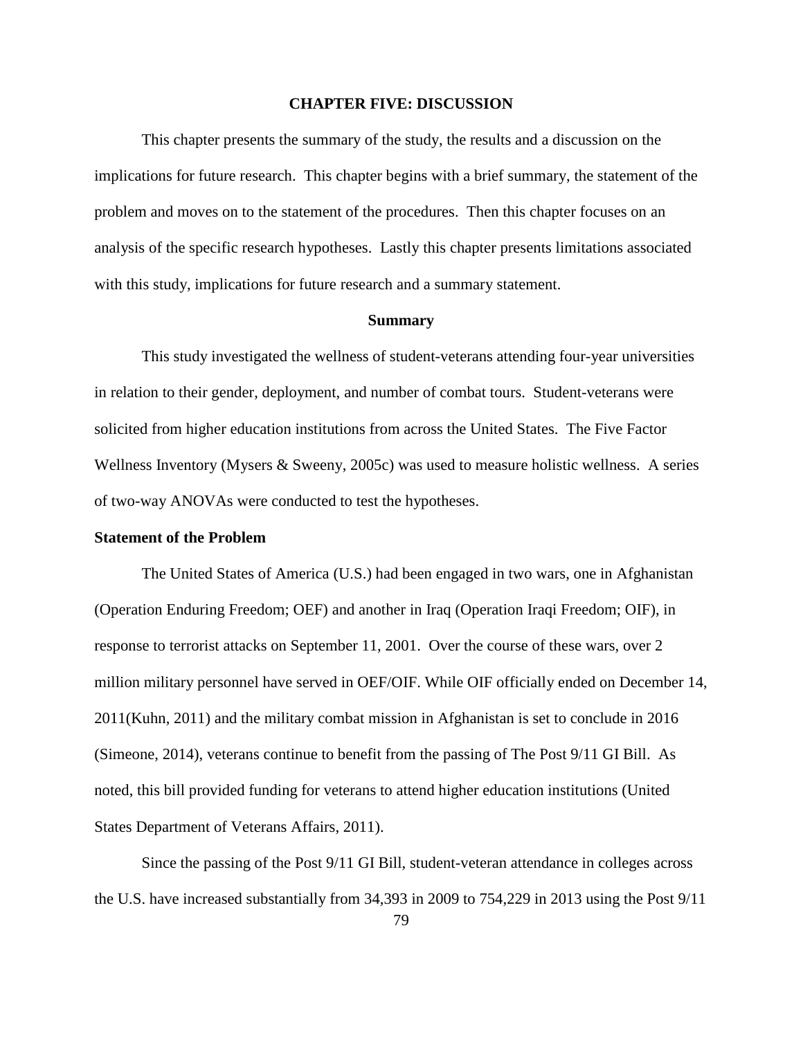# CHAPTER FIVE: DISCUSSION

This chapter presents the summary of the study, the results and a discussion on the implications for future research. This chapter begins with a brief summary, the statement of the problem and moves on to the statement of the procedures. Then this chapter focuses on an analysis of the specific research hypotheses. Lastly this chapter presents limitations associated with this study, implications for future research and a summary statement.

## Summary

This study investigated the wellness of student-veterans attending four-year universities in relation to their gender, deployment, and number of combat tours. Student-veterans were solicited from higher education institutions from across the United States. The Five Factor Wellness Inventory (Mysers & Sweeny, 2005c) was used to measure holistic wellness. A series of two-way ANOVAs were conducted to test the hypotheses.

### Statement of the Problem

The United States of America (U.S.) had been engaged in two wars, one in Afghanistan (Operation Enduring Freedom; OEF) and another in Iraq (Operation Iraqi Freedom; OIF), in response to terrorist attacks on September 11, 2001. Over the course of these wars, over 2 million military personnel have served in OEF/OIF. While OIF officially ended on December 14, 2011(Kuhn, 2011) and the military combat mission in Afghanistan is set to conclude in 2016 (Simeone, 2014), veterans continue to benefit from the passing of The Post 9/11 GI Bill. As noted, this bill provided funding for veterans to attend higher education institutions (United States Department of Veterans Affairs, 2011).

Since the passing of the Post 9/11 GI Bill, student-veteran attendance in colleges across the U.S. have increased substantially from 34,393 in 2009 to 754,229 in 2013 using the Post 9/11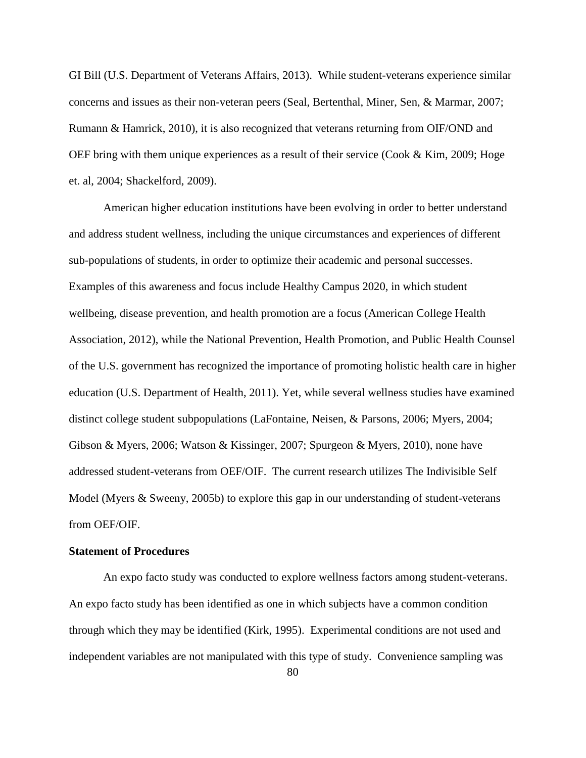GI Bill (U.S. Department of Veterans Affairs, 2013). While student-veterans experience similar concerns and issues as their non-veteran peers (Seal, Bertenthal, Miner, Sen, & Marmar, 2007; Rumann & Hamrick, 2010), it is also recognized that veterans returning from OIF/OND and OEF bring with them unique experiences as a result of their service (Cook & Kim, 2009; Hoge et. al, 2004; Shackelford, 2009).

American higher education institutions have been evolving in order to better understand and address student wellness, including the unique circumstances and experiences of different sub-populations of students, in order to optimize their academic and personal successes. Examples of this awareness and focus include Healthy Campus 2020, in which student wellbeing, disease prevention, and health promotion are a focus (American College Health Association, 2012), while the National Prevention, Health Promotion, and Public Health Counsel of the U.S. government has recognized the importance of promoting holistic health care in higher education (U.S. Department of Health, 2011). Yet, while several wellness studies have examined distinct college student subpopulations (LaFontaine, Neisen, & Parsons, 2006; Myers, 2004; Gibson & Myers, 2006; Watson & Kissinger, 2007; Spurgeon & Myers, 2010), none have addressed student-veterans from OEF/OIF. The current research utilizes The Indivisible Self Model (Myers & Sweeny, 2005b) to explore this gap in our understanding of student-veterans from OEF/OIF.

**Statement of Procedures**

An expo facto study was conducted to explore wellness factors among student-veterans. An expo facto study has been identified as one in which subjects have a common condition through which they may be identified (Kirk, 1995). Experimental conditions are not used and independent variables are not manipulated with this type of study. Convenience sampling was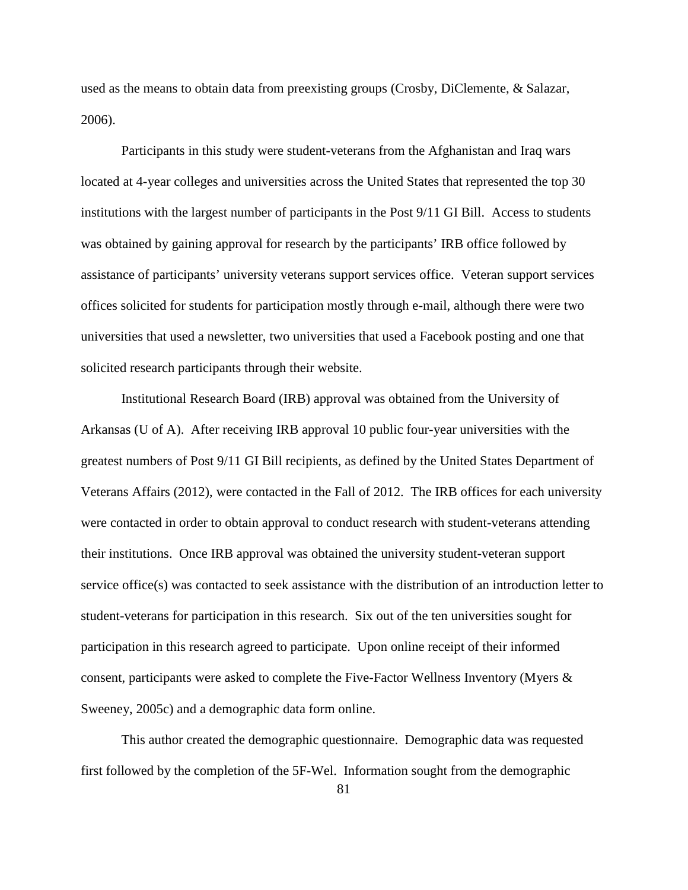used as the means to obtain data from preexisting groups (Crosby, DiClemente, & Salazar, 2006).

Participants in this study were student-veterans from the Afghanistan and Iraq wars located at 4-year colleges and universities across the United States that represented the top 30 institutions with the largest number of participants in the Post 9/11 GI Bill. Access to students was obtained by gaining approval for research by the participants' IRB office followed by assistance of participants' university veterans support services office. Veteran support services offices solicited for students for participation mostly through e-mail, although there were two universities that used a newsletter, two universities that used a Facebook posting and one that solicited research participants through their website.

Institutional Research Board (IRB) approval was obtained from the University of Arkansas (U of A). After receiving IRB approval 10 public four-year universities with the greatest numbers of Post 9/11 GI Bill recipients, as defined by the United States Department of Veterans Affairs (2012), were contacted in the Fall of 2012. The IRB offices for each university were contacted in order to obtain approval to conduct research with student-veterans attending their institutions. Once IRB approval was obtained the university student-veteran support service office(s) was contacted to seek assistance with the distribution of an introduction letter to student-veterans for participation in this research. Six out of the ten universities sought for participation in this research agreed to participate. Upon online receipt of their informed consent, participants were asked to complete the Five-Factor Wellness Inventory (Myers & Sweeney, 2005c) and a demographic data form online.

This author created the demographic questionnaire. Demographic data was requested first followed by the completion of the 5F-Wel. Information sought from the demographic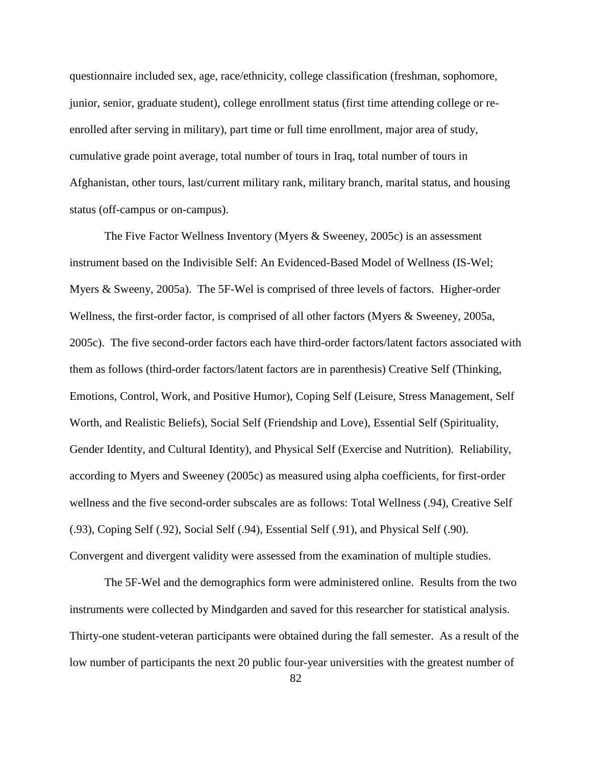questionnaire included sex, age, race/ethnicity, college classification (freshman, sophomore, junior, senior, graduate student), college enrollment status (first time attending college or re-enrolled after serving in military), part time or full time enrollment, major area of study, cumulative grade point average, total number of tours in Iraq, total number of tours in Afghanistan, other tours, last/current military rank, military branch, marital status, and housing status (off-campus or on-campus).

The Five Factor Wellness Inventory (Myers & Sweeney, 2005c) is an assessment instrument based on the Indivisible Self: An Evidenced-Based Model of Wellness (IS-Wel; Myers & Sweeny, 2005a). The 5F-Wel is comprised of three levels of factors. Higher-order Wellness, the first-order factor, is comprised of all other factors (Myers & Sweeney, 2005a, 2005c). The five second-order factors each have third-order factors/latent factors associated with them as follows (third-order factors/latent factors are in parenthesis) Creative Self (Thinking, Emotions, Control, Work, and Positive Humor), Coping Self (Leisure, Stress Management, Self Worth, and Realistic Beliefs), Social Self (Friendship and Love), Essential Self (Spirituality, Gender Identity, and Cultural Identity), and Physical Self (Exercise and Nutrition). Reliability, according to Myers and Sweeney (2005c) as measured using alpha coefficients, for first-order wellness and the five second-order subscales are as follows: Total Wellness (.94), Creative Self (.93), Coping Self (.92), Social Self (.94), Essential Self (.91), and Physical Self (.90). Convergent and divergent validity were assessed from the examination of multiple studies.

The 5F-Wel and the demographics form were administered online. Results from the two instruments were collected by Mindgarden and saved for this researcher for statistical analysis. Thirty-one student-veteran participants were obtained during the fall semester. As a result of the low number of participants the next 20 public four-year universities with the greatest number of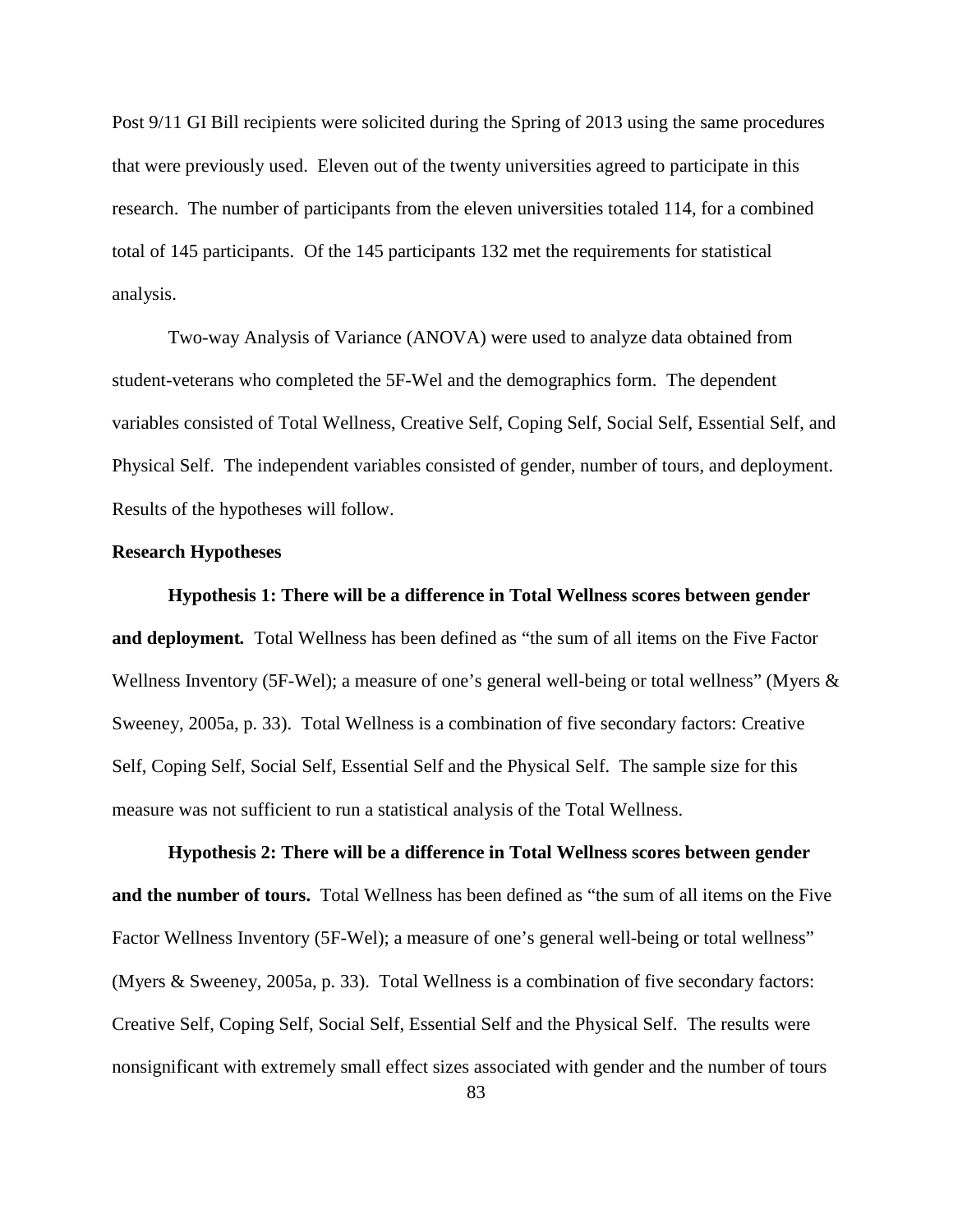Post 9/11 GI Bill recipients were solicited during the Spring of 2013 using the same procedures that were previously used. Eleven out of the twenty universities agreed to participate in this research. The number of participants from the eleven universities totaled 114, for a combined total of 145 participants. Of the 145 participants 132 met the requirements for statistical analysis.

Two-way Analysis of Variance (ANOVA) were used to analyze data obtained from student-veterans who completed the 5F-Wel and the demographics form. The dependent variables consisted of Total Wellness, Creative Self, Coping Self, Social Self, Essential Self, and Physical Self. The independent variables consisted of gender, number of tours, and deployment. Results of the hypotheses will follow.

**Research Hypotheses**

**Hypothesis 1: There will be a difference in Total Wellness scores between gender and deployment.** Total Wellness has been defined as "the sum of all items on the Five Factor Wellness Inventory (5F-Wel); a measure of one's general well-being or total wellness" (Myers & Sweeney, 2005a, p. 33). Total Wellness is a combination of five secondary factors: Creative Self, Coping Self, Social Self, Essential Self and the Physical Self. The sample size for this measure was not sufficient to run a statistical analysis of the Total Wellness.

**Hypothesis 2: There will be a difference in Total Wellness scores between gender and the number of tours.** Total Wellness has been defined as "the sum of all items on the Five Factor Wellness Inventory (5F-Wel); a measure of one's general well-being or total wellness" (Myers & Sweeney, 2005a, p. 33). Total Wellness is a combination of five secondary factors: Creative Self, Coping Self, Social Self, Essential Self and the Physical Self. The results were nonsignificant with extremely small effect sizes associated with gender and the number of tours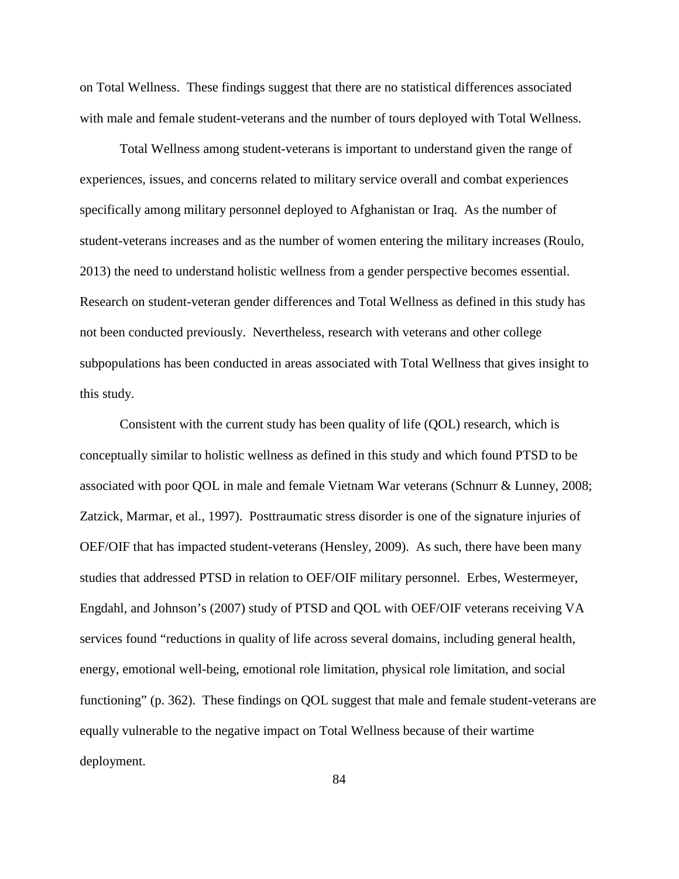on Total Wellness. These findings suggest that there are no statistical differences associated with male and female student-veterans and the number of tours deployed with Total Wellness.

Total Wellness among student-veterans is important to understand given the range of experiences, issues, and concerns related to military service overall and combat experiences specifically among military personnel deployed to Afghanistan or Iraq. As the number of student-veterans increases and as the number of women entering the military increases (Roulo, 2013) the need to understand holistic wellness from a gender perspective becomes essential. Research on student-veteran gender differences and Total Wellness as defined in this study has not been conducted previously. Nevertheless, research with veterans and other college subpopulations has been conducted in areas associated with Total Wellness that gives insight to this study.

Consistent with the current study has been quality of life (QOL) research, which is conceptually similar to holistic wellness as defined in this study and which found PTSD to be associated with poor QOL in male and female Vietnam War veterans (Schnurr & Lunney, 2008; Zatzick, Marmar, et al., 1997). Posttraumatic stress disorder is one of the signature injuries of OEF/OIF that has impacted student-veterans (Hensley, 2009). As such, there have been many studies that addressed PTSD in relation to OEF/OIF military personnel. Erbes, Westermeyer, Engdahl, and Johnson's (2007) study of PTSD and QOL with OEF/OIF veterans receiving VA services found "reductions in quality of life across several domains, including general health, energy, emotional well-being, emotional role limitation, physical role limitation, and social functioning" (p. 362). These findings on QOL suggest that male and female student-veterans are equally vulnerable to the negative impact on Total Wellness because of their wartime deployment.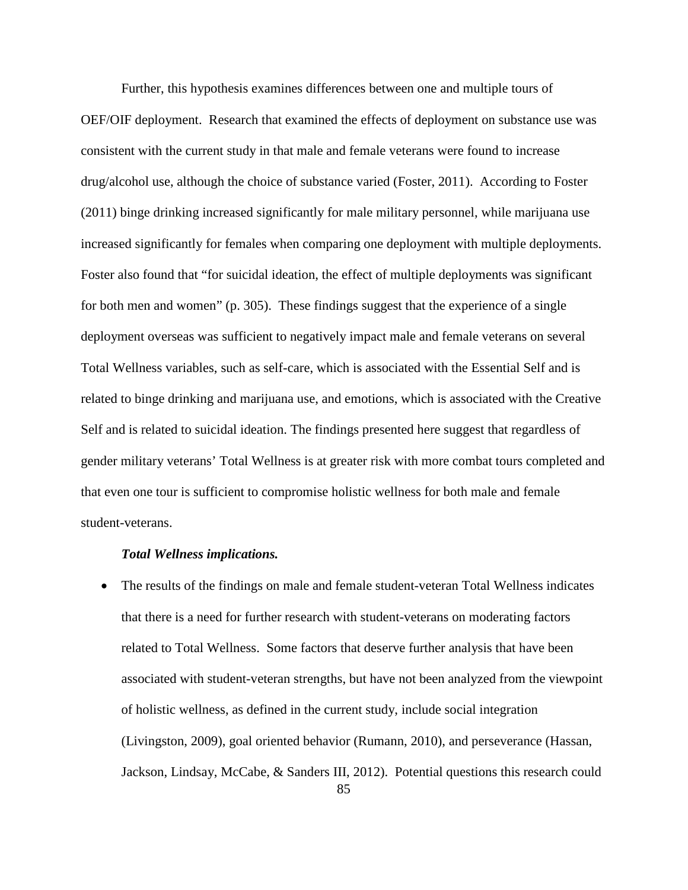Further, this hypothesis examines differences between one and multiple tours of OEF/OIF deployment. Research that examined the effects of deployment on substance use was consistent with the current study in that male and female veterans were found to increase drug/alcohol use, although the choice of substance varied (Foster, 2011). According to Foster (2011) binge drinking increased significantly for male military personnel, while marijuana use increased significantly for females when comparing one deployment with multiple deployments. Foster also found that "for suicidal ideation, the effect of multiple deployments was significant for both men and women" (p. 305). These findings suggest that the experience of a single deployment overseas was sufficient to negatively impact male and female veterans on several Total Wellness variables, such as self-care, which is associated with the Essential Self and is related to binge drinking and marijuana use, and emotions, which is associated with the Creative Self and is related to suicidal ideation. The findings presented here suggest that regardless of gender military veterans' Total Wellness is at greater risk with more combat tours completed and that even one tour is sufficient to compromise holistic wellness for both male and female student-veterans.

***Total Wellness implications.***

- The results of the findings on male and female student-veteran Total Wellness indicates that there is a need for further research with student-veterans on moderating factors related to Total Wellness. Some factors that deserve further analysis that have been associated with student-veteran strengths, but have not been analyzed from the viewpoint of holistic wellness, as defined in the current study, include social integration (Livingston, 2009), goal oriented behavior (Rumann, 2010), and perseverance (Hassan, Jackson, Lindsay, McCabe, & Sanders III, 2012). Potential questions this research could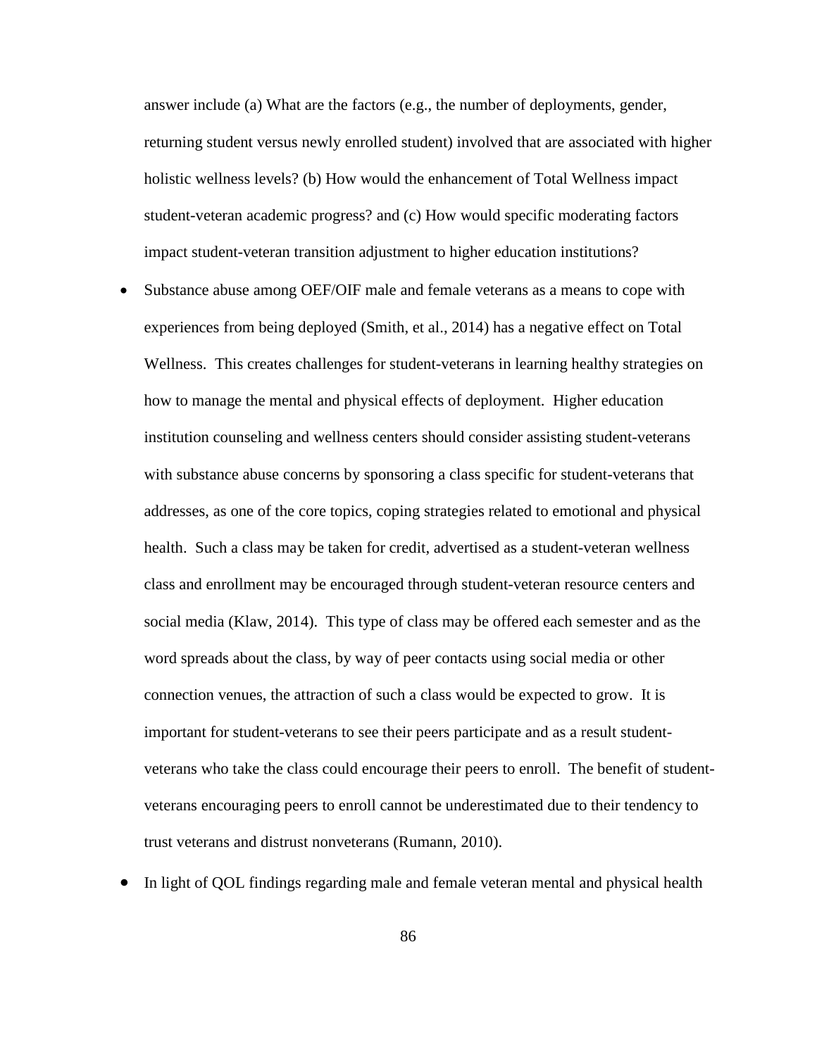answer include (a) What are the factors (e.g., the number of deployments, gender, returning student versus newly enrolled student) involved that are associated with higher holistic wellness levels? (b) How would the enhancement of Total Wellness impact student-veteran academic progress? and (c) How would specific moderating factors impact student-veteran transition adjustment to higher education institutions?

- Substance abuse among OEF/OIF male and female veterans as a means to cope with experiences from being deployed (Smith, et al., 2014) has a negative effect on Total Wellness. This creates challenges for student-veterans in learning healthy strategies on how to manage the mental and physical effects of deployment. Higher education institution counseling and wellness centers should consider assisting student-veterans with substance abuse concerns by sponsoring a class specific for student-veterans that addresses, as one of the core topics, coping strategies related to emotional and physical health. Such a class may be taken for credit, advertised as a student-veteran wellness class and enrollment may be encouraged through student-veteran resource centers and social media (Klaw, 2014). This type of class may be offered each semester and as the word spreads about the class, by way of peer contacts using social media or other connection venues, the attraction of such a class would be expected to grow. It is important for student-veterans to see their peers participate and as a result student-veterans who take the class could encourage their peers to enroll. The benefit of student-veterans encouraging peers to enroll cannot be underestimated due to their tendency to trust veterans and distrust nonveterans (Rumann, 2010).
- In light of QOL findings regarding male and female veteran mental and physical health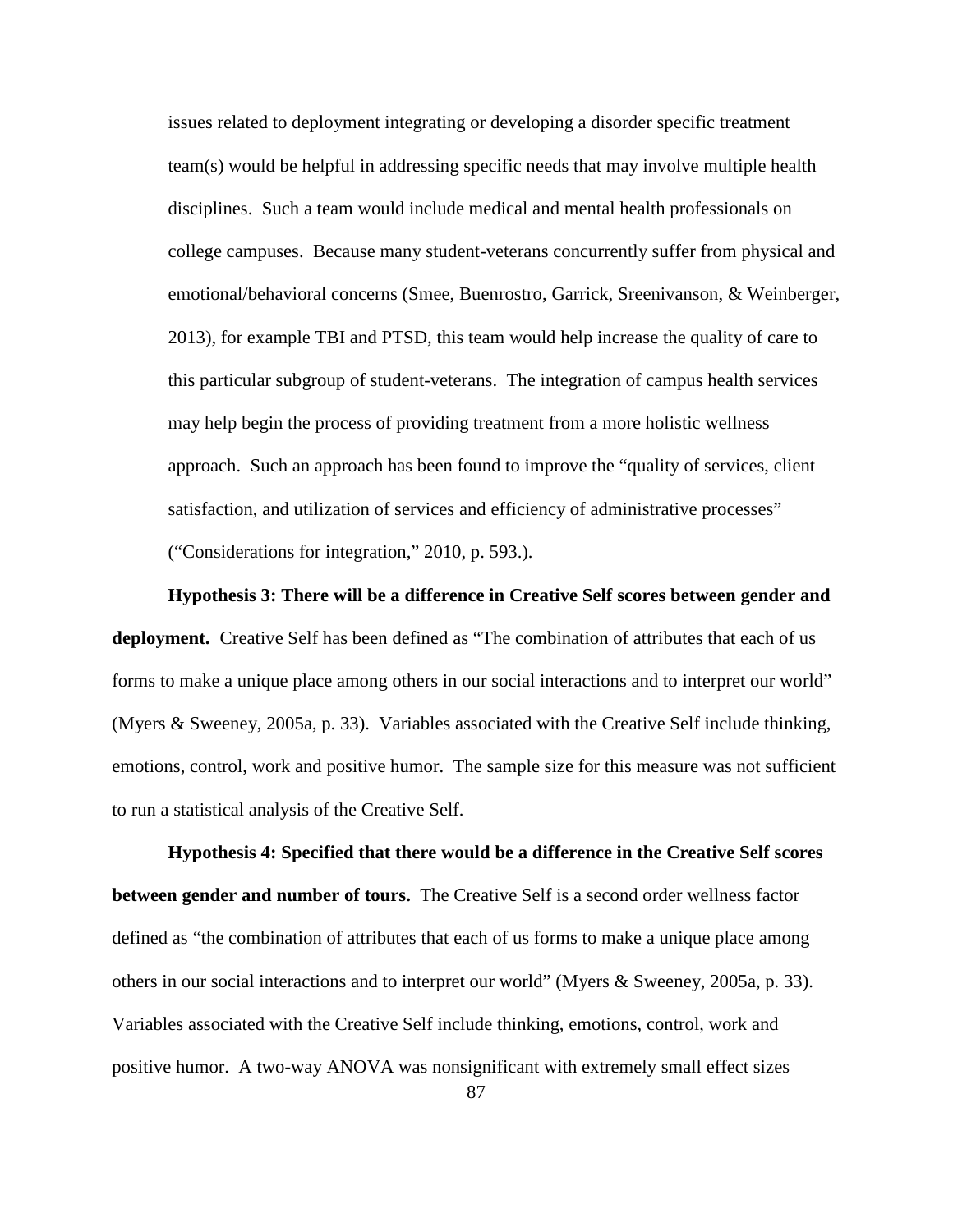issues related to deployment integrating or developing a disorder specific treatment team(s) would be helpful in addressing specific needs that may involve multiple health disciplines. Such a team would include medical and mental health professionals on college campuses. Because many student-veterans concurrently suffer from physical and emotional/behavioral concerns (Smee, Buenrostro, Garrick, Sreenivanson, & Weinberger, 2013), for example TBI and PTSD, this team would help increase the quality of care to this particular subgroup of student-veterans. The integration of campus health services may help begin the process of providing treatment from a more holistic wellness approach. Such an approach has been found to improve the "quality of services, client satisfaction, and utilization of services and efficiency of administrative processes" ("Considerations for integration," 2010, p. 593.).

**Hypothesis 3: There will be a difference in Creative Self scores between gender and deployment.** Creative Self has been defined as "The combination of attributes that each of us forms to make a unique place among others in our social interactions and to interpret our world" (Myers & Sweeney, 2005a, p. 33). Variables associated with the Creative Self include thinking, emotions, control, work and positive humor. The sample size for this measure was not sufficient to run a statistical analysis of the Creative Self.

**Hypothesis 4: Specified that there would be a difference in the Creative Self scores between gender and number of tours.** The Creative Self is a second order wellness factor defined as "the combination of attributes that each of us forms to make a unique place among others in our social interactions and to interpret our world" (Myers & Sweeney, 2005a, p. 33). Variables associated with the Creative Self include thinking, emotions, control, work and positive humor. A two-way ANOVA was nonsignificant with extremely small effect sizes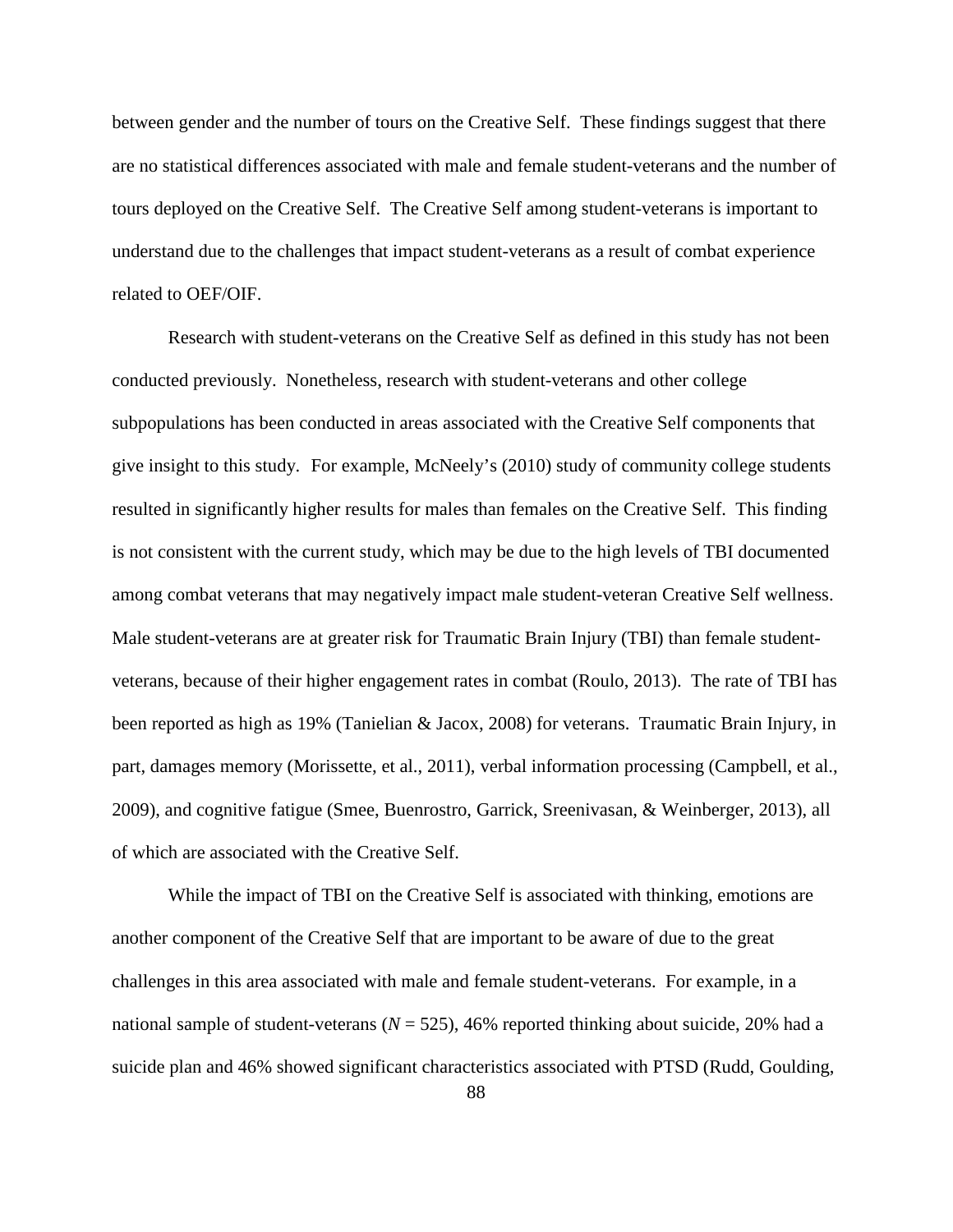between gender and the number of tours on the Creative Self. These findings suggest that there are no statistical differences associated with male and female student-veterans and the number of tours deployed on the Creative Self. The Creative Self among student-veterans is important to understand due to the challenges that impact student-veterans as a result of combat experience related to OEF/OIF.

Research with student-veterans on the Creative Self as defined in this study has not been conducted previously. Nonetheless, research with student-veterans and other college subpopulations has been conducted in areas associated with the Creative Self components that give insight to this study. For example, McNeely's (2010) study of community college students resulted in significantly higher results for males than females on the Creative Self. This finding is not consistent with the current study, which may be due to the high levels of TBI documented among combat veterans that may negatively impact male student-veteran Creative Self wellness. Male student-veterans are at greater risk for Traumatic Brain Injury (TBI) than female student-veterans, because of their higher engagement rates in combat (Roulo, 2013). The rate of TBI has been reported as high as 19% (Tanielian & Jacox, 2008) for veterans. Traumatic Brain Injury, in part, damages memory (Morissette, et al., 2011), verbal information processing (Campbell, et al., 2009), and cognitive fatigue (Smee, Buenrostro, Garrick, Sreenivasan, & Weinberger, 2013), all of which are associated with the Creative Self.

While the impact of TBI on the Creative Self is associated with thinking, emotions are another component of the Creative Self that are important to be aware of due to the great challenges in this area associated with male and female student-veterans. For example, in a national sample of student-veterans ($N$ = 525), 46% reported thinking about suicide, 20% had a suicide plan and 46% showed significant characteristics associated with PTSD (Rudd, Goulding,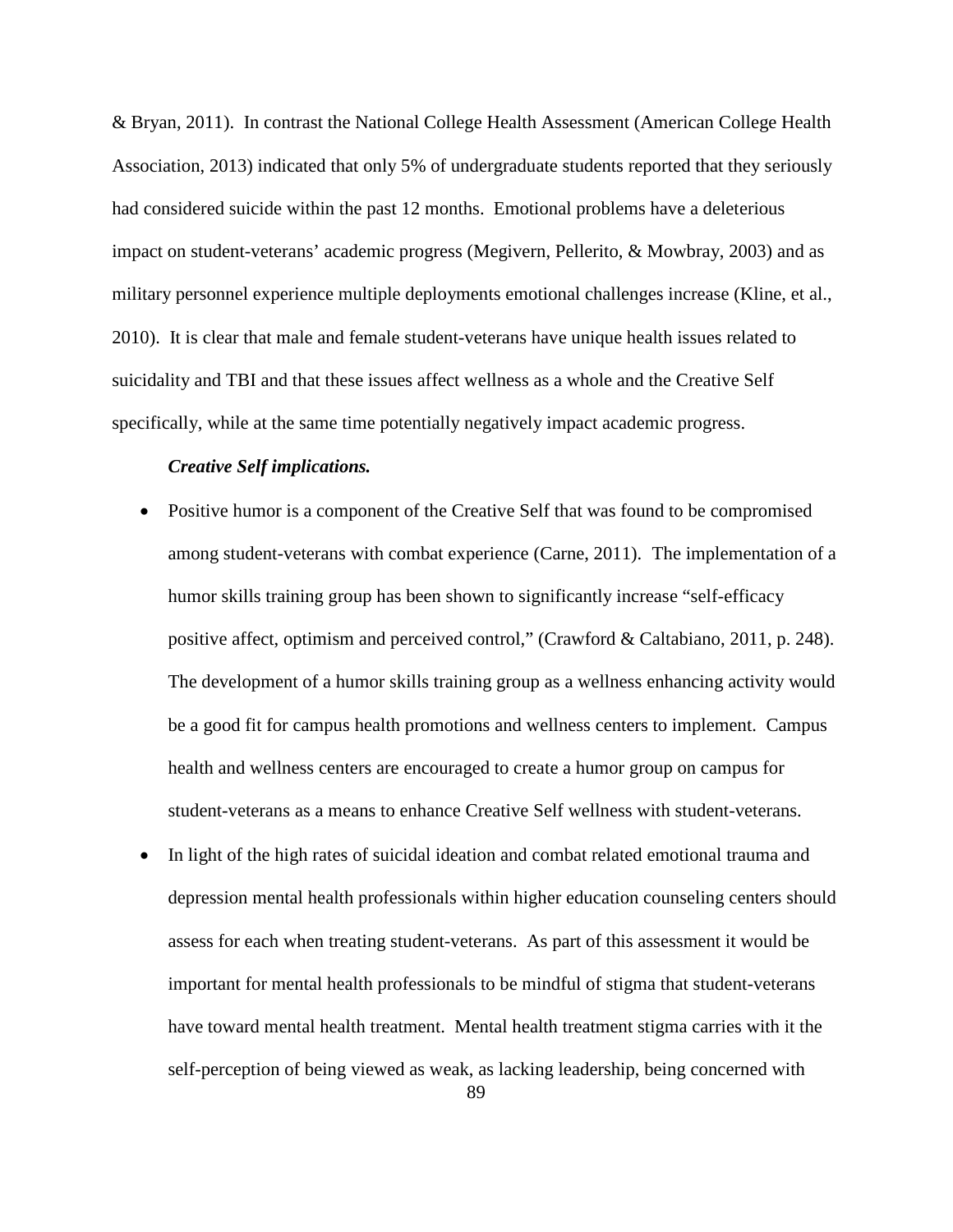& Bryan, 2011). In contrast the National College Health Assessment (American College Health Association, 2013) indicated that only 5% of undergraduate students reported that they seriously had considered suicide within the past 12 months. Emotional problems have a deleterious impact on student-veterans' academic progress (Megivern, Pellerito, & Mowbray, 2003) and as military personnel experience multiple deployments emotional challenges increase (Kline, et al., 2010). It is clear that male and female student-veterans have unique health issues related to suicidality and TBI and that these issues affect wellness as a whole and the Creative Self specifically, while at the same time potentially negatively impact academic progress.

***Creative Self implications.***

- Positive humor is a component of the Creative Self that was found to be compromised among student-veterans with combat experience (Carne, 2011). The implementation of a humor skills training group has been shown to significantly increase "self-efficacy positive affect, optimism and perceived control," (Crawford & Caltabiano, 2011, p. 248). The development of a humor skills training group as a wellness enhancing activity would be a good fit for campus health promotions and wellness centers to implement. Campus health and wellness centers are encouraged to create a humor group on campus for student-veterans as a means to enhance Creative Self wellness with student-veterans.
- In light of the high rates of suicidal ideation and combat related emotional trauma and depression mental health professionals within higher education counseling centers should assess for each when treating student-veterans. As part of this assessment it would be important for mental health professionals to be mindful of stigma that student-veterans have toward mental health treatment. Mental health treatment stigma carries with it the self-perception of being viewed as weak, as lacking leadership, being concerned with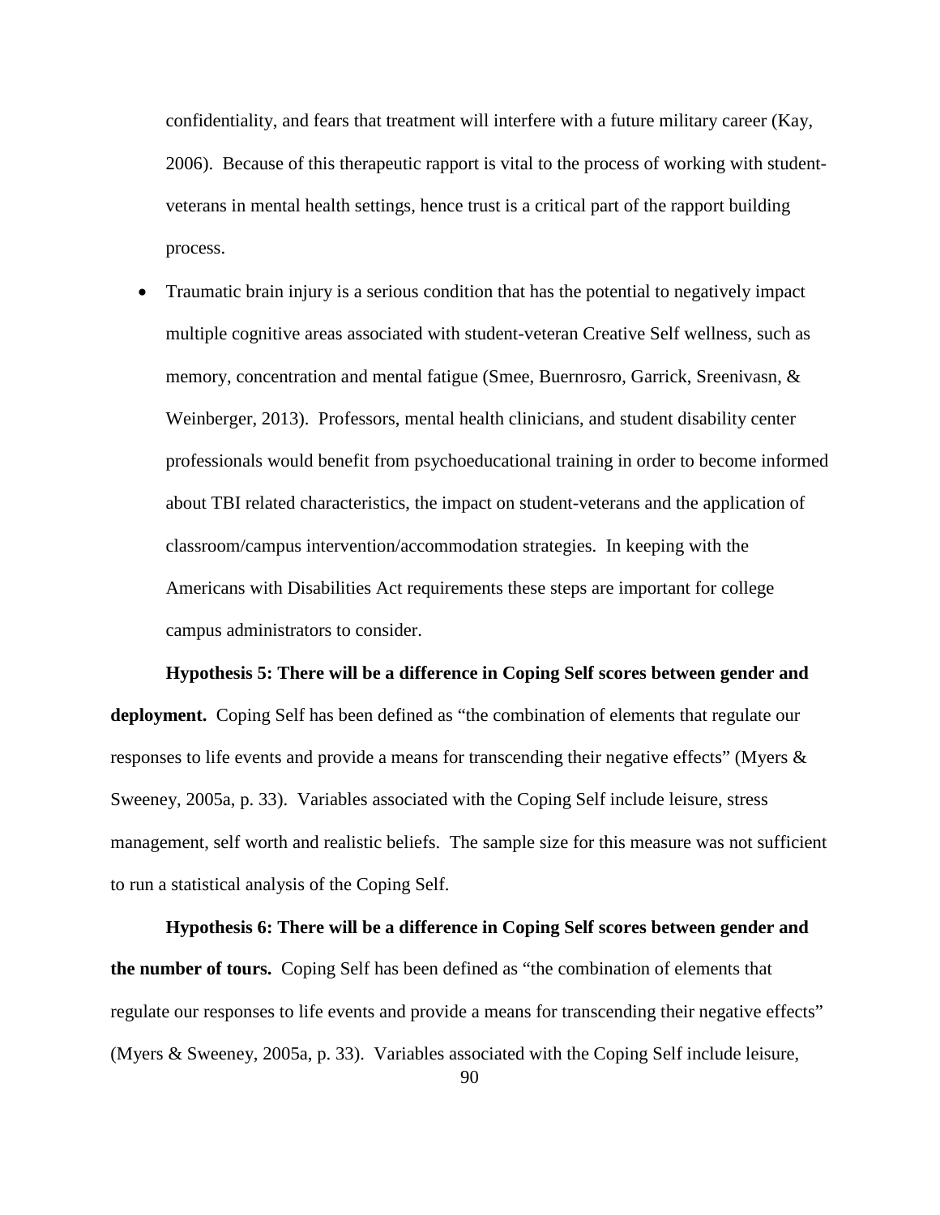confidentiality, and fears that treatment will interfere with a future military career (Kay, 2006). Because of this therapeutic rapport is vital to the process of working with student-veterans in mental health settings, hence trust is a critical part of the rapport building process.

- Traumatic brain injury is a serious condition that has the potential to negatively impact multiple cognitive areas associated with student-veteran Creative Self wellness, such as memory, concentration and mental fatigue (Smee, Buernrosro, Garrick, Sreenivasn, & Weinberger, 2013). Professors, mental health clinicians, and student disability center professionals would benefit from psychoeducational training in order to become informed about TBI related characteristics, the impact on student-veterans and the application of classroom/campus intervention/accommodation strategies. In keeping with the Americans with Disabilities Act requirements these steps are important for college campus administrators to consider.

**Hypothesis 5: There will be a difference in Coping Self scores between gender and deployment.** Coping Self has been defined as "the combination of elements that regulate our responses to life events and provide a means for transcending their negative effects" (Myers & Sweeney, 2005a, p. 33). Variables associated with the Coping Self include leisure, stress management, self worth and realistic beliefs. The sample size for this measure was not sufficient to run a statistical analysis of the Coping Self.

**Hypothesis 6: There will be a difference in Coping Self scores between gender and the number of tours.** Coping Self has been defined as "the combination of elements that regulate our responses to life events and provide a means for transcending their negative effects" (Myers & Sweeney, 2005a, p. 33). Variables associated with the Coping Self include leisure,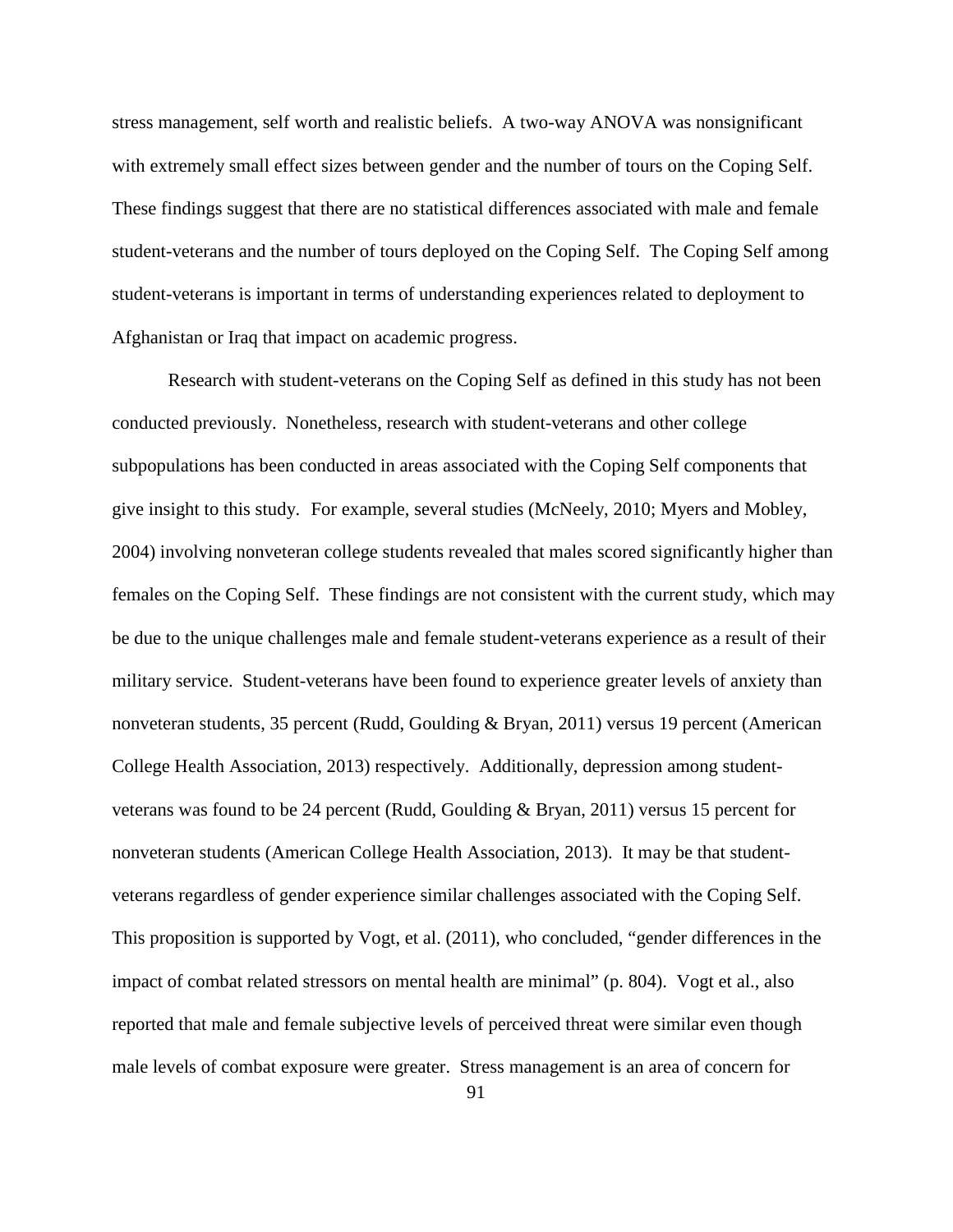stress management, self worth and realistic beliefs. A two-way ANOVA was nonsignificant with extremely small effect sizes between gender and the number of tours on the Coping Self. These findings suggest that there are no statistical differences associated with male and female student-veterans and the number of tours deployed on the Coping Self. The Coping Self among student-veterans is important in terms of understanding experiences related to deployment to Afghanistan or Iraq that impact on academic progress.

Research with student-veterans on the Coping Self as defined in this study has not been conducted previously. Nonetheless, research with student-veterans and other college subpopulations has been conducted in areas associated with the Coping Self components that give insight to this study. For example, several studies (McNeely, 2010; Myers and Mobley, 2004) involving nonveteran college students revealed that males scored significantly higher than females on the Coping Self. These findings are not consistent with the current study, which may be due to the unique challenges male and female student-veterans experience as a result of their military service. Student-veterans have been found to experience greater levels of anxiety than nonveteran students, 35 percent (Rudd, Goulding & Bryan, 2011) versus 19 percent (American College Health Association, 2013) respectively. Additionally, depression among student-veterans was found to be 24 percent (Rudd, Goulding & Bryan, 2011) versus 15 percent for nonveteran students (American College Health Association, 2013). It may be that student-veterans regardless of gender experience similar challenges associated with the Coping Self. This proposition is supported by Vogt, et al. (2011), who concluded, "gender differences in the impact of combat related stressors on mental health are minimal" (p. 804). Vogt et al., also reported that male and female subjective levels of perceived threat were similar even though male levels of combat exposure were greater. Stress management is an area of concern for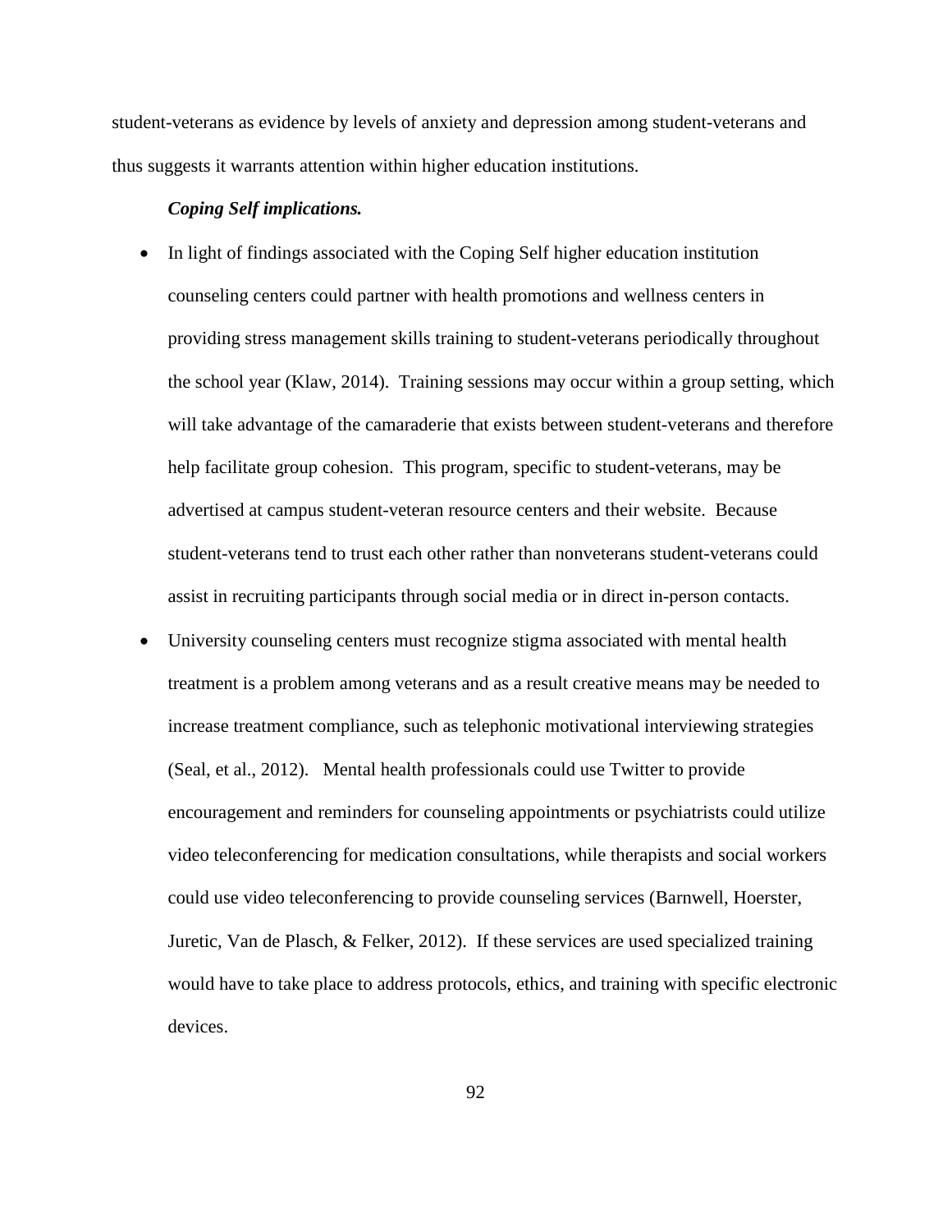student-veterans as evidence by levels of anxiety and depression among student-veterans and thus suggests it warrants attention within higher education institutions.

***Coping Self implications.***

- In light of findings associated with the Coping Self higher education institution counseling centers could partner with health promotions and wellness centers in providing stress management skills training to student-veterans periodically throughout the school year (Klaw, 2014). Training sessions may occur within a group setting, which will take advantage of the camaraderie that exists between student-veterans and therefore help facilitate group cohesion. This program, specific to student-veterans, may be advertised at campus student-veteran resource centers and their website. Because student-veterans tend to trust each other rather than nonveterans student-veterans could assist in recruiting participants through social media or in direct in-person contacts.
- University counseling centers must recognize stigma associated with mental health treatment is a problem among veterans and as a result creative means may be needed to increase treatment compliance, such as telephonic motivational interviewing strategies (Seal, et al., 2012). Mental health professionals could use Twitter to provide encouragement and reminders for counseling appointments or psychiatrists could utilize video teleconferencing for medication consultations, while therapists and social workers could use video teleconferencing to provide counseling services (Barnwell, Hoerster, Juretic, Van de Plasch, & Felker, 2012). If these services are used specialized training would have to take place to address protocols, ethics, and training with specific electronic devices.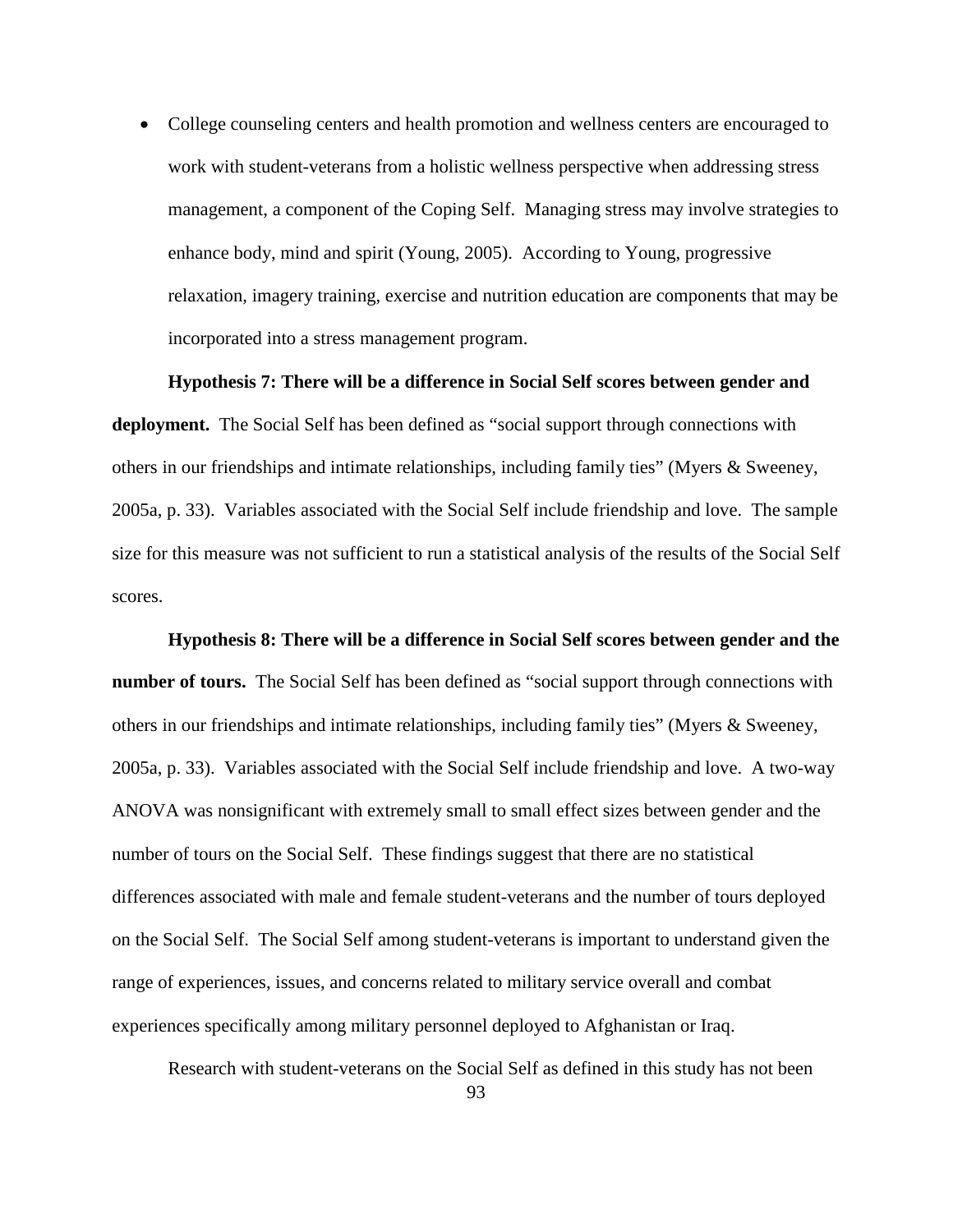- College counseling centers and health promotion and wellness centers are encouraged to work with student-veterans from a holistic wellness perspective when addressing stress management, a component of the Coping Self. Managing stress may involve strategies to enhance body, mind and spirit (Young, 2005). According to Young, progressive relaxation, imagery training, exercise and nutrition education are components that may be incorporated into a stress management program.

**Hypothesis 7: There will be a difference in Social Self scores between gender and deployment.** The Social Self has been defined as "social support through connections with others in our friendships and intimate relationships, including family ties" (Myers & Sweeney, 2005a, p. 33). Variables associated with the Social Self include friendship and love. The sample size for this measure was not sufficient to run a statistical analysis of the results of the Social Self scores.

**Hypothesis 8: There will be a difference in Social Self scores between gender and the number of tours.** The Social Self has been defined as "social support through connections with others in our friendships and intimate relationships, including family ties" (Myers & Sweeney, 2005a, p. 33). Variables associated with the Social Self include friendship and love. A two-way ANOVA was nonsignificant with extremely small to small effect sizes between gender and the number of tours on the Social Self. These findings suggest that there are no statistical differences associated with male and female student-veterans and the number of tours deployed on the Social Self. The Social Self among student-veterans is important to understand given the range of experiences, issues, and concerns related to military service overall and combat experiences specifically among military personnel deployed to Afghanistan or Iraq.

Research with student-veterans on the Social Self as defined in this study has not been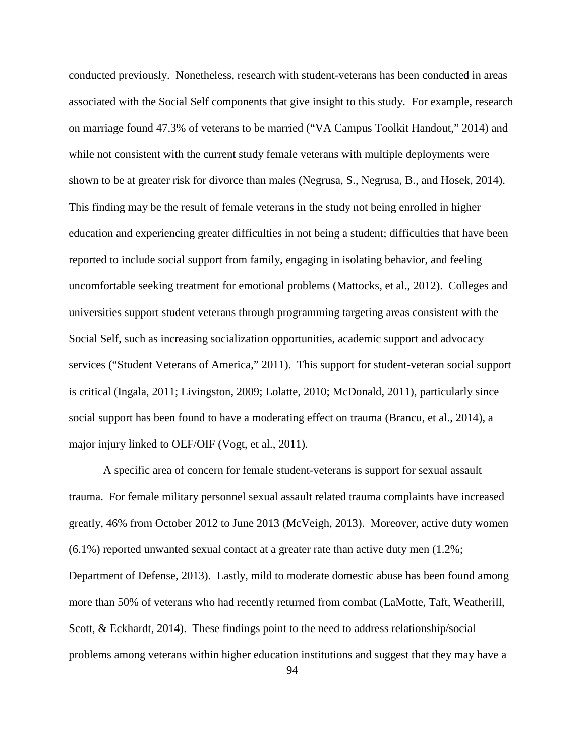conducted previously. Nonetheless, research with student-veterans has been conducted in areas associated with the Social Self components that give insight to this study. For example, research on marriage found 47.3% of veterans to be married ("VA Campus Toolkit Handout," 2014) and while not consistent with the current study female veterans with multiple deployments were shown to be at greater risk for divorce than males (Negrusa, S., Negrusa, B., and Hosek, 2014). This finding may be the result of female veterans in the study not being enrolled in higher education and experiencing greater difficulties in not being a student; difficulties that have been reported to include social support from family, engaging in isolating behavior, and feeling uncomfortable seeking treatment for emotional problems (Mattocks, et al., 2012). Colleges and universities support student veterans through programming targeting areas consistent with the Social Self, such as increasing socialization opportunities, academic support and advocacy services ("Student Veterans of America," 2011). This support for student-veteran social support is critical (Ingala, 2011; Livingston, 2009; Lolatte, 2010; McDonald, 2011), particularly since social support has been found to have a moderating effect on trauma (Brancu, et al., 2014), a major injury linked to OEF/OIF (Vogt, et al., 2011).

A specific area of concern for female student-veterans is support for sexual assault trauma. For female military personnel sexual assault related trauma complaints have increased greatly, 46% from October 2012 to June 2013 (McVeigh, 2013). Moreover, active duty women (6.1%) reported unwanted sexual contact at a greater rate than active duty men (1.2%; Department of Defense, 2013). Lastly, mild to moderate domestic abuse has been found among more than 50% of veterans who had recently returned from combat (LaMotte, Taft, Weatherill, Scott, & Eckhardt, 2014). These findings point to the need to address relationship/social problems among veterans within higher education institutions and suggest that they may have a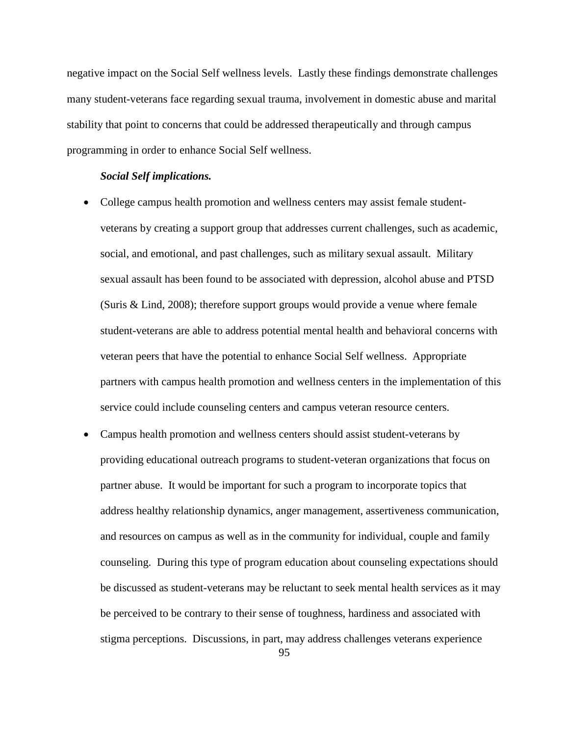negative impact on the Social Self wellness levels. Lastly these findings demonstrate challenges many student-veterans face regarding sexual trauma, involvement in domestic abuse and marital stability that point to concerns that could be addressed therapeutically and through campus programming in order to enhance Social Self wellness.

***Social Self implications.***

- College campus health promotion and wellness centers may assist female student-veterans by creating a support group that addresses current challenges, such as academic, social, and emotional, and past challenges, such as military sexual assault. Military sexual assault has been found to be associated with depression, alcohol abuse and PTSD (Suris & Lind, 2008); therefore support groups would provide a venue where female student-veterans are able to address potential mental health and behavioral concerns with veteran peers that have the potential to enhance Social Self wellness. Appropriate partners with campus health promotion and wellness centers in the implementation of this service could include counseling centers and campus veteran resource centers.
- Campus health promotion and wellness centers should assist student-veterans by providing educational outreach programs to student-veteran organizations that focus on partner abuse. It would be important for such a program to incorporate topics that address healthy relationship dynamics, anger management, assertiveness communication, and resources on campus as well as in the community for individual, couple and family counseling. During this type of program education about counseling expectations should be discussed as student-veterans may be reluctant to seek mental health services as it may be perceived to be contrary to their sense of toughness, hardiness and associated with stigma perceptions. Discussions, in part, may address challenges veterans experience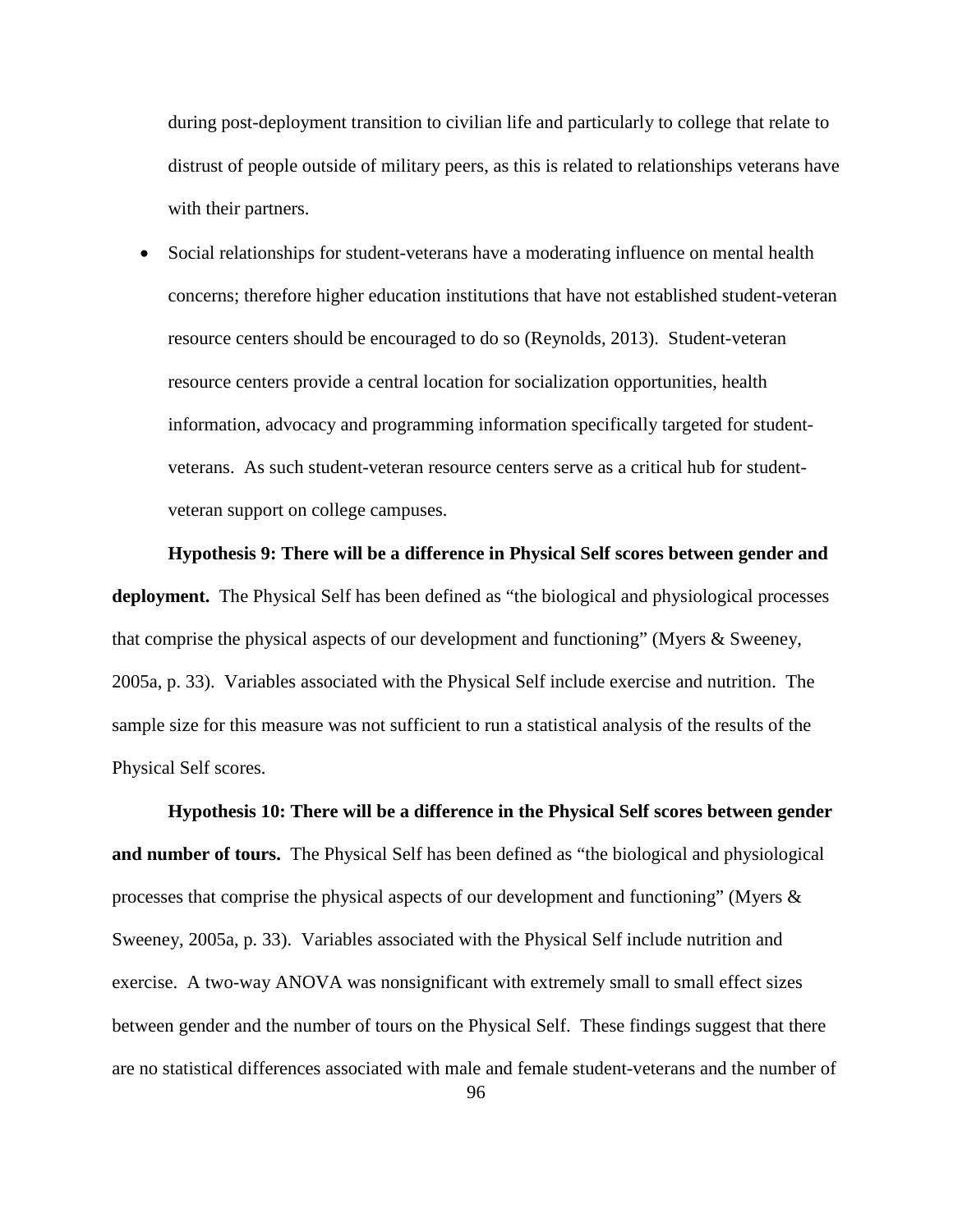during post-deployment transition to civilian life and particularly to college that relate to distrust of people outside of military peers, as this is related to relationships veterans have with their partners.

- Social relationships for student-veterans have a moderating influence on mental health concerns; therefore higher education institutions that have not established student-veteran resource centers should be encouraged to do so (Reynolds, 2013). Student-veteran resource centers provide a central location for socialization opportunities, health information, advocacy and programming information specifically targeted for student-veterans. As such student-veteran resource centers serve as a critical hub for student-veteran support on college campuses.

**Hypothesis 9: There will be a difference in Physical Self scores between gender and deployment.** The Physical Self has been defined as "the biological and physiological processes that comprise the physical aspects of our development and functioning" (Myers & Sweeney, 2005a, p. 33). Variables associated with the Physical Self include exercise and nutrition. The sample size for this measure was not sufficient to run a statistical analysis of the results of the Physical Self scores.

**Hypothesis 10: There will be a difference in the Physical Self scores between gender and number of tours.** The Physical Self has been defined as "the biological and physiological processes that comprise the physical aspects of our development and functioning" (Myers & Sweeney, 2005a, p. 33). Variables associated with the Physical Self include nutrition and exercise. A two-way ANOVA was nonsignificant with extremely small to small effect sizes between gender and the number of tours on the Physical Self. These findings suggest that there are no statistical differences associated with male and female student-veterans and the number of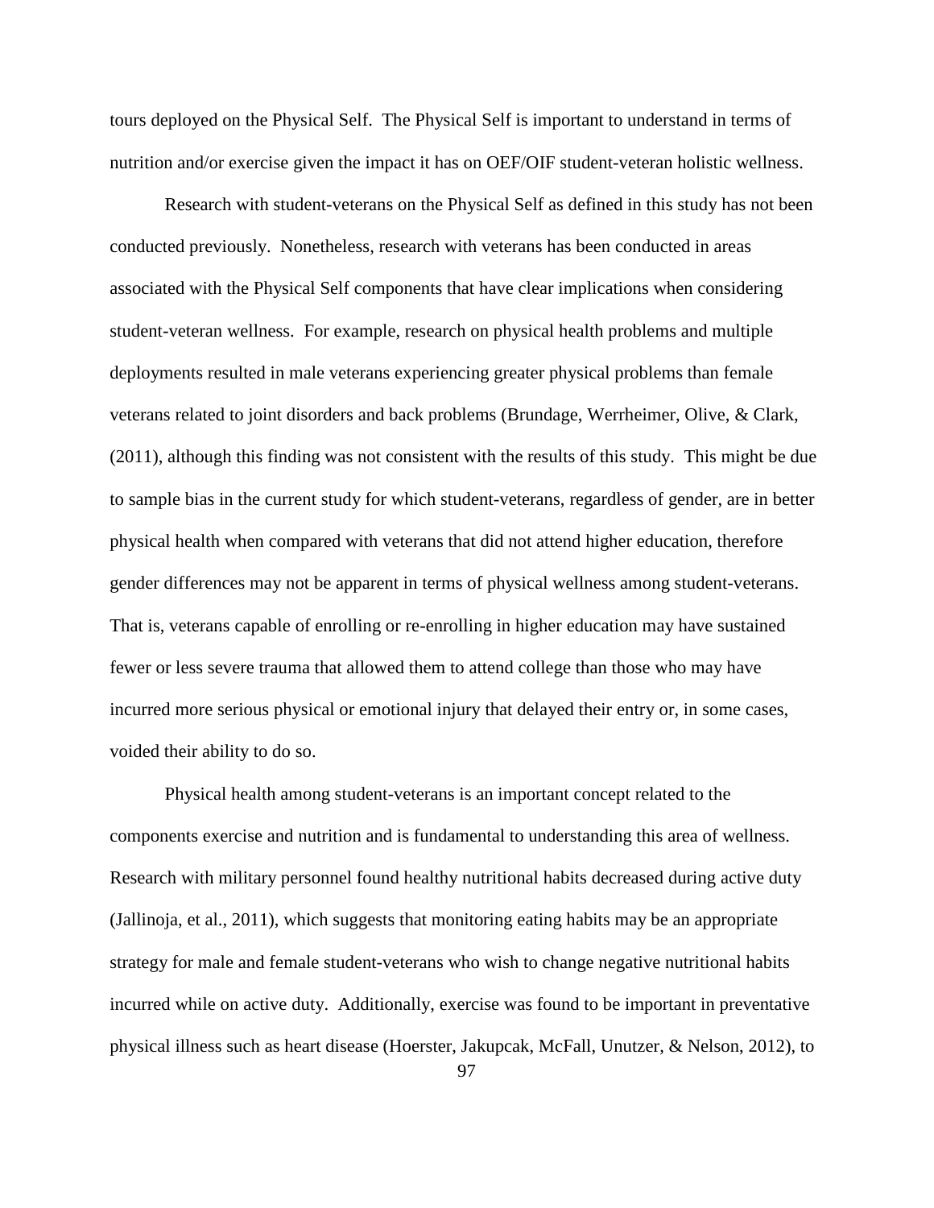tours deployed on the Physical Self. The Physical Self is important to understand in terms of nutrition and/or exercise given the impact it has on OEF/OIF student-veteran holistic wellness.

Research with student-veterans on the Physical Self as defined in this study has not been conducted previously. Nonetheless, research with veterans has been conducted in areas associated with the Physical Self components that have clear implications when considering student-veteran wellness. For example, research on physical health problems and multiple deployments resulted in male veterans experiencing greater physical problems than female veterans related to joint disorders and back problems (Brundage, Werrheimer, Olive, & Clark, (2011), although this finding was not consistent with the results of this study. This might be due to sample bias in the current study for which student-veterans, regardless of gender, are in better physical health when compared with veterans that did not attend higher education, therefore gender differences may not be apparent in terms of physical wellness among student-veterans. That is, veterans capable of enrolling or re-enrolling in higher education may have sustained fewer or less severe trauma that allowed them to attend college than those who may have incurred more serious physical or emotional injury that delayed their entry or, in some cases, voided their ability to do so.

Physical health among student-veterans is an important concept related to the components exercise and nutrition and is fundamental to understanding this area of wellness. Research with military personnel found healthy nutritional habits decreased during active duty (Jallinoja, et al., 2011), which suggests that monitoring eating habits may be an appropriate strategy for male and female student-veterans who wish to change negative nutritional habits incurred while on active duty. Additionally, exercise was found to be important in preventative physical illness such as heart disease (Hoerster, Jakupcak, McFall, Unutzer, & Nelson, 2012), to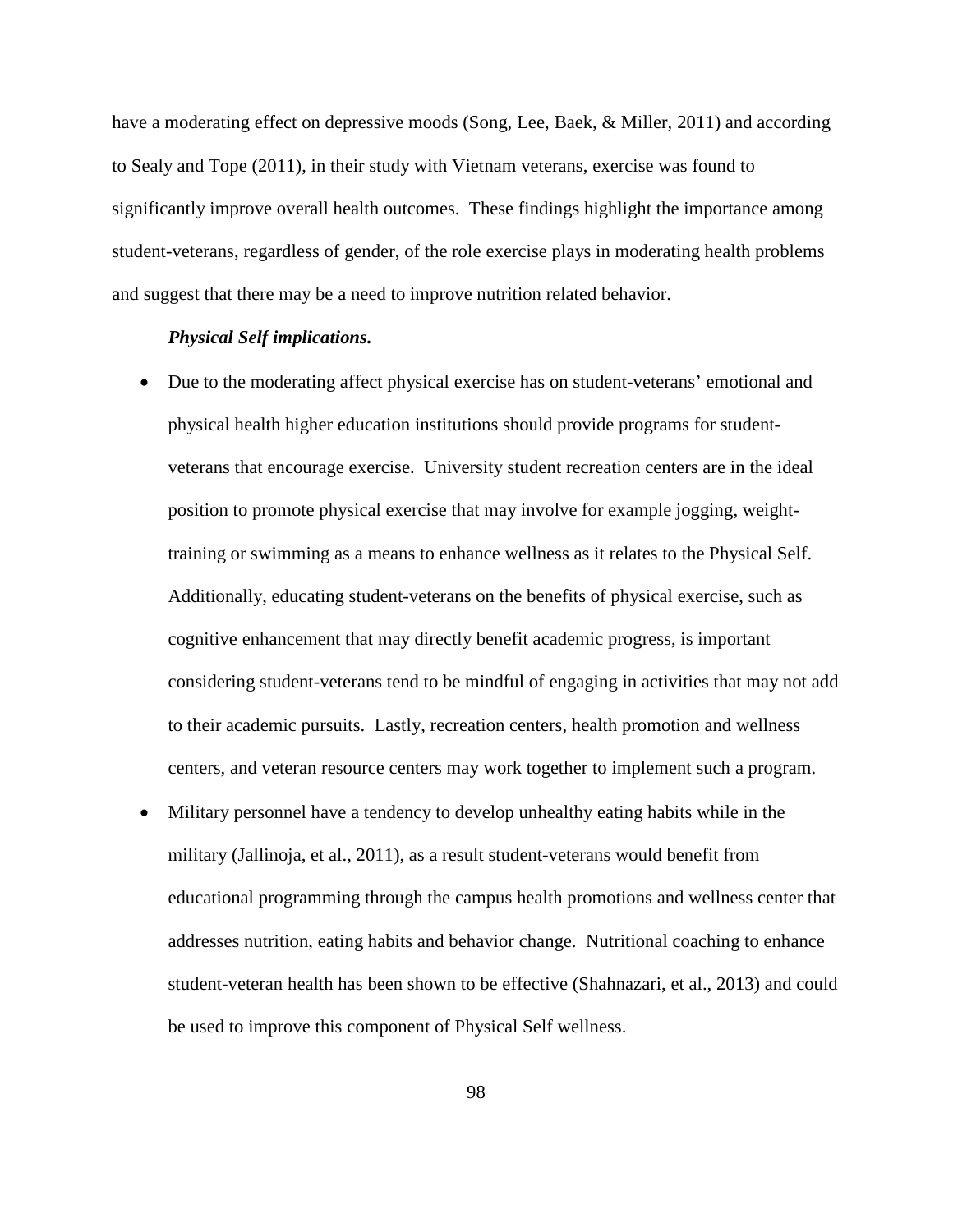have a moderating effect on depressive moods (Song, Lee, Baek, & Miller, 2011) and according to Sealy and Tope (2011), in their study with Vietnam veterans, exercise was found to significantly improve overall health outcomes. These findings highlight the importance among student-veterans, regardless of gender, of the role exercise plays in moderating health problems and suggest that there may be a need to improve nutrition related behavior.

***Physical Self implications.***

- Due to the moderating affect physical exercise has on student-veterans' emotional and physical health higher education institutions should provide programs for student-veterans that encourage exercise. University student recreation centers are in the ideal position to promote physical exercise that may involve for example jogging, weight-training or swimming as a means to enhance wellness as it relates to the Physical Self. Additionally, educating student-veterans on the benefits of physical exercise, such as cognitive enhancement that may directly benefit academic progress, is important considering student-veterans tend to be mindful of engaging in activities that may not add to their academic pursuits. Lastly, recreation centers, health promotion and wellness centers, and veteran resource centers may work together to implement such a program.
- Military personnel have a tendency to develop unhealthy eating habits while in the military (Jallinoja, et al., 2011), as a result student-veterans would benefit from educational programming through the campus health promotions and wellness center that addresses nutrition, eating habits and behavior change. Nutritional coaching to enhance student-veteran health has been shown to be effective (Shahnazari, et al., 2013) and could be used to improve this component of Physical Self wellness.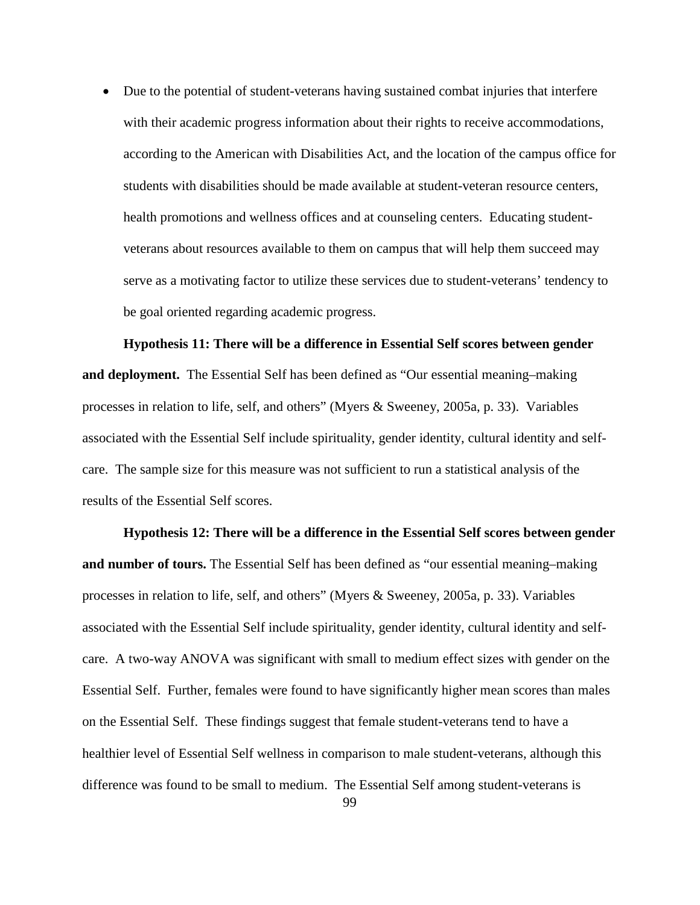- Due to the potential of student-veterans having sustained combat injuries that interfere with their academic progress information about their rights to receive accommodations, according to the American with Disabilities Act, and the location of the campus office for students with disabilities should be made available at student-veteran resource centers, health promotions and wellness offices and at counseling centers. Educating student-veterans about resources available to them on campus that will help them succeed may serve as a motivating factor to utilize these services due to student-veterans' tendency to be goal oriented regarding academic progress.

**Hypothesis 11: There will be a difference in Essential Self scores between gender and deployment.** The Essential Self has been defined as "Our essential meaning–making processes in relation to life, self, and others" (Myers & Sweeney, 2005a, p. 33). Variables associated with the Essential Self include spirituality, gender identity, cultural identity and self-care. The sample size for this measure was not sufficient to run a statistical analysis of the results of the Essential Self scores.

**Hypothesis 12: There will be a difference in the Essential Self scores between gender and number of tours.** The Essential Self has been defined as "our essential meaning–making processes in relation to life, self, and others" (Myers & Sweeney, 2005a, p. 33). Variables associated with the Essential Self include spirituality, gender identity, cultural identity and self-care. A two-way ANOVA was significant with small to medium effect sizes with gender on the Essential Self. Further, females were found to have significantly higher mean scores than males on the Essential Self. These findings suggest that female student-veterans tend to have a healthier level of Essential Self wellness in comparison to male student-veterans, although this difference was found to be small to medium. The Essential Self among student-veterans is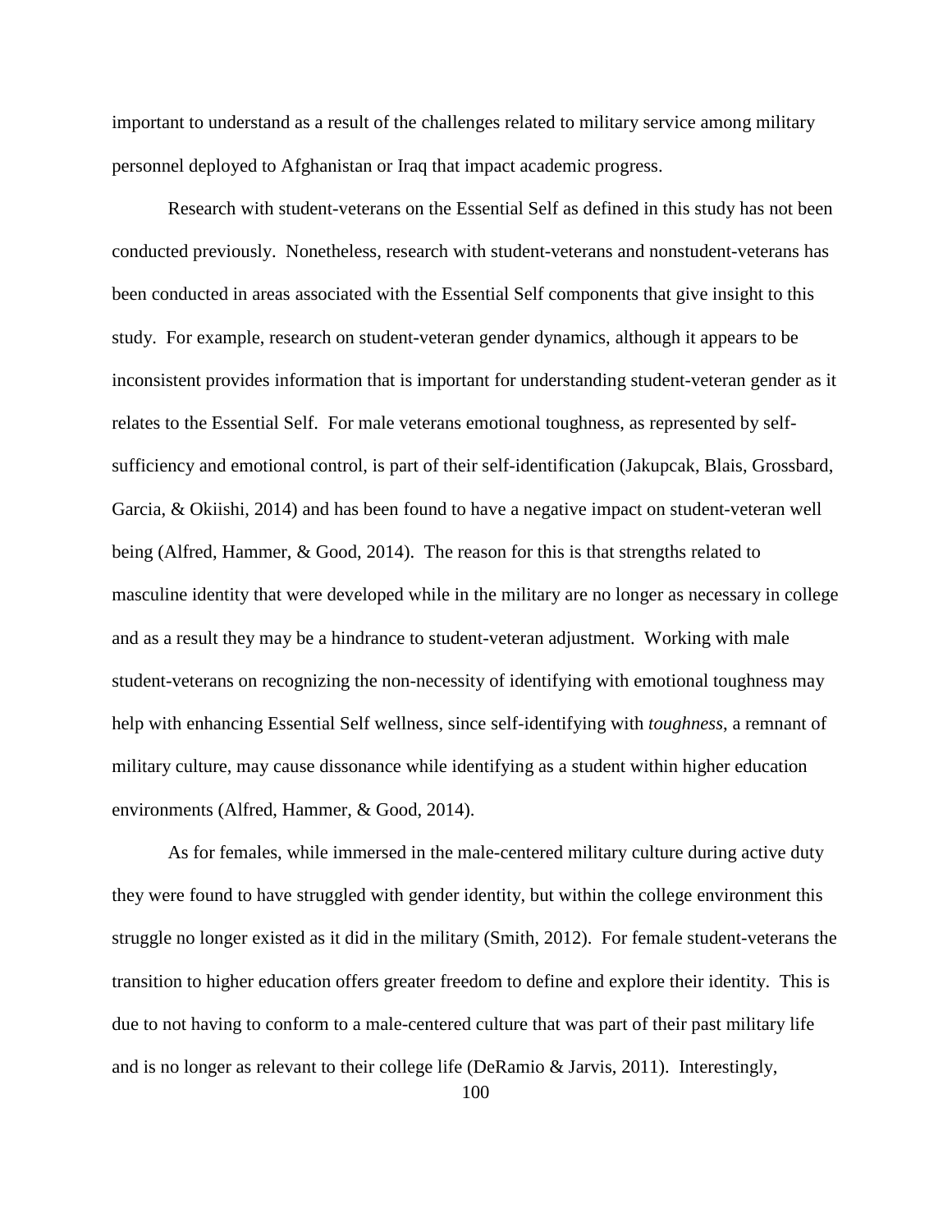important to understand as a result of the challenges related to military service among military personnel deployed to Afghanistan or Iraq that impact academic progress.

Research with student-veterans on the Essential Self as defined in this study has not been conducted previously. Nonetheless, research with student-veterans and nonstudent-veterans has been conducted in areas associated with the Essential Self components that give insight to this study. For example, research on student-veteran gender dynamics, although it appears to be inconsistent provides information that is important for understanding student-veteran gender as it relates to the Essential Self. For male veterans emotional toughness, as represented by self-sufficiency and emotional control, is part of their self-identification (Jakupcak, Blais, Grossbard, Garcia, & Okiishi, 2014) and has been found to have a negative impact on student-veteran well being (Alfred, Hammer, & Good, 2014). The reason for this is that strengths related to masculine identity that were developed while in the military are no longer as necessary in college and as a result they may be a hindrance to student-veteran adjustment. Working with male student-veterans on recognizing the non-necessity of identifying with emotional toughness may help with enhancing Essential Self wellness, since self-identifying with *toughness*, a remnant of military culture, may cause dissonance while identifying as a student within higher education environments (Alfred, Hammer, & Good, 2014).

As for females, while immersed in the male-centered military culture during active duty they were found to have struggled with gender identity, but within the college environment this struggle no longer existed as it did in the military (Smith, 2012). For female student-veterans the transition to higher education offers greater freedom to define and explore their identity. This is due to not having to conform to a male-centered culture that was part of their past military life and is no longer as relevant to their college life (DeRamio & Jarvis, 2011). Interestingly,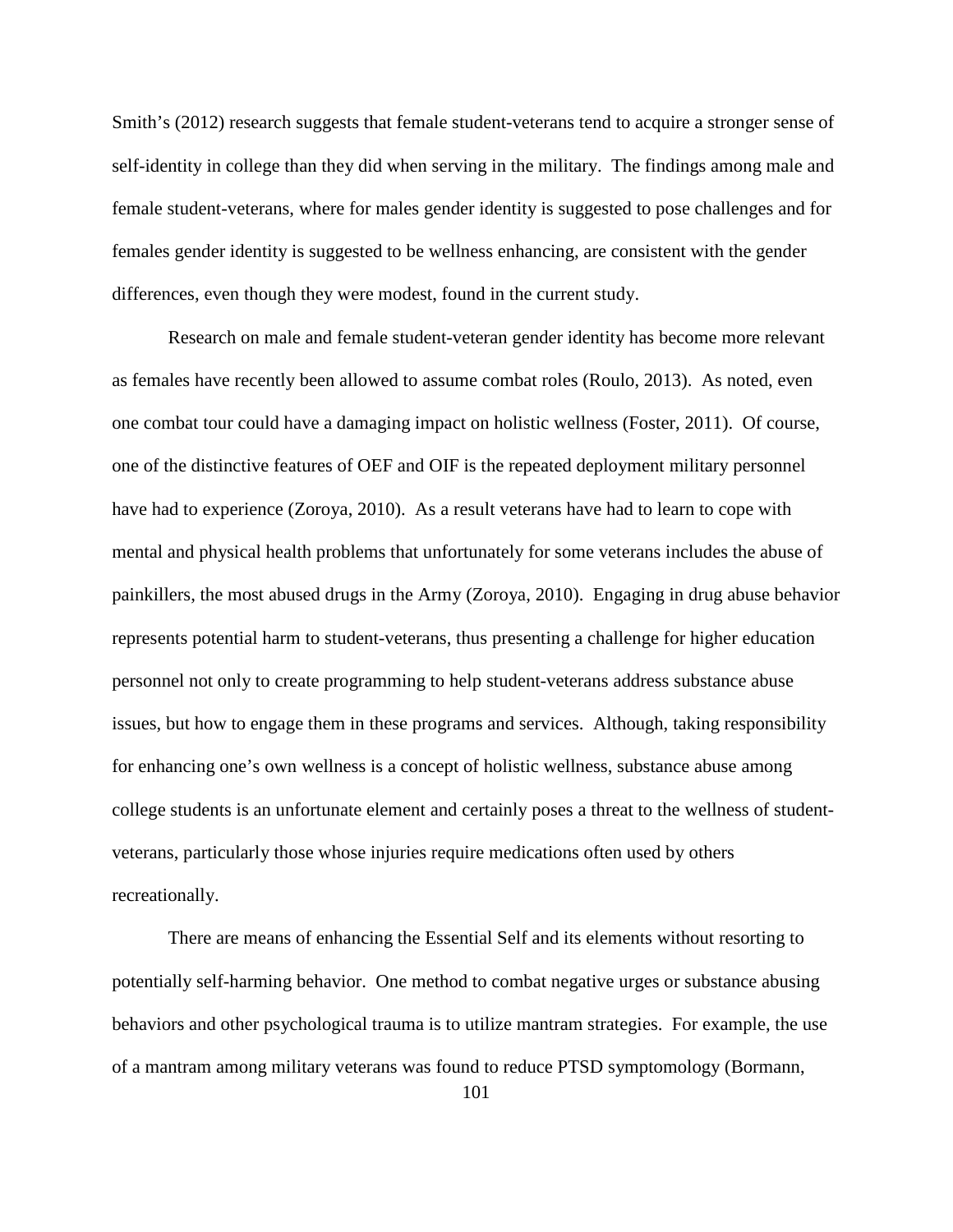Smith's (2012) research suggests that female student-veterans tend to acquire a stronger sense of self-identity in college than they did when serving in the military. The findings among male and female student-veterans, where for males gender identity is suggested to pose challenges and for females gender identity is suggested to be wellness enhancing, are consistent with the gender differences, even though they were modest, found in the current study.

Research on male and female student-veteran gender identity has become more relevant as females have recently been allowed to assume combat roles (Roulo, 2013). As noted, even one combat tour could have a damaging impact on holistic wellness (Foster, 2011). Of course, one of the distinctive features of OEF and OIF is the repeated deployment military personnel have had to experience (Zoroya, 2010). As a result veterans have had to learn to cope with mental and physical health problems that unfortunately for some veterans includes the abuse of painkillers, the most abused drugs in the Army (Zoroya, 2010). Engaging in drug abuse behavior represents potential harm to student-veterans, thus presenting a challenge for higher education personnel not only to create programming to help student-veterans address substance abuse issues, but how to engage them in these programs and services. Although, taking responsibility for enhancing one's own wellness is a concept of holistic wellness, substance abuse among college students is an unfortunate element and certainly poses a threat to the wellness of student-veterans, particularly those whose injuries require medications often used by others recreationally.

There are means of enhancing the Essential Self and its elements without resorting to potentially self-harming behavior. One method to combat negative urges or substance abusing behaviors and other psychological trauma is to utilize mantram strategies. For example, the use of a mantram among military veterans was found to reduce PTSD symptomology (Bormann,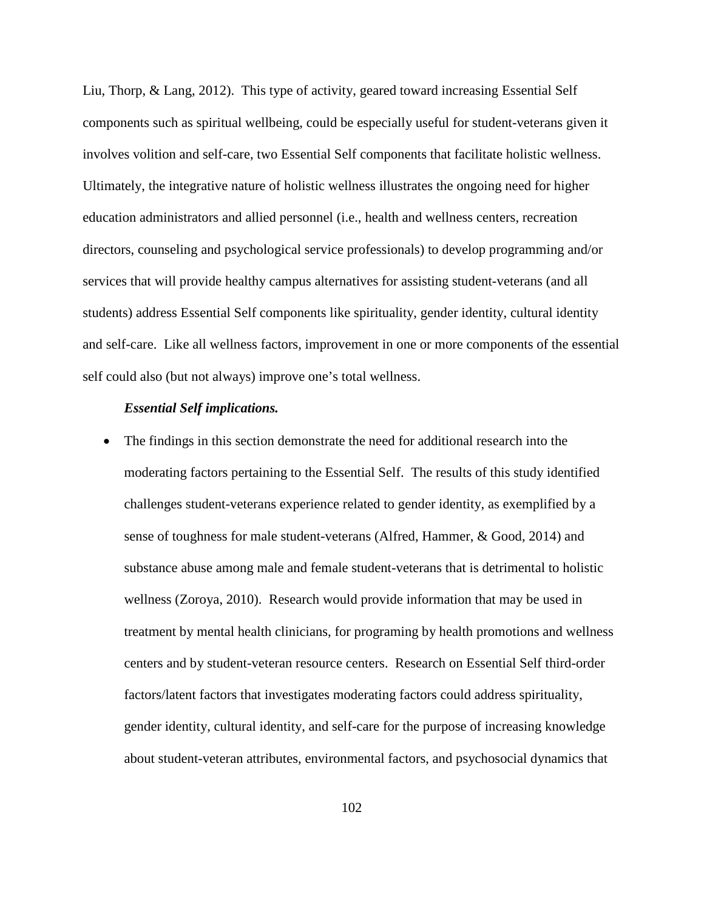Liu, Thorp, & Lang, 2012). This type of activity, geared toward increasing Essential Self components such as spiritual wellbeing, could be especially useful for student-veterans given it involves volition and self-care, two Essential Self components that facilitate holistic wellness. Ultimately, the integrative nature of holistic wellness illustrates the ongoing need for higher education administrators and allied personnel (i.e., health and wellness centers, recreation directors, counseling and psychological service professionals) to develop programming and/or services that will provide healthy campus alternatives for assisting student-veterans (and all students) address Essential Self components like spirituality, gender identity, cultural identity and self-care. Like all wellness factors, improvement in one or more components of the essential self could also (but not always) improve one's total wellness.

***Essential Self implications.***

- The findings in this section demonstrate the need for additional research into the moderating factors pertaining to the Essential Self. The results of this study identified challenges student-veterans experience related to gender identity, as exemplified by a sense of toughness for male student-veterans (Alfred, Hammer, & Good, 2014) and substance abuse among male and female student-veterans that is detrimental to holistic wellness (Zoroya, 2010). Research would provide information that may be used in treatment by mental health clinicians, for programing by health promotions and wellness centers and by student-veteran resource centers. Research on Essential Self third-order factors/latent factors that investigates moderating factors could address spirituality, gender identity, cultural identity, and self-care for the purpose of increasing knowledge about student-veteran attributes, environmental factors, and psychosocial dynamics that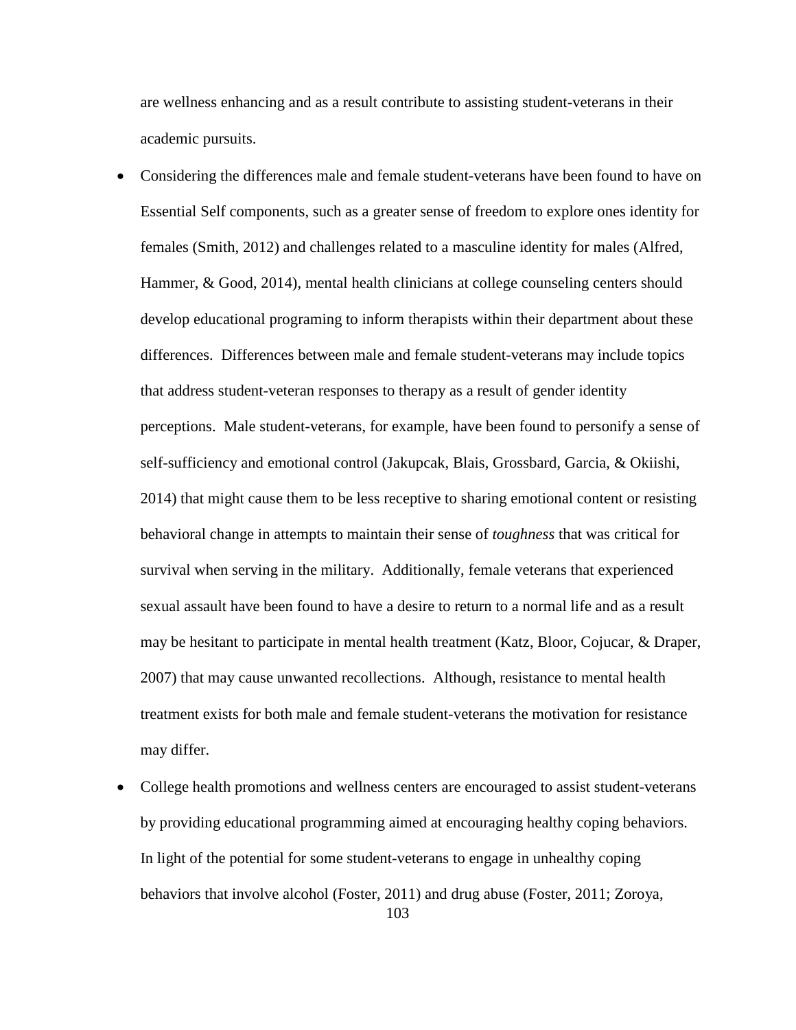are wellness enhancing and as a result contribute to assisting student-veterans in their academic pursuits.

- Considering the differences male and female student-veterans have been found to have on Essential Self components, such as a greater sense of freedom to explore ones identity for females (Smith, 2012) and challenges related to a masculine identity for males (Alfred, Hammer, & Good, 2014), mental health clinicians at college counseling centers should develop educational programing to inform therapists within their department about these differences. Differences between male and female student-veterans may include topics that address student-veteran responses to therapy as a result of gender identity perceptions. Male student-veterans, for example, have been found to personify a sense of self-sufficiency and emotional control (Jakupcak, Blais, Grossbard, Garcia, & Okiishi, 2014) that might cause them to be less receptive to sharing emotional content or resisting behavioral change in attempts to maintain their sense of *toughness* that was critical for survival when serving in the military. Additionally, female veterans that experienced sexual assault have been found to have a desire to return to a normal life and as a result may be hesitant to participate in mental health treatment (Katz, Bloor, Cojucar, & Draper, 2007) that may cause unwanted recollections. Although, resistance to mental health treatment exists for both male and female student-veterans the motivation for resistance may differ.
- College health promotions and wellness centers are encouraged to assist student-veterans by providing educational programming aimed at encouraging healthy coping behaviors. In light of the potential for some student-veterans to engage in unhealthy coping behaviors that involve alcohol (Foster, 2011) and drug abuse (Foster, 2011; Zoroya,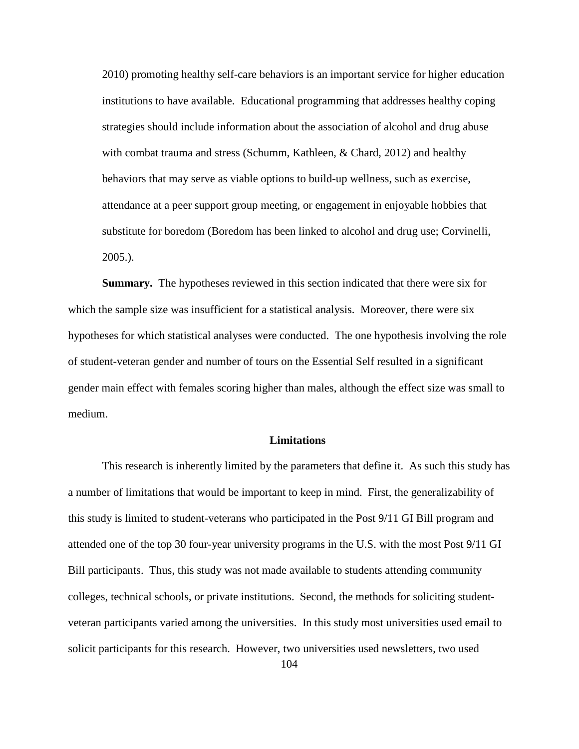2010) promoting healthy self-care behaviors is an important service for higher education institutions to have available. Educational programming that addresses healthy coping strategies should include information about the association of alcohol and drug abuse with combat trauma and stress (Schumm, Kathleen, & Chard, 2012) and healthy behaviors that may serve as viable options to build-up wellness, such as exercise, attendance at a peer support group meeting, or engagement in enjoyable hobbies that substitute for boredom (Boredom has been linked to alcohol and drug use; Corvinelli, 2005.).

**Summary.** The hypotheses reviewed in this section indicated that there were six for which the sample size was insufficient for a statistical analysis. Moreover, there were six hypotheses for which statistical analyses were conducted. The one hypothesis involving the role of student-veteran gender and number of tours on the Essential Self resulted in a significant gender main effect with females scoring higher than males, although the effect size was small to medium.

## Limitations

This research is inherently limited by the parameters that define it. As such this study has a number of limitations that would be important to keep in mind. First, the generalizability of this study is limited to student-veterans who participated in the Post 9/11 GI Bill program and attended one of the top 30 four-year university programs in the U.S. with the most Post 9/11 GI Bill participants. Thus, this study was not made available to students attending community colleges, technical schools, or private institutions. Second, the methods for soliciting student-veteran participants varied among the universities. In this study most universities used email to solicit participants for this research. However, two universities used newsletters, two used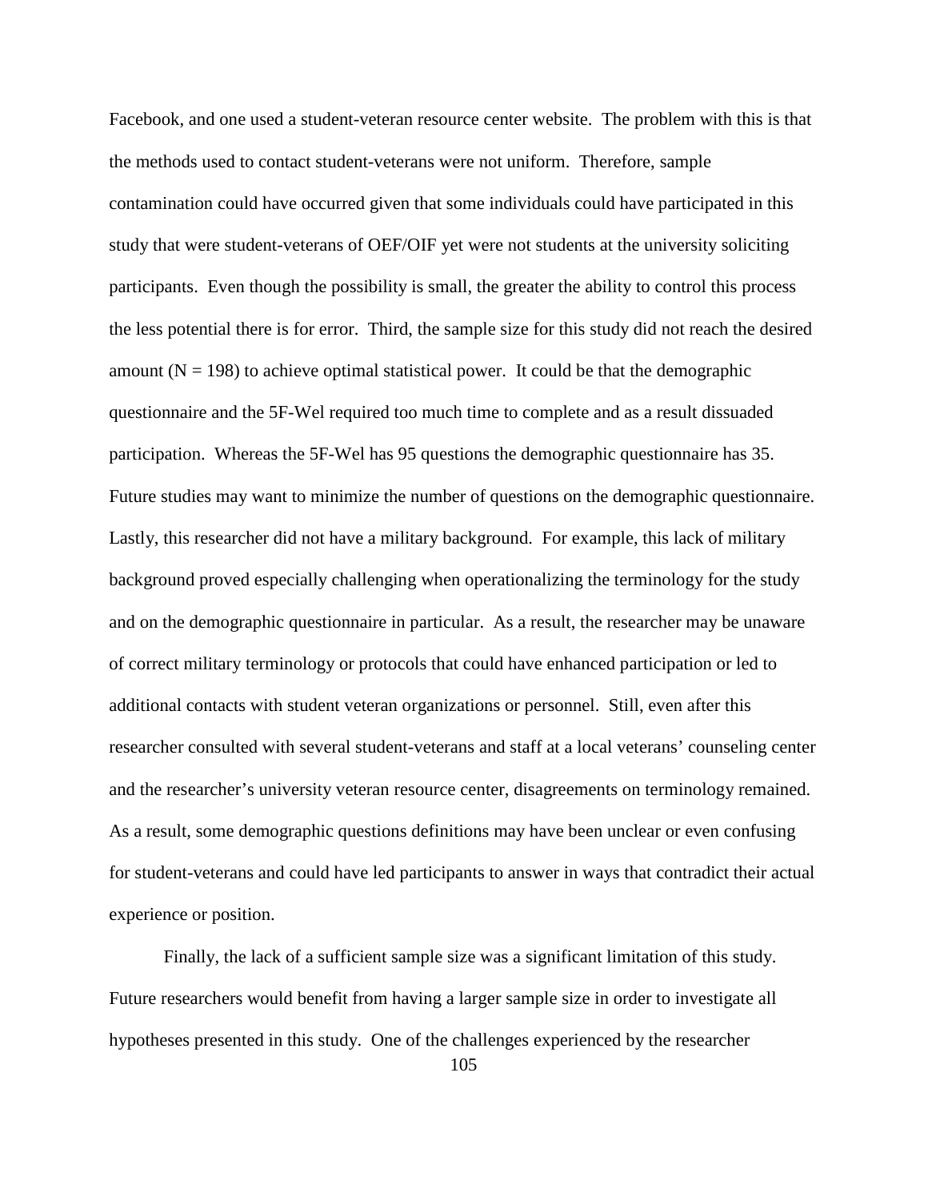Facebook, and one used a student-veteran resource center website. The problem with this is that the methods used to contact student-veterans were not uniform. Therefore, sample contamination could have occurred given that some individuals could have participated in this study that were student-veterans of OEF/OIF yet were not students at the university soliciting participants. Even though the possibility is small, the greater the ability to control this process the less potential there is for error. Third, the sample size for this study did not reach the desired amount ($N = 198$) to achieve optimal statistical power. It could be that the demographic questionnaire and the 5F-Wel required too much time to complete and as a result dissuaded participation. Whereas the 5F-Wel has 95 questions the demographic questionnaire has 35. Future studies may want to minimize the number of questions on the demographic questionnaire. Lastly, this researcher did not have a military background. For example, this lack of military background proved especially challenging when operationalizing the terminology for the study and on the demographic questionnaire in particular. As a result, the researcher may be unaware of correct military terminology or protocols that could have enhanced participation or led to additional contacts with student veteran organizations or personnel. Still, even after this researcher consulted with several student-veterans and staff at a local veterans' counseling center and the researcher's university veteran resource center, disagreements on terminology remained. As a result, some demographic questions definitions may have been unclear or even confusing for student-veterans and could have led participants to answer in ways that contradict their actual experience or position.

Finally, the lack of a sufficient sample size was a significant limitation of this study. Future researchers would benefit from having a larger sample size in order to investigate all hypotheses presented in this study. One of the challenges experienced by the researcher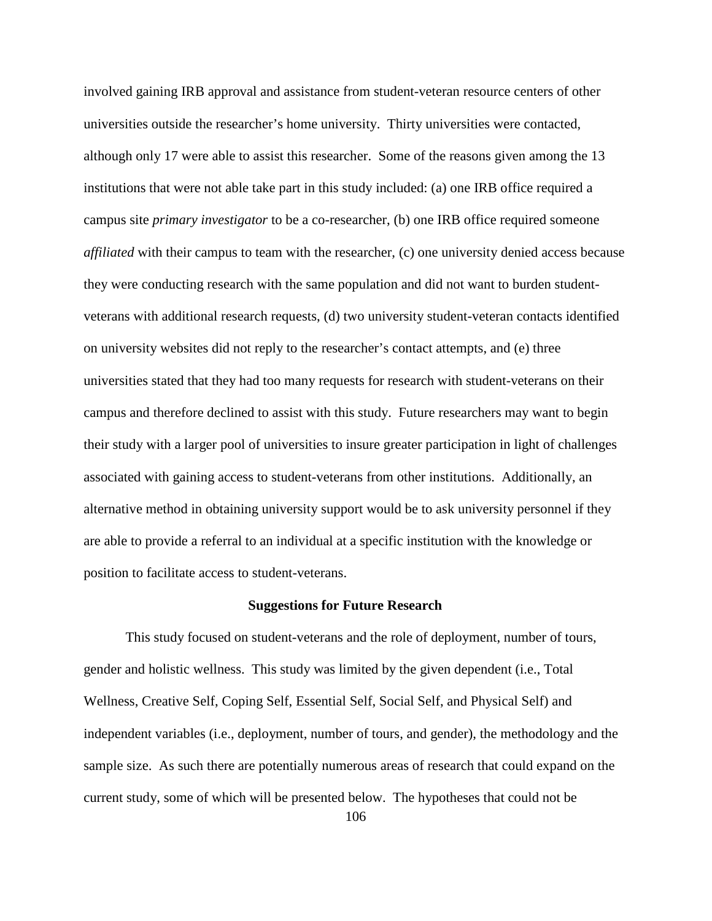involved gaining IRB approval and assistance from student-veteran resource centers of other universities outside the researcher's home university. Thirty universities were contacted, although only 17 were able to assist this researcher. Some of the reasons given among the 13 institutions that were not able take part in this study included: (a) one IRB office required a campus site *primary investigator* to be a co-researcher, (b) one IRB office required someone *affiliated* with their campus to team with the researcher, (c) one university denied access because they were conducting research with the same population and did not want to burden student-veterans with additional research requests, (d) two university student-veteran contacts identified on university websites did not reply to the researcher's contact attempts, and (e) three universities stated that they had too many requests for research with student-veterans on their campus and therefore declined to assist with this study. Future researchers may want to begin their study with a larger pool of universities to insure greater participation in light of challenges associated with gaining access to student-veterans from other institutions. Additionally, an alternative method in obtaining university support would be to ask university personnel if they are able to provide a referral to an individual at a specific institution with the knowledge or position to facilitate access to student-veterans.

## Suggestions for Future Research

This study focused on student-veterans and the role of deployment, number of tours, gender and holistic wellness. This study was limited by the given dependent (i.e., Total Wellness, Creative Self, Coping Self, Essential Self, Social Self, and Physical Self) and independent variables (i.e., deployment, number of tours, and gender), the methodology and the sample size. As such there are potentially numerous areas of research that could expand on the current study, some of which will be presented below. The hypotheses that could not be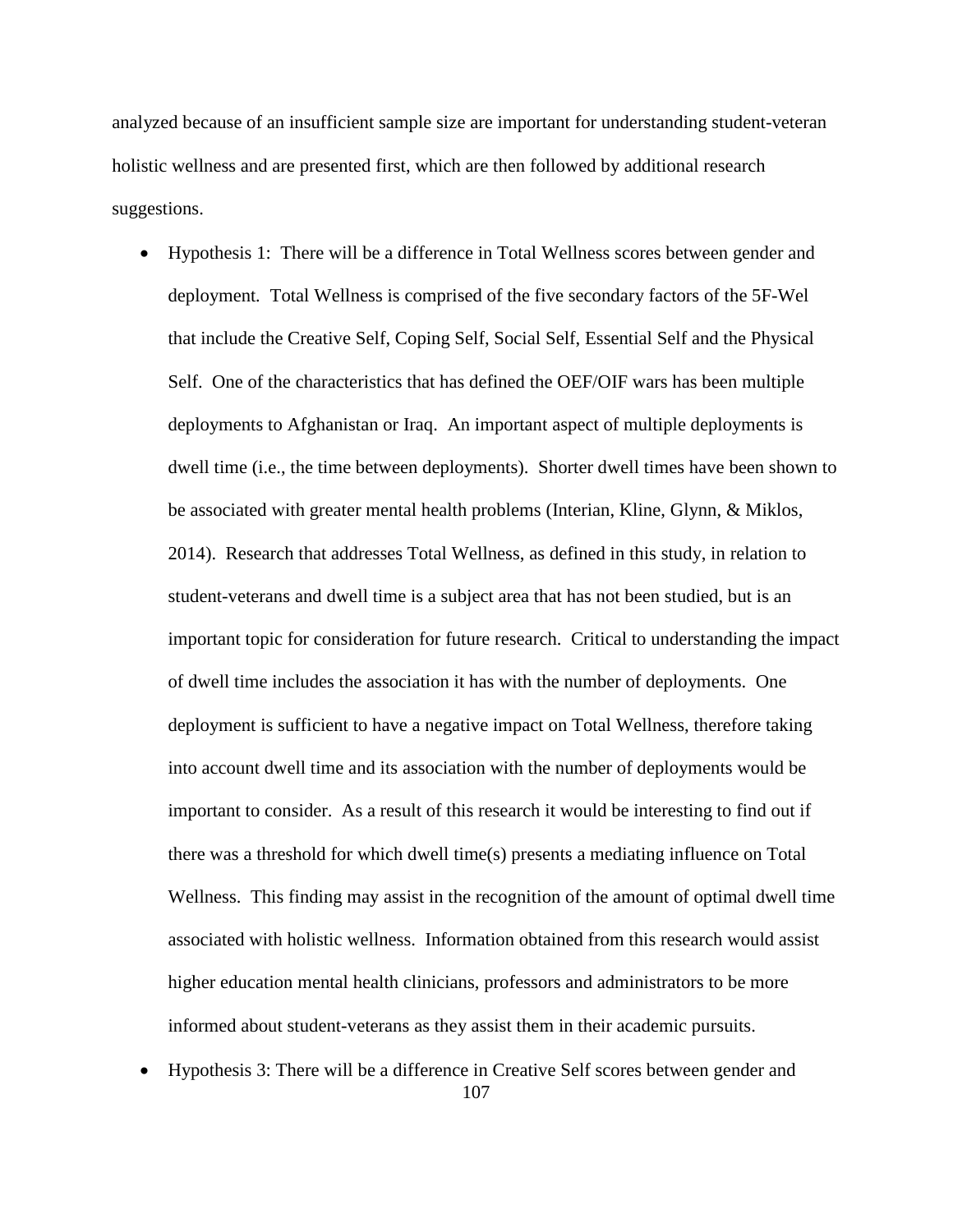analyzed because of an insufficient sample size are important for understanding student-veteran holistic wellness and are presented first, which are then followed by additional research suggestions.

- Hypothesis 1: There will be a difference in Total Wellness scores between gender and deployment. Total Wellness is comprised of the five secondary factors of the 5F-Wel that include the Creative Self, Coping Self, Social Self, Essential Self and the Physical Self. One of the characteristics that has defined the OEF/OIF wars has been multiple deployments to Afghanistan or Iraq. An important aspect of multiple deployments is dwell time (i.e., the time between deployments). Shorter dwell times have been shown to be associated with greater mental health problems (Interian, Kline, Glynn, & Miklos, 2014). Research that addresses Total Wellness, as defined in this study, in relation to student-veterans and dwell time is a subject area that has not been studied, but is an important topic for consideration for future research. Critical to understanding the impact of dwell time includes the association it has with the number of deployments. One deployment is sufficient to have a negative impact on Total Wellness, therefore taking into account dwell time and its association with the number of deployments would be important to consider. As a result of this research it would be interesting to find out if there was a threshold for which dwell time(s) presents a mediating influence on Total Wellness. This finding may assist in the recognition of the amount of optimal dwell time associated with holistic wellness. Information obtained from this research would assist higher education mental health clinicians, professors and administrators to be more informed about student-veterans as they assist them in their academic pursuits.
- Hypothesis 3: There will be a difference in Creative Self scores between gender and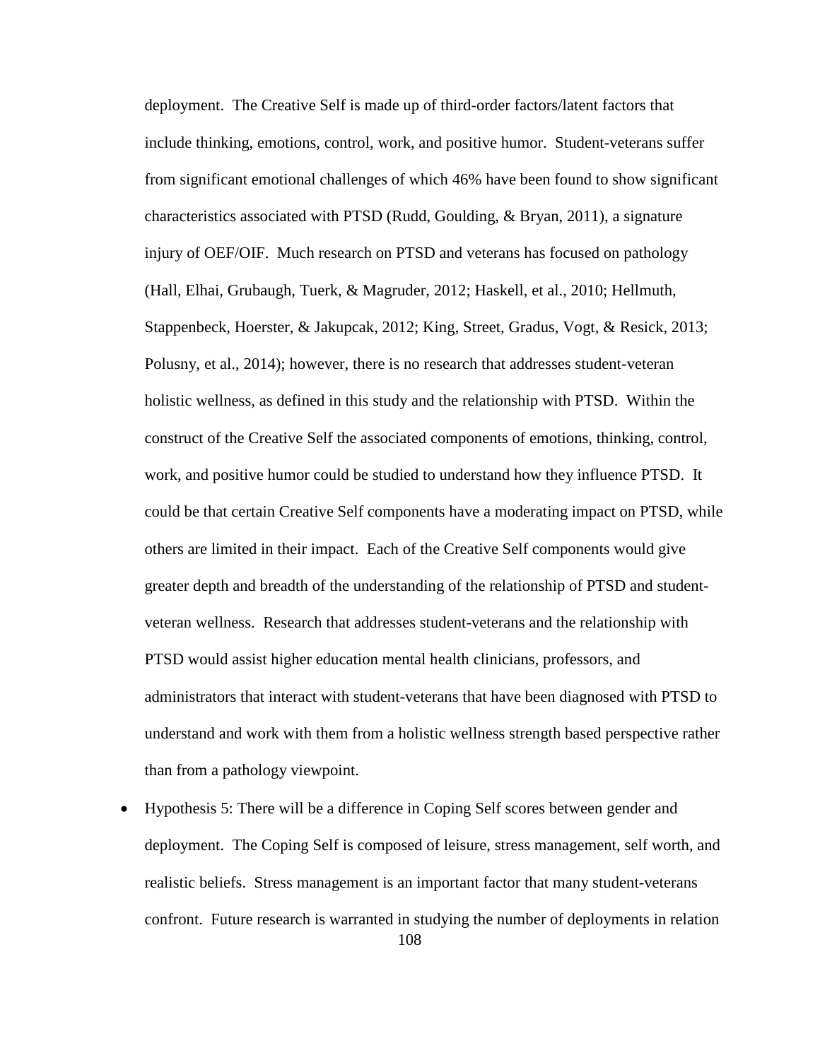deployment. The Creative Self is made up of third-order factors/latent factors that include thinking, emotions, control, work, and positive humor. Student-veterans suffer from significant emotional challenges of which 46% have been found to show significant characteristics associated with PTSD (Rudd, Goulding, & Bryan, 2011), a signature injury of OEF/OIF. Much research on PTSD and veterans has focused on pathology (Hall, Elhai, Grubaugh, Tuerk, & Magruder, 2012; Haskell, et al., 2010; Hellmuth, Stappenbeck, Hoerster, & Jakupcak, 2012; King, Street, Gradus, Vogt, & Resick, 2013; Polusny, et al., 2014); however, there is no research that addresses student-veteran holistic wellness, as defined in this study and the relationship with PTSD. Within the construct of the Creative Self the associated components of emotions, thinking, control, work, and positive humor could be studied to understand how they influence PTSD. It could be that certain Creative Self components have a moderating impact on PTSD, while others are limited in their impact. Each of the Creative Self components would give greater depth and breadth of the understanding of the relationship of PTSD and student-veteran wellness. Research that addresses student-veterans and the relationship with PTSD would assist higher education mental health clinicians, professors, and administrators that interact with student-veterans that have been diagnosed with PTSD to understand and work with them from a holistic wellness strength based perspective rather than from a pathology viewpoint.

- Hypothesis 5: There will be a difference in Coping Self scores between gender and deployment. The Coping Self is composed of leisure, stress management, self worth, and realistic beliefs. Stress management is an important factor that many student-veterans confront. Future research is warranted in studying the number of deployments in relation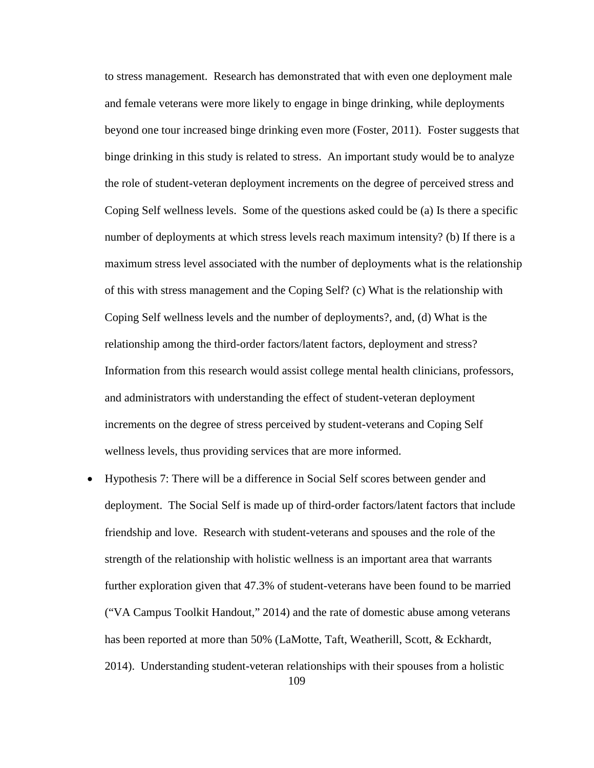to stress management. Research has demonstrated that with even one deployment male and female veterans were more likely to engage in binge drinking, while deployments beyond one tour increased binge drinking even more (Foster, 2011). Foster suggests that binge drinking in this study is related to stress. An important study would be to analyze the role of student-veteran deployment increments on the degree of perceived stress and Coping Self wellness levels. Some of the questions asked could be (a) Is there a specific number of deployments at which stress levels reach maximum intensity? (b) If there is a maximum stress level associated with the number of deployments what is the relationship of this with stress management and the Coping Self? (c) What is the relationship with Coping Self wellness levels and the number of deployments?, and, (d) What is the relationship among the third-order factors/latent factors, deployment and stress? Information from this research would assist college mental health clinicians, professors, and administrators with understanding the effect of student-veteran deployment increments on the degree of stress perceived by student-veterans and Coping Self wellness levels, thus providing services that are more informed.

- Hypothesis 7: There will be a difference in Social Self scores between gender and deployment. The Social Self is made up of third-order factors/latent factors that include friendship and love. Research with student-veterans and spouses and the role of the strength of the relationship with holistic wellness is an important area that warrants further exploration given that 47.3% of student-veterans have been found to be married ("VA Campus Toolkit Handout," 2014) and the rate of domestic abuse among veterans has been reported at more than 50% (LaMotte, Taft, Weatherill, Scott, & Eckhardt, 2014). Understanding student-veteran relationships with their spouses from a holistic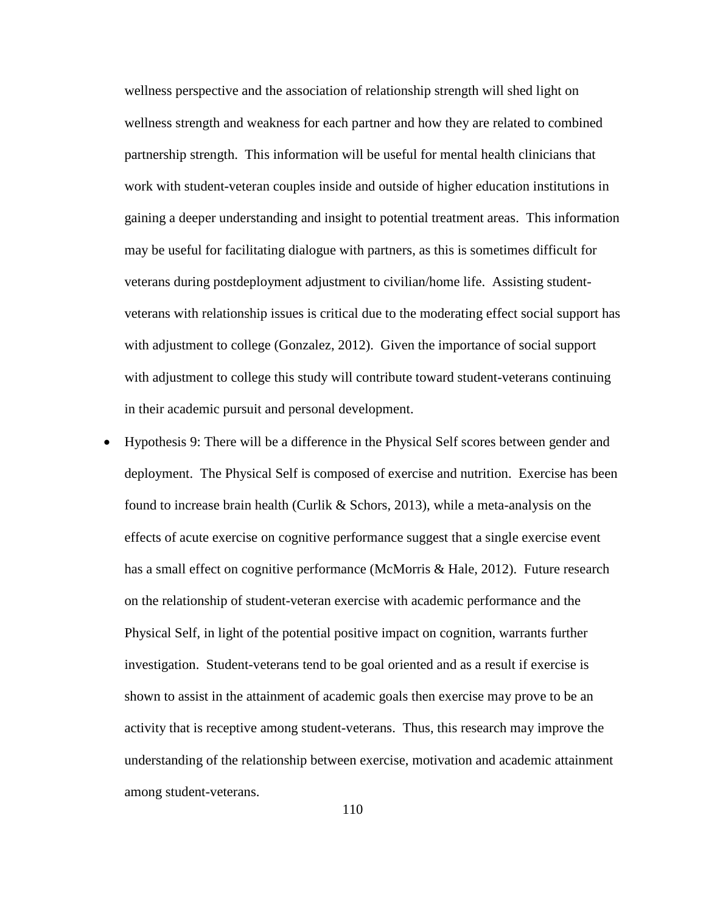wellness perspective and the association of relationship strength will shed light on wellness strength and weakness for each partner and how they are related to combined partnership strength. This information will be useful for mental health clinicians that work with student-veteran couples inside and outside of higher education institutions in gaining a deeper understanding and insight to potential treatment areas. This information may be useful for facilitating dialogue with partners, as this is sometimes difficult for veterans during postdeployment adjustment to civilian/home life. Assisting student-veterans with relationship issues is critical due to the moderating effect social support has with adjustment to college (Gonzalez, 2012). Given the importance of social support with adjustment to college this study will contribute toward student-veterans continuing in their academic pursuit and personal development.

- Hypothesis 9: There will be a difference in the Physical Self scores between gender and deployment. The Physical Self is composed of exercise and nutrition. Exercise has been found to increase brain health (Curlik & Schors, 2013), while a meta-analysis on the effects of acute exercise on cognitive performance suggest that a single exercise event has a small effect on cognitive performance (McMorris & Hale, 2012). Future research on the relationship of student-veteran exercise with academic performance and the Physical Self, in light of the potential positive impact on cognition, warrants further investigation. Student-veterans tend to be goal oriented and as a result if exercise is shown to assist in the attainment of academic goals then exercise may prove to be an activity that is receptive among student-veterans. Thus, this research may improve the understanding of the relationship between exercise, motivation and academic attainment among student-veterans.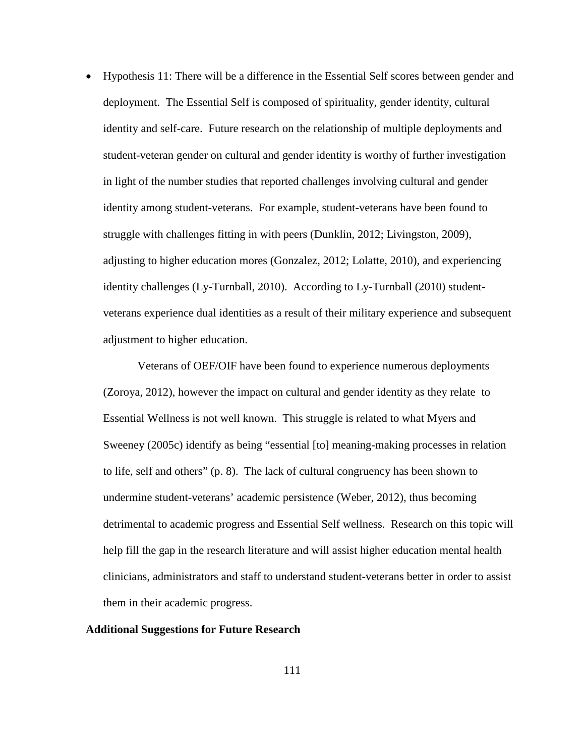- Hypothesis 11: There will be a difference in the Essential Self scores between gender and deployment. The Essential Self is composed of spirituality, gender identity, cultural identity and self-care. Future research on the relationship of multiple deployments and student-veteran gender on cultural and gender identity is worthy of further investigation in light of the number studies that reported challenges involving cultural and gender identity among student-veterans. For example, student-veterans have been found to struggle with challenges fitting in with peers (Dunklin, 2012; Livingston, 2009), adjusting to higher education mores (Gonzalez, 2012; Lolatte, 2010), and experiencing identity challenges (Ly-Turnball, 2010). According to Ly-Turnball (2010) student-veterans experience dual identities as a result of their military experience and subsequent adjustment to higher education.

  Veterans of OEF/OIF have been found to experience numerous deployments (Zoroya, 2012), however the impact on cultural and gender identity as they relate to Essential Wellness is not well known. This struggle is related to what Myers and Sweeney (2005c) identify as being "essential [to] meaning-making processes in relation to life, self and others" (p. 8). The lack of cultural congruency has been shown to undermine student-veterans' academic persistence (Weber, 2012), thus becoming detrimental to academic progress and Essential Self wellness. Research on this topic will help fill the gap in the research literature and will assist higher education mental health clinicians, administrators and staff to understand student-veterans better in order to assist them in their academic progress.

**Additional Suggestions for Future Research**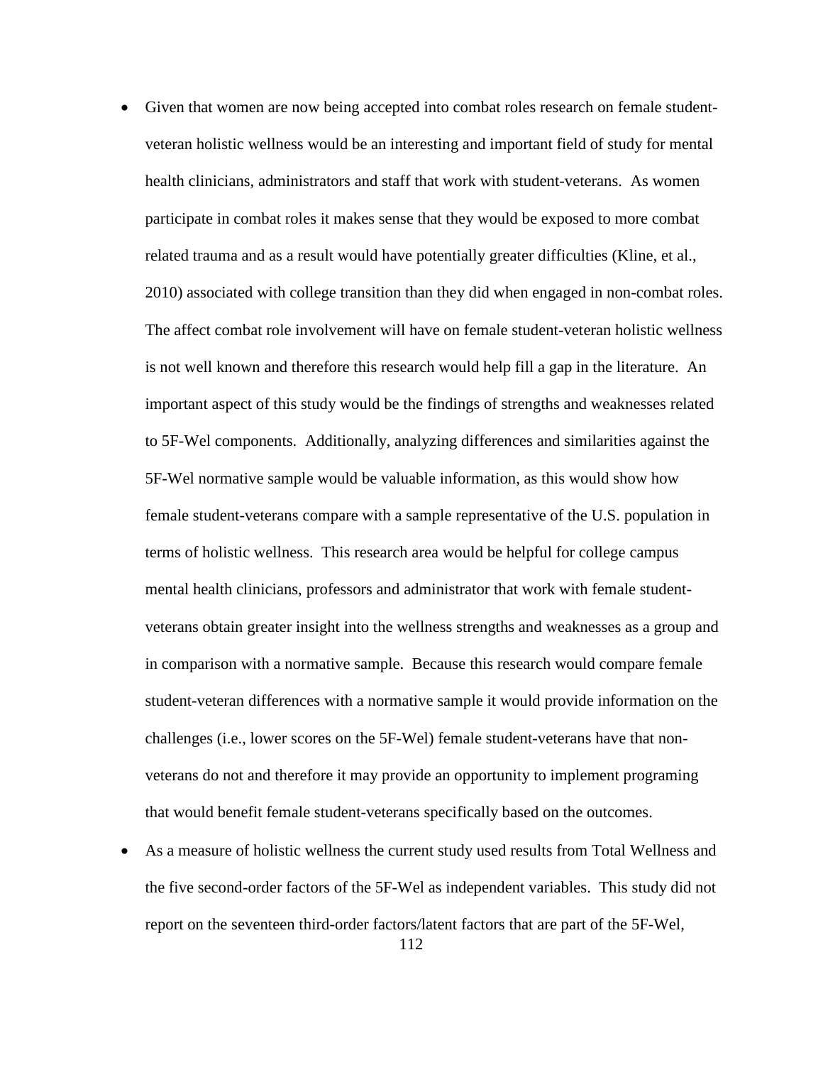- Given that women are now being accepted into combat roles research on female student-veteran holistic wellness would be an interesting and important field of study for mental health clinicians, administrators and staff that work with student-veterans. As women participate in combat roles it makes sense that they would be exposed to more combat related trauma and as a result would have potentially greater difficulties (Kline, et al., 2010) associated with college transition than they did when engaged in non-combat roles. The affect combat role involvement will have on female student-veteran holistic wellness is not well known and therefore this research would help fill a gap in the literature. An important aspect of this study would be the findings of strengths and weaknesses related to 5F-Wel components. Additionally, analyzing differences and similarities against the 5F-Wel normative sample would be valuable information, as this would show how female student-veterans compare with a sample representative of the U.S. population in terms of holistic wellness. This research area would be helpful for college campus mental health clinicians, professors and administrator that work with female student-veterans obtain greater insight into the wellness strengths and weaknesses as a group and in comparison with a normative sample. Because this research would compare female student-veteran differences with a normative sample it would provide information on the challenges (i.e., lower scores on the 5F-Wel) female student-veterans have that non-veterans do not and therefore it may provide an opportunity to implement programing that would benefit female student-veterans specifically based on the outcomes.
- As a measure of holistic wellness the current study used results from Total Wellness and the five second-order factors of the 5F-Wel as independent variables. This study did not report on the seventeen third-order factors/latent factors that are part of the 5F-Wel,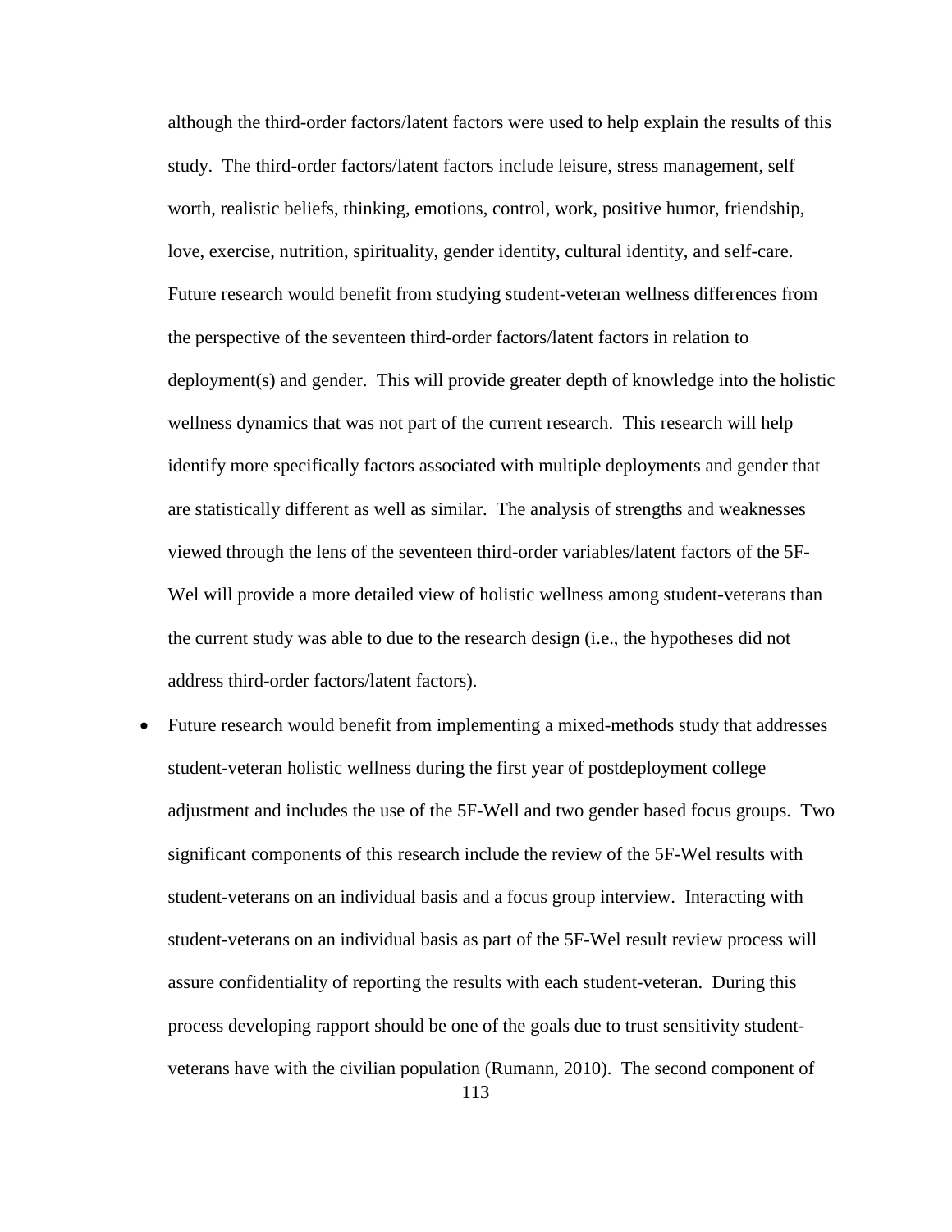although the third-order factors/latent factors were used to help explain the results of this study. The third-order factors/latent factors include leisure, stress management, self worth, realistic beliefs, thinking, emotions, control, work, positive humor, friendship, love, exercise, nutrition, spirituality, gender identity, cultural identity, and self-care. Future research would benefit from studying student-veteran wellness differences from the perspective of the seventeen third-order factors/latent factors in relation to deployment(s) and gender. This will provide greater depth of knowledge into the holistic wellness dynamics that was not part of the current research. This research will help identify more specifically factors associated with multiple deployments and gender that are statistically different as well as similar. The analysis of strengths and weaknesses viewed through the lens of the seventeen third-order variables/latent factors of the 5F-Wel will provide a more detailed view of holistic wellness among student-veterans than the current study was able to due to the research design (i.e., the hypotheses did not address third-order factors/latent factors).

- Future research would benefit from implementing a mixed-methods study that addresses student-veteran holistic wellness during the first year of postdeployment college adjustment and includes the use of the 5F-Well and two gender based focus groups. Two significant components of this research include the review of the 5F-Wel results with student-veterans on an individual basis and a focus group interview. Interacting with student-veterans on an individual basis as part of the 5F-Wel result review process will assure confidentiality of reporting the results with each student-veteran. During this process developing rapport should be one of the goals due to trust sensitivity student-veterans have with the civilian population (Rumann, 2010). The second component of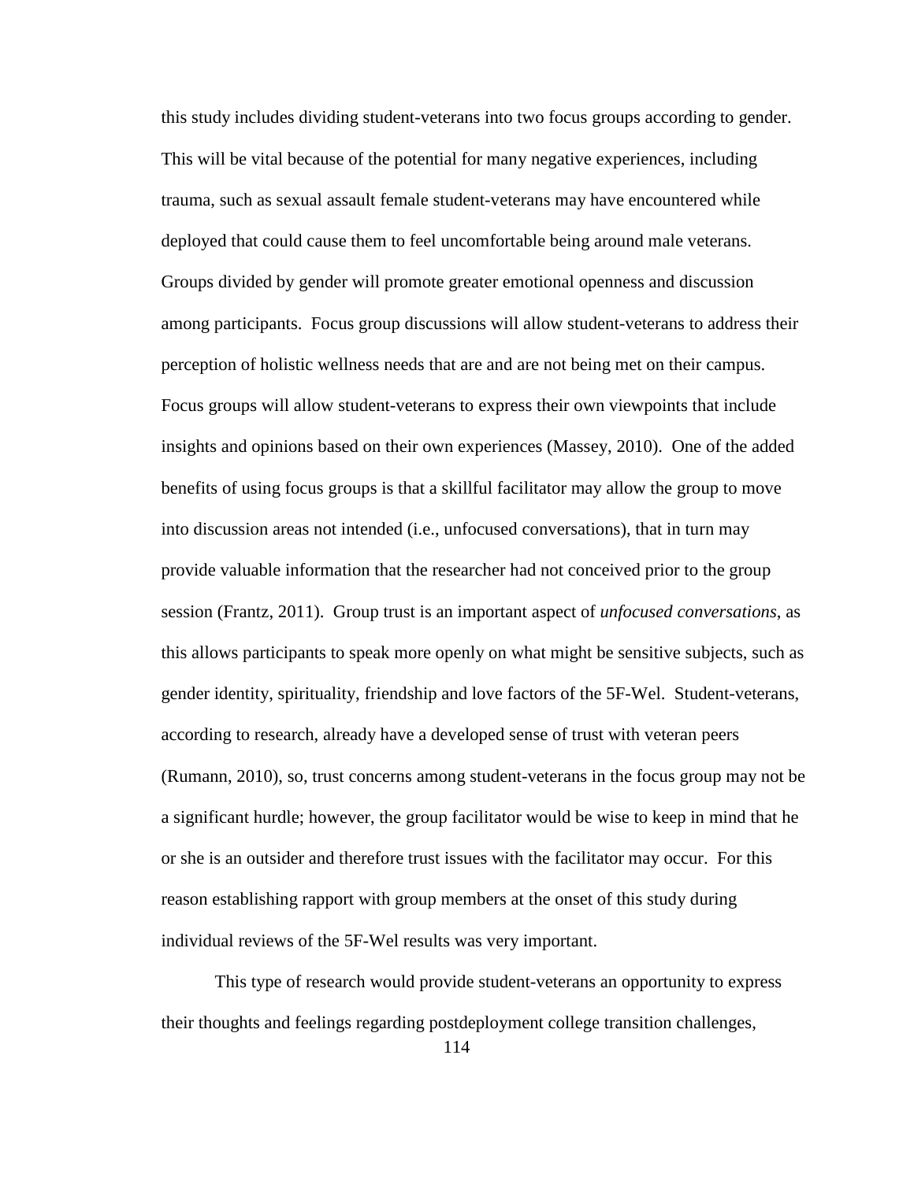this study includes dividing student-veterans into two focus groups according to gender. This will be vital because of the potential for many negative experiences, including trauma, such as sexual assault female student-veterans may have encountered while deployed that could cause them to feel uncomfortable being around male veterans. Groups divided by gender will promote greater emotional openness and discussion among participants. Focus group discussions will allow student-veterans to address their perception of holistic wellness needs that are and are not being met on their campus. Focus groups will allow student-veterans to express their own viewpoints that include insights and opinions based on their own experiences (Massey, 2010). One of the added benefits of using focus groups is that a skillful facilitator may allow the group to move into discussion areas not intended (i.e., unfocused conversations), that in turn may provide valuable information that the researcher had not conceived prior to the group session (Frantz, 2011). Group trust is an important aspect of *unfocused conversations*, as this allows participants to speak more openly on what might be sensitive subjects, such as gender identity, spirituality, friendship and love factors of the 5F-Wel. Student-veterans, according to research, already have a developed sense of trust with veteran peers (Rumann, 2010), so, trust concerns among student-veterans in the focus group may not be a significant hurdle; however, the group facilitator would be wise to keep in mind that he or she is an outsider and therefore trust issues with the facilitator may occur. For this reason establishing rapport with group members at the onset of this study during individual reviews of the 5F-Wel results was very important.

This type of research would provide student-veterans an opportunity to express their thoughts and feelings regarding postdeployment college transition challenges,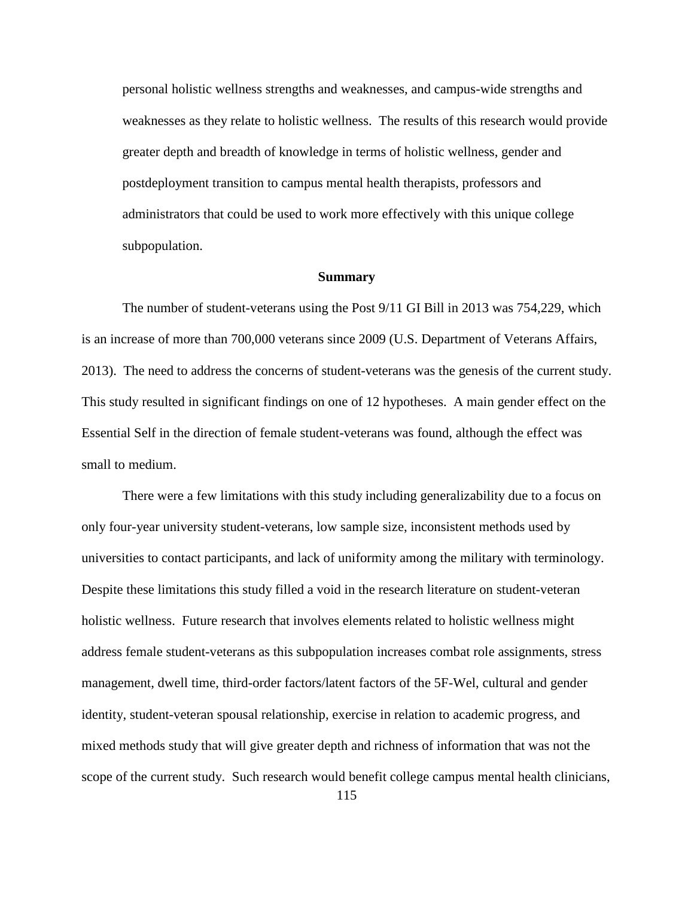personal holistic wellness strengths and weaknesses, and campus-wide strengths and weaknesses as they relate to holistic wellness. The results of this research would provide greater depth and breadth of knowledge in terms of holistic wellness, gender and postdeployment transition to campus mental health therapists, professors and administrators that could be used to work more effectively with this unique college subpopulation.

## Summary

The number of student-veterans using the Post 9/11 GI Bill in 2013 was 754,229, which is an increase of more than 700,000 veterans since 2009 (U.S. Department of Veterans Affairs, 2013). The need to address the concerns of student-veterans was the genesis of the current study. This study resulted in significant findings on one of 12 hypotheses. A main gender effect on the Essential Self in the direction of female student-veterans was found, although the effect was small to medium.

There were a few limitations with this study including generalizability due to a focus on only four-year university student-veterans, low sample size, inconsistent methods used by universities to contact participants, and lack of uniformity among the military with terminology. Despite these limitations this study filled a void in the research literature on student-veteran holistic wellness. Future research that involves elements related to holistic wellness might address female student-veterans as this subpopulation increases combat role assignments, stress management, dwell time, third-order factors/latent factors of the 5F-Wel, cultural and gender identity, student-veteran spousal relationship, exercise in relation to academic progress, and mixed methods study that will give greater depth and richness of information that was not the scope of the current study. Such research would benefit college campus mental health clinicians,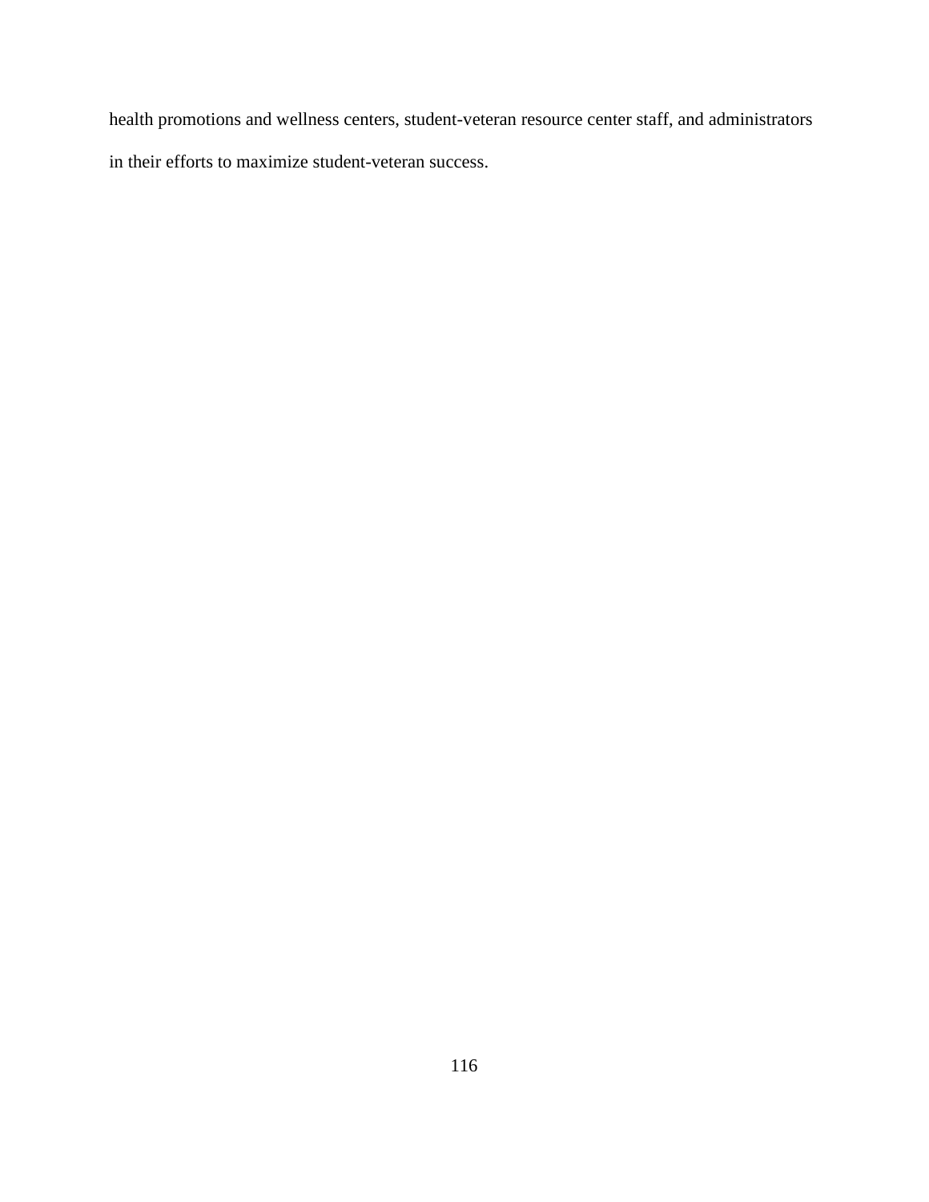health promotions and wellness centers, student-veteran resource center staff, and administrators in their efforts to maximize student-veteran success.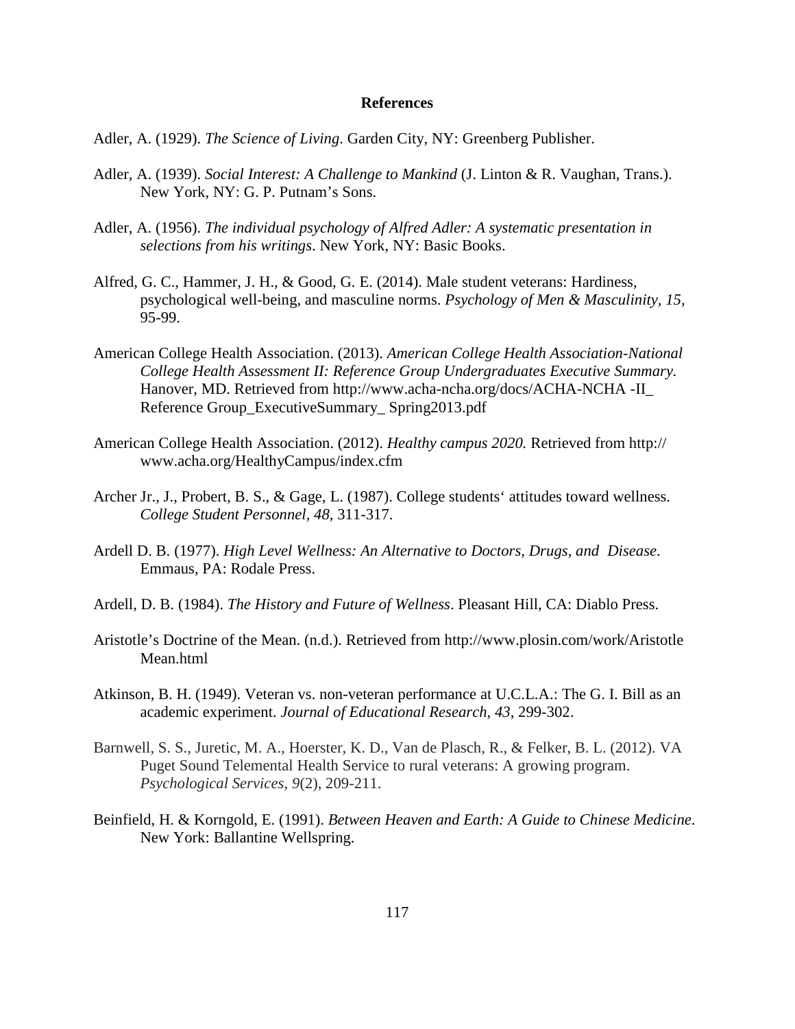# References

Adler, A. (1929). *The Science of Living*. Garden City, NY: Greenberg Publisher.

Adler, A. (1939). *Social Interest: A Challenge to Mankind* (J. Linton & R. Vaughan, Trans.). New York, NY: G. P. Putnam's Sons.

Adler, A. (1956). *The individual psychology of Alfred Adler: A systematic presentation in selections from his writings*. New York, NY: Basic Books.

Alfred, G. C., Hammer, J. H., & Good, G. E. (2014). Male student veterans: Hardiness, psychological well-being, and masculine norms. *Psychology of Men & Masculinity, 15*, 95-99.

American College Health Association. (2013). *American College Health Association-National College Health Assessment II: Reference Group Undergraduates Executive Summary*. Hanover, MD. Retrieved from http://www.acha-ncha.org/docs/ACHA-NCHA -II_ Reference Group_ExecutiveSummary_ Spring2013.pdf

American College Health Association. (2012). *Healthy campus 2020.* Retrieved from http:// www.acha.org/HealthyCampus/index.cfm

Archer Jr., J., Probert, B. S., & Gage, L. (1987). College students' attitudes toward wellness. *College Student Personnel, 48*, 311-317.

Ardell D. B. (1977). *High Level Wellness: An Alternative to Doctors, Drugs, and Disease*. Emmaus, PA: Rodale Press.

Ardell, D. B. (1984). *The History and Future of Wellness*. Pleasant Hill, CA: Diablo Press.

Aristotle's Doctrine of the Mean. (n.d.). Retrieved from http://www.plosin.com/work/Aristotle Mean.html

Atkinson, B. H. (1949). Veteran vs. non-veteran performance at U.C.L.A.: The G. I. Bill as an academic experiment. *Journal of Educational Research, 43*, 299-302.

Barnwell, S. S., Juretic, M. A., Hoerster, K. D., Van de Plasch, R., & Felker, B. L. (2012). VA Puget Sound Telemental Health Service to rural veterans: A growing program. *Psychological Services*, *9*(2), 209-211.

Beinfield, H. & Korngold, E. (1991). *Between Heaven and Earth: A Guide to Chinese Medicine*. New York: Ballantine Wellspring.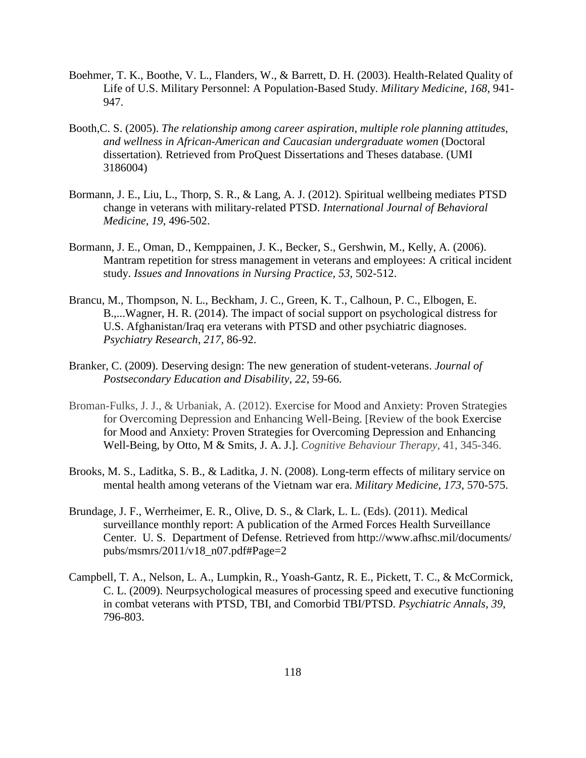Boehmer, T. K., Boothe, V. L., Flanders, W., & Barrett, D. H. (2003). Health-Related Quality of Life of U.S. Military Personnel: A Population-Based Study. *Military Medicine*, *168*, 941-947.

Booth,C. S. (2005). *The relationship among career aspiration, multiple role planning attitudes, and wellness in African-American and Caucasian undergraduate women* (Doctoral dissertation). Retrieved from ProQuest Dissertations and Theses database. (UMI 3186004)

Bormann, J. E., Liu, L., Thorp, S. R., & Lang, A. J. (2012). Spiritual wellbeing mediates PTSD change in veterans with military-related PTSD. *International Journal of Behavioral Medicine, 19*, 496-502.

Bormann, J. E., Oman, D., Kemppainen, J. K., Becker, S., Gershwin, M., Kelly, A. (2006). Mantram repetition for stress management in veterans and employees: A critical incident study. *Issues and Innovations in Nursing Practice, 53*, 502-512.

Brancu, M., Thompson, N. L., Beckham, J. C., Green, K. T., Calhoun, P. C., Elbogen, E. B.,...Wagner, H. R. (2014). The impact of social support on psychological distress for U.S. Afghanistan/Iraq era veterans with PTSD and other psychiatric diagnoses. *Psychiatry Research, 217*, 86-92.

Branker, C. (2009). Deserving design: The new generation of student-veterans. *Journal of Postsecondary Education and Disability, 22*, 59-66.

Broman-Fulks, J. J., & Urbaniak, A. (2012). Exercise for Mood and Anxiety: Proven Strategies for Overcoming Depression and Enhancing Well-Being. [Review of the book Exercise for Mood and Anxiety: Proven Strategies for Overcoming Depression and Enhancing Well-Being, by Otto, M & Smits, J. A. J.]. *Cognitive Behaviour Therapy*, 41, 345-346.

Brooks, M. S., Laditka, S. B., & Laditka, J. N. (2008). Long-term effects of military service on mental health among veterans of the Vietnam war era. *Military Medicine, 173*, 570-575.

Brundage, J. F., Werrheimer, E. R., Olive, D. S., & Clark, L. L. (Eds). (2011). Medical surveillance monthly report: A publication of the Armed Forces Health Surveillance Center. U. S. Department of Defense. Retrieved from http://www.afhsc.mil/documents/pubs/msmrs/2011/v18_n07.pdf#Page=2

Campbell, T. A., Nelson, L. A., Lumpkin, R., Yoash-Gantz, R. E., Pickett, T. C., & McCormick, C. L. (2009). Neurpsychological measures of processing speed and executive functioning in combat veterans with PTSD, TBI, and Comorbid TBI/PTSD. *Psychiatric Annals, 39*, 796-803.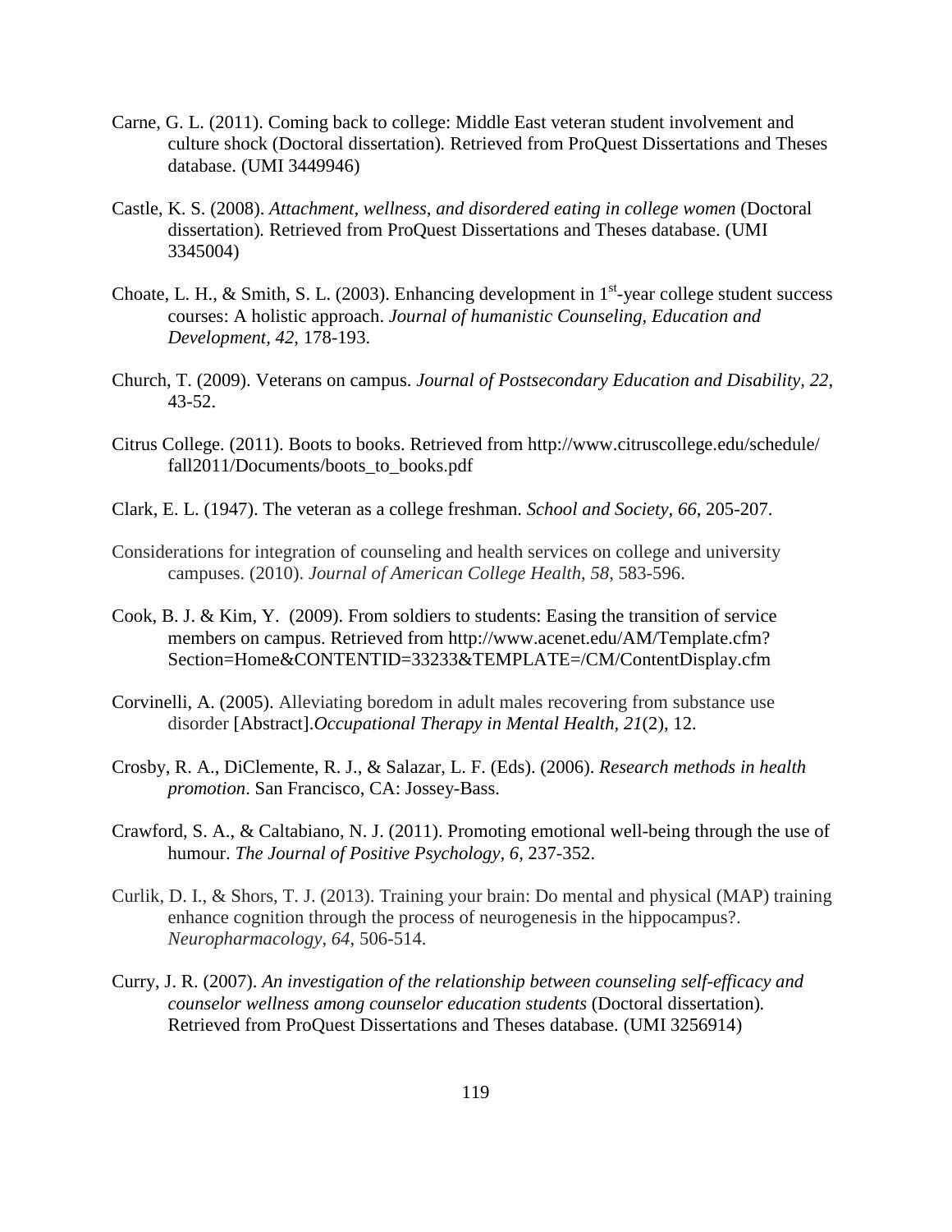Carne, G. L. (2011). Coming back to college: Middle East veteran student involvement and culture shock (Doctoral dissertation). Retrieved from ProQuest Dissertations and Theses database. (UMI 3449946)

Castle, K. S. (2008). *Attachment, wellness, and disordered eating in college women* (Doctoral dissertation). Retrieved from ProQuest Dissertations and Theses database. (UMI 3345004)

Choate, L. H., & Smith, S. L. (2003). Enhancing development in 1st-year college student success courses: A holistic approach. *Journal of humanistic Counseling, Education and Development*, *42*, 178-193.

Church, T. (2009). Veterans on campus. *Journal of Postsecondary Education and Disability, 22*, 43-52.

Citrus College. (2011). Boots to books. Retrieved from http://www.citruscollege.edu/schedule/fall2011/Documents/boots_to_books.pdf

Clark, E. L. (1947). The veteran as a college freshman. *School and Society, 66*, 205-207.

Considerations for integration of counseling and health services on college and university campuses. (2010). *Journal of American College Health*, *58*, 583-596.

Cook, B. J. & Kim, Y. (2009). From soldiers to students: Easing the transition of service members on campus. Retrieved from http://www.acenet.edu/AM/Template.cfm?Section=Home&CONTENTID=33233&TEMPLATE=/CM/ContentDisplay.cfm

Corvinelli, A. (2005). Alleviating boredom in adult males recovering from substance use disorder [Abstract].*Occupational Therapy in Mental Health, 21*(2), 12.

Crosby, R. A., DiClemente, R. J., & Salazar, L. F. (Eds). (2006). *Research methods in health promotion*. San Francisco, CA: Jossey-Bass.

Crawford, S. A., & Caltabiano, N. J. (2011). Promoting emotional well-being through the use of humour. *The Journal of Positive Psychology, 6*, 237-352.

Curlik, D. I., & Shors, T. J. (2013). Training your brain: Do mental and physical (MAP) training enhance cognition through the process of neurogenesis in the hippocampus?. *Neuropharmacology*, *64*, 506-514.

Curry, J. R. (2007). *An investigation of the relationship between counseling self-efficacy and counselor wellness among counselor education students* (Doctoral dissertation). Retrieved from ProQuest Dissertations and Theses database. (UMI 3256914)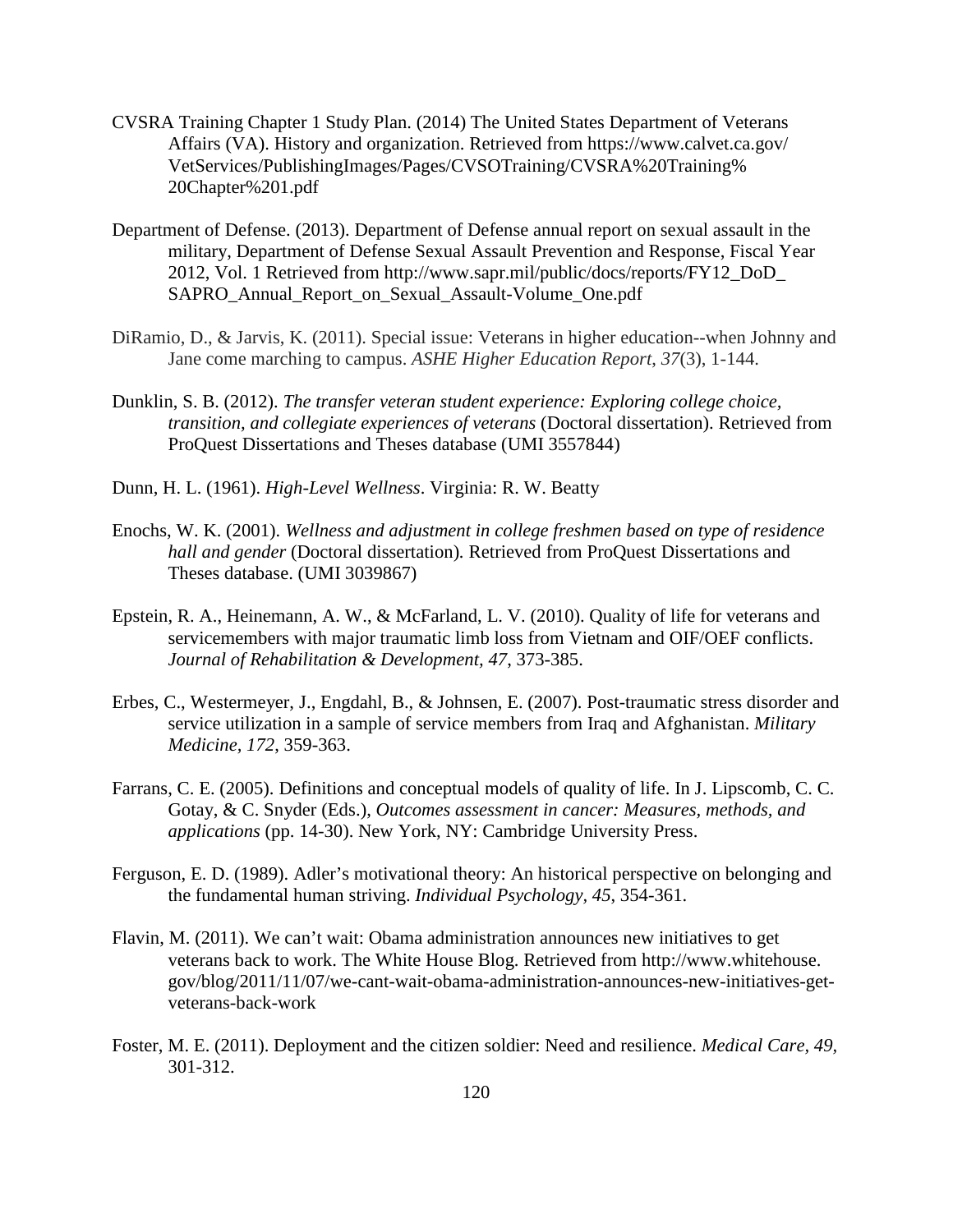CVSRA Training Chapter 1 Study Plan. (2014) The United States Department of Veterans Affairs (VA). History and organization. Retrieved from https://www.calvet.ca.gov/VetServices/PublishingImages/Pages/CVSOTraining/CVSRA%20Training%20Chapter%201.pdf

Department of Defense. (2013). Department of Defense annual report on sexual assault in the military, Department of Defense Sexual Assault Prevention and Response, Fiscal Year 2012, Vol. 1 Retrieved from http://www.sapr.mil/public/docs/reports/FY12_DoD_SAPRO_Annual_Report_on_Sexual_Assault-Volume_One.pdf

DiRamio, D., & Jarvis, K. (2011). Special issue: Veterans in higher education--when Johnny and Jane come marching to campus. *ASHE Higher Education Report*, *37*(3), 1-144.

Dunklin, S. B. (2012). *The transfer veteran student experience: Exploring college choice, transition, and collegiate experiences of veterans* (Doctoral dissertation). Retrieved from ProQuest Dissertations and Theses database (UMI 3557844)

Dunn, H. L. (1961). *High-Level Wellness*. Virginia: R. W. Beatty

Enochs, W. K. (2001). *Wellness and adjustment in college freshmen based on type of residence hall and gender* (Doctoral dissertation). Retrieved from ProQuest Dissertations and Theses database. (UMI 3039867)

Epstein, R. A., Heinemann, A. W., & McFarland, L. V. (2010). Quality of life for veterans and servicemembers with major traumatic limb loss from Vietnam and OIF/OEF conflicts. *Journal of Rehabilitation & Development, 47*, 373-385.

Erbes, C., Westermeyer, J., Engdahl, B., & Johnsen, E. (2007). Post-traumatic stress disorder and service utilization in a sample of service members from Iraq and Afghanistan. *Military Medicine, 172*, 359-363.

Farrans, C. E. (2005). Definitions and conceptual models of quality of life. In J. Lipscomb, C. C. Gotay, & C. Snyder (Eds.), *Outcomes assessment in cancer: Measures, methods, and applications* (pp. 14-30). New York, NY: Cambridge University Press.

Ferguson, E. D. (1989). Adler's motivational theory: An historical perspective on belonging and the fundamental human striving. *Individual Psychology, 45*, 354-361.

Flavin, M. (2011). We can't wait: Obama administration announces new initiatives to get veterans back to work. The White House Blog. Retrieved from http://www.whitehouse.gov/blog/2011/11/07/we-cant-wait-obama-administration-announces-new-initiatives-get-veterans-back-work

Foster, M. E. (2011). Deployment and the citizen soldier: Need and resilience. *Medical Care, 49*, 301-312.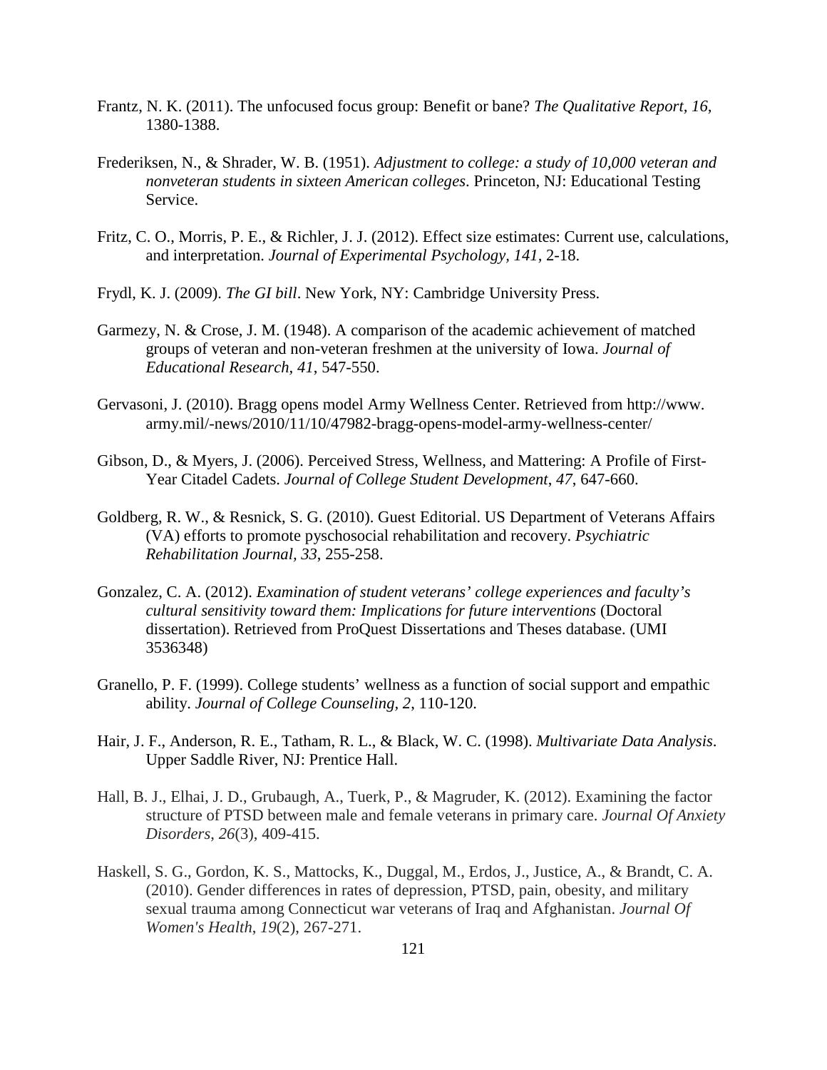Frantz, N. K. (2011). The unfocused focus group: Benefit or bane? *The Qualitative Report, 16,* 1380-1388.

Frederiksen, N., & Shrader, W. B. (1951). *Adjustment to college: a study of 10,000 veteran and nonveteran students in sixteen American colleges*. Princeton, NJ: Educational Testing Service.

Fritz, C. O., Morris, P. E., & Richler, J. J. (2012). Effect size estimates: Current use, calculations, and interpretation. *Journal of Experimental Psychology, 141,* 2-18.

Frydl, K. J. (2009). *The GI bill*. New York, NY: Cambridge University Press.

Garmezy, N. & Crose, J. M. (1948). A comparison of the academic achievement of matched groups of veteran and non-veteran freshmen at the university of Iowa. *Journal of Educational Research, 41*, 547-550.

Gervasoni, J. (2010). Bragg opens model Army Wellness Center. Retrieved from http://www. army.mil/-news/2010/11/10/47982-bragg-opens-model-army-wellness-center/

Gibson, D., & Myers, J. (2006). Perceived Stress, Wellness, and Mattering: A Profile of First-Year Citadel Cadets. *Journal of College Student Development*, *47*, 647-660.

Goldberg, R. W., & Resnick, S. G. (2010). Guest Editorial. US Department of Veterans Affairs (VA) efforts to promote pyschosocial rehabilitation and recovery. *Psychiatric Rehabilitation Journal, 33*, 255-258.

Gonzalez, C. A. (2012). *Examination of student veterans' college experiences and faculty's cultural sensitivity toward them: Implications for future interventions* (Doctoral dissertation). Retrieved from ProQuest Dissertations and Theses database. (UMI 3536348)

Granello, P. F. (1999). College students' wellness as a function of social support and empathic ability. *Journal of College Counseling, 2*, 110-120.

Hair, J. F., Anderson, R. E., Tatham, R. L., & Black, W. C. (1998). *Multivariate Data Analysis*. Upper Saddle River, NJ: Prentice Hall.

Hall, B. J., Elhai, J. D., Grubaugh, A., Tuerk, P., & Magruder, K. (2012). Examining the factor structure of PTSD between male and female veterans in primary care. *Journal Of Anxiety Disorders*, *26*(3), 409-415.

Haskell, S. G., Gordon, K. S., Mattocks, K., Duggal, M., Erdos, J., Justice, A., & Brandt, C. A. (2010). Gender differences in rates of depression, PTSD, pain, obesity, and military sexual trauma among Connecticut war veterans of Iraq and Afghanistan. *Journal Of Women's Health*, *19*(2), 267-271.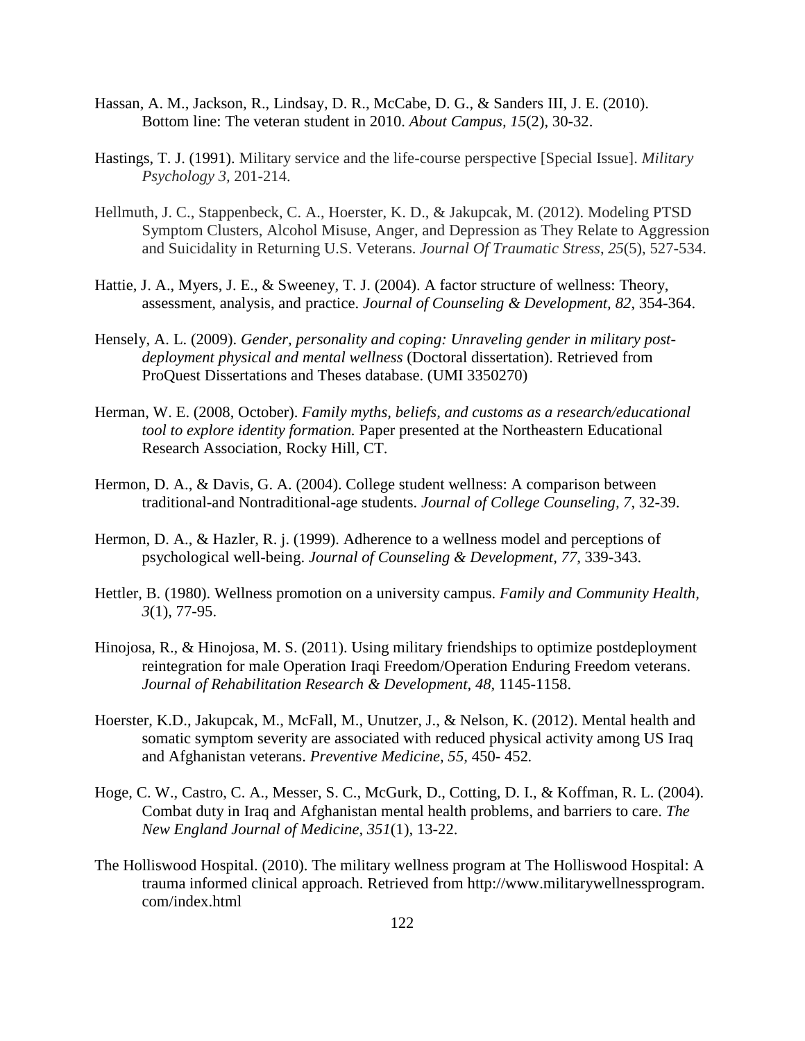Hassan, A. M., Jackson, R., Lindsay, D. R., McCabe, D. G., & Sanders III, J. E. (2010). Bottom line: The veteran student in 2010. *About Campus*, *15*(2), 30-32.

Hastings, T. J. (1991). Military service and the life-course perspective [Special Issue]. *Military Psychology 3,* 201-214.

Hellmuth, J. C., Stappenbeck, C. A., Hoerster, K. D., & Jakupcak, M. (2012). Modeling PTSD Symptom Clusters, Alcohol Misuse, Anger, and Depression as They Relate to Aggression and Suicidality in Returning U.S. Veterans. *Journal Of Traumatic Stress*, *25*(5), 527-534.

Hattie, J. A., Myers, J. E., & Sweeney, T. J. (2004). A factor structure of wellness: Theory, assessment, analysis, and practice. *Journal of Counseling & Development, 82*, 354-364.

Hensely, A. L. (2009). *Gender, personality and coping: Unraveling gender in military post-deployment physical and mental wellness* (Doctoral dissertation). Retrieved from ProQuest Dissertations and Theses database. (UMI 3350270)

Herman, W. E. (2008, October). *Family myths, beliefs, and customs as a research/educational tool to explore identity formation.* Paper presented at the Northeastern Educational Research Association, Rocky Hill, CT.

Hermon, D. A., & Davis, G. A. (2004). College student wellness: A comparison between traditional-and Nontraditional-age students. *Journal of College Counseling, 7*, 32-39.

Hermon, D. A., & Hazler, R. j. (1999). Adherence to a wellness model and perceptions of psychological well-being. *Journal of Counseling & Development*, *77*, 339-343.

Hettler, B. (1980). Wellness promotion on a university campus. *Family and Community Health, 3*(1), 77-95.

Hinojosa, R., & Hinojosa, M. S. (2011). Using military friendships to optimize postdeployment reintegration for male Operation Iraqi Freedom/Operation Enduring Freedom veterans. *Journal of Rehabilitation Research & Development, 48,* 1145-1158.

Hoerster, K.D., Jakupcak, M., McFall, M., Unutzer, J., & Nelson, K. (2012). Mental health and somatic symptom severity are associated with reduced physical activity among US Iraq and Afghanistan veterans. *Preventive Medicine, 55,* 450- 452*.*

Hoge, C. W., Castro, C. A., Messer, S. C., McGurk, D., Cotting, D. I., & Koffman, R. L. (2004). Combat duty in Iraq and Afghanistan mental health problems, and barriers to care. *The New England Journal of Medicine*, *351*(1), 13-22.

The Holliswood Hospital. (2010). The military wellness program at The Holliswood Hospital: A trauma informed clinical approach. Retrieved from http://www.militarywellnessprogram.com/index.html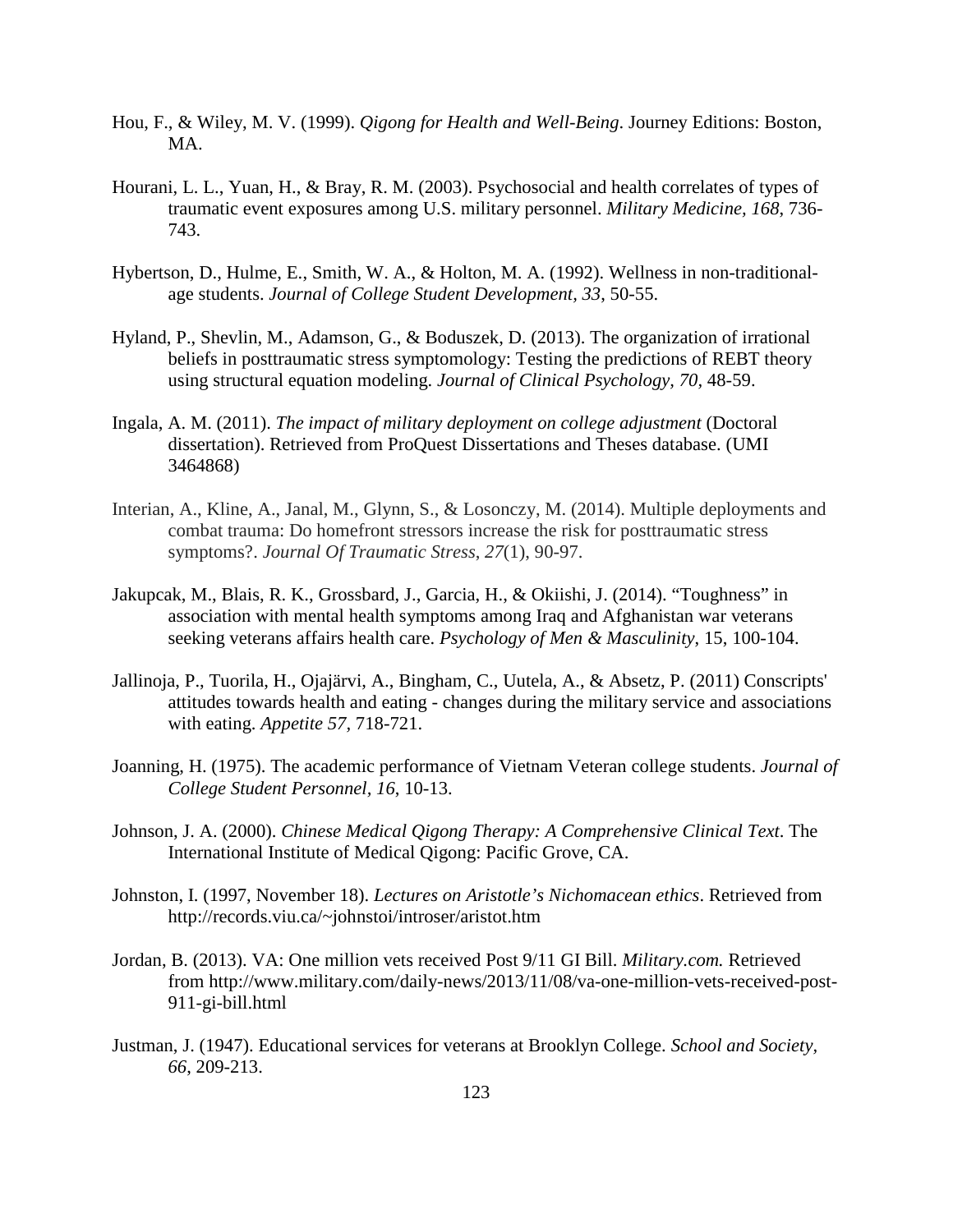Hou, F., & Wiley, M. V. (1999). *Qigong for Health and Well-Being*. Journey Editions: Boston, MA.

Hourani, L. L., Yuan, H., & Bray, R. M. (2003). Psychosocial and health correlates of types of traumatic event exposures among U.S. military personnel. *Military Medicine, 168*, 736-743.

Hybertson, D., Hulme, E., Smith, W. A., & Holton, M. A. (1992). Wellness in non-traditional-age students. *Journal of College Student Development, 33*, 50-55.

Hyland, P., Shevlin, M., Adamson, G., & Boduszek, D. (2013). The organization of irrational beliefs in posttraumatic stress symptomology: Testing the predictions of REBT theory using structural equation modeling. *Journal of Clinical Psychology, 70,* 48-59.

Ingala, A. M. (2011). *The impact of military deployment on college adjustment* (Doctoral dissertation). Retrieved from ProQuest Dissertations and Theses database. (UMI 3464868)

Interian, A., Kline, A., Janal, M., Glynn, S., & Losonczy, M. (2014). Multiple deployments and combat trauma: Do homefront stressors increase the risk for posttraumatic stress symptoms?. *Journal Of Traumatic Stress*, *27*(1), 90-97.

Jakupcak, M., Blais, R. K., Grossbard, J., Garcia, H., & Okiishi, J. (2014). "Toughness" in association with mental health symptoms among Iraq and Afghanistan war veterans seeking veterans affairs health care. *Psychology of Men & Masculinity,* 15, 100-104.

Jallinoja, P., Tuorila, H., Ojajärvi, A., Bingham, C., Uutela, A., & Absetz, P. (2011) Conscripts' attitudes towards health and eating - changes during the military service and associations with eating. *Appetite 57,* 718-721.

Joanning, H. (1975). The academic performance of Vietnam Veteran college students. *Journal of College Student Personnel, 16*, 10-13.

Johnson, J. A. (2000). *Chinese Medical Qigong Therapy: A Comprehensive Clinical Text*. The International Institute of Medical Qigong: Pacific Grove, CA.

Johnston, I. (1997, November 18). *Lectures on Aristotle's Nichomacean ethics*. Retrieved from http://records.viu.ca/~johnstoi/introser/aristot.htm

Jordan, B. (2013). VA: One million vets received Post 9/11 GI Bill. *Military.com.* Retrieved from http://www.military.com/daily-news/2013/11/08/va-one-million-vets-received-post-911-gi-bill.html

Justman, J. (1947). Educational services for veterans at Brooklyn College. *School and Society, 66*, 209-213.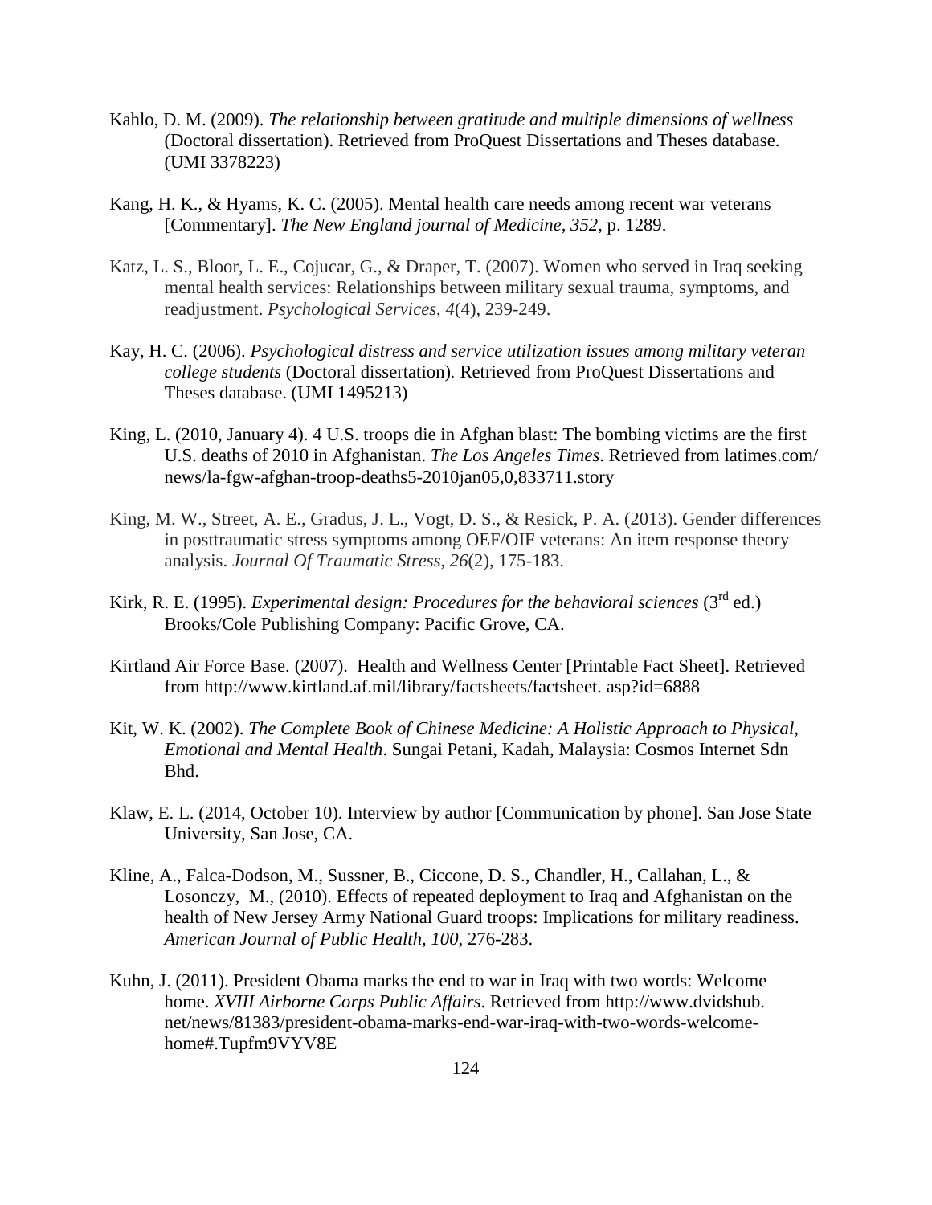Kahlo, D. M. (2009). *The relationship between gratitude and multiple dimensions of wellness* (Doctoral dissertation). Retrieved from ProQuest Dissertations and Theses database. (UMI 3378223)

Kang, H. K., & Hyams, K. C. (2005). Mental health care needs among recent war veterans [Commentary]. *The New England journal of Medicine, 352*, p. 1289.

Katz, L. S., Bloor, L. E., Cojucar, G., & Draper, T. (2007). Women who served in Iraq seeking mental health services: Relationships between military sexual trauma, symptoms, and readjustment. *Psychological Services*, *4*(4), 239-249.

Kay, H. C. (2006). *Psychological distress and service utilization issues among military veteran college students* (Doctoral dissertation). Retrieved from ProQuest Dissertations and Theses database. (UMI 1495213)

King, L. (2010, January 4). 4 U.S. troops die in Afghan blast: The bombing victims are the first U.S. deaths of 2010 in Afghanistan. *The Los Angeles Times*. Retrieved from latimes.com/news/la-fgw-afghan-troop-deaths5-2010jan05,0,833711.story

King, M. W., Street, A. E., Gradus, J. L., Vogt, D. S., & Resick, P. A. (2013). Gender differences in posttraumatic stress symptoms among OEF/OIF veterans: An item response theory analysis. *Journal Of Traumatic Stress*, *26*(2), 175-183.

Kirk, R. E. (1995). *Experimental design: Procedures for the behavioral sciences* (3rd ed.) Brooks/Cole Publishing Company: Pacific Grove, CA.

Kirtland Air Force Base. (2007). Health and Wellness Center [Printable Fact Sheet]. Retrieved from http://www.kirtland.af.mil/library/factsheets/factsheet. asp?id=6888

Kit, W. K. (2002). *The Complete Book of Chinese Medicine: A Holistic Approach to Physical, Emotional and Mental Health*. Sungai Petani, Kadah, Malaysia: Cosmos Internet Sdn Bhd.

Klaw, E. L. (2014, October 10). Interview by author [Communication by phone]. San Jose State University, San Jose, CA.

Kline, A., Falca-Dodson, M., Sussner, B., Ciccone, D. S., Chandler, H., Callahan, L., & Losonczy, M., (2010). Effects of repeated deployment to Iraq and Afghanistan on the health of New Jersey Army National Guard troops: Implications for military readiness. *American Journal of Public Health, 100*, 276-283.

Kuhn, J. (2011). President Obama marks the end to war in Iraq with two words: Welcome home. *XVIII Airborne Corps Public Affairs*. Retrieved from http://www.dvidshub.net/news/81383/president-obama-marks-end-war-iraq-with-two-words-welcome-home#.Tupfm9VYV8E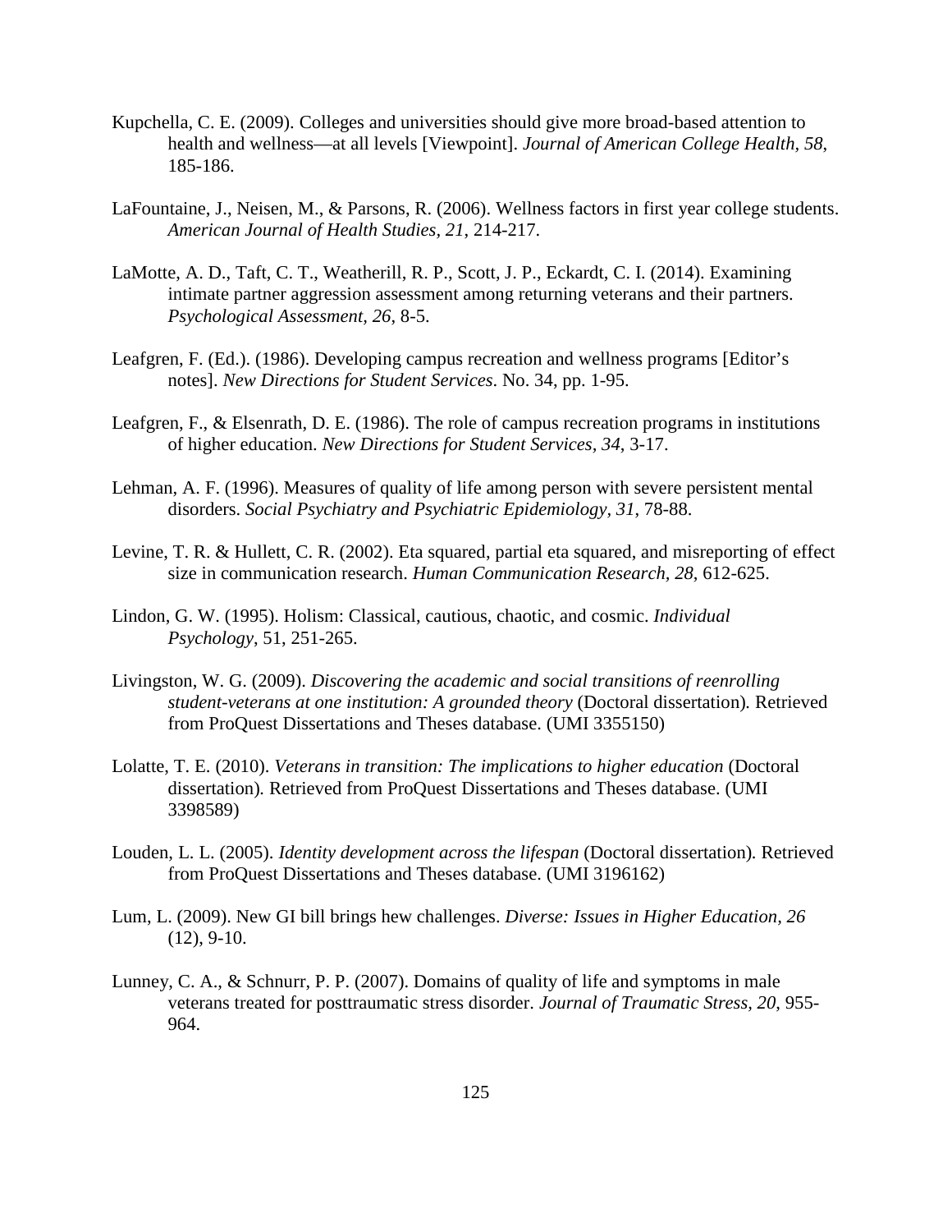Kupchella, C. E. (2009). Colleges and universities should give more broad-based attention to health and wellness—at all levels [Viewpoint]. *Journal of American College Health, 58*, 185-186.

LaFountaine, J., Neisen, M., & Parsons, R. (2006). Wellness factors in first year college students. *American Journal of Health Studies, 21*, 214-217.

LaMotte, A. D., Taft, C. T., Weatherill, R. P., Scott, J. P., Eckardt, C. I. (2014). Examining intimate partner aggression assessment among returning veterans and their partners. *Psychological Assessment, 26*, 8-5.

Leafgren, F. (Ed.). (1986). Developing campus recreation and wellness programs [Editor's notes]. *New Directions for Student Services*. No. 34, pp. 1-95.

Leafgren, F., & Elsenrath, D. E. (1986). The role of campus recreation programs in institutions of higher education. *New Directions for Student Services, 34*, 3-17.

Lehman, A. F. (1996). Measures of quality of life among person with severe persistent mental disorders. *Social Psychiatry and Psychiatric Epidemiology, 31*, 78-88.

Levine, T. R. & Hullett, C. R. (2002). Eta squared, partial eta squared, and misreporting of effect size in communication research. *Human Communication Research, 28*, 612-625.

Lindon, G. W. (1995). Holism: Classical, cautious, chaotic, and cosmic. *Individual Psychology*, 51, 251-265.

Livingston, W. G. (2009). *Discovering the academic and social transitions of reenrolling student-veterans at one institution: A grounded theory* (Doctoral dissertation). Retrieved from ProQuest Dissertations and Theses database. (UMI 3355150)

Lolatte, T. E. (2010). *Veterans in transition: The implications to higher education* (Doctoral dissertation). Retrieved from ProQuest Dissertations and Theses database. (UMI 3398589)

Louden, L. L. (2005). *Identity development across the lifespan* (Doctoral dissertation). Retrieved from ProQuest Dissertations and Theses database. (UMI 3196162)

Lum, L. (2009). New GI bill brings hew challenges. *Diverse: Issues in Higher Education, 26* (12), 9-10.

Lunney, C. A., & Schnurr, P. P. (2007). Domains of quality of life and symptoms in male veterans treated for posttraumatic stress disorder. *Journal of Traumatic Stress, 20*, 955-964.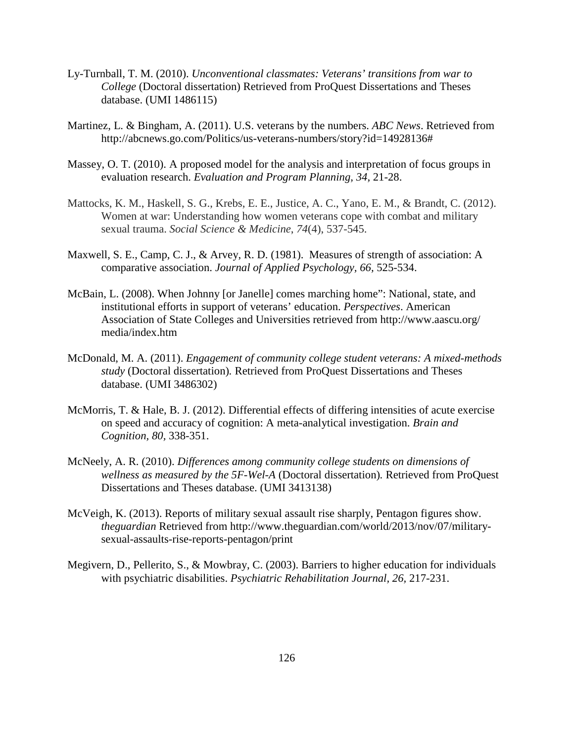Ly-Turnball, T. M. (2010). *Unconventional classmates: Veterans' transitions from war to College* (Doctoral dissertation) Retrieved from ProQuest Dissertations and Theses database. (UMI 1486115)

Martinez, L. & Bingham, A. (2011). U.S. veterans by the numbers. *ABC News*. Retrieved from http://abcnews.go.com/Politics/us-veterans-numbers/story?id=14928136#

Massey, O. T. (2010). A proposed model for the analysis and interpretation of focus groups in evaluation research. *Evaluation and Program Planning, 34*, 21-28.

Mattocks, K. M., Haskell, S. G., Krebs, E. E., Justice, A. C., Yano, E. M., & Brandt, C. (2012). Women at war: Understanding how women veterans cope with combat and military sexual trauma. *Social Science & Medicine*, *74*(4), 537-545.

Maxwell, S. E., Camp, C. J., & Arvey, R. D. (1981). Measures of strength of association: A comparative association. *Journal of Applied Psychology, 66*, 525-534.

McBain, L. (2008). When Johnny [or Janelle] comes marching home": National, state, and institutional efforts in support of veterans' education. *Perspectives*. American Association of State Colleges and Universities retrieved from http://www.aascu.org/media/index.htm

McDonald, M. A. (2011). *Engagement of community college student veterans: A mixed-methods study* (Doctoral dissertation). Retrieved from ProQuest Dissertations and Theses database. (UMI 3486302)

McMorris, T. & Hale, B. J. (2012). Differential effects of differing intensities of acute exercise on speed and accuracy of cognition: A meta-analytical investigation. *Brain and Cognition, 80*, 338-351.

McNeely, A. R. (2010). *Differences among community college students on dimensions of wellness as measured by the 5F-Wel-A* (Doctoral dissertation). Retrieved from ProQuest Dissertations and Theses database. (UMI 3413138)

McVeigh, K. (2013). Reports of military sexual assault rise sharply, Pentagon figures show. *theguardian* Retrieved from http://www.theguardian.com/world/2013/nov/07/military-sexual-assaults-rise-reports-pentagon/print

Megivern, D., Pellerito, S., & Mowbray, C. (2003). Barriers to higher education for individuals with psychiatric disabilities. *Psychiatric Rehabilitation Journal, 26*, 217-231.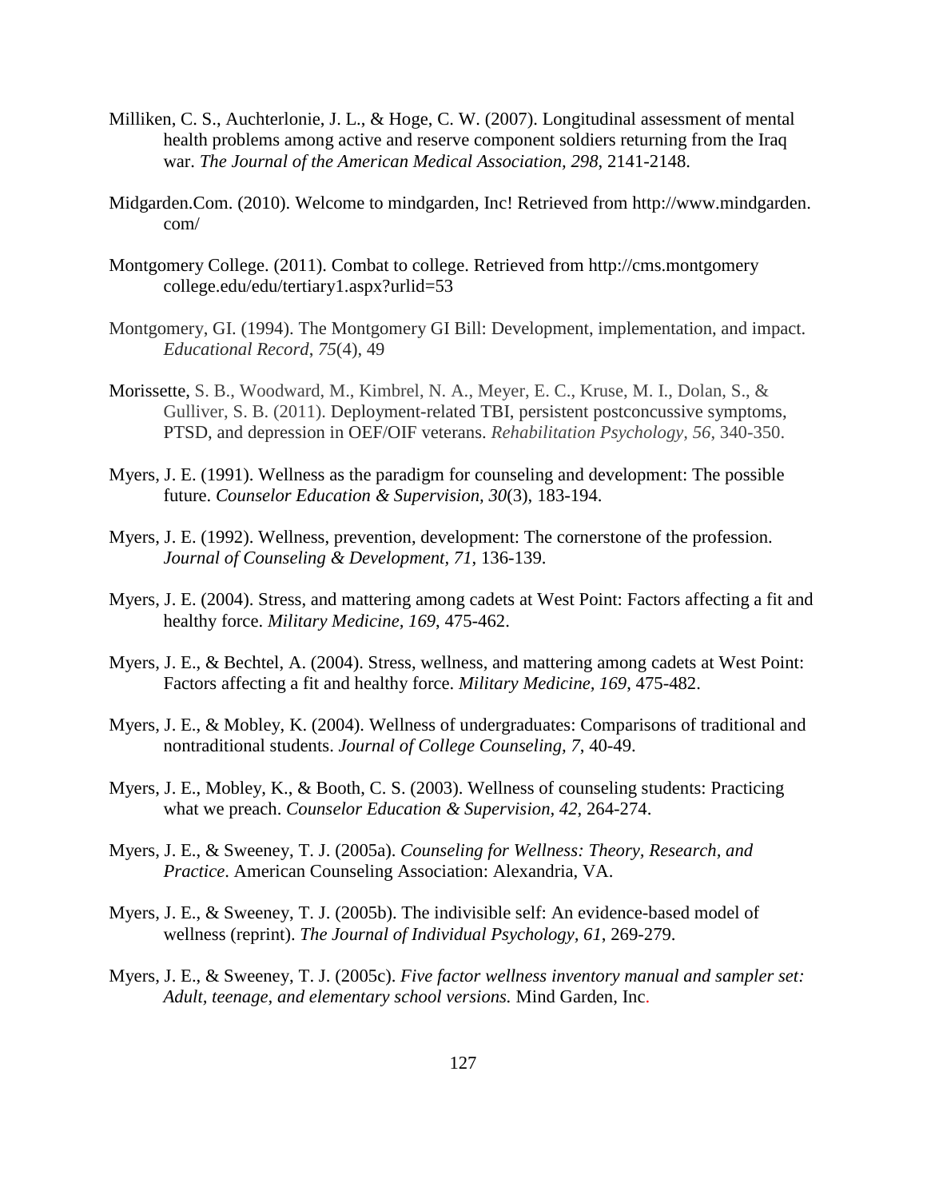Milliken, C. S., Auchterlonie, J. L., & Hoge, C. W. (2007). Longitudinal assessment of mental health problems among active and reserve component soldiers returning from the Iraq war. *The Journal of the American Medical Association, 298*, 2141-2148.

Midgarden.Com. (2010). Welcome to mindgarden, Inc! Retrieved from http://www.mindgarden.com/

Montgomery College. (2011). Combat to college. Retrieved from http://cms.montgomerycollege.edu/edu/tertiary1.aspx?urlid=53

Montgomery, GI. (1994). The Montgomery GI Bill: Development, implementation, and impact. *Educational Record*, *75*(4), 49

Morissette, S. B., Woodward, M., Kimbrel, N. A., Meyer, E. C., Kruse, M. I., Dolan, S., & Gulliver, S. B. (2011). Deployment-related TBI, persistent postconcussive symptoms, PTSD, and depression in OEF/OIF veterans. *Rehabilitation Psychology, 56*, 340-350.

Myers, J. E. (1991). Wellness as the paradigm for counseling and development: The possible future. *Counselor Education & Supervision, 30*(3), 183-194.

Myers, J. E. (1992). Wellness, prevention, development: The cornerstone of the profession. *Journal of Counseling & Development, 71*, 136-139.

Myers, J. E. (2004). Stress, and mattering among cadets at West Point: Factors affecting a fit and healthy force. *Military Medicine, 169*, 475-462.

Myers, J. E., & Bechtel, A. (2004). Stress, wellness, and mattering among cadets at West Point: Factors affecting a fit and healthy force. *Military Medicine, 169*, 475-482.

Myers, J. E., & Mobley, K. (2004). Wellness of undergraduates: Comparisons of traditional and nontraditional students. *Journal of College Counseling, 7*, 40-49.

Myers, J. E., Mobley, K., & Booth, C. S. (2003). Wellness of counseling students: Practicing what we preach. *Counselor Education & Supervision, 42*, 264-274.

Myers, J. E., & Sweeney, T. J. (2005a). *Counseling for Wellness: Theory, Research, and Practice*. American Counseling Association: Alexandria, VA.

Myers, J. E., & Sweeney, T. J. (2005b). The indivisible self: An evidence-based model of wellness (reprint). *The Journal of Individual Psychology, 61*, 269-279.

Myers, J. E., & Sweeney, T. J. (2005c). *Five factor wellness inventory manual and sampler set: Adult, teenage, and elementary school versions.* Mind Garden, Inc.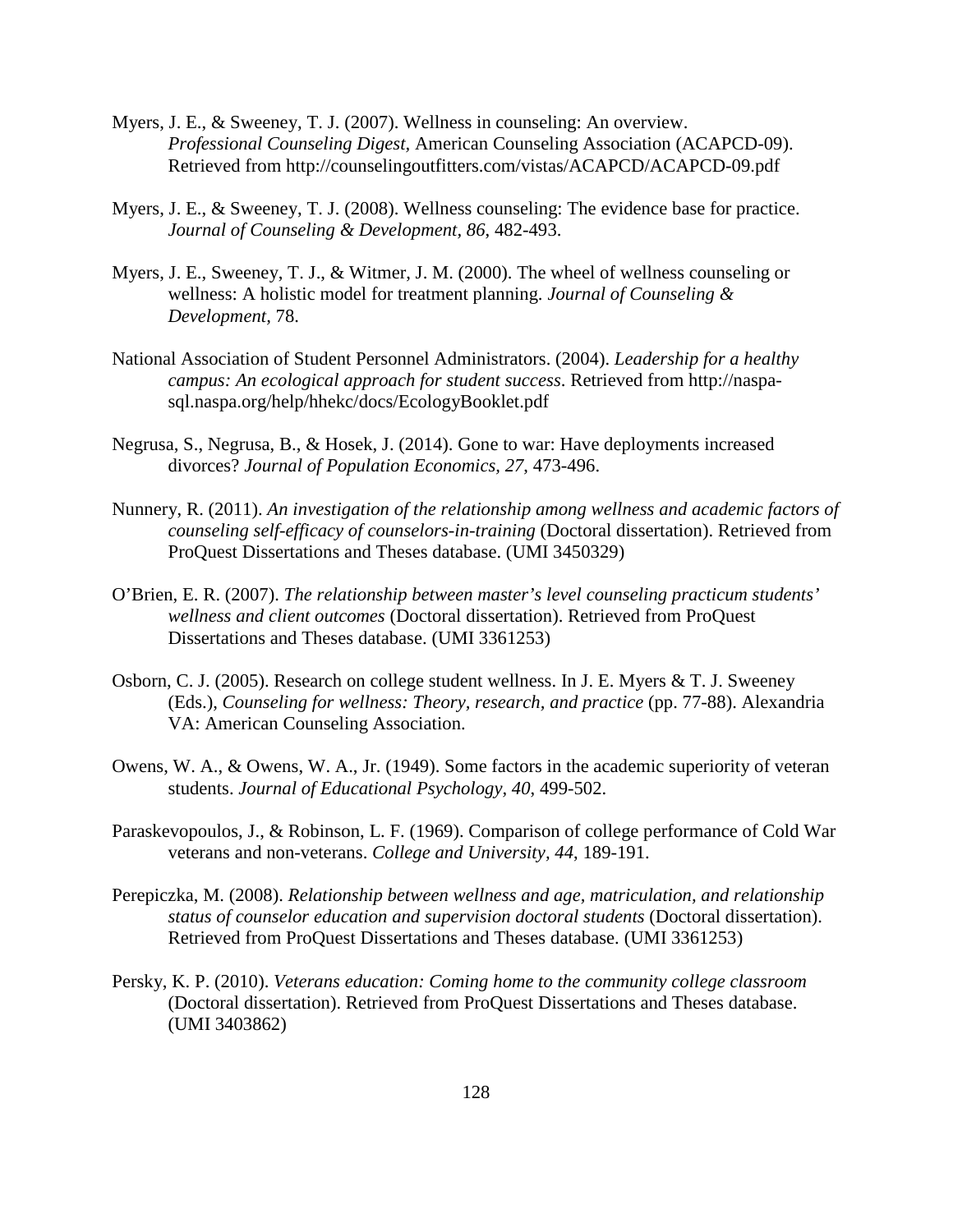Myers, J. E., & Sweeney, T. J. (2007). Wellness in counseling: An overview. *Professional Counseling Digest,* American Counseling Association (ACAPCD-09). Retrieved from http://counselingoutfitters.com/vistas/ACAPCD/ACAPCD-09.pdf

Myers, J. E., & Sweeney, T. J. (2008). Wellness counseling: The evidence base for practice. *Journal of Counseling & Development, 86*, 482-493.

Myers, J. E., Sweeney, T. J., & Witmer, J. M. (2000). The wheel of wellness counseling or wellness: A holistic model for treatment planning. *Journal of Counseling & Development,* 78.

National Association of Student Personnel Administrators. (2004). *Leadership for a healthy campus: An ecological approach for student success*. Retrieved from http://naspa-sql.naspa.org/help/hhekc/docs/EcologyBooklet.pdf

Negrusa, S., Negrusa, B., & Hosek, J. (2014). Gone to war: Have deployments increased divorces? *Journal of Population Economics, 27,* 473-496.

Nunnery, R. (2011). *An investigation of the relationship among wellness and academic factors of counseling self-efficacy of counselors-in-training* (Doctoral dissertation). Retrieved from ProQuest Dissertations and Theses database. (UMI 3450329)

O'Brien, E. R. (2007). *The relationship between master's level counseling practicum students' wellness and client outcomes* (Doctoral dissertation). Retrieved from ProQuest Dissertations and Theses database. (UMI 3361253)

Osborn, C. J. (2005). Research on college student wellness. In J. E. Myers & T. J. Sweeney (Eds.), *Counseling for wellness: Theory, research, and practice* (pp. 77-88). Alexandria VA: American Counseling Association.

Owens, W. A., & Owens, W. A., Jr. (1949). Some factors in the academic superiority of veteran students. *Journal of Educational Psychology, 40,* 499-502.

Paraskevopoulos, J., & Robinson, L. F. (1969). Comparison of college performance of Cold War veterans and non-veterans. *College and University, 44,* 189-191.

Perepiczka, M. (2008). *Relationship between wellness and age, matriculation, and relationship status of counselor education and supervision doctoral students* (Doctoral dissertation). Retrieved from ProQuest Dissertations and Theses database. (UMI 3361253)

Persky, K. P. (2010). *Veterans education: Coming home to the community college classroom* (Doctoral dissertation). Retrieved from ProQuest Dissertations and Theses database. (UMI 3403862)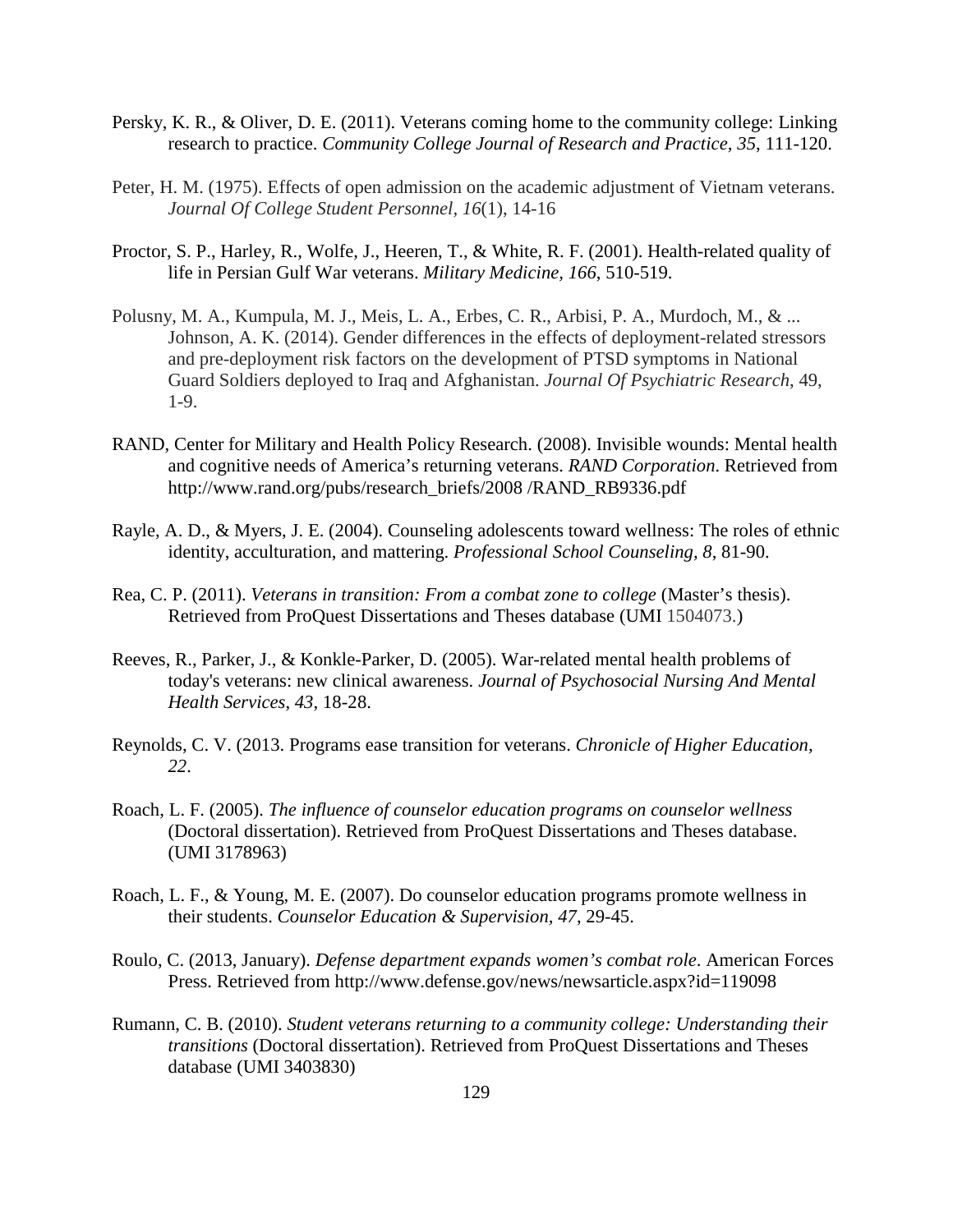Persky, K. R., & Oliver, D. E. (2011). Veterans coming home to the community college: Linking research to practice. *Community College Journal of Research and Practice, 35*, 111-120.

Peter, H. M. (1975). Effects of open admission on the academic adjustment of Vietnam veterans. *Journal Of College Student Personnel*, *16*(1), 14-16

Proctor, S. P., Harley, R., Wolfe, J., Heeren, T., & White, R. F. (2001). Health-related quality of life in Persian Gulf War veterans. *Military Medicine, 166*, 510-519.

Polusny, M. A., Kumpula, M. J., Meis, L. A., Erbes, C. R., Arbisi, P. A., Murdoch, M., & ... Johnson, A. K. (2014). Gender differences in the effects of deployment-related stressors and pre-deployment risk factors on the development of PTSD symptoms in National Guard Soldiers deployed to Iraq and Afghanistan. *Journal Of Psychiatric Research*, 49, 1-9.

RAND, Center for Military and Health Policy Research. (2008). Invisible wounds: Mental health and cognitive needs of America's returning veterans. *RAND Corporation*. Retrieved from http://www.rand.org/pubs/research_briefs/2008 /RAND_RB9336.pdf

Rayle, A. D., & Myers, J. E. (2004). Counseling adolescents toward wellness: The roles of ethnic identity, acculturation, and mattering. *Professional School Counseling, 8*, 81-90.

Rea, C. P. (2011). *Veterans in transition: From a combat zone to college* (Master's thesis). Retrieved from ProQuest Dissertations and Theses database (UMI 1504073.)

Reeves, R., Parker, J., & Konkle-Parker, D. (2005). War-related mental health problems of today's veterans: new clinical awareness. *Journal of Psychosocial Nursing And Mental Health Services*, *43*, 18-28.

Reynolds, C. V. (2013. Programs ease transition for veterans. *Chronicle of Higher Education, 22*.

Roach, L. F. (2005). *The influence of counselor education programs on counselor wellness* (Doctoral dissertation). Retrieved from ProQuest Dissertations and Theses database. (UMI 3178963)

Roach, L. F., & Young, M. E. (2007). Do counselor education programs promote wellness in their students. *Counselor Education & Supervision, 47*, 29-45.

Roulo, C. (2013, January). *Defense department expands women's combat role*. American Forces Press. Retrieved from http://www.defense.gov/news/newsarticle.aspx?id=119098

Rumann, C. B. (2010). *Student veterans returning to a community college: Understanding their transitions* (Doctoral dissertation). Retrieved from ProQuest Dissertations and Theses database (UMI 3403830)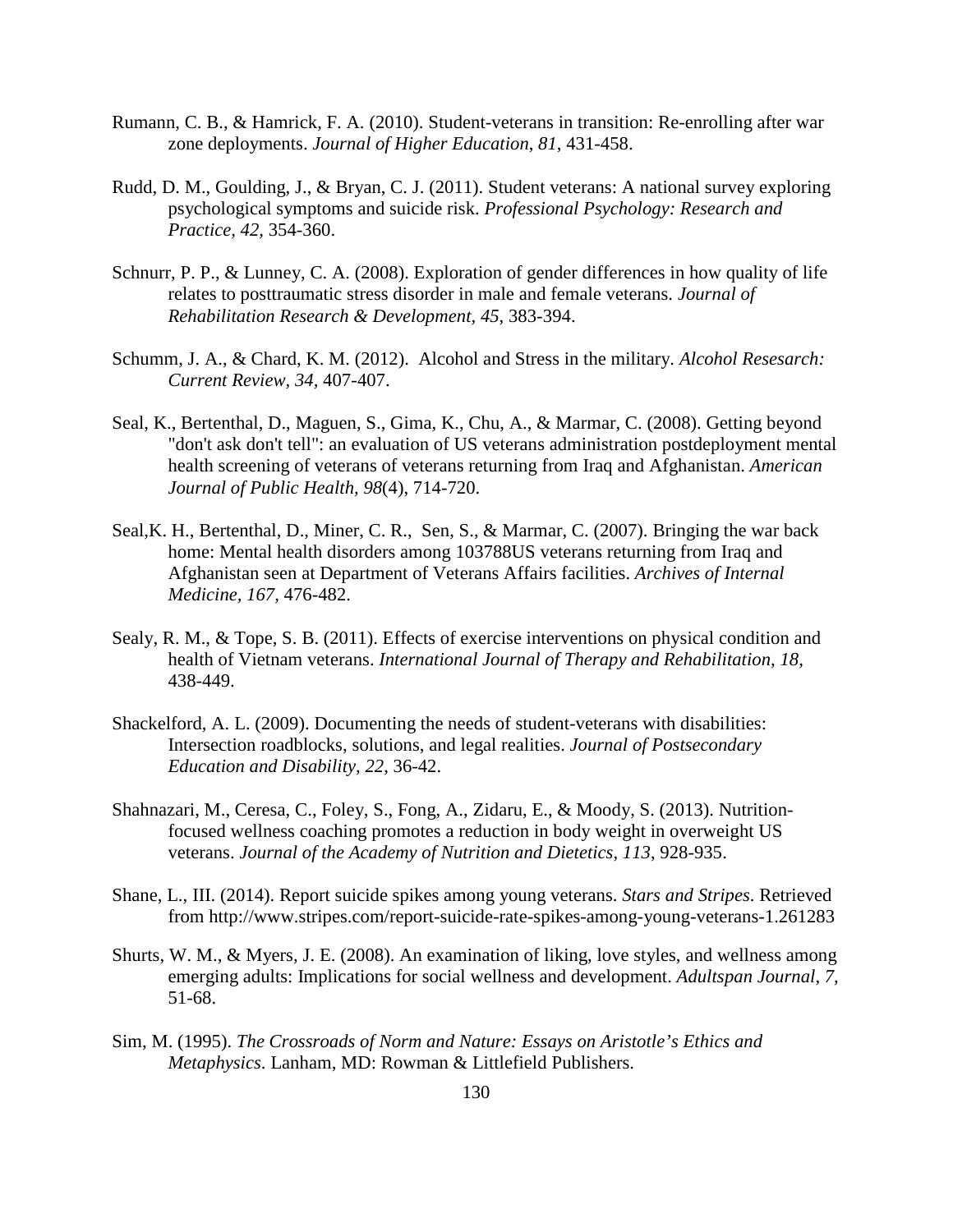Rumann, C. B., & Hamrick, F. A. (2010). Student-veterans in transition: Re-enrolling after war zone deployments. *Journal of Higher Education*, *81*, 431-458.

Rudd, D. M., Goulding, J., & Bryan, C. J. (2011). Student veterans: A national survey exploring psychological symptoms and suicide risk. *Professional Psychology: Research and Practice, 42,* 354-360.

Schnurr, P. P., & Lunney, C. A. (2008). Exploration of gender differences in how quality of life relates to posttraumatic stress disorder in male and female veterans. *Journal of Rehabilitation Research & Development, 45*, 383-394.

Schumm, J. A., & Chard, K. M. (2012). Alcohol and Stress in the military. *Alcohol Resesarch: Current Review, 34*, 407-407.

Seal, K., Bertenthal, D., Maguen, S., Gima, K., Chu, A., & Marmar, C. (2008). Getting beyond "don't ask don't tell": an evaluation of US veterans administration postdeployment mental health screening of veterans of veterans returning from Iraq and Afghanistan. *American Journal of Public Health*, *98*(4), 714-720.

Seal,K. H., Bertenthal, D., Miner, C. R., Sen, S., & Marmar, C. (2007). Bringing the war back home: Mental health disorders among 103788US veterans returning from Iraq and Afghanistan seen at Department of Veterans Affairs facilities. *Archives of Internal Medicine, 167,* 476-482.

Sealy, R. M., & Tope, S. B. (2011). Effects of exercise interventions on physical condition and health of Vietnam veterans. *International Journal of Therapy and Rehabilitation*, *18,* 438-449.

Shackelford, A. L. (2009). Documenting the needs of student-veterans with disabilities: Intersection roadblocks, solutions, and legal realities. *Journal of Postsecondary Education and Disability*, *22*, 36-42.

Shahnazari, M., Ceresa, C., Foley, S., Fong, A., Zidaru, E., & Moody, S. (2013). Nutrition-focused wellness coaching promotes a reduction in body weight in overweight US veterans. *Journal of the Academy of Nutrition and Dietetics*, *113*, 928-935.

Shane, L., III. (2014). Report suicide spikes among young veterans. *Stars and Stripes*. Retrieved from http://www.stripes.com/report-suicide-rate-spikes-among-young-veterans-1.261283

Shurts, W. M., & Myers, J. E. (2008). An examination of liking, love styles, and wellness among emerging adults: Implications for social wellness and development. *Adultspan Journal, 7,* 51-68.

Sim, M. (1995). *The Crossroads of Norm and Nature: Essays on Aristotle's Ethics and Metaphysics*. Lanham, MD: Rowman & Littlefield Publishers.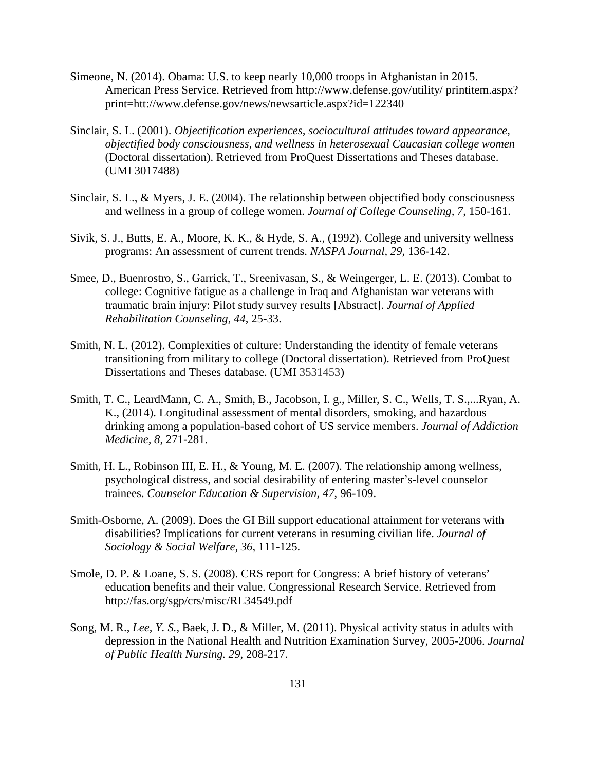Simeone, N. (2014). Obama: U.S. to keep nearly 10,000 troops in Afghanistan in 2015. American Press Service. Retrieved from http://www.defense.gov/utility/ printitem.aspx?print=htt://www.defense.gov/news/newsarticle.aspx?id=122340

Sinclair, S. L. (2001). *Objectification experiences, sociocultural attitudes toward appearance, objectified body consciousness, and wellness in heterosexual Caucasian college women* (Doctoral dissertation). Retrieved from ProQuest Dissertations and Theses database. (UMI 3017488)

Sinclair, S. L., & Myers, J. E. (2004). The relationship between objectified body consciousness and wellness in a group of college women. *Journal of College Counseling, 7*, 150-161.

Sivik, S. J., Butts, E. A., Moore, K. K., & Hyde, S. A., (1992). College and university wellness programs: An assessment of current trends. *NASPA Journal, 29*, 136-142.

Smee, D., Buenrostro, S., Garrick, T., Sreenivasan, S., & Weingerger, L. E. (2013). Combat to college: Cognitive fatigue as a challenge in Iraq and Afghanistan war veterans with traumatic brain injury: Pilot study survey results [Abstract]. *Journal of Applied Rehabilitation Counseling, 44*, 25-33.

Smith, N. L. (2012). Complexities of culture: Understanding the identity of female veterans transitioning from military to college (Doctoral dissertation). Retrieved from ProQuest Dissertations and Theses database. (UMI 3531453)

Smith, T. C., LeardMann, C. A., Smith, B., Jacobson, I. g., Miller, S. C., Wells, T. S.,...Ryan, A. K., (2014). Longitudinal assessment of mental disorders, smoking, and hazardous drinking among a population-based cohort of US service members. *Journal of Addiction Medicine, 8*, 271-281.

Smith, H. L., Robinson III, E. H., & Young, M. E. (2007). The relationship among wellness, psychological distress, and social desirability of entering master's-level counselor trainees. *Counselor Education & Supervision, 47*, 96-109.

Smith-Osborne, A. (2009). Does the GI Bill support educational attainment for veterans with disabilities? Implications for current veterans in resuming civilian life. *Journal of Sociology & Social Welfare, 36*, 111-125.

Smole, D. P. & Loane, S. S. (2008). CRS report for Congress: A brief history of veterans' education benefits and their value. Congressional Research Service. Retrieved from http://fas.org/sgp/crs/misc/RL34549.pdf

Song, M. R., *Lee, Y. S.*, Baek, J. D., & Miller, M. (2011). Physical activity status in adults with depression in the National Health and Nutrition Examination Survey, 2005-2006. *Journal of Public Health Nursing. 29*, 208-217.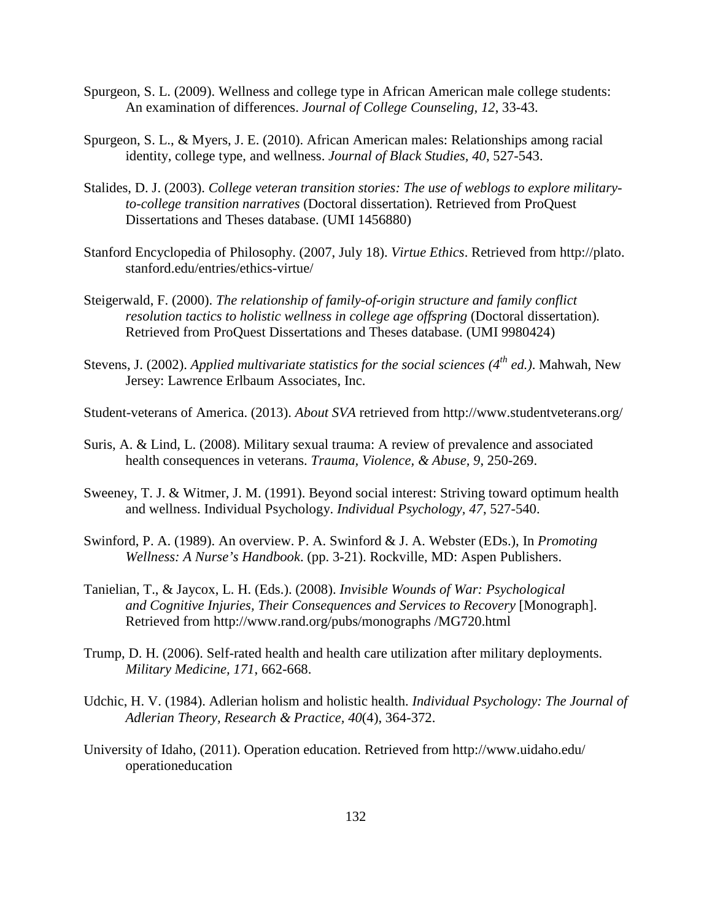Spurgeon, S. L. (2009). Wellness and college type in African American male college students: An examination of differences. *Journal of College Counseling, 12*, 33-43.

Spurgeon, S. L., & Myers, J. E. (2010). African American males: Relationships among racial identity, college type, and wellness. *Journal of Black Studies, 40*, 527-543.

Stalides, D. J. (2003). *College veteran transition stories: The use of weblogs to explore military-to-college transition narratives* (Doctoral dissertation). Retrieved from ProQuest Dissertations and Theses database. (UMI 1456880)

Stanford Encyclopedia of Philosophy. (2007, July 18). *Virtue Ethics*. Retrieved from http://plato.stanford.edu/entries/ethics-virtue/

Steigerwald, F. (2000). *The relationship of family-of-origin structure and family conflict resolution tactics to holistic wellness in college age offspring* (Doctoral dissertation). Retrieved from ProQuest Dissertations and Theses database. (UMI 9980424)

Stevens, J. (2002). *Applied multivariate statistics for the social sciences (4th ed.)*. Mahwah, New Jersey: Lawrence Erlbaum Associates, Inc.

Student-veterans of America. (2013). *About SVA* retrieved from http://www.studentveterans.org/

Suris, A. & Lind, L. (2008). Military sexual trauma: A review of prevalence and associated health consequences in veterans. *Trauma, Violence, & Abuse, 9*, 250-269.

Sweeney, T. J. & Witmer, J. M. (1991). Beyond social interest: Striving toward optimum health and wellness. Individual Psychology. *Individual Psychology, 47*, 527-540.

Swinford, P. A. (1989). An overview. P. A. Swinford & J. A. Webster (EDs.), In *Promoting Wellness: A Nurse's Handbook*. (pp. 3-21). Rockville, MD: Aspen Publishers.

Tanielian, T., & Jaycox, L. H. (Eds.). (2008). *Invisible Wounds of War: Psychological and Cognitive Injuries, Their Consequences and Services to Recovery* [Monograph]. Retrieved from http://www.rand.org/pubs/monographs /MG720.html

Trump, D. H. (2006). Self-rated health and health care utilization after military deployments. *Military Medicine, 171*, 662-668.

Udchic, H. V. (1984). Adlerian holism and holistic health. *Individual Psychology: The Journal of Adlerian Theory, Research & Practice, 40*(4), 364-372.

University of Idaho, (2011). Operation education. Retrieved from http://www.uidaho.edu/operationeducation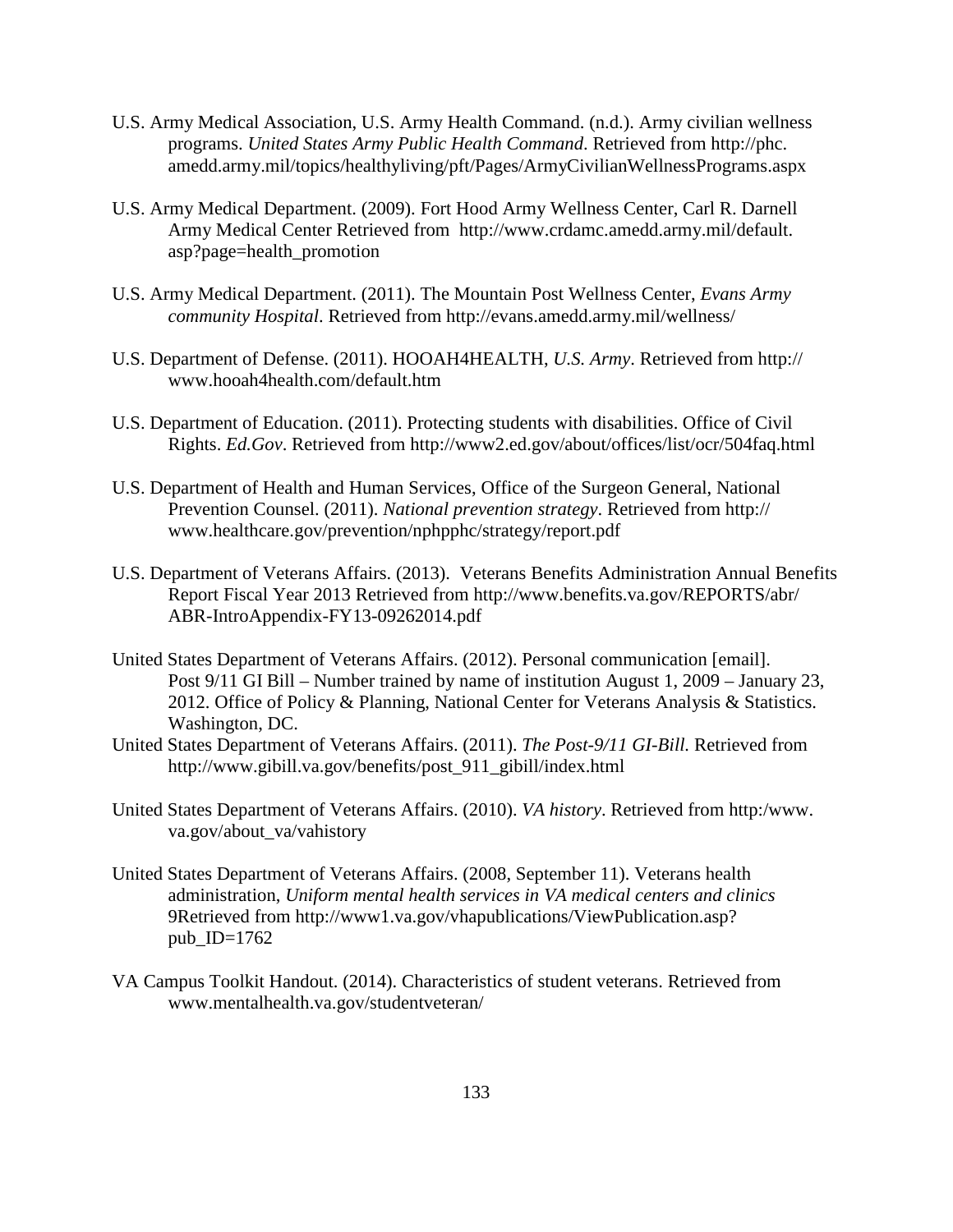U.S. Army Medical Association, U.S. Army Health Command. (n.d.). Army civilian wellness programs. *United States Army Public Health Command*. Retrieved from http://phc. amedd.army.mil/topics/healthyliving/pft/Pages/ArmyCivilianWellnessPrograms.aspx

U.S. Army Medical Department. (2009). Fort Hood Army Wellness Center, Carl R. Darnell Army Medical Center Retrieved from http://www.crdamc.amedd.army.mil/default. asp?page=health_promotion

U.S. Army Medical Department. (2011). The Mountain Post Wellness Center, *Evans Army community Hospital*. Retrieved from http://evans.amedd.army.mil/wellness/

U.S. Department of Defense. (2011). HOOAH4HEALTH, *U.S. Army*. Retrieved from http:// www.hooah4health.com/default.htm

U.S. Department of Education. (2011). Protecting students with disabilities. Office of Civil Rights. *Ed.Gov*. Retrieved from http://www2.ed.gov/about/offices/list/ocr/504faq.html

U.S. Department of Health and Human Services, Office of the Surgeon General, National Prevention Counsel. (2011). *National prevention strategy*. Retrieved from http:// www.healthcare.gov/prevention/nphpphc/strategy/report.pdf

U.S. Department of Veterans Affairs. (2013). Veterans Benefits Administration Annual Benefits Report Fiscal Year 2013 Retrieved from http://www.benefits.va.gov/REPORTS/abr/ ABR-IntroAppendix-FY13-09262014.pdf

United States Department of Veterans Affairs. (2012). Personal communication [email]. Post 9/11 GI Bill – Number trained by name of institution August 1, 2009 – January 23, 2012. Office of Policy & Planning, National Center for Veterans Analysis & Statistics. Washington, DC.

United States Department of Veterans Affairs. (2011). *The Post-9/11 GI-Bill*. Retrieved from http://www.gibill.va.gov/benefits/post_911_gibill/index.html

United States Department of Veterans Affairs. (2010). *VA history*. Retrieved from http:/www. va.gov/about_va/vahistory

United States Department of Veterans Affairs. (2008, September 11). Veterans health administration, *Uniform mental health services in VA medical centers and clinics* 9Retrieved from http://www1.va.gov/vhapublications/ViewPublication.asp? pub_ID=1762

VA Campus Toolkit Handout. (2014). Characteristics of student veterans. Retrieved from www.mentalhealth.va.gov/studentveteran/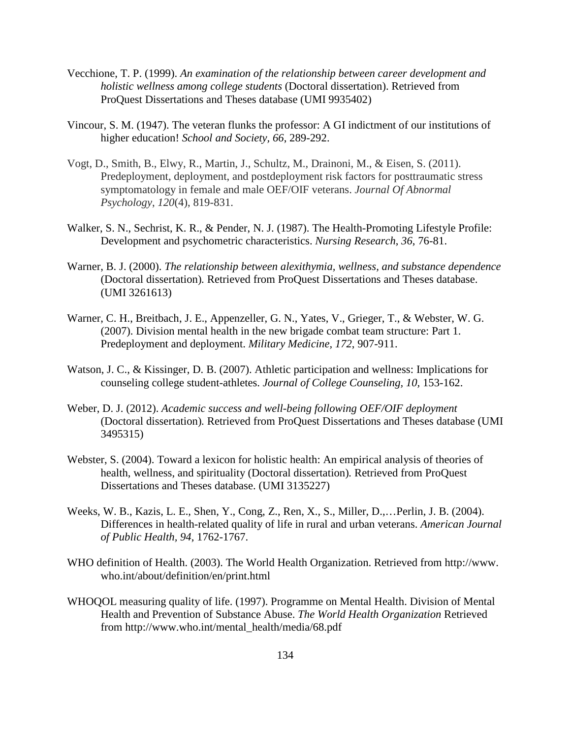Vecchione, T. P. (1999). *An examination of the relationship between career development and holistic wellness among college students* (Doctoral dissertation). Retrieved from ProQuest Dissertations and Theses database (UMI 9935402)

Vincour, S. M. (1947). The veteran flunks the professor: A GI indictment of our institutions of higher education! *School and Society, 66*, 289-292.

Vogt, D., Smith, B., Elwy, R., Martin, J., Schultz, M., Drainoni, M., & Eisen, S. (2011). Predeployment, deployment, and postdeployment risk factors for posttraumatic stress symptomatology in female and male OEF/OIF veterans. *Journal Of Abnormal Psychology*, *120*(4), 819-831.

Walker, S. N., Sechrist, K. R., & Pender, N. J. (1987). The Health-Promoting Lifestyle Profile: Development and psychometric characteristics. *Nursing Research*, *36*, 76-81.

Warner, B. J. (2000). *The relationship between alexithymia, wellness, and substance dependence* (Doctoral dissertation). Retrieved from ProQuest Dissertations and Theses database. (UMI 3261613)

Warner, C. H., Breitbach, J. E., Appenzeller, G. N., Yates, V., Grieger, T., & Webster, W. G. (2007). Division mental health in the new brigade combat team structure: Part 1. Predeployment and deployment. *Military Medicine, 172*, 907-911.

Watson, J. C., & Kissinger, D. B. (2007). Athletic participation and wellness: Implications for counseling college student-athletes. *Journal of College Counseling, 10*, 153-162.

Weber, D. J. (2012). *Academic success and well-being following OEF/OIF deployment* (Doctoral dissertation). Retrieved from ProQuest Dissertations and Theses database (UMI 3495315)

Webster, S. (2004). Toward a lexicon for holistic health: An empirical analysis of theories of health, wellness, and spirituality (Doctoral dissertation). Retrieved from ProQuest Dissertations and Theses database. (UMI 3135227)

Weeks, W. B., Kazis, L. E., Shen, Y., Cong, Z., Ren, X., S., Miller, D.,…Perlin, J. B. (2004). Differences in health-related quality of life in rural and urban veterans. *American Journal of Public Health, 94*, 1762-1767.

WHO definition of Health. (2003). The World Health Organization. Retrieved from http://www.who.int/about/definition/en/print.html

WHOQOL measuring quality of life. (1997). Programme on Mental Health. Division of Mental Health and Prevention of Substance Abuse. *The World Health Organization* Retrieved from http://www.who.int/mental_health/media/68.pdf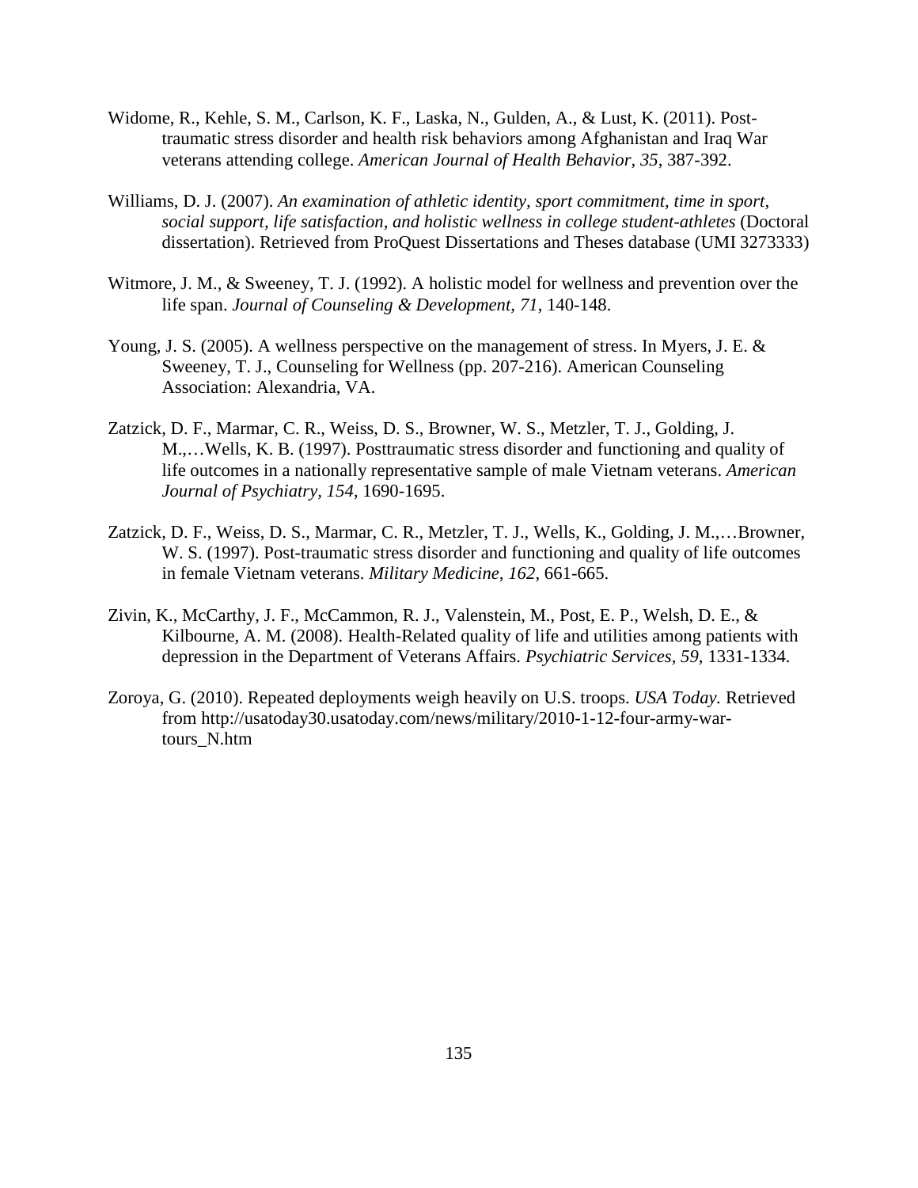Widome, R., Kehle, S. M., Carlson, K. F., Laska, N., Gulden, A., & Lust, K. (2011). Post-traumatic stress disorder and health risk behaviors among Afghanistan and Iraq War veterans attending college. *American Journal of Health Behavior*, *35*, 387-392.

Williams, D. J. (2007). *An examination of athletic identity, sport commitment, time in sport, social support, life satisfaction, and holistic wellness in college student-athletes* (Doctoral dissertation). Retrieved from ProQuest Dissertations and Theses database (UMI 3273333)

Witmore, J. M., & Sweeney, T. J. (1992). A holistic model for wellness and prevention over the life span. *Journal of Counseling & Development, 71*, 140-148.

Young, J. S. (2005). A wellness perspective on the management of stress. In Myers, J. E. & Sweeney, T. J., Counseling for Wellness (pp. 207-216). American Counseling Association: Alexandria, VA.

Zatzick, D. F., Marmar, C. R., Weiss, D. S., Browner, W. S., Metzler, T. J., Golding, J. M.,…Wells, K. B. (1997). Posttraumatic stress disorder and functioning and quality of life outcomes in a nationally representative sample of male Vietnam veterans. *American Journal of Psychiatry*, *154*, 1690-1695.

Zatzick, D. F., Weiss, D. S., Marmar, C. R., Metzler, T. J., Wells, K., Golding, J. M.,…Browner, W. S. (1997). Post-traumatic stress disorder and functioning and quality of life outcomes in female Vietnam veterans. *Military Medicine*, *162*, 661-665.

Zivin, K., McCarthy, J. F., McCammon, R. J., Valenstein, M., Post, E. P., Welsh, D. E., & Kilbourne, A. M. (2008). Health-Related quality of life and utilities among patients with depression in the Department of Veterans Affairs. *Psychiatric Services*, *59*, 1331-1334.

Zoroya, G. (2010). Repeated deployments weigh heavily on U.S. troops. *USA Today.* Retrieved from http://usatoday30.usatoday.com/news/military/2010-1-12-four-army-war-tours_N.htm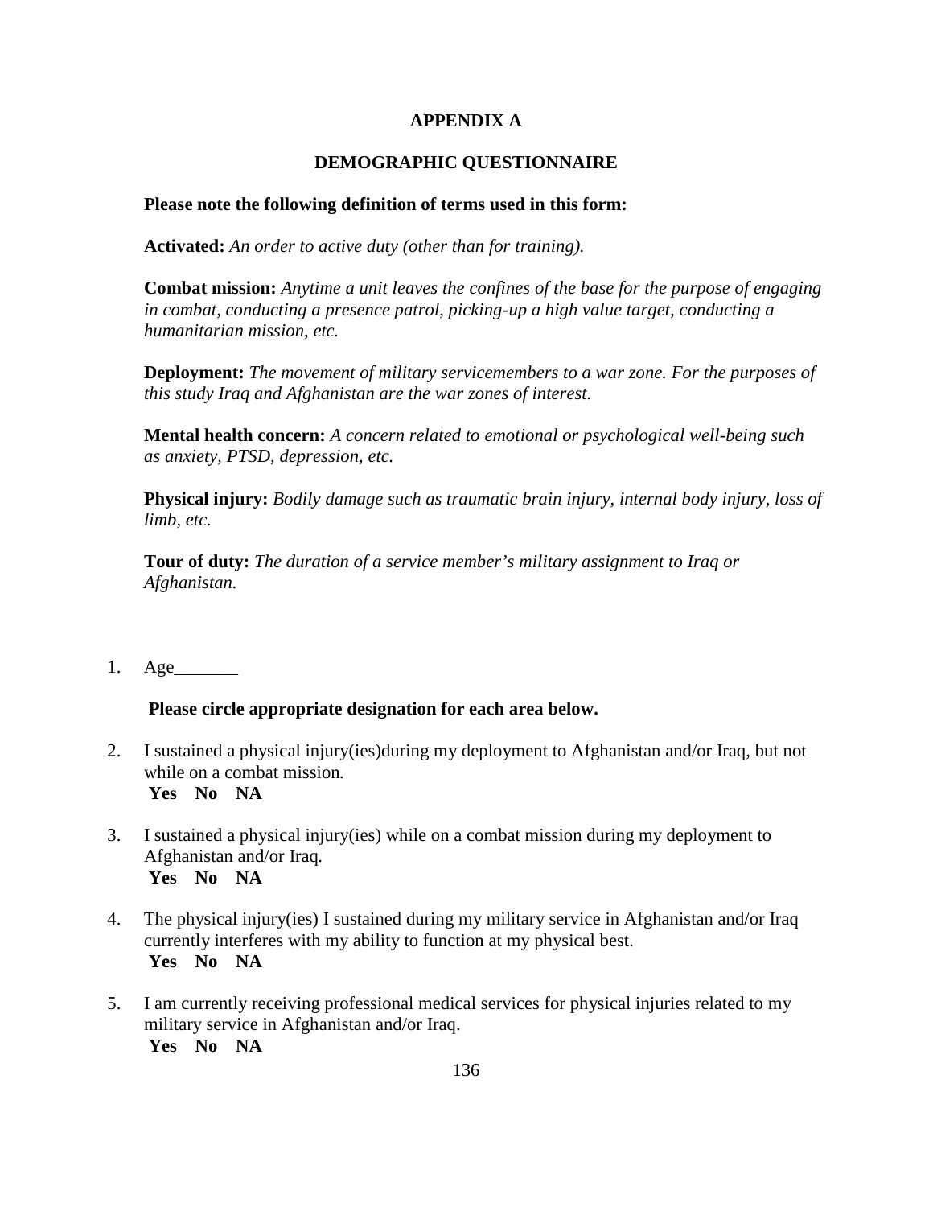# APPENDIX A

## DEMOGRAPHIC QUESTIONNAIRE

**Please note the following definition of terms used in this form:**

**Activated:** *An order to active duty (other than for training).*

**Combat mission:** *Anytime a unit leaves the confines of the base for the purpose of engaging in combat, conducting a presence patrol, picking-up a high value target, conducting a humanitarian mission, etc.*

**Deployment:** *The movement of military servicemembers to a war zone. For the purposes of this study Iraq and Afghanistan are the war zones of interest.*

**Mental health concern:** *A concern related to emotional or psychological well-being such as anxiety, PTSD, depression, etc.*

**Physical injury:** *Bodily damage such as traumatic brain injury, internal body injury, loss of limb, etc.*

**Tour of duty:** *The duration of a service member's military assignment to Iraq or Afghanistan.*

1. Age_______

**Please circle appropriate designation for each area below.**

2. I sustained a physical injury(ies)during my deployment to Afghanistan and/or Iraq, but not while on a combat mission.
   **Yes No NA**

3. I sustained a physical injury(ies) while on a combat mission during my deployment to Afghanistan and/or Iraq.
   **Yes No NA**

4. The physical injury(ies) I sustained during my military service in Afghanistan and/or Iraq currently interferes with my ability to function at my physical best.
   **Yes No NA**

5. I am currently receiving professional medical services for physical injuries related to my military service in Afghanistan and/or Iraq.
   **Yes No NA**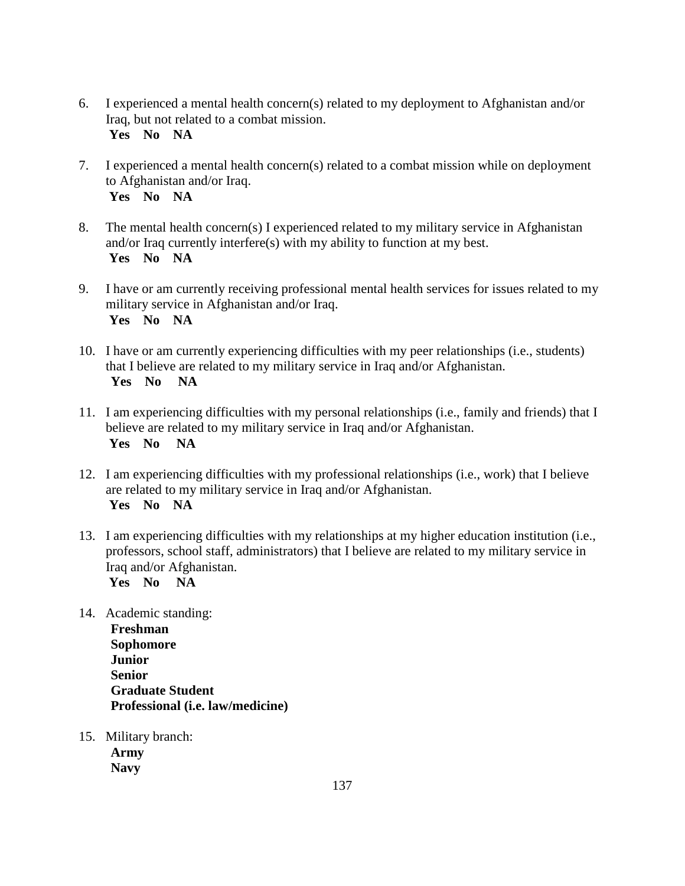6. I experienced a mental health concern(s) related to my deployment to Afghanistan and/or Iraq, but not related to a combat mission.
   **Yes No NA**

7. I experienced a mental health concern(s) related to a combat mission while on deployment to Afghanistan and/or Iraq.
   **Yes No NA**

8. The mental health concern(s) I experienced related to my military service in Afghanistan and/or Iraq currently interfere(s) with my ability to function at my best.
   **Yes No NA**

9. I have or am currently receiving professional mental health services for issues related to my military service in Afghanistan and/or Iraq.
   **Yes No NA**

10. I have or am currently experiencing difficulties with my peer relationships (i.e., students) that I believe are related to my military service in Iraq and/or Afghanistan.
    **Yes No NA**

11. I am experiencing difficulties with my personal relationships (i.e., family and friends) that I believe are related to my military service in Iraq and/or Afghanistan.
    **Yes No NA**

12. I am experiencing difficulties with my professional relationships (i.e., work) that I believe are related to my military service in Iraq and/or Afghanistan.
    **Yes No NA**

13. I am experiencing difficulties with my relationships at my higher education institution (i.e., professors, school staff, administrators) that I believe are related to my military service in Iraq and/or Afghanistan.
    **Yes No NA**

14. Academic standing:
    **Freshman**
    **Sophomore**
    **Junior**
    **Senior**
    **Graduate Student**
    **Professional (i.e. law/medicine)**

15. Military branch:
    **Army**
    **Navy**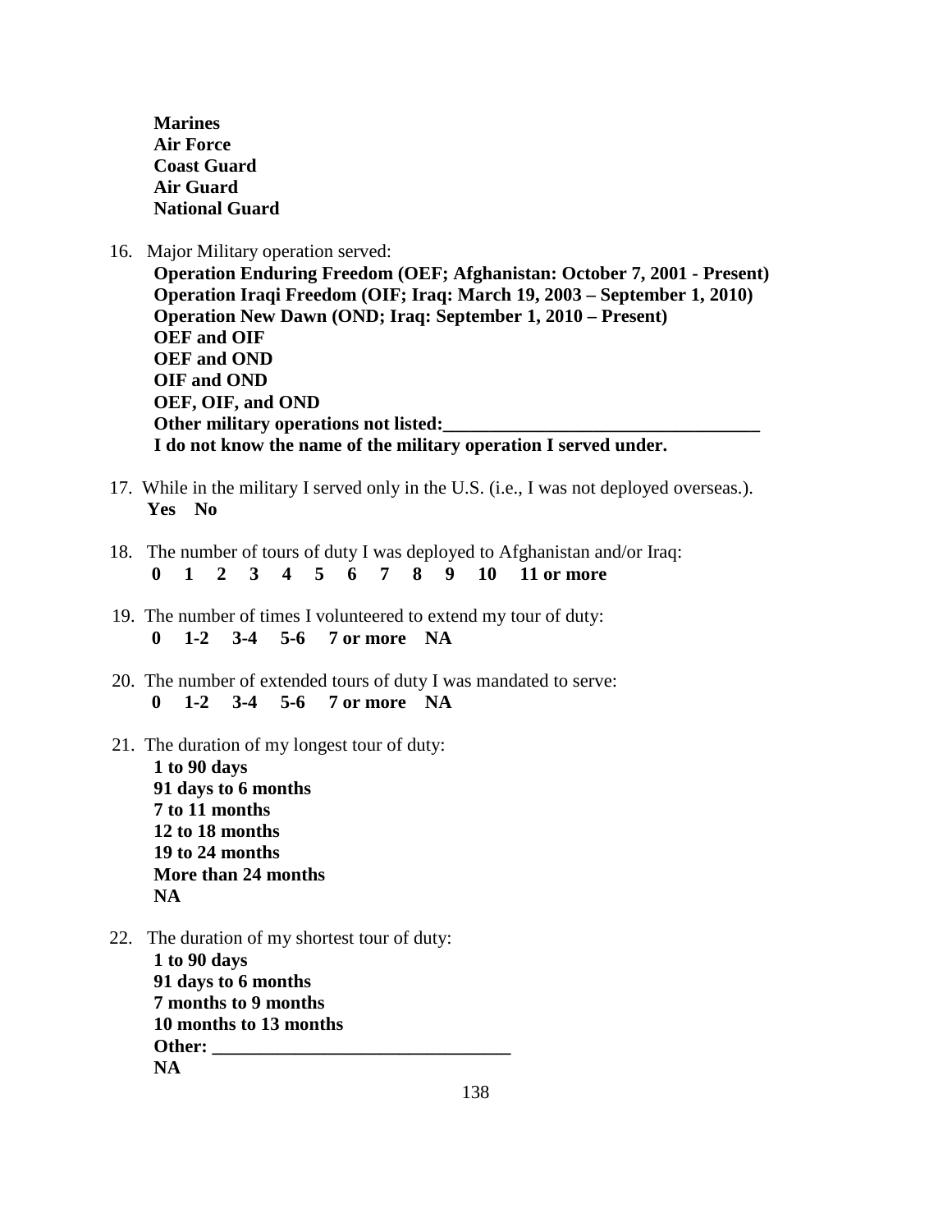**Marines**
**Air Force**
**Coast Guard**
**Air Guard**
**National Guard**

16. Major Military operation served:
    **Operation Enduring Freedom (OEF; Afghanistan: October 7, 2001 - Present)**
    **Operation Iraqi Freedom (OIF; Iraq: March 19, 2003 – September 1, 2010)**
    **Operation New Dawn (OND; Iraq: September 1, 2010 – Present)**
    **OEF and OIF**
    **OEF and OND**
    **OIF and OND**
    **OEF, OIF, and OND**
    **Other military operations not listed:___________________________________**
    **I do not know the name of the military operation I served under.**

17. While in the military I served only in the U.S. (i.e., I was not deployed overseas.).
    **Yes No**

18. The number of tours of duty I was deployed to Afghanistan and/or Iraq:
    **0 1 2 3 4 5 6 7 8 9 10 11 or more**

19. The number of times I volunteered to extend my tour of duty:
    **0 1-2 3-4 5-6 7 or more NA**

20. The number of extended tours of duty I was mandated to serve:
    **0 1-2 3-4 5-6 7 or more NA**

21. The duration of my longest tour of duty:
    **1 to 90 days**
    **91 days to 6 months**
    **7 to 11 months**
    **12 to 18 months**
    **19 to 24 months**
    **More than 24 months**
    **NA**

22. The duration of my shortest tour of duty:
    **1 to 90 days**
    **91 days to 6 months**
    **7 months to 9 months**
    **10 months to 13 months**
    **Other: ________________________________**
    **NA**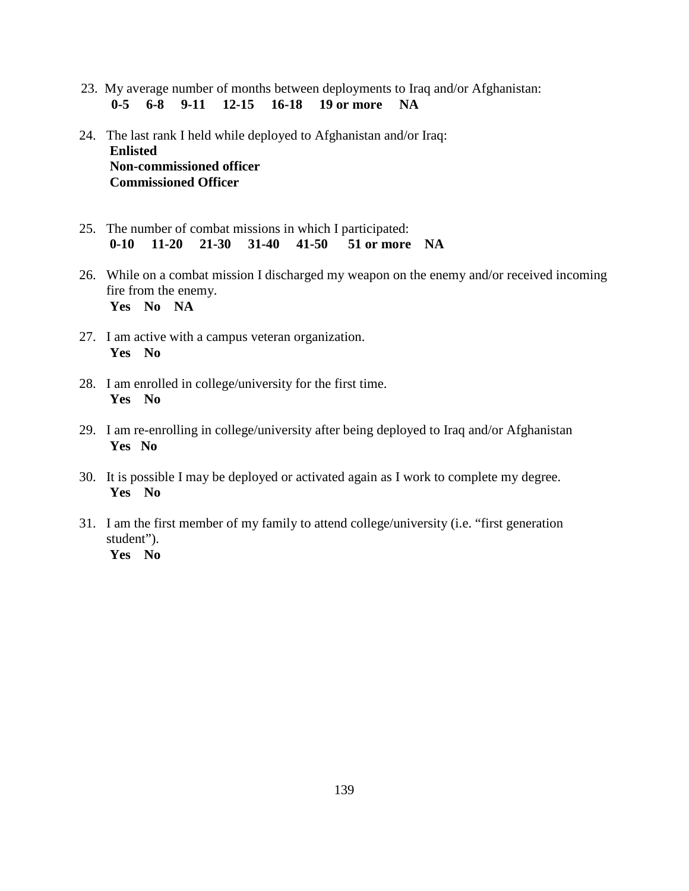23. My average number of months between deployments to Iraq and/or Afghanistan:
    **0-5 6-8 9-11 12-15 16-18 19 or more NA**

24. The last rank I held while deployed to Afghanistan and/or Iraq:
    **Enlisted**
    **Non-commissioned officer**
    **Commissioned Officer**

25. The number of combat missions in which I participated:
    **0-10 11-20 21-30 31-40 41-50 51 or more NA**

26. While on a combat mission I discharged my weapon on the enemy and/or received incoming fire from the enemy.
    **Yes No NA**

27. I am active with a campus veteran organization.
    **Yes No**

28. I am enrolled in college/university for the first time.
    **Yes No**

29. I am re-enrolling in college/university after being deployed to Iraq and/or Afghanistan
    **Yes No**

30. It is possible I may be deployed or activated again as I work to complete my degree.
    **Yes No**

31. I am the first member of my family to attend college/university (i.e. "first generation student").
    **Yes No**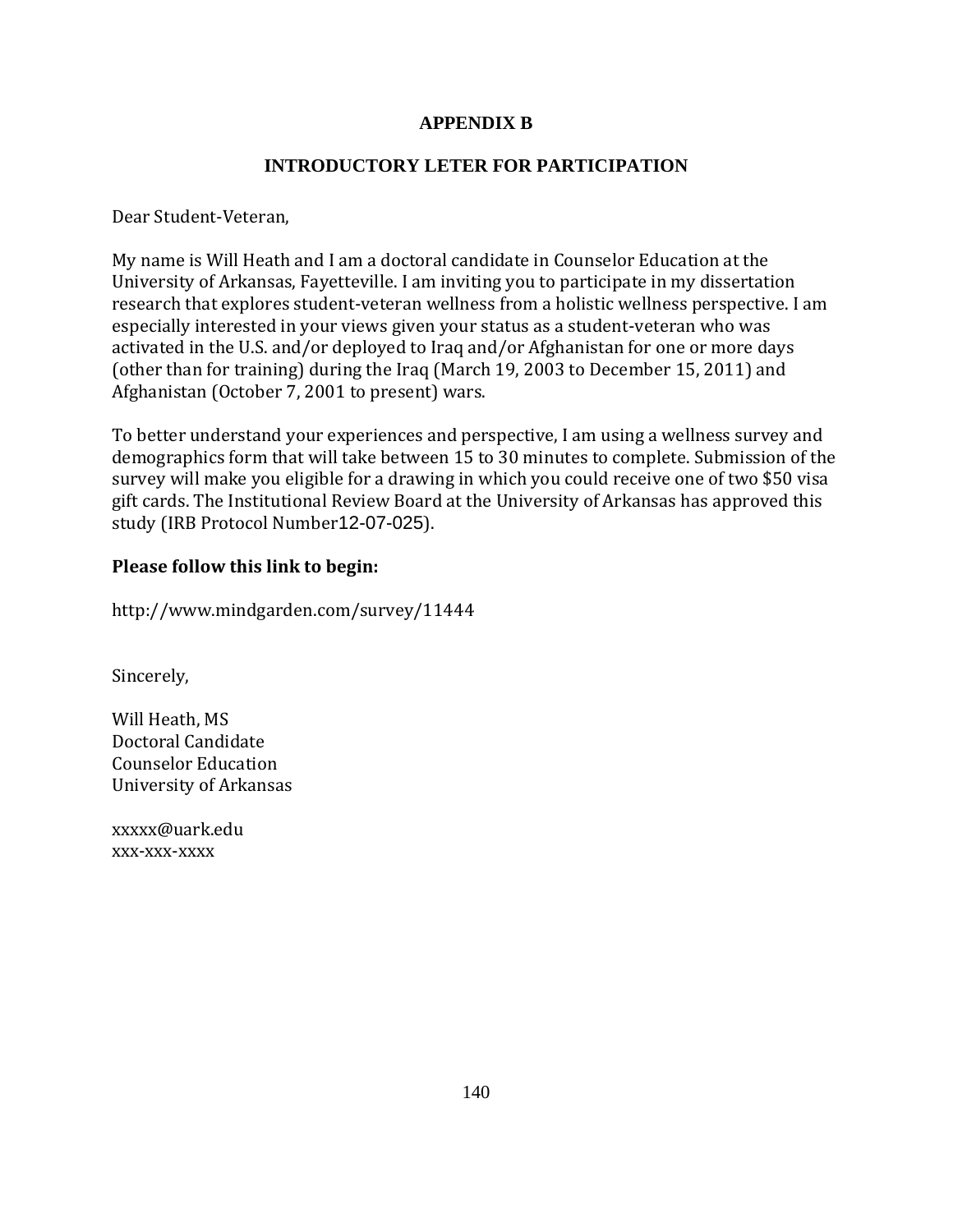# APPENDIX B

## INTRODUCTORY LETER FOR PARTICIPATION

Dear Student-Veteran,

My name is Will Heath and I am a doctoral candidate in Counselor Education at the University of Arkansas, Fayetteville. I am inviting you to participate in my dissertation research that explores student-veteran wellness from a holistic wellness perspective. I am especially interested in your views given your status as a student-veteran who was activated in the U.S. and/or deployed to Iraq and/or Afghanistan for one or more days (other than for training) during the Iraq (March 19, 2003 to December 15, 2011) and Afghanistan (October 7, 2001 to present) wars.

To better understand your experiences and perspective, I am using a wellness survey and demographics form that will take between 15 to 30 minutes to complete. Submission of the survey will make you eligible for a drawing in which you could receive one of two $50 visa gift cards. The Institutional Review Board at the University of Arkansas has approved this study (IRB Protocol Number12-07-025).

**Please follow this link to begin:**

http://www.mindgarden.com/survey/11444

Sincerely,

Will Heath, MS
Doctoral Candidate
Counselor Education
University of Arkansas

xxxxx@uark.edu
xxx-xxx-xxxx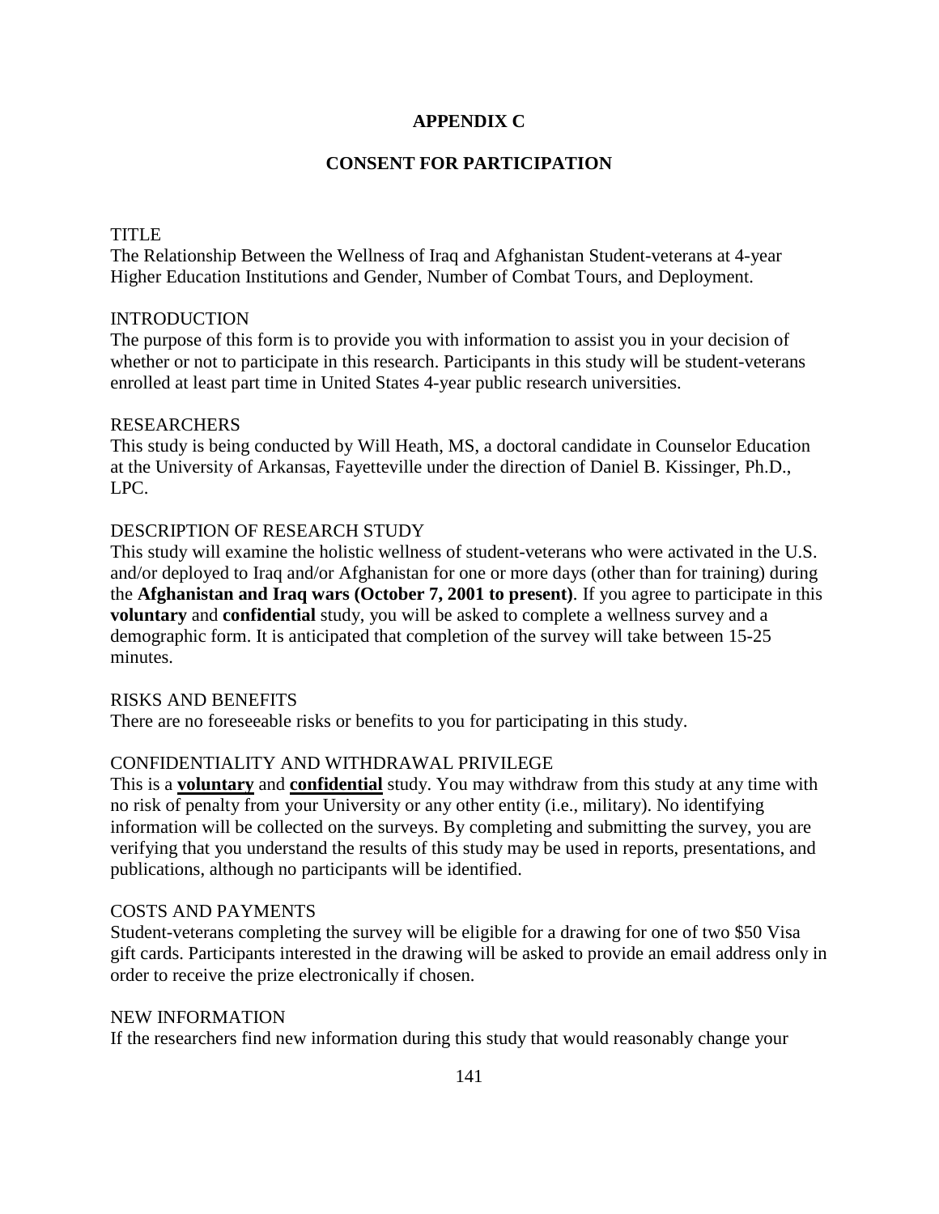# APPENDIX C

## CONSENT FOR PARTICIPATION

TITLE
The Relationship Between the Wellness of Iraq and Afghanistan Student-veterans at 4-year Higher Education Institutions and Gender, Number of Combat Tours, and Deployment.

INTRODUCTION
The purpose of this form is to provide you with information to assist you in your decision of whether or not to participate in this research. Participants in this study will be student-veterans enrolled at least part time in United States 4-year public research universities.

RESEARCHERS
This study is being conducted by Will Heath, MS, a doctoral candidate in Counselor Education at the University of Arkansas, Fayetteville under the direction of Daniel B. Kissinger, Ph.D., LPC.

DESCRIPTION OF RESEARCH STUDY
This study will examine the holistic wellness of student-veterans who were activated in the U.S. and/or deployed to Iraq and/or Afghanistan for one or more days (other than for training) during the **Afghanistan and Iraq wars (October 7, 2001 to present)**. If you agree to participate in this **voluntary** and **confidential** study, you will be asked to complete a wellness survey and a demographic form. It is anticipated that completion of the survey will take between 15-25 minutes.

RISKS AND BENEFITS
There are no foreseeable risks or benefits to you for participating in this study.

CONFIDENTIALITY AND WITHDRAWAL PRIVILEGE
This is a <u>**voluntary**</u> and <u>**confidential**</u> study. You may withdraw from this study at any time with no risk of penalty from your University or any other entity (i.e., military). No identifying information will be collected on the surveys. By completing and submitting the survey, you are verifying that you understand the results of this study may be used in reports, presentations, and publications, although no participants will be identified.

COSTS AND PAYMENTS
Student-veterans completing the survey will be eligible for a drawing for one of two $50 Visa gift cards. Participants interested in the drawing will be asked to provide an email address only in order to receive the prize electronically if chosen.

NEW INFORMATION
If the researchers find new information during this study that would reasonably change your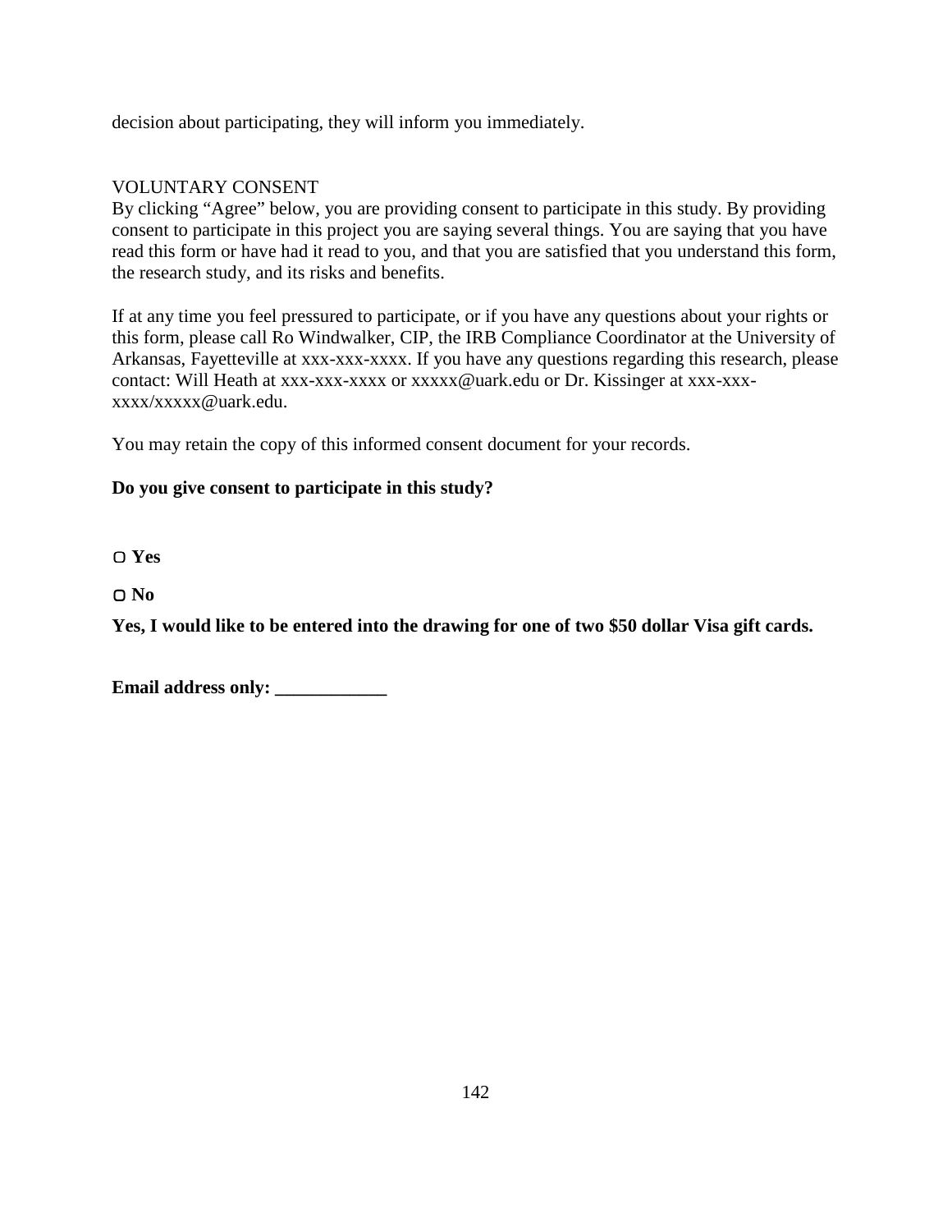decision about participating, they will inform you immediately.

VOLUNTARY CONSENT

By clicking "Agree" below, you are providing consent to participate in this study. By providing consent to participate in this project you are saying several things. You are saying that you have read this form or have had it read to you, and that you are satisfied that you understand this form, the research study, and its risks and benefits.

If at any time you feel pressured to participate, or if you have any questions about your rights or this form, please call Ro Windwalker, CIP, the IRB Compliance Coordinator at the University of Arkansas, Fayetteville at xxx-xxx-xxxx. If you have any questions regarding this research, please contact: Will Heath at xxx-xxx-xxxx or xxxxx@uark.edu or Dr. Kissinger at xxx-xxx-xxxx/xxxxx@uark.edu.

You may retain the copy of this informed consent document for your records.

**Do you give consent to participate in this study?**

▢ **Yes**

▢ **No**

**Yes, I would like to be entered into the drawing for one of two $50 dollar Visa gift cards.**

**Email address only: ____________**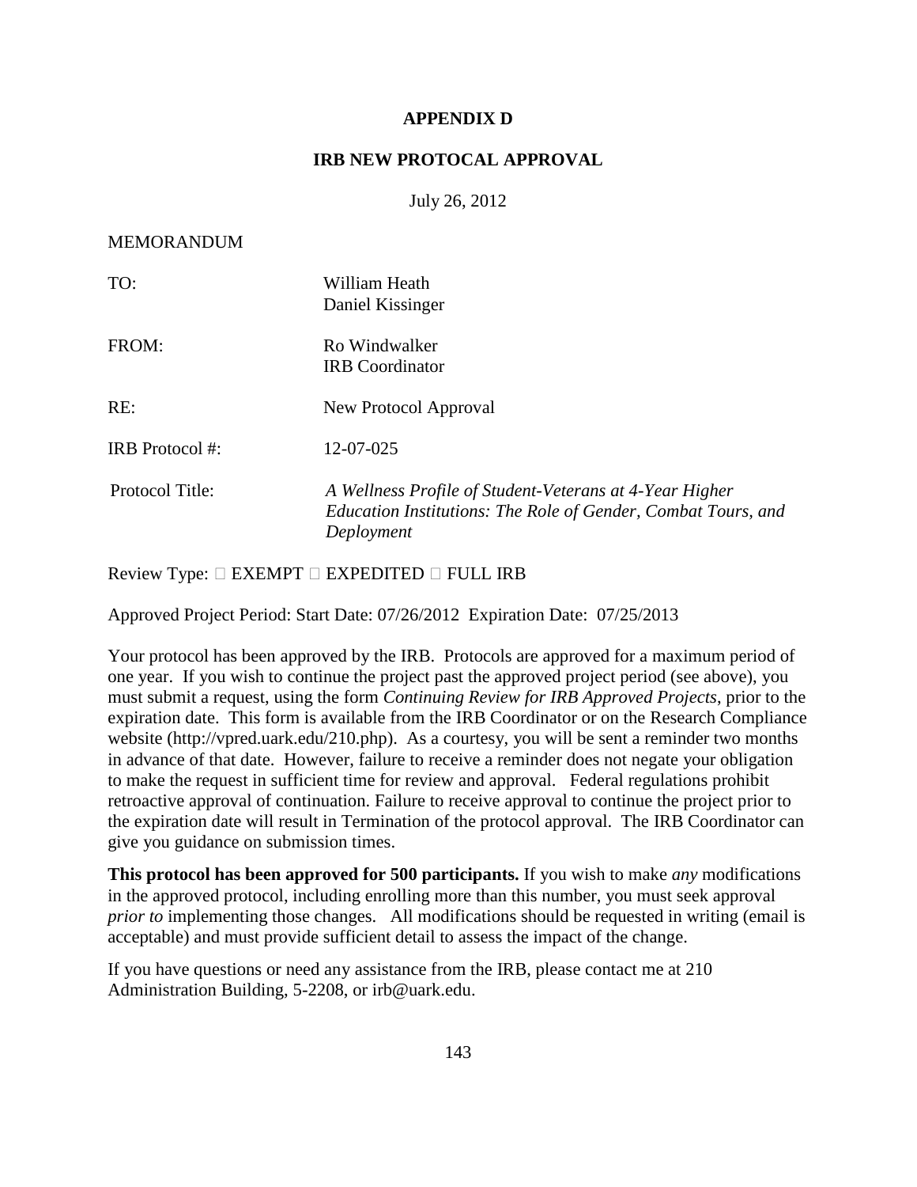# APPENDIX D

## IRB NEW PROTOCAL APPROVAL

July 26, 2012

MEMORANDUM

| | |
|---|---|
| TO: | William Heath<br>Daniel Kissinger |
| FROM: | Ro Windwalker<br>IRB Coordinator |
| RE: | New Protocol Approval |
| IRB Protocol #: | 12-07-025 |
| Protocol Title: | *A Wellness Profile of Student-Veterans at 4-Year Higher Education Institutions: The Role of Gender, Combat Tours, and Deployment* |

Review Type: □ EXEMPT □ EXPEDITED □ FULL IRB

Approved Project Period: Start Date: 07/26/2012 Expiration Date: 07/25/2013

Your protocol has been approved by the IRB. Protocols are approved for a maximum period of one year. If you wish to continue the project past the approved project period (see above), you must submit a request, using the form *Continuing Review for IRB Approved Projects,* prior to the expiration date. This form is available from the IRB Coordinator or on the Research Compliance website (http://vpred.uark.edu/210.php). As a courtesy, you will be sent a reminder two months in advance of that date. However, failure to receive a reminder does not negate your obligation to make the request in sufficient time for review and approval. Federal regulations prohibit retroactive approval of continuation. Failure to receive approval to continue the project prior to the expiration date will result in Termination of the protocol approval. The IRB Coordinator can give you guidance on submission times.

**This protocol has been approved for 500 participants.** If you wish to make *any* modifications in the approved protocol, including enrolling more than this number, you must seek approval *prior to* implementing those changes. All modifications should be requested in writing (email is acceptable) and must provide sufficient detail to assess the impact of the change.

If you have questions or need any assistance from the IRB, please contact me at 210 Administration Building, 5-2208, or irb@uark.edu.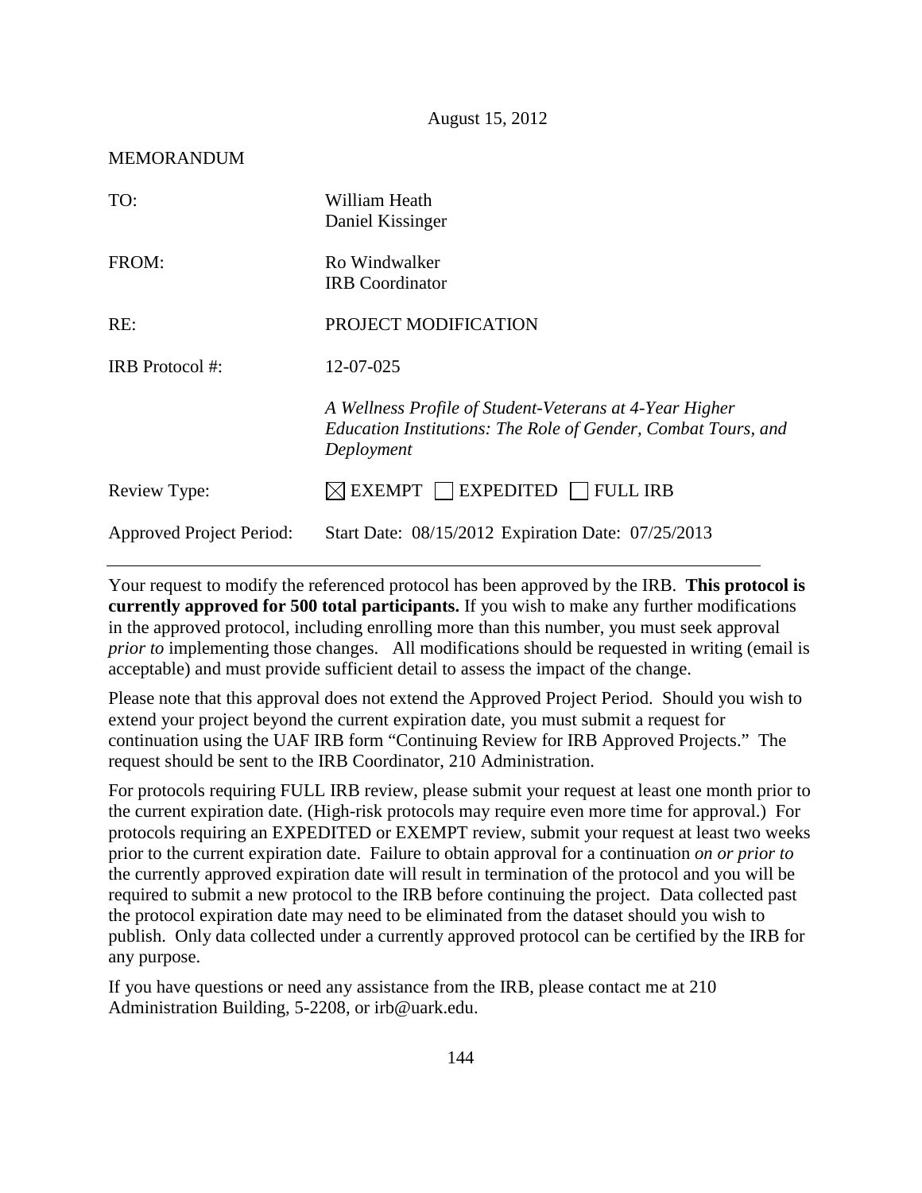August 15, 2012

MEMORANDUM

| | |
|---|---|
| TO: | William Heath<br>Daniel Kissinger |
| FROM: | Ro Windwalker<br>IRB Coordinator |
| RE: | PROJECT MODIFICATION |
| IRB Protocol #: | 12-07-025 |
| | *A Wellness Profile of Student-Veterans at 4-Year Higher Education Institutions: The Role of Gender, Combat Tours, and Deployment* |
| Review Type: | ☒ EXEMPT ☐ EXPEDITED ☐ FULL IRB |
| Approved Project Period: | Start Date: 08/15/2012 Expiration Date: 07/25/2013 |

---

Your request to modify the referenced protocol has been approved by the IRB. **This protocol is currently approved for 500 total participants.** If you wish to make any further modifications in the approved protocol, including enrolling more than this number, you must seek approval *prior to* implementing those changes. All modifications should be requested in writing (email is acceptable) and must provide sufficient detail to assess the impact of the change.

Please note that this approval does not extend the Approved Project Period. Should you wish to extend your project beyond the current expiration date, you must submit a request for continuation using the UAF IRB form "Continuing Review for IRB Approved Projects." The request should be sent to the IRB Coordinator, 210 Administration.

For protocols requiring FULL IRB review, please submit your request at least one month prior to the current expiration date. (High-risk protocols may require even more time for approval.) For protocols requiring an EXPEDITED or EXEMPT review, submit your request at least two weeks prior to the current expiration date. Failure to obtain approval for a continuation *on or prior to* the currently approved expiration date will result in termination of the protocol and you will be required to submit a new protocol to the IRB before continuing the project. Data collected past the protocol expiration date may need to be eliminated from the dataset should you wish to publish. Only data collected under a currently approved protocol can be certified by the IRB for any purpose.

If you have questions or need any assistance from the IRB, please contact me at 210 Administration Building, 5-2208, or irb@uark.edu.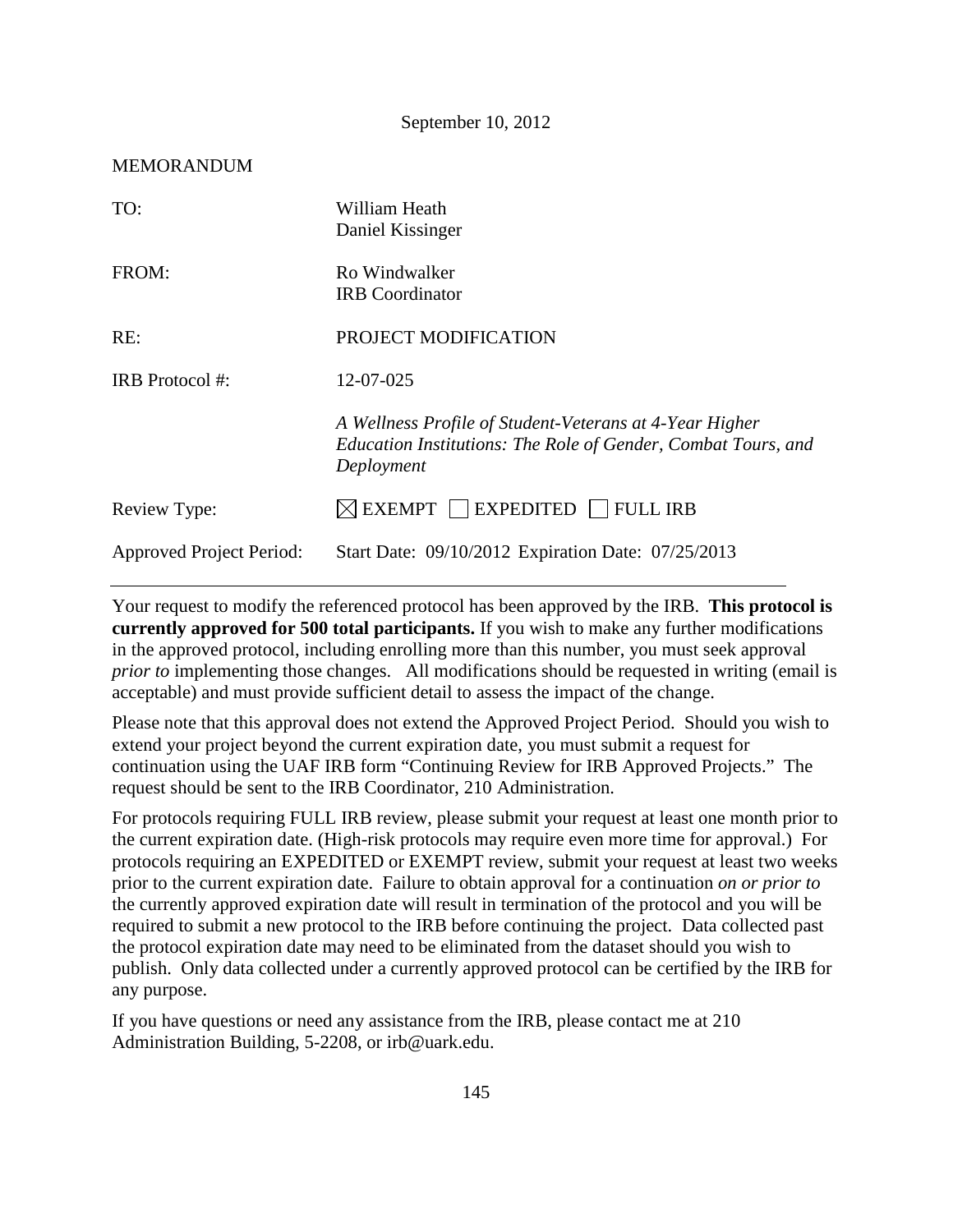September 10, 2012

MEMORANDUM

| | |
|---|---|
| TO: | William Heath<br>Daniel Kissinger |
| FROM: | Ro Windwalker<br>IRB Coordinator |
| RE: | PROJECT MODIFICATION |
| IRB Protocol #: | 12-07-025 |
| | *A Wellness Profile of Student-Veterans at 4-Year Higher Education Institutions: The Role of Gender, Combat Tours, and Deployment* |
| Review Type: | ☒ EXEMPT ☐ EXPEDITED ☐ FULL IRB |
| Approved Project Period: | Start Date: 09/10/2012 Expiration Date: 07/25/2013 |

---

Your request to modify the referenced protocol has been approved by the IRB. **This protocol is currently approved for 500 total participants.** If you wish to make any further modifications in the approved protocol, including enrolling more than this number, you must seek approval *prior to* implementing those changes. All modifications should be requested in writing (email is acceptable) and must provide sufficient detail to assess the impact of the change.

Please note that this approval does not extend the Approved Project Period. Should you wish to extend your project beyond the current expiration date, you must submit a request for continuation using the UAF IRB form "Continuing Review for IRB Approved Projects." The request should be sent to the IRB Coordinator, 210 Administration.

For protocols requiring FULL IRB review, please submit your request at least one month prior to the current expiration date. (High-risk protocols may require even more time for approval.) For protocols requiring an EXPEDITED or EXEMPT review, submit your request at least two weeks prior to the current expiration date. Failure to obtain approval for a continuation *on or prior to* the currently approved expiration date will result in termination of the protocol and you will be required to submit a new protocol to the IRB before continuing the project. Data collected past the protocol expiration date may need to be eliminated from the dataset should you wish to publish. Only data collected under a currently approved protocol can be certified by the IRB for any purpose.

If you have questions or need any assistance from the IRB, please contact me at 210 Administration Building, 5-2208, or irb@uark.edu.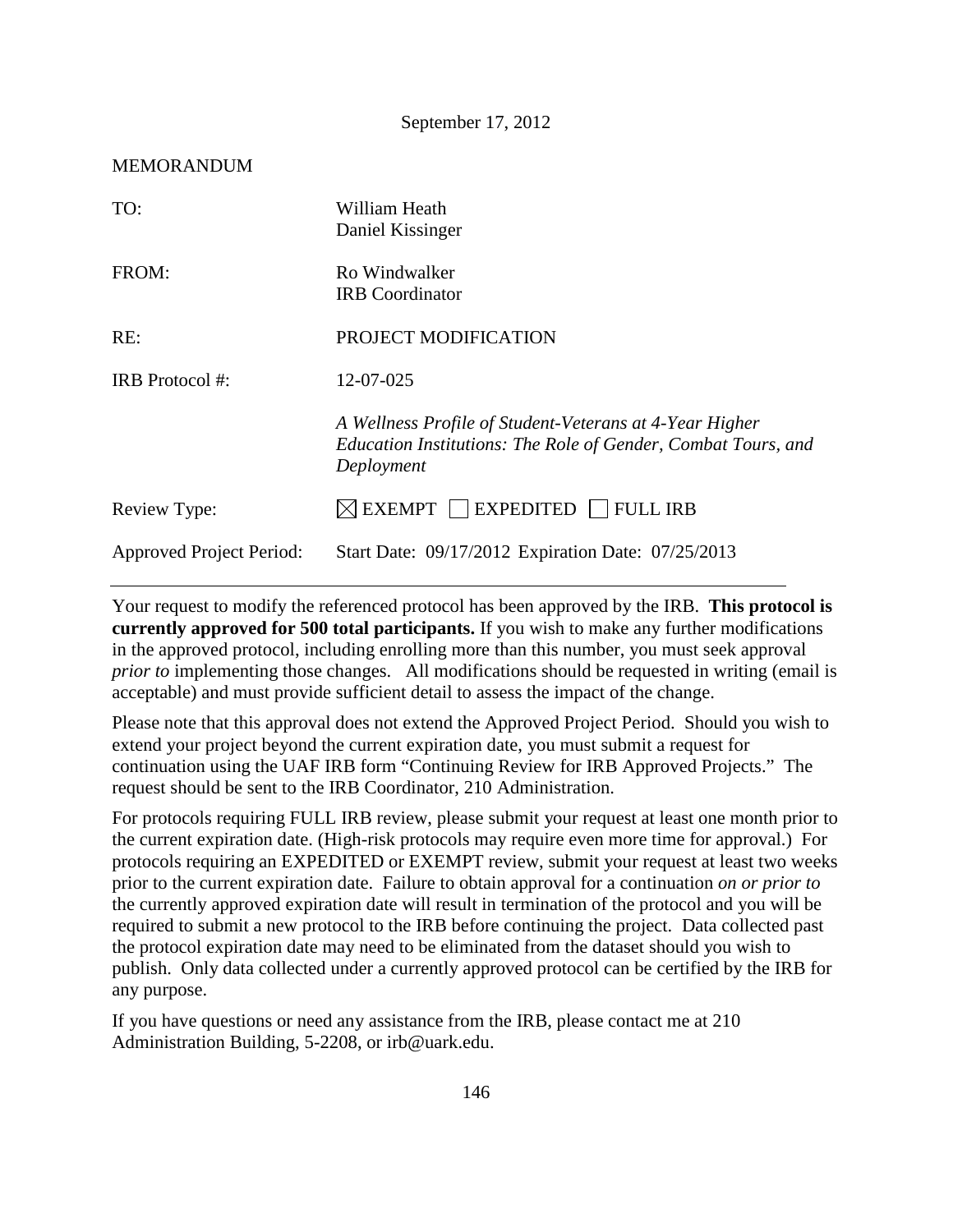September 17, 2012

MEMORANDUM

| | |
|---|---|
| TO: | William Heath<br>Daniel Kissinger |
| FROM: | Ro Windwalker<br>IRB Coordinator |
| RE: | PROJECT MODIFICATION |
| IRB Protocol #: | 12-07-025 |
| | *A Wellness Profile of Student-Veterans at 4-Year Higher Education Institutions: The Role of Gender, Combat Tours, and Deployment* |
| Review Type: | ☒ EXEMPT ☐ EXPEDITED ☐ FULL IRB |
| Approved Project Period: | Start Date: 09/17/2012 Expiration Date: 07/25/2013 |

---

Your request to modify the referenced protocol has been approved by the IRB. **This protocol is currently approved for 500 total participants.** If you wish to make any further modifications in the approved protocol, including enrolling more than this number, you must seek approval *prior to* implementing those changes. All modifications should be requested in writing (email is acceptable) and must provide sufficient detail to assess the impact of the change.

Please note that this approval does not extend the Approved Project Period. Should you wish to extend your project beyond the current expiration date, you must submit a request for continuation using the UAF IRB form "Continuing Review for IRB Approved Projects." The request should be sent to the IRB Coordinator, 210 Administration.

For protocols requiring FULL IRB review, please submit your request at least one month prior to the current expiration date. (High-risk protocols may require even more time for approval.) For protocols requiring an EXPEDITED or EXEMPT review, submit your request at least two weeks prior to the current expiration date. Failure to obtain approval for a continuation *on or prior to* the currently approved expiration date will result in termination of the protocol and you will be required to submit a new protocol to the IRB before continuing the project. Data collected past the protocol expiration date may need to be eliminated from the dataset should you wish to publish. Only data collected under a currently approved protocol can be certified by the IRB for any purpose.

If you have questions or need any assistance from the IRB, please contact me at 210 Administration Building, 5-2208, or irb@uark.edu.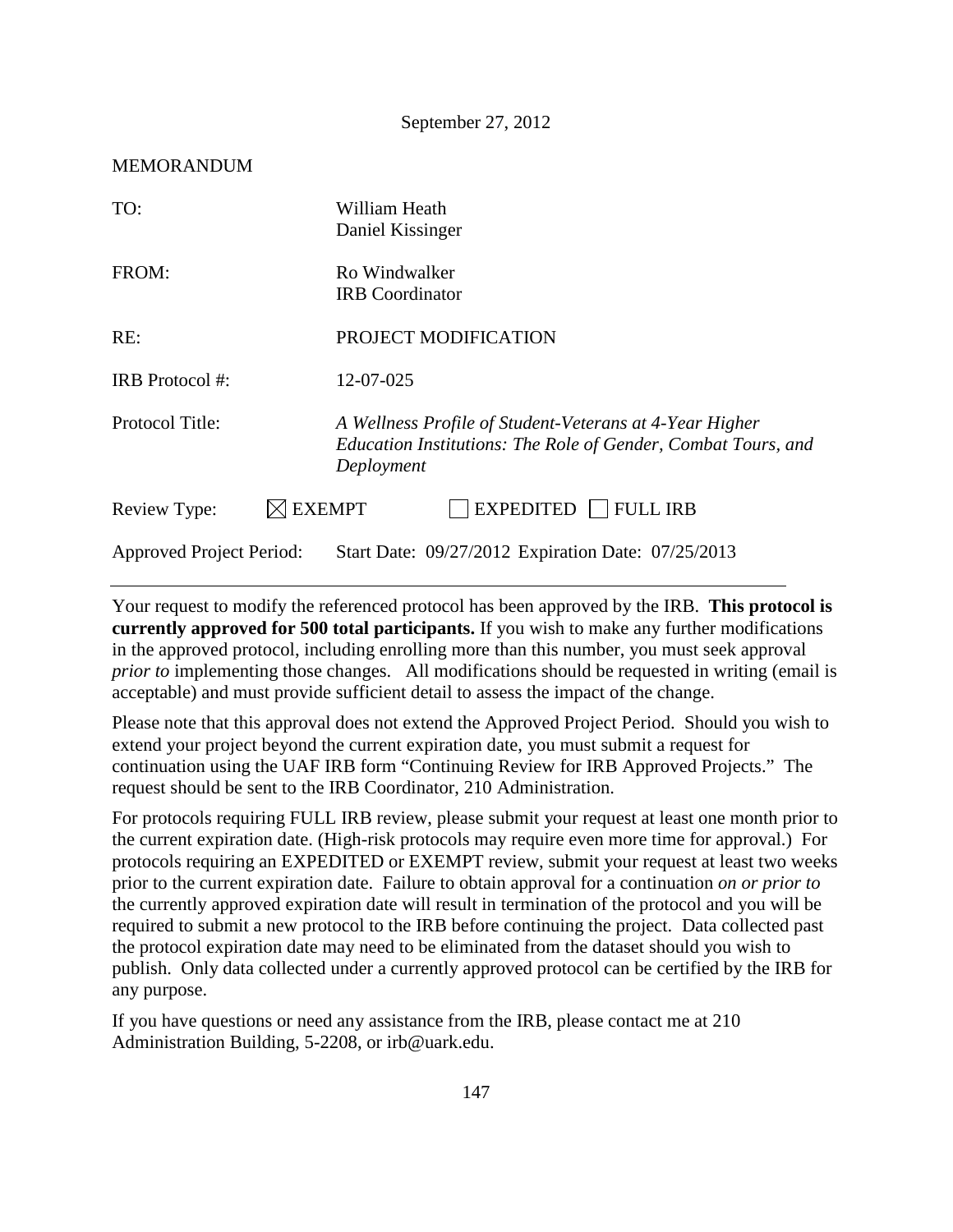September 27, 2012

MEMORANDUM

| | |
|---|---|
| TO: | William Heath<br>Daniel Kissinger |
| FROM: | Ro Windwalker<br>IRB Coordinator |
| RE: | PROJECT MODIFICATION |
| IRB Protocol #: | 12-07-025 |
| Protocol Title: | *A Wellness Profile of Student-Veterans at 4-Year Higher Education Institutions: The Role of Gender, Combat Tours, and Deployment* |
| Review Type: | ☒ EXEMPT ☐ EXPEDITED ☐ FULL IRB |
| Approved Project Period: | Start Date: 09/27/2012 Expiration Date: 07/25/2013 |

---

Your request to modify the referenced protocol has been approved by the IRB. **This protocol is currently approved for 500 total participants.** If you wish to make any further modifications in the approved protocol, including enrolling more than this number, you must seek approval *prior to* implementing those changes. All modifications should be requested in writing (email is acceptable) and must provide sufficient detail to assess the impact of the change.

Please note that this approval does not extend the Approved Project Period. Should you wish to extend your project beyond the current expiration date, you must submit a request for continuation using the UAF IRB form "Continuing Review for IRB Approved Projects." The request should be sent to the IRB Coordinator, 210 Administration.

For protocols requiring FULL IRB review, please submit your request at least one month prior to the current expiration date. (High-risk protocols may require even more time for approval.) For protocols requiring an EXPEDITED or EXEMPT review, submit your request at least two weeks prior to the current expiration date. Failure to obtain approval for a continuation *on or prior to* the currently approved expiration date will result in termination of the protocol and you will be required to submit a new protocol to the IRB before continuing the project. Data collected past the protocol expiration date may need to be eliminated from the dataset should you wish to publish. Only data collected under a currently approved protocol can be certified by the IRB for any purpose.

If you have questions or need any assistance from the IRB, please contact me at 210 Administration Building, 5-2208, or irb@uark.edu.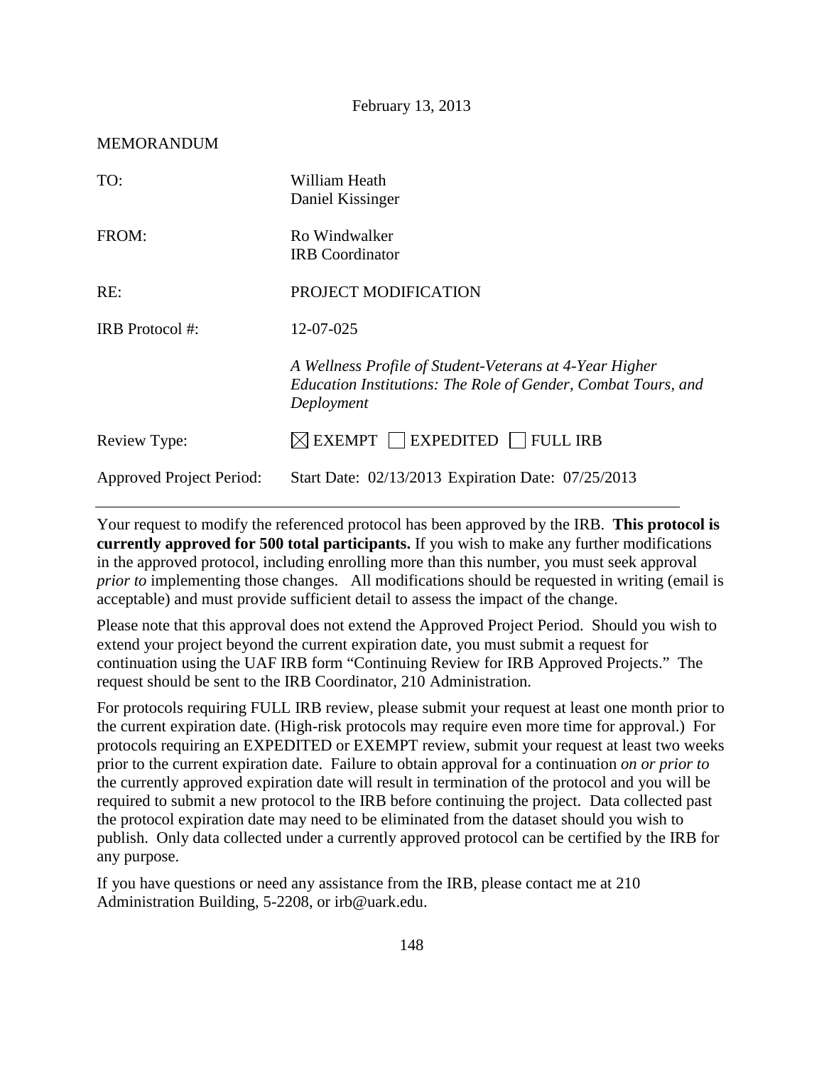February 13, 2013

MEMORANDUM

| | |
|---|---|
| TO: | William Heath<br>Daniel Kissinger |
| FROM: | Ro Windwalker<br>IRB Coordinator |
| RE: | PROJECT MODIFICATION |
| IRB Protocol #: | 12-07-025 |
| | *A Wellness Profile of Student-Veterans at 4-Year Higher Education Institutions: The Role of Gender, Combat Tours, and Deployment* |
| Review Type: | ☒ EXEMPT ☐ EXPEDITED ☐ FULL IRB |
| Approved Project Period: | Start Date: 02/13/2013 Expiration Date: 07/25/2013 |

---

Your request to modify the referenced protocol has been approved by the IRB. **This protocol is currently approved for 500 total participants.** If you wish to make any further modifications in the approved protocol, including enrolling more than this number, you must seek approval *prior to* implementing those changes. All modifications should be requested in writing (email is acceptable) and must provide sufficient detail to assess the impact of the change.

Please note that this approval does not extend the Approved Project Period. Should you wish to extend your project beyond the current expiration date, you must submit a request for continuation using the UAF IRB form "Continuing Review for IRB Approved Projects." The request should be sent to the IRB Coordinator, 210 Administration.

For protocols requiring FULL IRB review, please submit your request at least one month prior to the current expiration date. (High-risk protocols may require even more time for approval.) For protocols requiring an EXPEDITED or EXEMPT review, submit your request at least two weeks prior to the current expiration date. Failure to obtain approval for a continuation *on or prior to* the currently approved expiration date will result in termination of the protocol and you will be required to submit a new protocol to the IRB before continuing the project. Data collected past the protocol expiration date may need to be eliminated from the dataset should you wish to publish. Only data collected under a currently approved protocol can be certified by the IRB for any purpose.

If you have questions or need any assistance from the IRB, please contact me at 210 Administration Building, 5-2208, or irb@uark.edu.